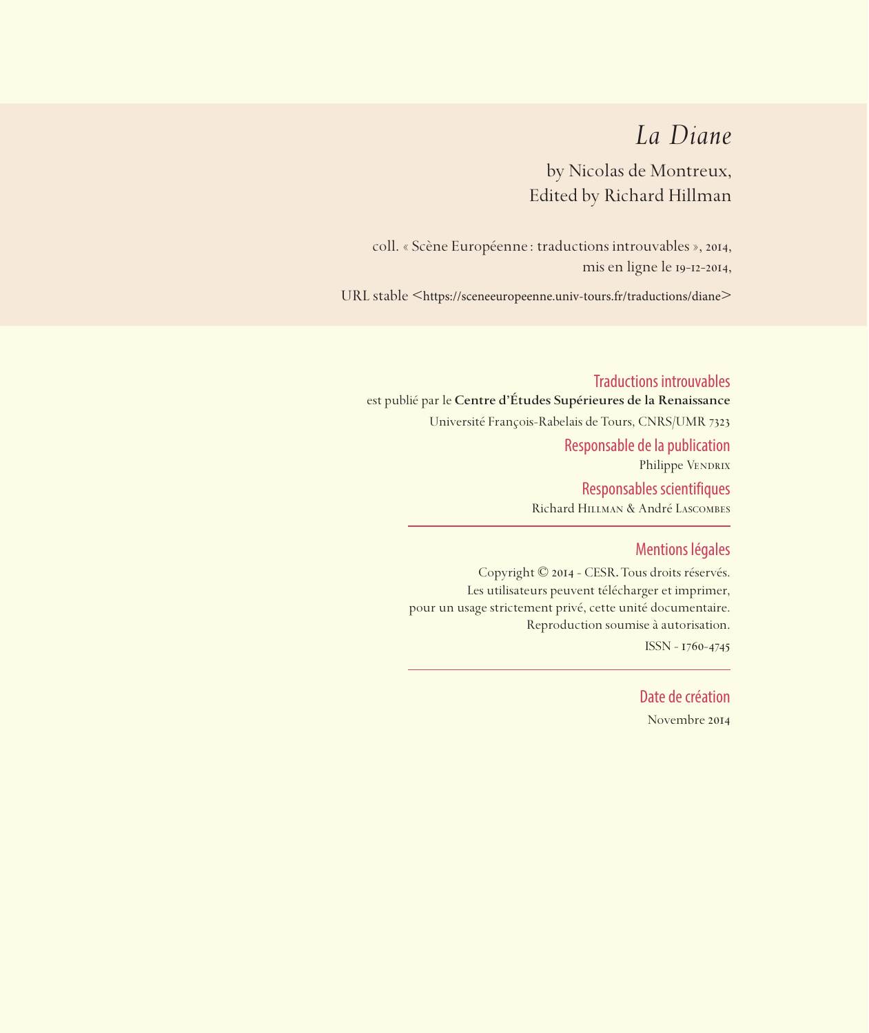# *La Diane*

by Nicolas de Montreux,
Edited by Richard Hillman

coll. « Scène Européenne : traductions introuvables », 2014,
mis en ligne le 19-12-2014,

URL stable <https://sceneeuropeenne.univ-tours.fr/traductions/diane>

## Traductions introuvables

est publié par le **Centre d'Études Supérieures de la Renaissance**

Université François-Rabelais de Tours, CNRS/UMR 7323

## Responsable de la publication

Philippe Vendrix

## Responsables scientifiques

Richard Hillman & André Lascombes

---

## Mentions légales

Copyright © 2014 - CESR. Tous droits réservés.
Les utilisateurs peuvent télécharger et imprimer,
pour un usage strictement privé, cette unité documentaire.
Reproduction soumise à autorisation.

ISSN - 1760-4745

---

## Date de création

Novembre 2014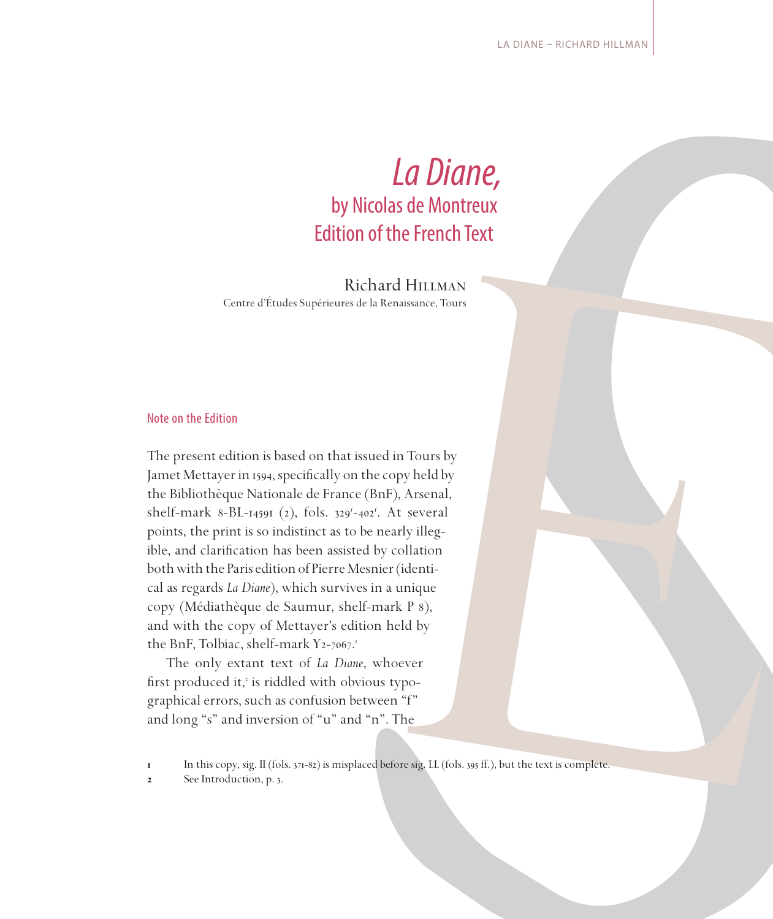# *La Diane*, by Nicolas de Montreux
## Edition of the French Text

Richard Hillman
Centre d'Études Supérieures de la Renaissance, Tours

### Note on the Edition

The present edition is based on that issued in Tours by Jamet Mettayer in 1594, specifically on the copy held by the Bibliothèque Nationale de France (BnF), Arsenal, shelf-mark 8-BL-14591 (2), fols. 329ʳ-402ʳ. At several points, the print is so indistinct as to be nearly illegible, and clarification has been assisted by collation both with the Paris edition of Pierre Mesnier (identical as regards *La Diane*), which survives in a unique copy (Médiathèque de Saumur, shelf-mark P 8), and with the copy of Mettayer's edition held by the BnF, Tolbiac, shelf-mark Y2-7067.[1]

The only extant text of *La Diane*, whoever first produced it,[2] is riddled with obvious typographical errors, such as confusion between "f" and long "s" and inversion of "u" and "n". The

---

1 In this copy, sig. Il (fols. 371-82) is misplaced before sig. Ll (fols. 395 ff.), but the text is complete.

2 See Introduction, p. 3.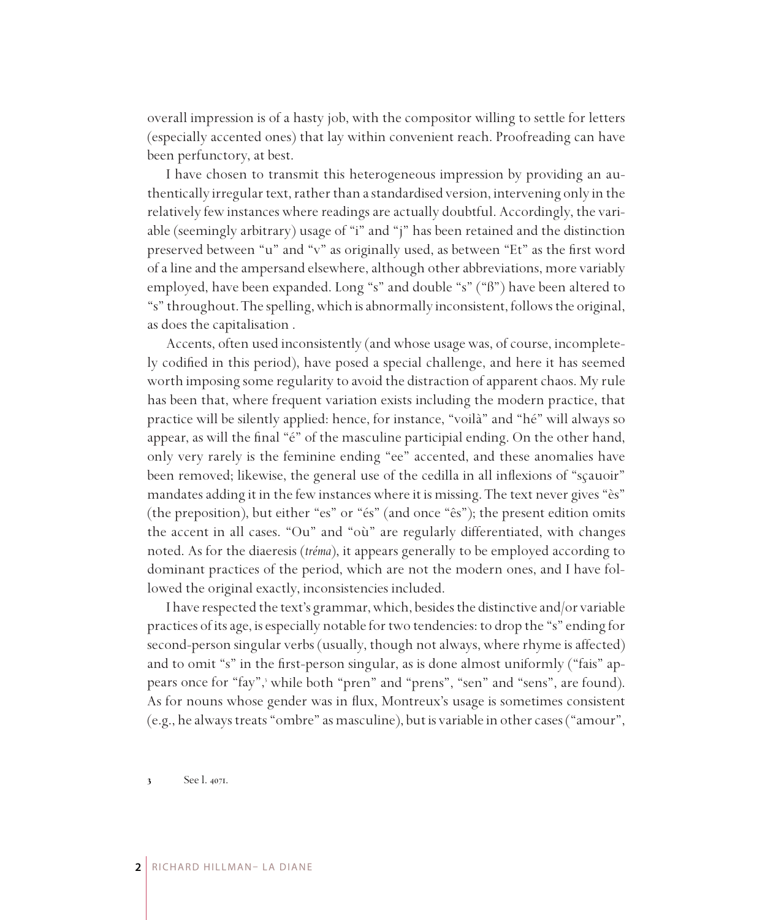overall impression is of a hasty job, with the compositor willing to settle for letters (especially accented ones) that lay within convenient reach. Proofreading can have been perfunctory, at best.

I have chosen to transmit this heterogeneous impression by providing an authentically irregular text, rather than a standardised version, intervening only in the relatively few instances where readings are actually doubtful. Accordingly, the variable (seemingly arbitrary) usage of "i" and "j" has been retained and the distinction preserved between "u" and "v" as originally used, as between "Et" as the first word of a line and the ampersand elsewhere, although other abbreviations, more variably employed, have been expanded. Long "s" and double "s" ("ß") have been altered to "s" throughout. The spelling, which is abnormally inconsistent, follows the original, as does the capitalisation .

Accents, often used inconsistently (and whose usage was, of course, incompletely codified in this period), have posed a special challenge, and here it has seemed worth imposing some regularity to avoid the distraction of apparent chaos. My rule has been that, where frequent variation exists including the modern practice, that practice will be silently applied: hence, for instance, "voilà" and "hé" will always so appear, as will the final "é" of the masculine participial ending. On the other hand, only very rarely is the feminine ending "ee" accented, and these anomalies have been removed; likewise, the general use of the cedilla in all inflexions of "sçauoir" mandates adding it in the few instances where it is missing. The text never gives "ès" (the preposition), but either "es" or "és" (and once "ês"); the present edition omits the accent in all cases. "Ou" and "où" are regularly differentiated, with changes noted. As for the diaeresis (*tréma*), it appears generally to be employed according to dominant practices of the period, which are not the modern ones, and I have followed the original exactly, inconsistencies included.

I have respected the text's grammar, which, besides the distinctive and/or variable practices of its age, is especially notable for two tendencies: to drop the "s" ending for second-person singular verbs (usually, though not always, where rhyme is affected) and to omit "s" in the first-person singular, as is done almost uniformly ("fais" appears once for "fay",[3] while both "pren" and "prens", "sen" and "sens", are found). As for nouns whose gender was in flux, Montreux's usage is sometimes consistent (e.g., he always treats "ombre" as masculine), but is variable in other cases ("amour",

3 See l. 4071.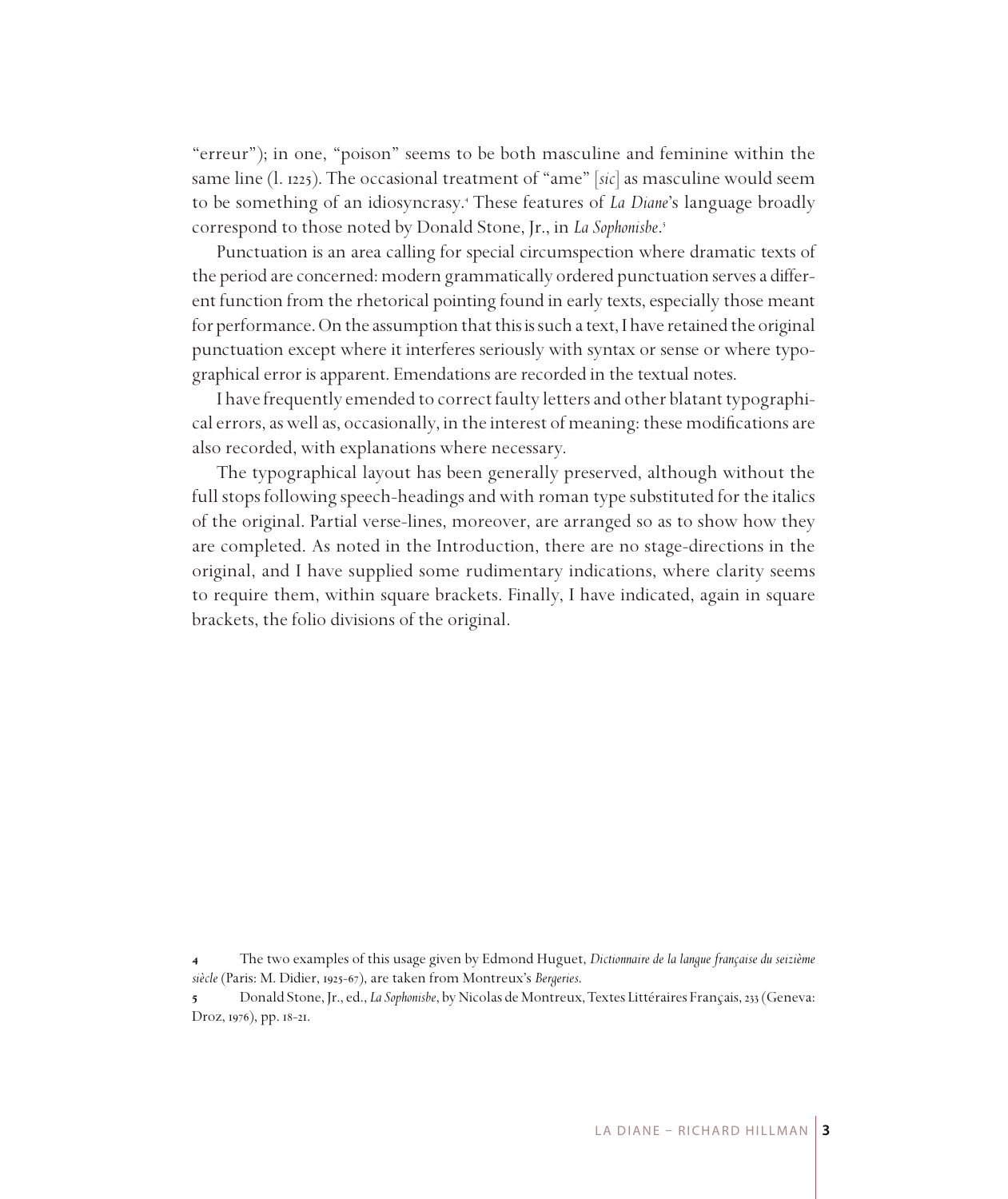"erreur"); in one, "poison" seems to be both masculine and feminine within the same line (l. 1225). The occasional treatment of "ame" [*sic*] as masculine would seem to be something of an idiosyncrasy.[4] These features of *La Diane*'s language broadly correspond to those noted by Donald Stone, Jr., in *La Sophonisbe*.[5]

Punctuation is an area calling for special circumspection where dramatic texts of the period are concerned: modern grammatically ordered punctuation serves a different function from the rhetorical pointing found in early texts, especially those meant for performance. On the assumption that this is such a text, I have retained the original punctuation except where it interferes seriously with syntax or sense or where typographical error is apparent. Emendations are recorded in the textual notes.

I have frequently emended to correct faulty letters and other blatant typographical errors, as well as, occasionally, in the interest of meaning: these modifications are also recorded, with explanations where necessary.

The typographical layout has been generally preserved, although without the full stops following speech-headings and with roman type substituted for the italics of the original. Partial verse-lines, moreover, are arranged so as to show how they are completed. As noted in the Introduction, there are no stage-directions in the original, and I have supplied some rudimentary indications, where clarity seems to require them, within square brackets. Finally, I have indicated, again in square brackets, the folio divisions of the original.

---

**4** The two examples of this usage given by Edmond Huguet, *Dictionnaire de la langue française du seizième siècle* (Paris: M. Didier, 1925-67), are taken from Montreux's *Bergeries*.

**5** Donald Stone, Jr., ed., *La Sophonisbe*, by Nicolas de Montreux, Textes Littéraires Français, 233 (Geneva: Droz, 1976), pp. 18-21.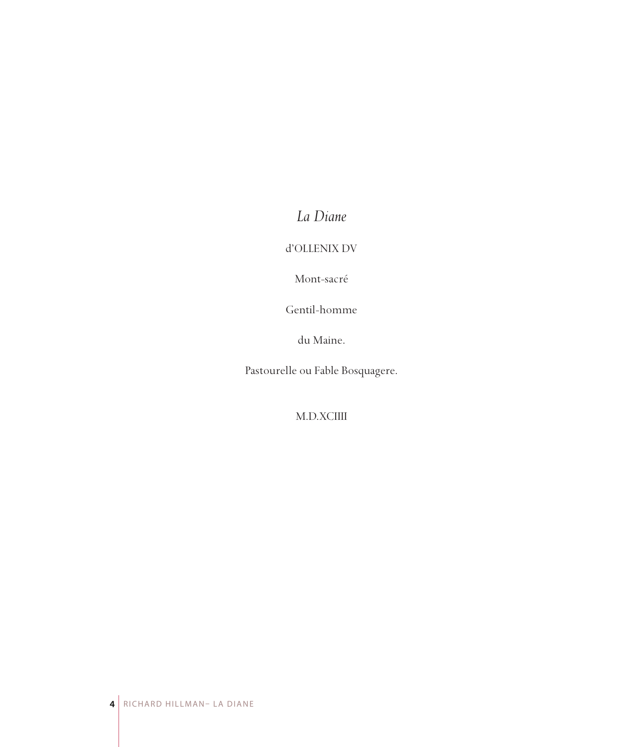*La Diane*

d'OLLENIX DV

Mont-sacré

Gentil-homme

du Maine.

Pastourelle ou Fable Bosquagere.

M.D.XCIIII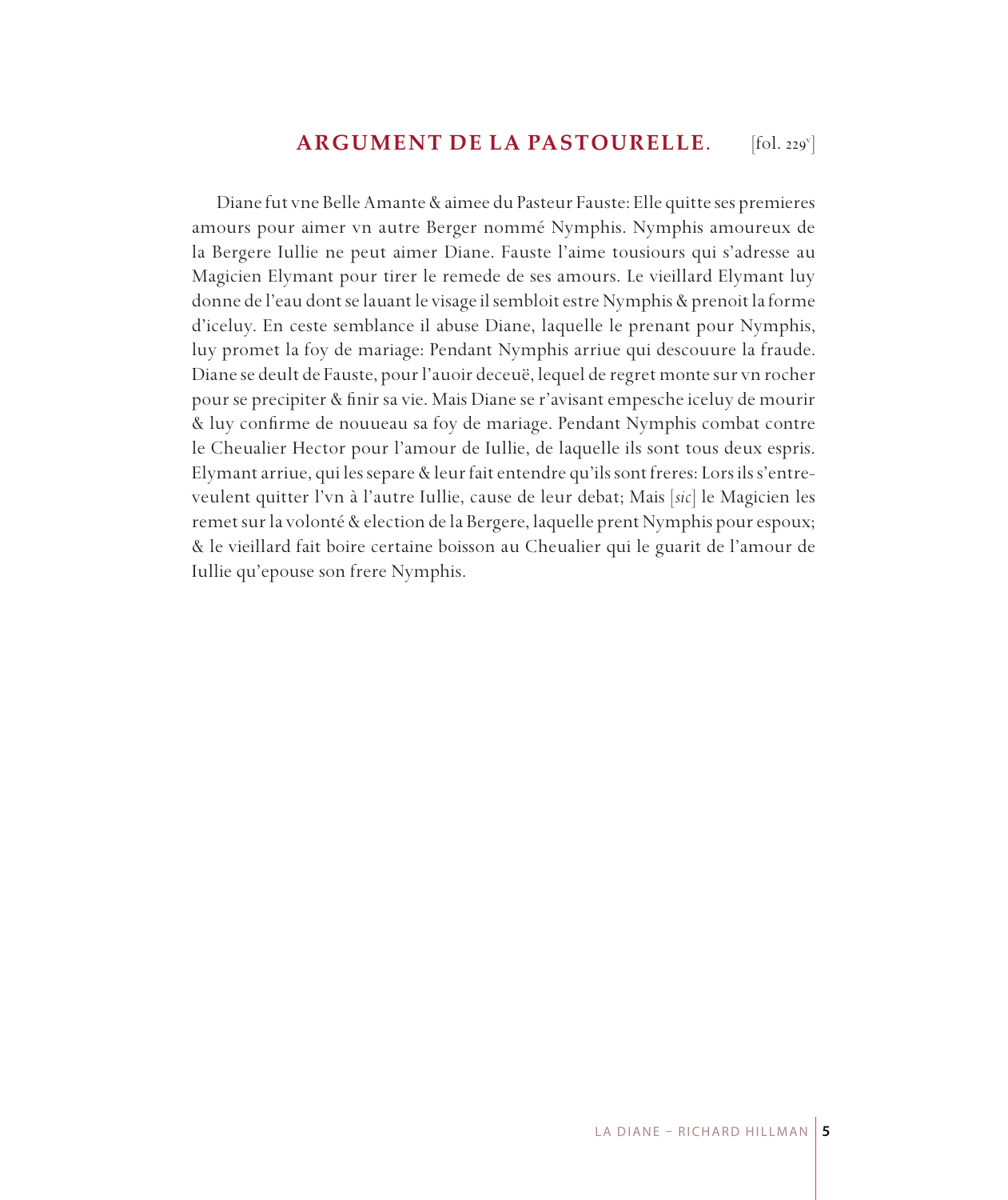## ARGUMENT DE LA PASTOURELLE. [fol. 229v]

Diane fut vne Belle Amante & aimee du Pasteur Fauste: Elle quitte ses premieres amours pour aimer vn autre Berger nommé Nymphis. Nymphis amoureux de la Bergere Iullie ne peut aimer Diane. Fauste l'aime tousiours qui s'adresse au Magicien Elymant pour tirer le remede de ses amours. Le vieillard Elymant luy donne de l'eau dont se lauant le visage il sembloit estre Nymphis & prenoit la forme d'iceluy. En ceste semblance il abuse Diane, laquelle le prenant pour Nymphis, luy promet la foy de mariage: Pendant Nymphis arriue qui descouure la fraude. Diane se deult de Fauste, pour l'auoir deceuë, lequel de regret monte sur vn rocher pour se precipiter & finir sa vie. Mais Diane se r'avisant empesche iceluy de mourir & luy confirme de nouueau sa foy de mariage. Pendant Nymphis combat contre le Cheualier Hector pour l'amour de Iullie, de laquelle ils sont tous deux espris. Elymant arriue, qui les separe & leur fait entendre qu'ils sont freres: Lors ils s'entre-veulent quitter l'vn à l'autre Iullie, cause de leur debat; Mais [*sic*] le Magicien les remet sur la volonté & election de la Bergere, laquelle prent Nymphis pour espoux; & le vieillard fait boire certaine boisson au Cheualier qui le guarit de l'amour de Iullie qu'epouse son frere Nymphis.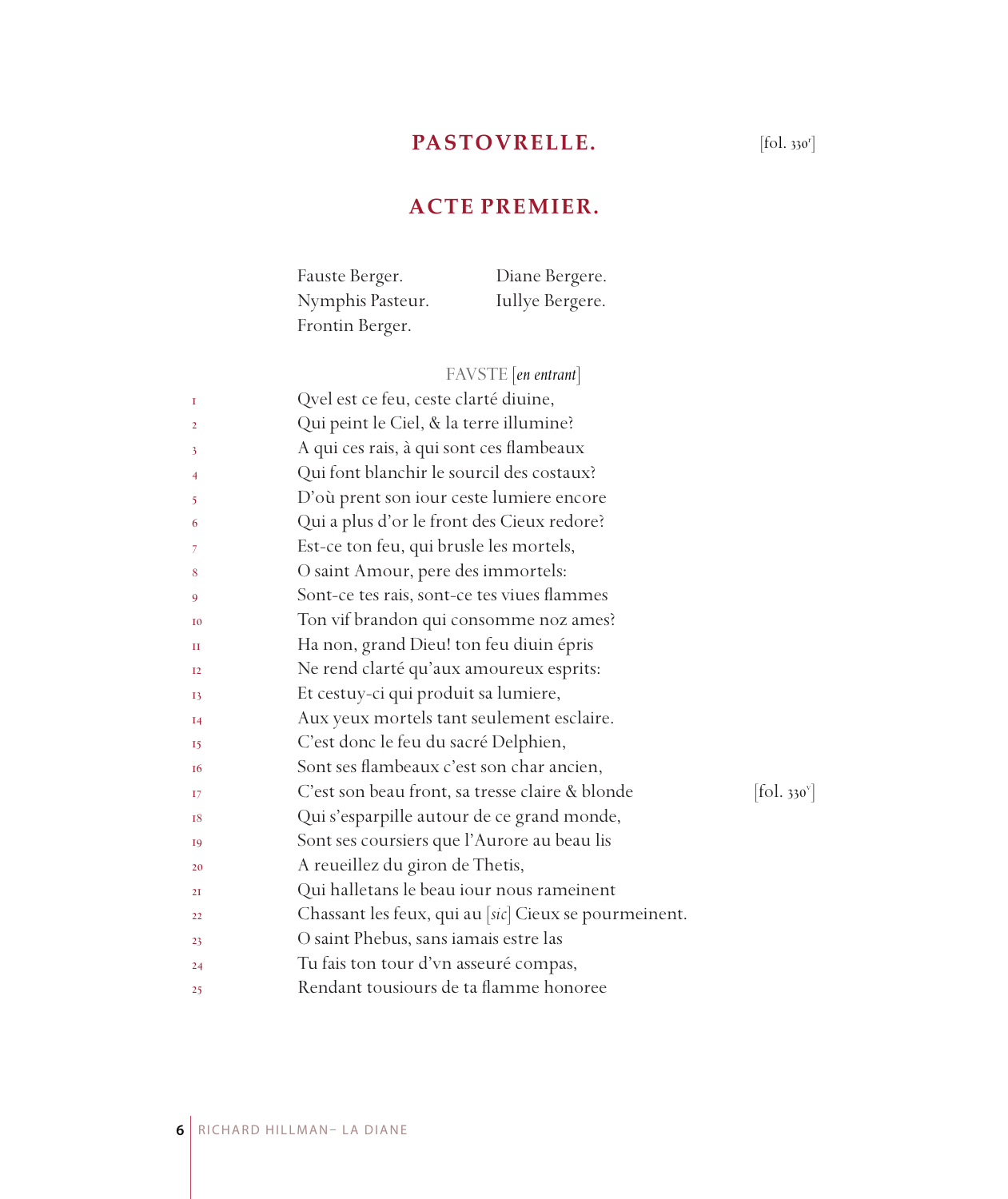## PASTOVRELLE.

[fol. 330r]

## ACTE PREMIER.

Fauste Berger.
Nymphis Pasteur.
Frontin Berger.
Diane Bergere.
Iullye Bergere.

FAVSTE [*en entrant*]

1 Qvel est ce feu, ceste clarté diuine,
2 Qui peint le Ciel, & la terre illumine?
3 A qui ces rais, à qui sont ces flambeaux
4 Qui font blanchir le sourcil des costaux?
5 D'où prent son iour ceste lumiere encore
6 Qui a plus d'or le front des Cieux redore?
7 Est-ce ton feu, qui brusle les mortels,
8 O saint Amour, pere des immortels:
9 Sont-ce tes rais, sont-ce tes viues flammes
10 Ton vif brandon qui consomme noz ames?
11 Ha non, grand Dieu! ton feu diuin épris
12 Ne rend clarté qu'aux amoureux esprits:
13 Et cestuy-ci qui produit sa lumiere,
14 Aux yeux mortels tant seulement esclaire.
15 C'est donc le feu du sacré Delphien,
16 Sont ses flambeaux c'est son char ancien,
17 C'est son beau front, sa tresse claire & blonde [fol. 330v]
18 Qui s'esparpille autour de ce grand monde,
19 Sont ses coursiers que l'Aurore au beau lis
20 A reueillez du giron de Thetis,
21 Qui halletans le beau iour nous rameinent
22 Chassant les feux, qui au [*sic*] Cieux se pourmeinent.
23 O saint Phebus, sans iamais estre las
24 Tu fais ton tour d'vn asseuré compas,
25 Rendant tousiours de ta flamme honoree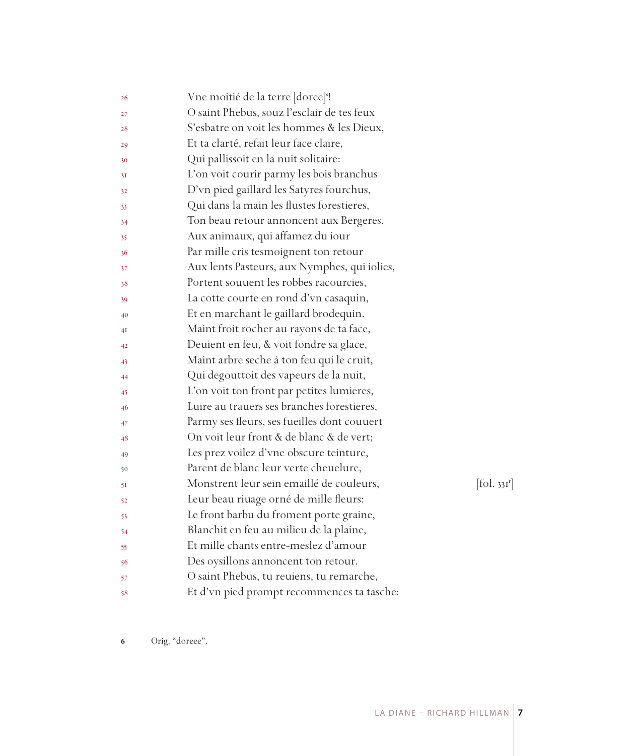26 Vne moitié de la terre [doree][6]!
27 O saint Phebus, souz l'esclair de tes feux
28 S'esbatre on voit les hommes & les Dieux,
29 Et ta clarté, refait leur face claire,
30 Qui pallissoit en la nuit solitaire:
31 L'on voit courir parmy les bois branchus
32 D'vn pied gaillard les Satyres fourchus,
33 Qui dans la main les flustes forestieres,
34 Ton beau retour annoncent aux Bergeres,
35 Aux animaux, qui affamez du iour
36 Par mille cris tesmoignent ton retour
37 Aux lents Pasteurs, aux Nymphes, qui iolies,
38 Portent souuent les robbes racourcies,
39 La cotte courte en rond d'vn casaquin,
40 Et en marchant le gaillard brodequin.
41 Maint froit rocher au rayons de ta face,
42 Deuient en feu, & voit fondre sa glace,
43 Maint arbre seche à ton feu qui le cruit,
44 Qui degouttoit des vapeurs de la nuit,
45 L'on voit ton front par petites lumieres,
46 Luire au trauers ses branches forestieres,
47 Parmy ses fleurs, ses fueilles dont couuert
48 On voit leur front & de blanc & de vert;
49 Les prez voilez d'vne obscure teinture,
50 Parent de blanc leur verte cheuelure,
51 Monstrent leur sein emaillé de couleurs, [fol. 331r]
52 Leur beau riuage orné de mille fleurs:
53 Le front barbu du froment porte graine,
54 Blanchit en feu au milieu de la plaine,
55 Et mille chants entre-meslez d'amour
56 Des oysillons annoncent ton retour.
57 O saint Phebus, tu reuiens, tu remarche,
58 Et d'vn pied prompt recommences ta tasche:

6 Orig. "doreee".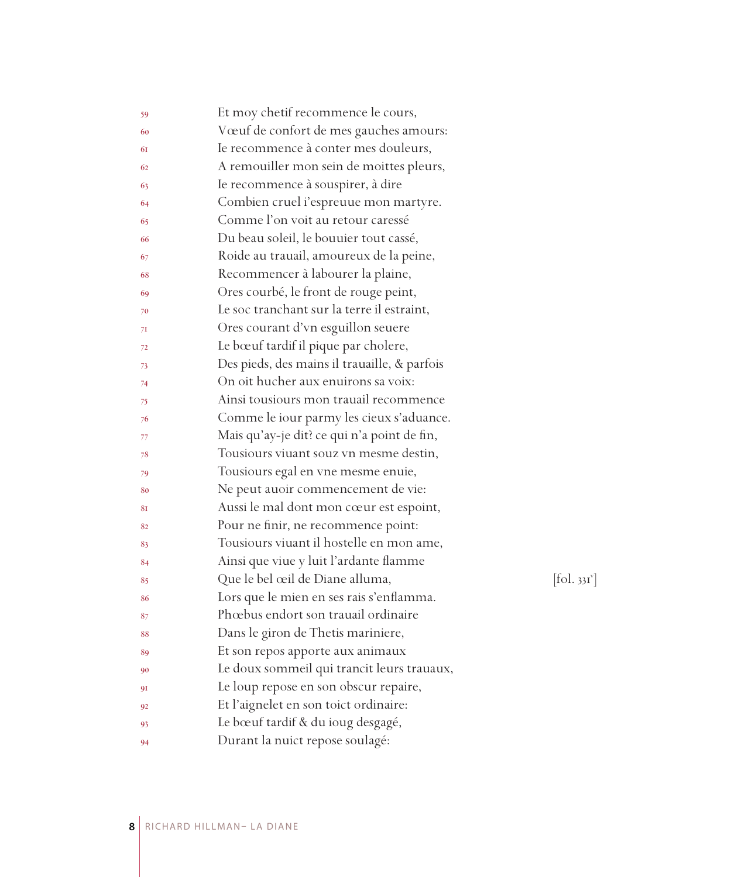59 Et moy chetif recommence le cours,
60 Vœuf de confort de mes gauches amours:
61 Ie recommence à conter mes douleurs,
62 A remouiller mon sein de moittes pleurs,
63 Ie recommence à souspirer, à dire
64 Combien cruel i'espreuue mon martyre.
65 Comme l'on voit au retour caressé
66 Du beau soleil, le bouuier tout cassé,
67 Roide au trauail, amoureux de la peine,
68 Recommencer à labourer la plaine,
69 Ores courbé, le front de rouge peint,
70 Le soc tranchant sur la terre il estraint,
71 Ores courant d'vn esguillon seuere
72 Le bœuf tardif il pique par cholere,
73 Des pieds, des mains il trauaille, & parfois
74 On oit hucher aux enuirons sa voix:
75 Ainsi tousiours mon trauail recommence
76 Comme le iour parmy les cieux s'aduance.
77 Mais qu'ay-je dit? ce qui n'a point de fin,
78 Tousiours viuant souz vn mesme destin,
79 Tousiours egal en vne mesme enuie,
80 Ne peut auoir commencement de vie:
81 Aussi le mal dont mon cœur est espoint,
82 Pour ne finir, ne recommence point:
83 Tousiours viuant il hostelle en mon ame,
84 Ainsi que viue y luit l'ardante flamme
85 Que le bel œil de Diane alluma, [fol. 331v]
86 Lors que le mien en ses rais s'enflamma.
87 Phœbus endort son trauail ordinaire
88 Dans le giron de Thetis mariniere,
89 Et son repos apporte aux animaux
90 Le doux sommeil qui trancit leurs trauaux,
91 Le loup repose en son obscur repaire,
92 Et l'aignelet en son toict ordinaire:
93 Le bœuf tardif & du ioug desgagé,
94 Durant la nuict repose soulagé: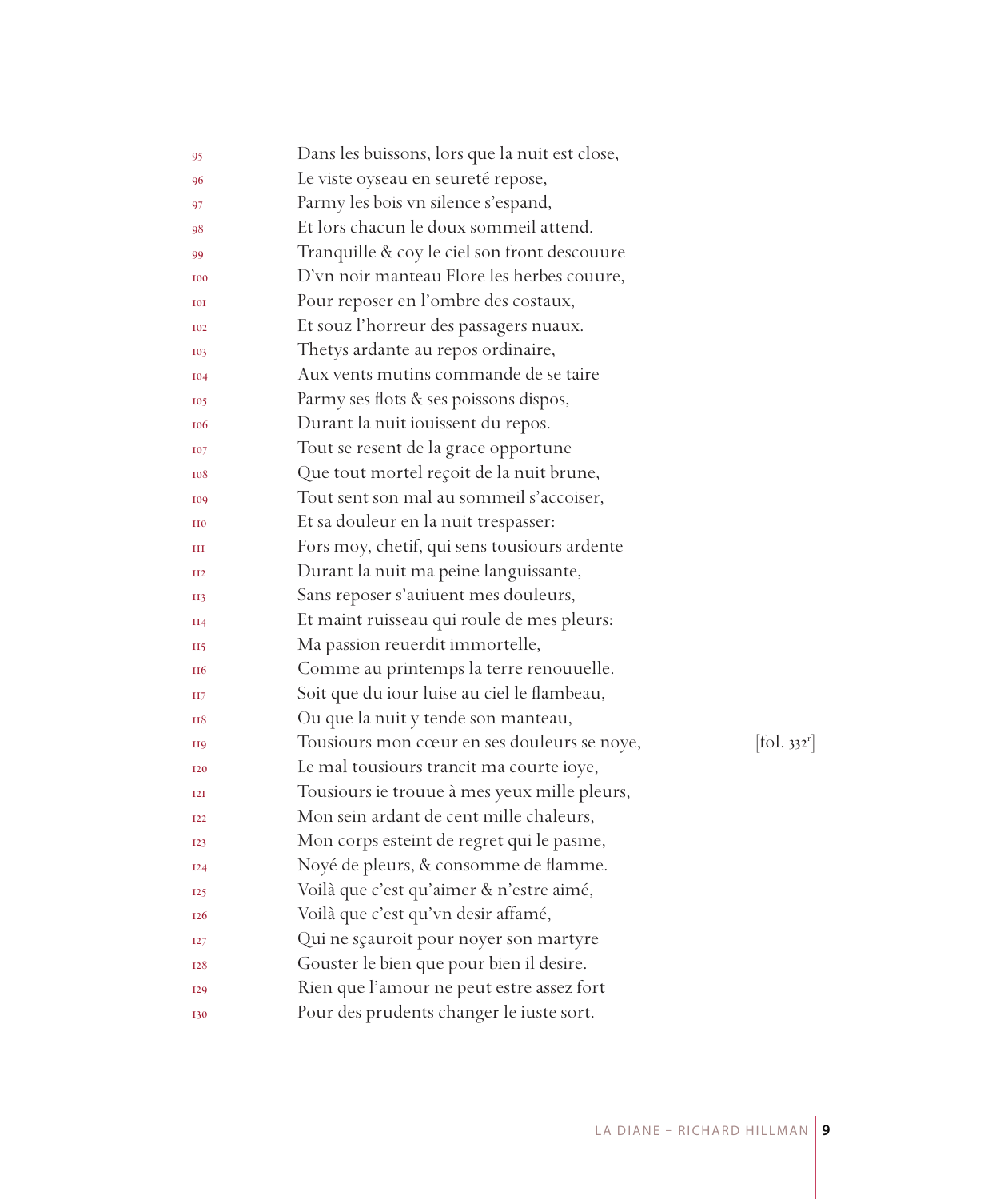95 Dans les buissons, lors que la nuit est close,
96 Le viste oyseau en seureté repose,
97 Parmy les bois vn silence s'espand,
98 Et lors chacun le doux sommeil attend.
99 Tranquille & coy le ciel son front descouure
100 D'vn noir manteau Flore les herbes couure,
101 Pour reposer en l'ombre des costaux,
102 Et souz l'horreur des passagers nuaux.
103 Thetys ardante au repos ordinaire,
104 Aux vents mutins commande de se taire
105 Parmy ses flots & ses poissons dispos,
106 Durant la nuit iouissent du repos.
107 Tout se resent de la grace opportune
108 Que tout mortel reçoit de la nuit brune,
109 Tout sent son mal au sommeil s'accoiser,
110 Et sa douleur en la nuit trespasser:
111 Fors moy, chetif, qui sens tousiours ardente
112 Durant la nuit ma peine languissante,
113 Sans reposer s'auiuent mes douleurs,
114 Et maint ruisseau qui roule de mes pleurs:
115 Ma passion reuerdit immortelle,
116 Comme au printemps la terre renouuelle.
117 Soit que du iour luise au ciel le flambeau,
118 Ou que la nuit y tende son manteau,
119 Tousiours mon cœur en ses douleurs se noye, [fol. 332r]
120 Le mal tousiours trancit ma courte ioye,
121 Tousiours ie trouue à mes yeux mille pleurs,
122 Mon sein ardant de cent mille chaleurs,
123 Mon corps esteint de regret qui le pasme,
124 Noyé de pleurs, & consomme de flamme.
125 Voilà que c'est qu'aimer & n'estre aimé,
126 Voilà que c'est qu'vn desir affamé,
127 Qui ne sçauroit pour noyer son martyre
128 Gouster le bien que pour bien il desire.
129 Rien que l'amour ne peut estre assez fort
130 Pour des prudents changer le iuste sort.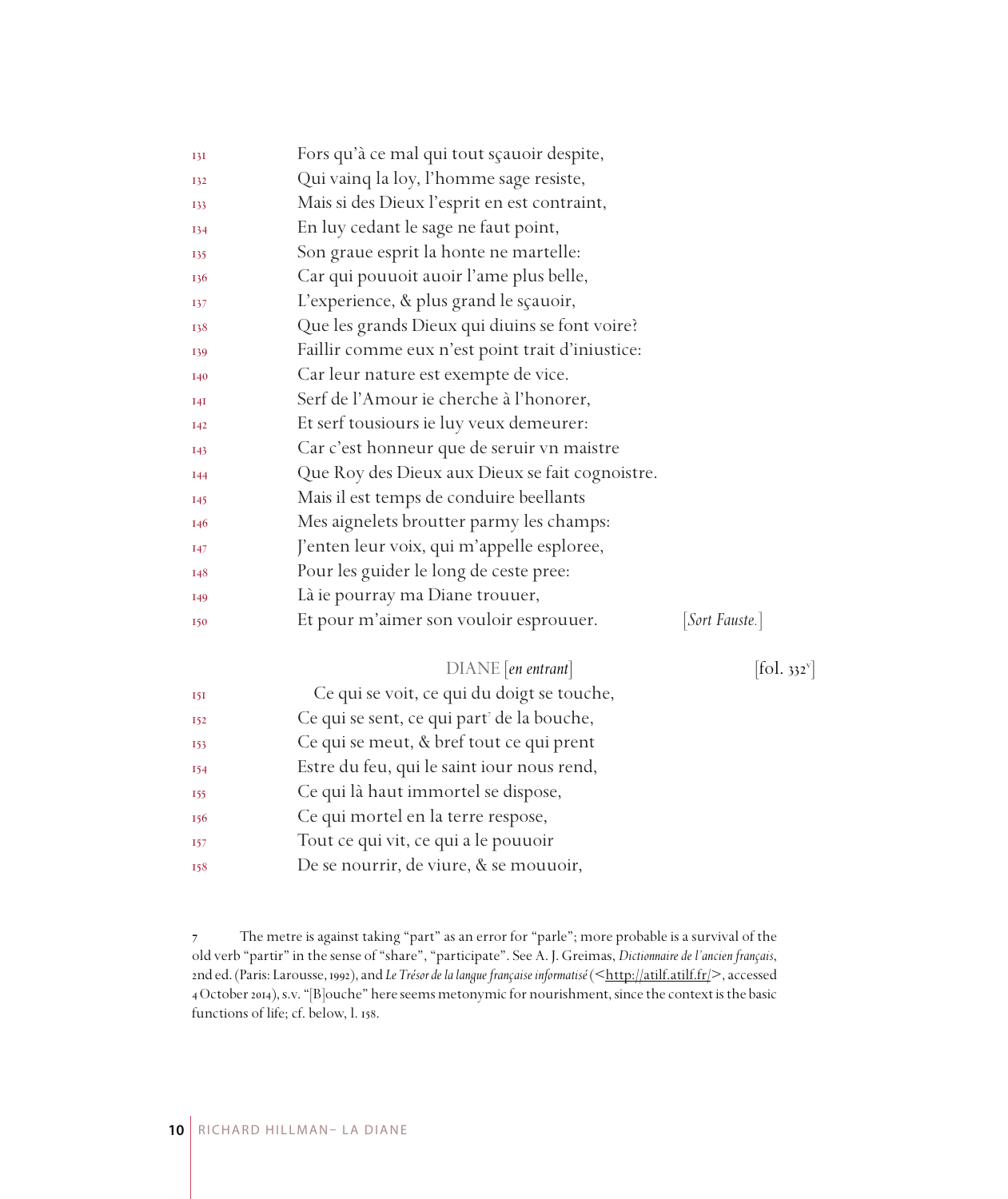131 Fors qu'à ce mal qui tout sçauoir despite,
132 Qui vainq la loy, l'homme sage resiste,
133 Mais si des Dieux l'esprit en est contraint,
134 En luy cedant le sage ne faut point,
135 Son graue esprit la honte ne martelle:
136 Car qui pouuoit auoir l'ame plus belle,
137 L'experience, & plus grand le sçauoir,
138 Que les grands Dieux qui diuins se font voire?
139 Faillir comme eux n'est point trait d'iniustice:
140 Car leur nature est exempte de vice.
141 Serf de l'Amour ie cherche à l'honorer,
142 Et serf tousiours ie luy veux demeurer:
143 Car c'est honneur que de seruir vn maistre
144 Que Roy des Dieux aux Dieux se fait cognoistre.
145 Mais il est temps de conduire beellants
146 Mes aignelets broutter parmy les champs:
147 J'enten leur voix, qui m'appelle esploree,
148 Pour les guider le long de ceste pree:
149 Là ie pourray ma Diane trouuer,
150 Et pour m'aimer son vouloir esprouuer. [*Sort Fauste.*]

DIANE [*en entrant*] [fol. 332v]

151 Ce qui se voit, ce qui du doigt se touche,
152 Ce qui se sent, ce qui part[7] de la bouche,
153 Ce qui se meut, & bref tout ce qui prent
154 Estre du feu, qui le saint iour nous rend,
155 Ce qui là haut immortel se dispose,
156 Ce qui mortel en la terre respose,
157 Tout ce qui vit, ce qui a le pouuoir
158 De se nourrir, de viure, & se mouuoir,

---

7 The metre is against taking "part" as an error for "parle"; more probable is a survival of the old verb "partir" in the sense of "share", "participate". See A. J. Greimas, *Dictionnaire de l'ancien français*, 2nd ed. (Paris: Larousse, 1992), and *Le Trésor de la langue française informatisé* (<http://atilf.atilf.fr/>, accessed 4 October 2014), s.v. "[B]ouche" here seems metonymic for nourishment, since the context is the basic functions of life; cf. below, l. 158.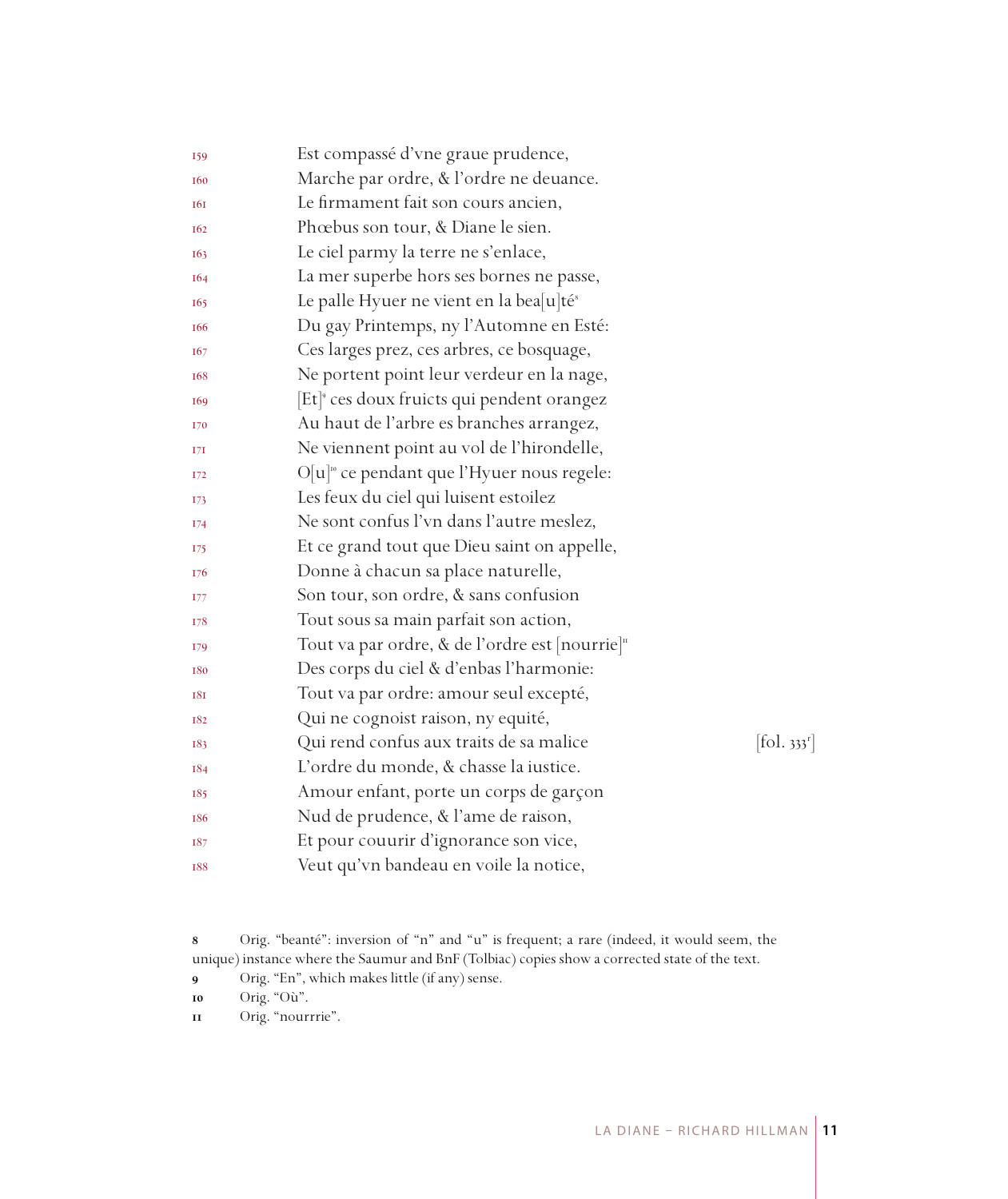159 Est compassé d'vne graue prudence,
160 Marche par ordre, & l'ordre ne deuance.
161 Le firmament fait son cours ancien,
162 Phœbus son tour, & Diane le sien.
163 Le ciel parmy la terre ne s'enlace,
164 La mer superbe hors ses bornes ne passe,
165 Le palle Hyuer ne vient en la bea[u]té[8]
166 Du gay Printemps, ny l'Automne en Esté:
167 Ces larges prez, ces arbres, ce bosquage,
168 Ne portent point leur verdeur en la nage,
169 [Et][9] ces doux fruicts qui pendent orangez
170 Au haut de l'arbre es branches arrangez,
171 Ne viennent point au vol de l'hirondelle,
172 O[u][10] ce pendant que l'Hyuer nous regele:
173 Les feux du ciel qui luisent estoilez
174 Ne sont confus l'vn dans l'autre meslez,
175 Et ce grand tout que Dieu saint on appelle,
176 Donne à chacun sa place naturelle,
177 Son tour, son ordre, & sans confusion
178 Tout sous sa main parfait son action,
179 Tout va par ordre, & de l'ordre est [nourrie][11]
180 Des corps du ciel & d'enbas l'harmonie:
181 Tout va par ordre: amour seul excepté,
182 Qui ne cognoist raison, ny equité,
183 Qui rend confus aux traits de sa malice [fol. 333r]
184 L'ordre du monde, & chasse la iustice.
185 Amour enfant, porte un corps de garçon
186 Nud de prudence, & l'ame de raison,
187 Et pour couurir d'ignorance son vice,
188 Veut qu'vn bandeau en voile la notice,

8 Orig. "beanté": inversion of "n" and "u" is frequent; a rare (indeed, it would seem, the unique) instance where the Saumur and BnF (Tolbiac) copies show a corrected state of the text.

9 Orig. "En", which makes little (if any) sense.

10 Orig. "Où".

11 Orig. "nourrrie".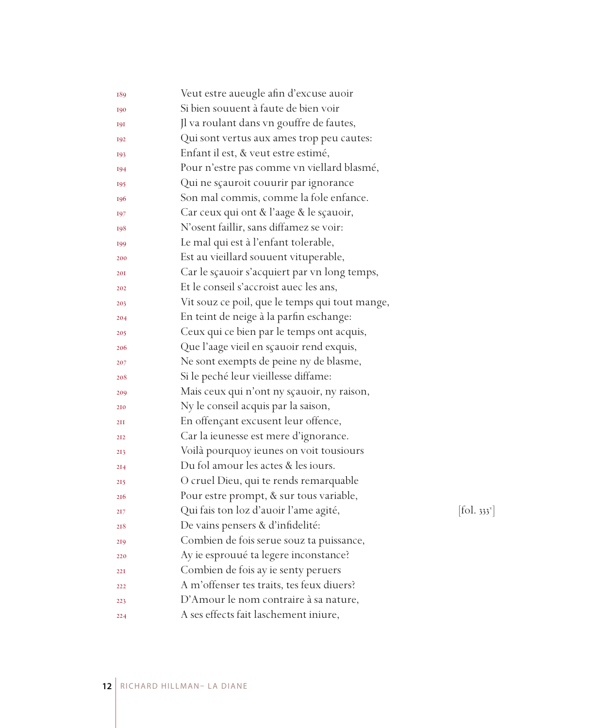189 Veut estre aueugle afin d'excuse auoir
190 Si bien souuent à faute de bien voir
191 Jl va roulant dans vn gouffre de fautes,
192 Qui sont vertus aux ames trop peu cautes:
193 Enfant il est, & veut estre estimé,
194 Pour n'estre pas comme vn viellard blasmé,
195 Qui ne sçauroit couurir par ignorance
196 Son mal commis, comme la fole enfance.
197 Car ceux qui ont & l'aage & le sçauoir,
198 N'osent faillir, sans diffamez se voir:
199 Le mal qui est à l'enfant tolerable,
200 Est au vieillard souuent vituperable,
201 Car le sçauoir s'acquiert par vn long temps,
202 Et le conseil s'accroist auec les ans,
203 Vit souz ce poil, que le temps qui tout mange,
204 En teint de neige à la parfin eschange:
205 Ceux qui ce bien par le temps ont acquis,
206 Que l'aage vieil en sçauoir rend exquis,
207 Ne sont exempts de peine ny de blasme,
208 Si le peché leur vieillesse diffame:
209 Mais ceux qui n'ont ny sçauoir, ny raison,
210 Ny le conseil acquis par la saison,
211 En offençant excusent leur offence,
212 Car la ieunesse est mere d'ignorance.
213 Voilà pourquoy ieunes on voit tousiours
214 Du fol amour les actes & les iours.
215 O cruel Dieu, qui te rends remarquable
216 Pour estre prompt, & sur tous variable,
217 Qui fais ton loz d'auoir l'ame agité, [fol. 333v]
218 De vains pensers & d'infidelité:
219 Combien de fois serue souz ta puissance,
220 Ay ie esprouué ta legere inconstance?
221 Combien de fois ay ie senty peruers
222 A m'offenser tes traits, tes feux diuers?
223 D'Amour le nom contraire à sa nature,
224 A ses effects fait laschement iniure,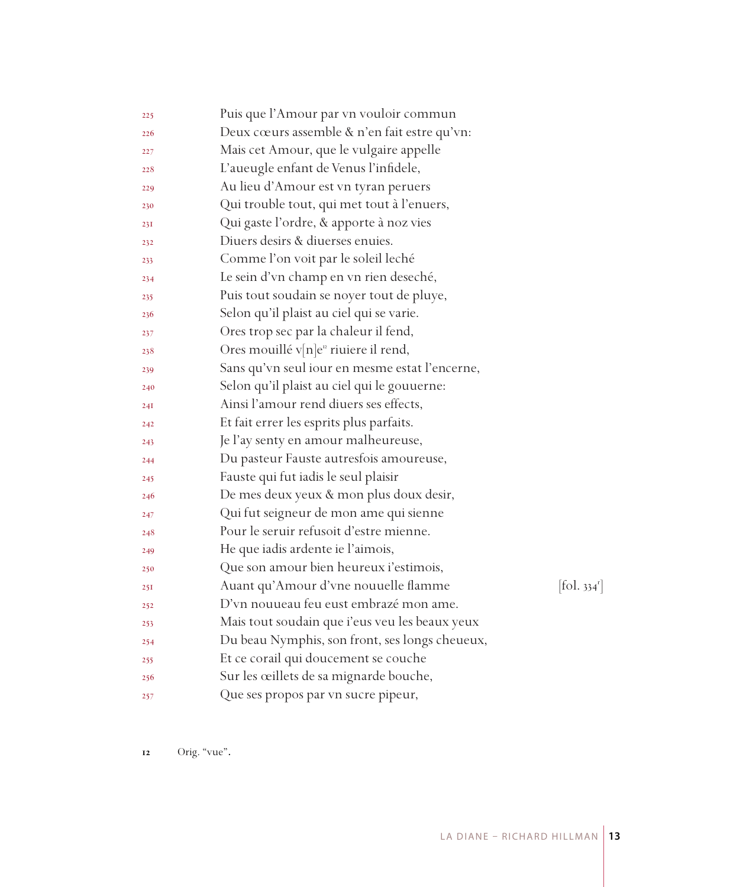225 Puis que l'Amour par vn vouloir commun
226 Deux cœurs assemble & n'en fait estre qu'vn:
227 Mais cet Amour, que le vulgaire appelle
228 L'aueugle enfant de Venus l'infidele,
229 Au lieu d'Amour est vn tyran peruers
230 Qui trouble tout, qui met tout à l'enuers,
231 Qui gaste l'ordre, & apporte à noz vies
232 Diuers desirs & diuerses enuies.
233 Comme l'on voit par le soleil leché
234 Le sein d'vn champ en vn rien deseché,
235 Puis tout soudain se noyer tout de pluye,
236 Selon qu'il plaist au ciel qui se varie.
237 Ores trop sec par la chaleur il fend,
238 Ores mouillé v[n]e[12] riuiere il rend,
239 Sans qu'vn seul iour en mesme estat l'encerne,
240 Selon qu'il plaist au ciel qui le gouuerne:
241 Ainsi l'amour rend diuers ses effects,
242 Et fait errer les esprits plus parfaits.
243 Je l'ay senty en amour malheureuse,
244 Du pasteur Fauste autresfois amoureuse,
245 Fauste qui fut iadis le seul plaisir
246 De mes deux yeux & mon plus doux desir,
247 Qui fut seigneur de mon ame qui sienne
248 Pour le seruir refusoit d'estre mienne.
249 He que iadis ardente ie l'aimois,
250 Que son amour bien heureux i'estimois,
251 Auant qu'Amour d'vne nouuelle flamme [fol. 334r]
252 D'vn nouueau feu eust embrazé mon ame.
253 Mais tout soudain que i'eus veu les beaux yeux
254 Du beau Nymphis, son front, ses longs cheueux,
255 Et ce corail qui doucement se couche
256 Sur les œillets de sa mignarde bouche,
257 Que ses propos par vn sucre pipeur,

12 Orig. "vue".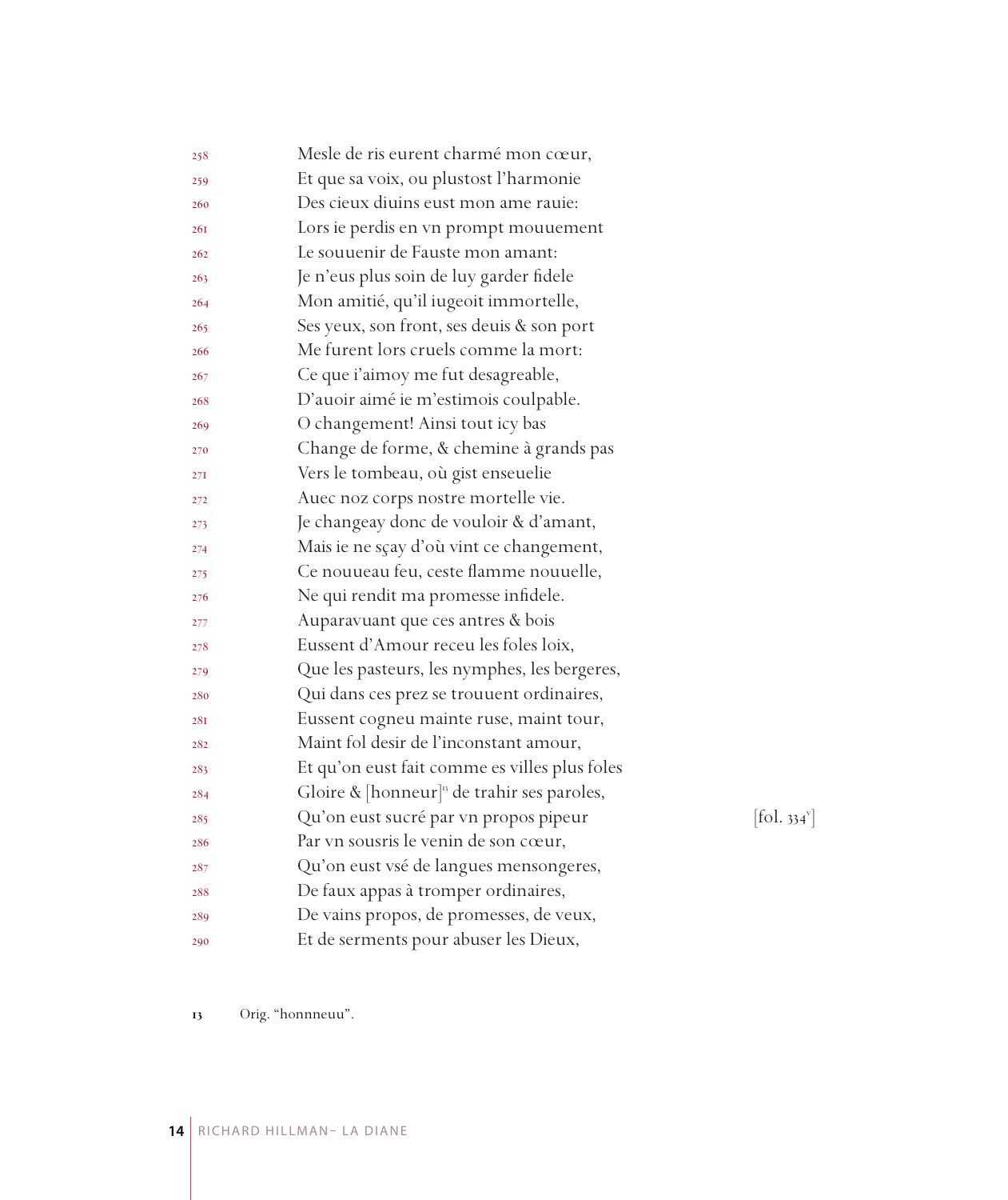258 Mesle de ris eurent charmé mon cœur,
259 Et que sa voix, ou plustost l'harmonie
260 Des cieux diuins eust mon ame rauie:
261 Lors ie perdis en vn prompt mouuement
262 Le souuenir de Fauste mon amant:
263 Je n'eus plus soin de luy garder fidele
264 Mon amitié, qu'il iugeoit immortelle,
265 Ses yeux, son front, ses deuis & son port
266 Me furent lors cruels comme la mort:
267 Ce que i'aimoy me fut desagreable,
268 D'auoir aimé ie m'estimois coulpable.
269 O changement! Ainsi tout icy bas
270 Change de forme, & chemine à grands pas
271 Vers le tombeau, où gist enseuelie
272 Auec noz corps nostre mortelle vie.
273 Je changeay donc de vouloir & d'amant,
274 Mais ie ne sçay d'où vint ce changement,
275 Ce nouueau feu, ceste flamme nouuelle,
276 Ne qui rendit ma promesse infidele.
277 Auparavuant que ces antres & bois
278 Eussent d'Amour receu les foles loix,
279 Que les pasteurs, les nymphes, les bergeres,
280 Qui dans ces prez se trouuent ordinaires,
281 Eussent cogneu mainte ruse, maint tour,
282 Maint fol desir de l'inconstant amour,
283 Et qu'on eust fait comme es villes plus foles
284 Gloire & [honneur][13] de trahir ses paroles,
285 Qu'on eust sucré par vn propos pipeur [fol. 334v]
286 Par vn sousris le venin de son cœur,
287 Qu'on eust vsé de langues mensongeres,
288 De faux appas à tromper ordinaires,
289 De vains propos, de promesses, de veux,
290 Et de serments pour abuser les Dieux,

13 Orig. "honnneuu".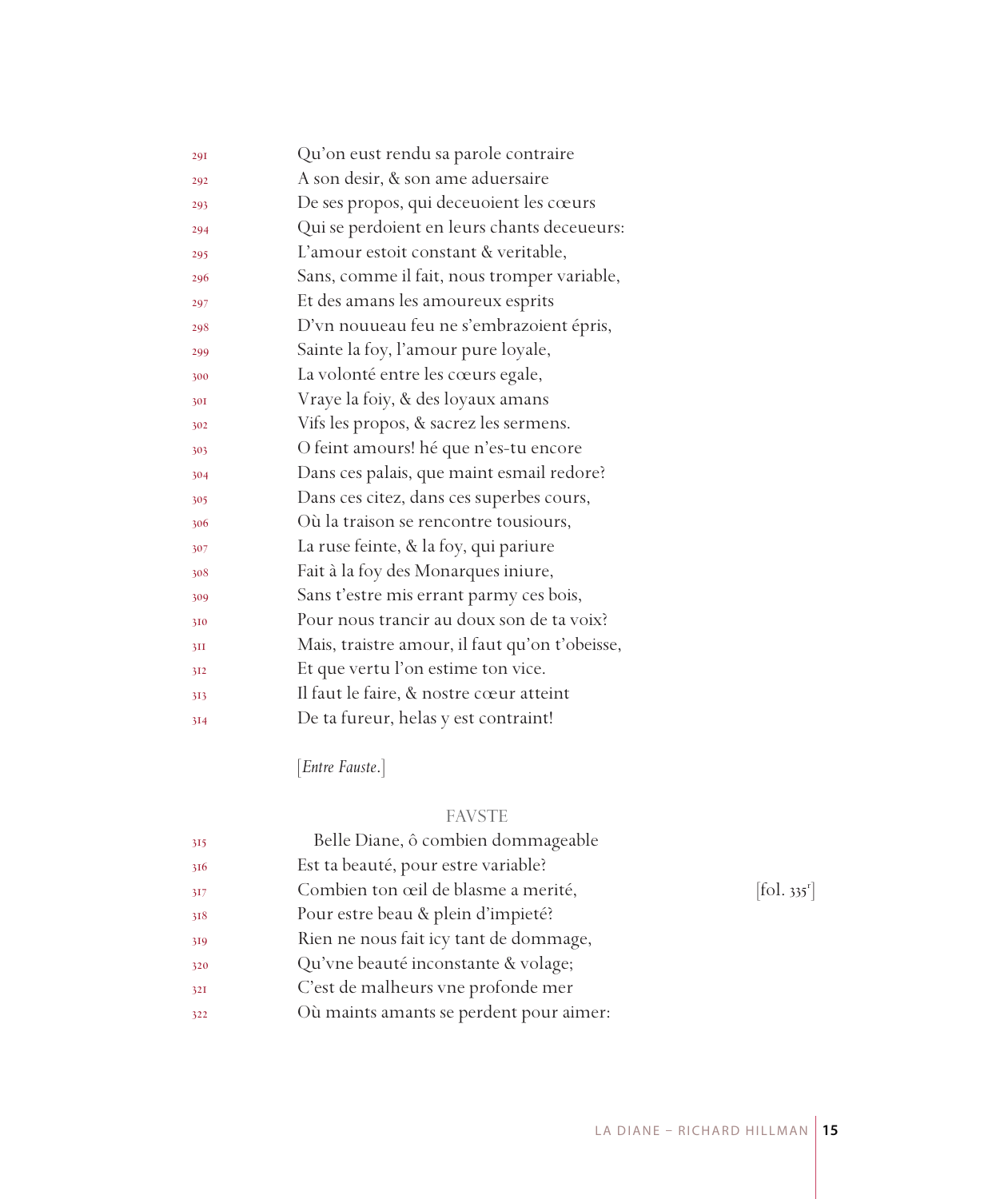291 Qu'on eust rendu sa parole contraire
292 A son desir, & son ame aduersaire
293 De ses propos, qui deceuoient les cœurs
294 Qui se perdoient en leurs chants deceueurs:
295 L'amour estoit constant & veritable,
296 Sans, comme il fait, nous tromper variable,
297 Et des amans les amoureux esprits
298 D'vn nouueau feu ne s'embrazoient épris,
299 Sainte la foy, l'amour pure loyale,
300 La volonté entre les cœurs egale,
301 Vraye la foiy, & des loyaux amans
302 Vifs les propos, & sacrez les sermens.
303 O feint amours! hé que n'es-tu encore
304 Dans ces palais, que maint esmail redore?
305 Dans ces citez, dans ces superbes cours,
306 Où la traison se rencontre tousiours,
307 La ruse feinte, & la foy, qui pariure
308 Fait à la foy des Monarques iniure,
309 Sans t'estre mis errant parmy ces bois,
310 Pour nous trancir au doux son de ta voix?
311 Mais, traistre amour, il faut qu'on t'obeisse,
312 Et que vertu l'on estime ton vice.
313 Il faut le faire, & nostre cœur atteint
314 De ta fureur, helas y est contraint!

[*Entre Fauste*.]

FAVSTE

315 Belle Diane, ô combien dommageable
316 Est ta beauté, pour estre variable?
317 Combien ton œil de blasme a merité, [fol. 335r]
318 Pour estre beau & plein d'impieté?
319 Rien ne nous fait icy tant de dommage,
320 Qu'vne beauté inconstante & volage;
321 C'est de malheurs vne profonde mer
322 Où maints amants se perdent pour aimer: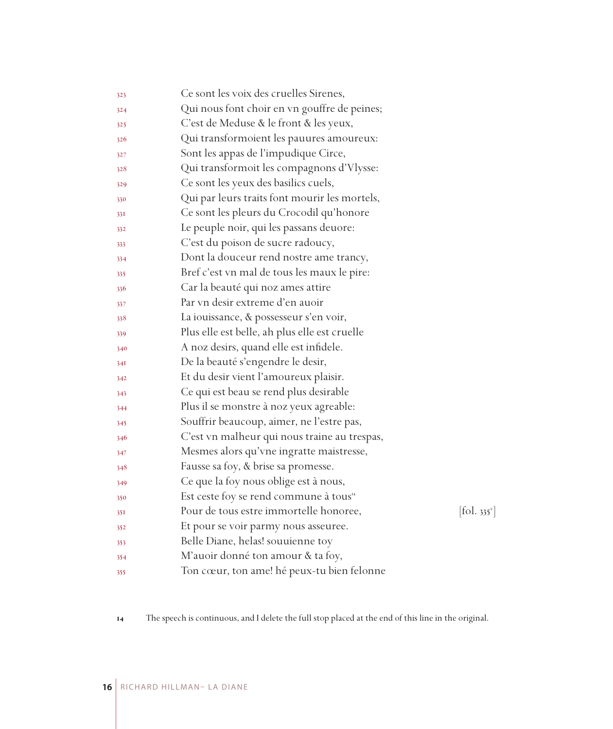323 Ce sont les voix des cruelles Sirenes,
324 Qui nous font choir en vn gouffre de peines;
325 C'est de Meduse & le front & les yeux,
326 Qui transformoient les pauures amoureux:
327 Sont les appas de l'impudique Circe,
328 Qui transformoit les compagnons d'Vlysse:
329 Ce sont les yeux des basilics cuels,
330 Qui par leurs traits font mourir les mortels,
331 Ce sont les pleurs du Crocodil qu'honore
332 Le peuple noir, qui les passans deuore:
333 C'est du poison de sucre radoucy,
334 Dont la douceur rend nostre ame trancy,
335 Bref c'est vn mal de tous les maux le pire:
336 Car la beauté qui noz ames attire
337 Par vn desir extreme d'en auoir
338 La iouissance, & possesseur s'en voir,
339 Plus elle est belle, ah plus elle est cruelle
340 A noz desirs, quand elle est infidele.
341 De la beauté s'engendre le desir,
342 Et du desir vient l'amoureux plaisir.
343 Ce qui est beau se rend plus desirable
344 Plus il se monstre à noz yeux agreable:
345 Souffrir beaucoup, aimer, ne l'estre pas,
346 C'est vn malheur qui nous traine au trespas,
347 Mesmes alors qu'vne ingratte maistresse,
348 Fausse sa foy, & brise sa promesse.
349 Ce que la foy nous oblige est à nous,
350 Est ceste foy se rend commune à tous[14]
351 Pour de tous estre immortelle honoree, [fol. 335v]
352 Et pour se voir parmy nous asseuree.
353 Belle Diane, helas! souuienne toy
354 M'auoir donné ton amour & ta foy,
355 Ton cœur, ton ame! hé peux-tu bien felonne

14 The speech is continuous, and I delete the full stop placed at the end of this line in the original.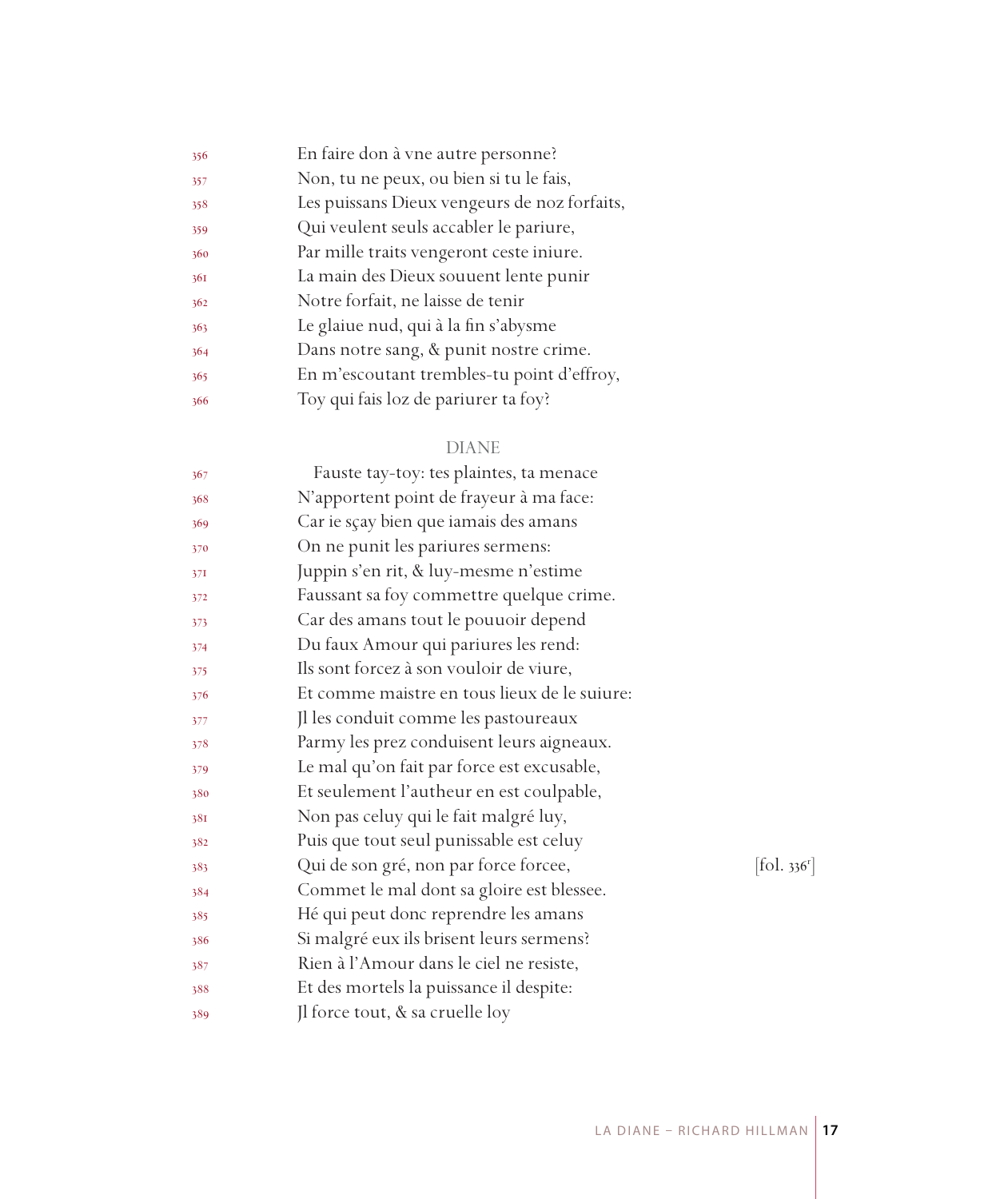356 En faire don à vne autre personne?
357 Non, tu ne peux, ou bien si tu le fais,
358 Les puissans Dieux vengeurs de noz forfaits,
359 Qui veulent seuls accabler le pariure,
360 Par mille traits vengeront ceste iniure.
361 La main des Dieux souuent lente punir
362 Notre forfait, ne laisse de tenir
363 Le glaiue nud, qui à la fin s'abysme
364 Dans notre sang, & punit nostre crime.
365 En m'escoutant trembles-tu point d'effroy,
366 Toy qui fais loz de pariurer ta foy?

DIANE

367 Fauste tay-toy: tes plaintes, ta menace
368 N'apportent point de frayeur à ma face:
369 Car ie sçay bien que iamais des amans
370 On ne punit les pariures sermens:
371 Juppin s'en rit, & luy-mesme n'estime
372 Faussant sa foy commettre quelque crime.
373 Car des amans tout le pouuoir depend
374 Du faux Amour qui pariures les rend:
375 Ils sont forcez à son vouloir de viure,
376 Et comme maistre en tous lieux de le suiure:
377 Jl les conduit comme les pastoureaux
378 Parmy les prez conduisent leurs aigneaux.
379 Le mal qu'on fait par force est excusable,
380 Et seulement l'autheur en est coulpable,
381 Non pas celuy qui le fait malgré luy,
382 Puis que tout seul punissable est celuy
383 Qui de son gré, non par force forcee, [fol. 336r]
384 Commet le mal dont sa gloire est blessee.
385 Hé qui peut donc reprendre les amans
386 Si malgré eux ils brisent leurs sermens?
387 Rien à l'Amour dans le ciel ne resiste,
388 Et des mortels la puissance il despite:
389 Jl force tout, & sa cruelle loy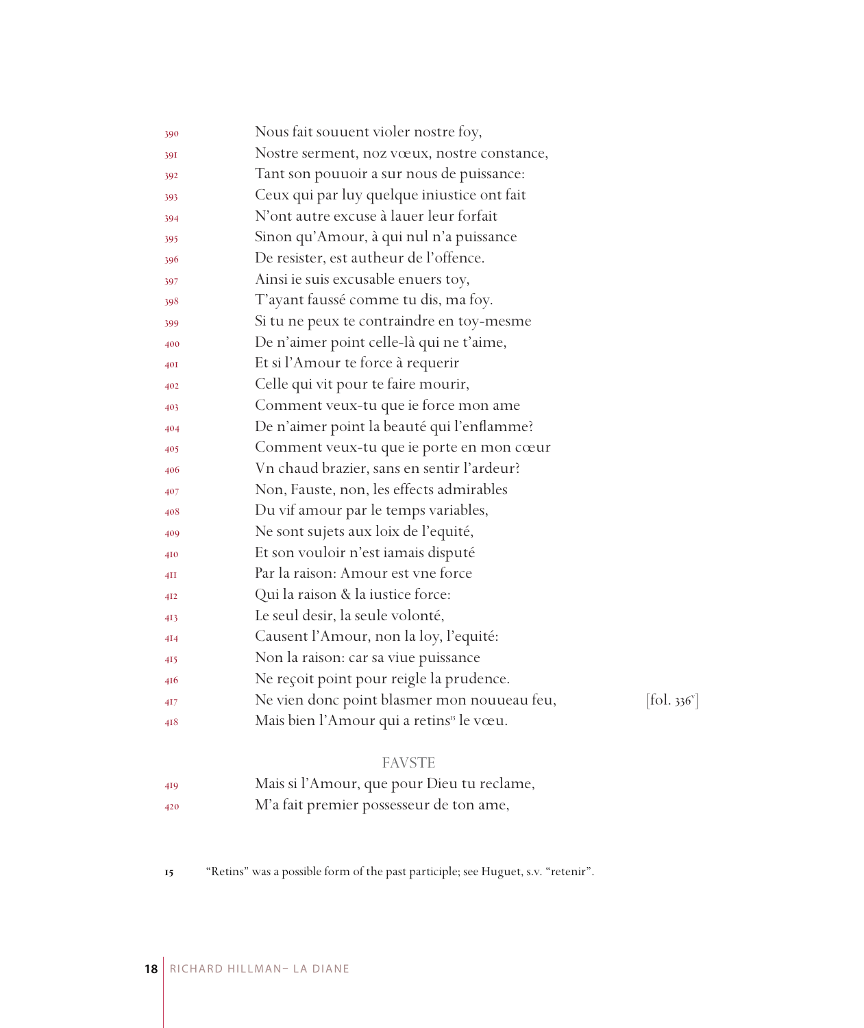390 Nous fait souuent violer nostre foy,
391 Nostre serment, noz vœux, nostre constance,
392 Tant son pouuoir a sur nous de puissance:
393 Ceux qui par luy quelque iniustice ont fait
394 N'ont autre excuse à lauer leur forfait
395 Sinon qu'Amour, à qui nul n'a puissance
396 De resister, est autheur de l'offence.
397 Ainsi ie suis excusable enuers toy,
398 T'ayant faussé comme tu dis, ma foy.
399 Si tu ne peux te contraindre en toy-mesme
400 De n'aimer point celle-là qui ne t'aime,
401 Et si l'Amour te force à requerir
402 Celle qui vit pour te faire mourir,
403 Comment veux-tu que ie force mon ame
404 De n'aimer point la beauté qui l'enflamme?
405 Comment veux-tu que ie porte en mon cœur
406 Vn chaud brazier, sans en sentir l'ardeur?
407 Non, Fauste, non, les effects admirables
408 Du vif amour par le temps variables,
409 Ne sont sujets aux loix de l'equité,
410 Et son vouloir n'est iamais disputé
411 Par la raison: Amour est vne force
412 Qui la raison & la iustice force:
413 Le seul desir, la seule volonté,
414 Causent l'Amour, non la loy, l'equité:
415 Non la raison: car sa viue puissance
416 Ne reçoit point pour reigle la prudence.
417 Ne vien donc point blasmer mon nouueau feu, [fol. 336v]
418 Mais bien l'Amour qui a retins[15] le vœu.

FAVSTE

419 Mais si l'Amour, que pour Dieu tu reclame,
420 M'a fait premier possesseur de ton ame,

15 "Retins" was a possible form of the past participle; see Huguet, s.v. "retenir".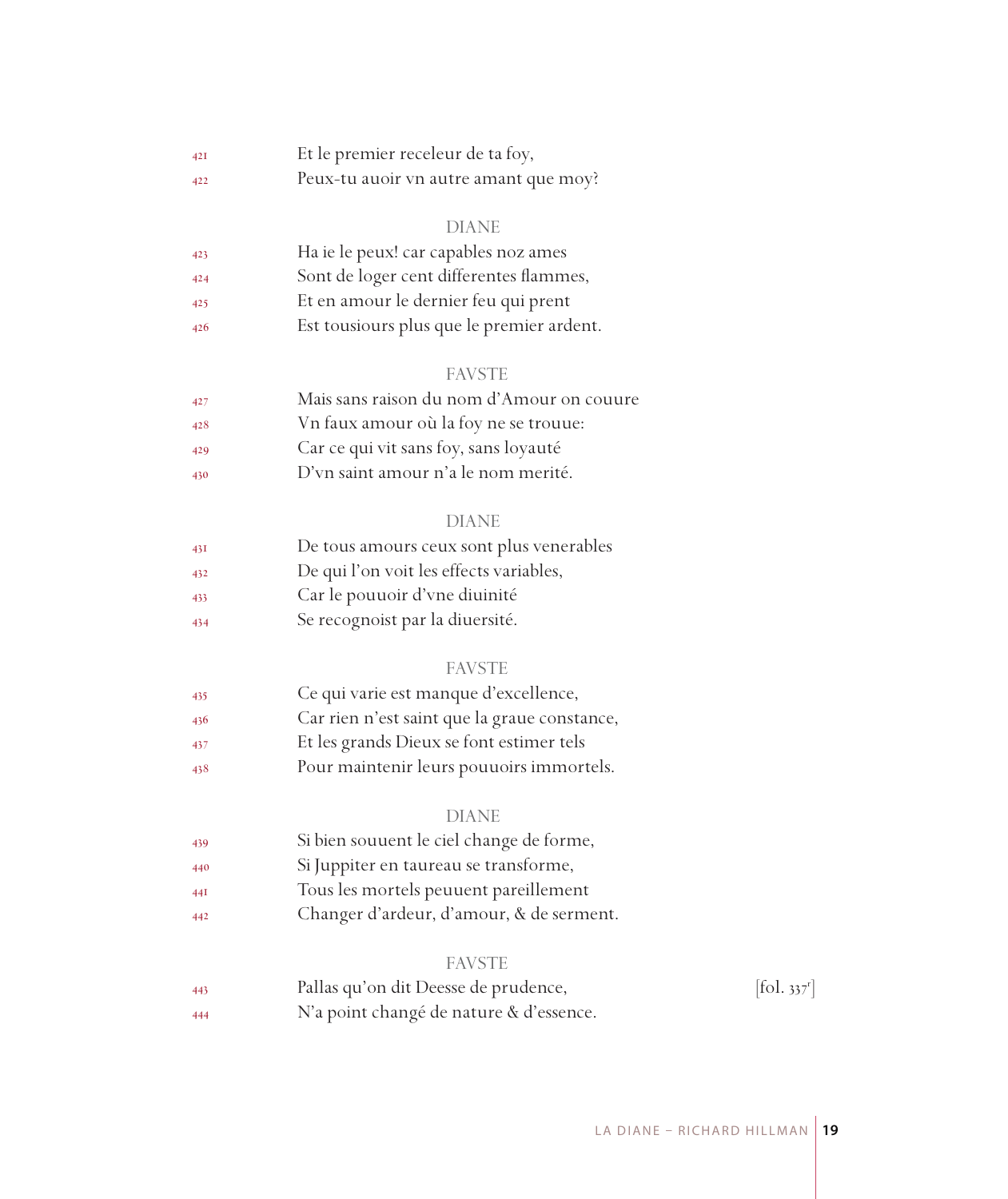421 Et le premier receleur de ta foy,
422 Peux-tu auoir vn autre amant que moy?

DIANE

423 Ha ie le peux! car capables noz ames
424 Sont de loger cent differentes flammes,
425 Et en amour le dernier feu qui prent
426 Est tousiours plus que le premier ardent.

FAVSTE

427 Mais sans raison du nom d'Amour on couure
428 Vn faux amour où la foy ne se trouue:
429 Car ce qui vit sans foy, sans loyauté
430 D'vn saint amour n'a le nom merité.

DIANE

431 De tous amours ceux sont plus venerables
432 De qui l'on voit les effects variables,
433 Car le pouuoir d'vne diuinité
434 Se recognoist par la diuersité.

FAVSTE

435 Ce qui varie est manque d'excellence,
436 Car rien n'est saint que la graue constance,
437 Et les grands Dieux se font estimer tels
438 Pour maintenir leurs pouuoirs immortels.

DIANE

439 Si bien souuent le ciel change de forme,
440 Si Juppiter en taureau se transforme,
441 Tous les mortels peuuent pareillement
442 Changer d'ardeur, d'amour, & de serment.

FAVSTE

443 Pallas qu'on dit Deesse de prudence, [fol. 337r]
444 N'a point changé de nature & d'essence.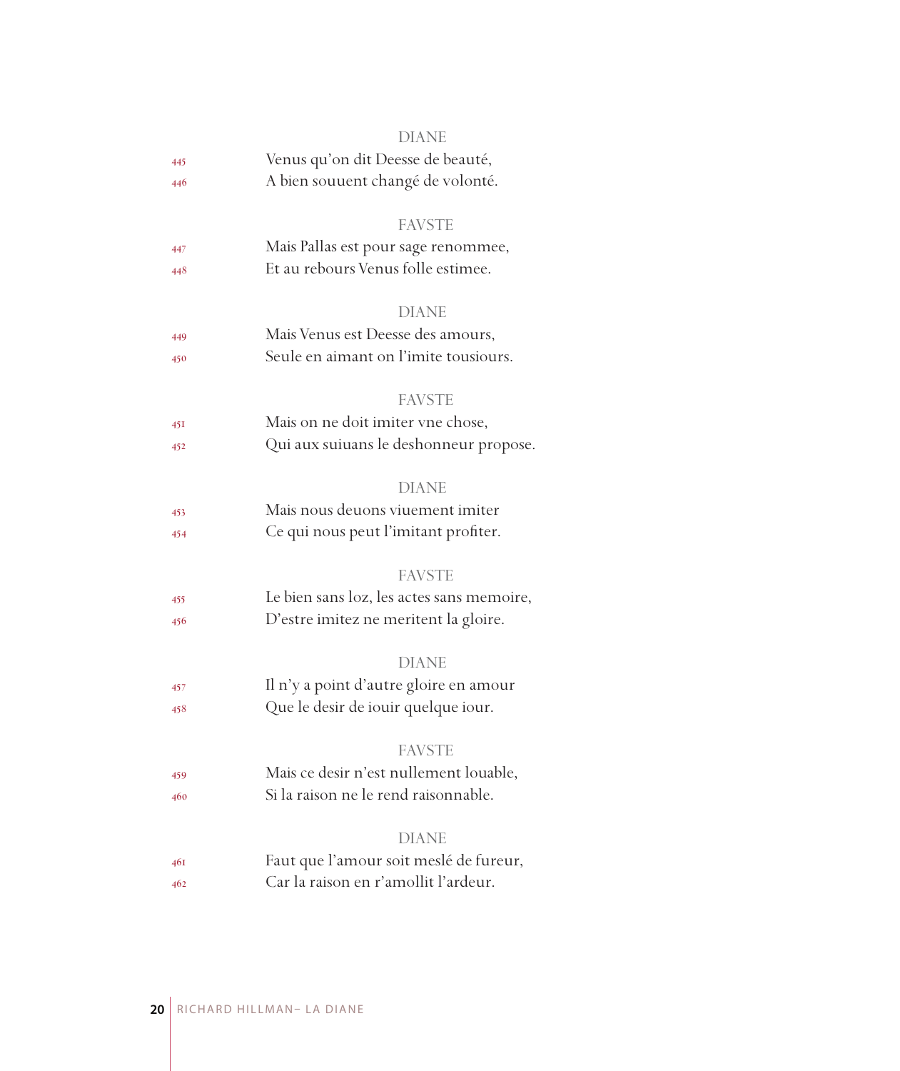DIANE

445 Venus qu'on dit Deesse de beauté,
446 A bien souuent changé de volonté.

FAVSTE

447 Mais Pallas est pour sage renommee,
448 Et au rebours Venus folle estimee.

DIANE

449 Mais Venus est Deesse des amours,
450 Seule en aimant on l'imite tousiours.

FAVSTE

451 Mais on ne doit imiter vne chose,
452 Qui aux suiuans le deshonneur propose.

DIANE

453 Mais nous deuons viuement imiter
454 Ce qui nous peut l'imitant profiter.

FAVSTE

455 Le bien sans loz, les actes sans memoire,
456 D'estre imitez ne meritent la gloire.

DIANE

457 Il n'y a point d'autre gloire en amour
458 Que le desir de iouir quelque iour.

FAVSTE

459 Mais ce desir n'est nullement louable,
460 Si la raison ne le rend raisonnable.

DIANE

461 Faut que l'amour soit meslé de fureur,
462 Car la raison en r'amollit l'ardeur.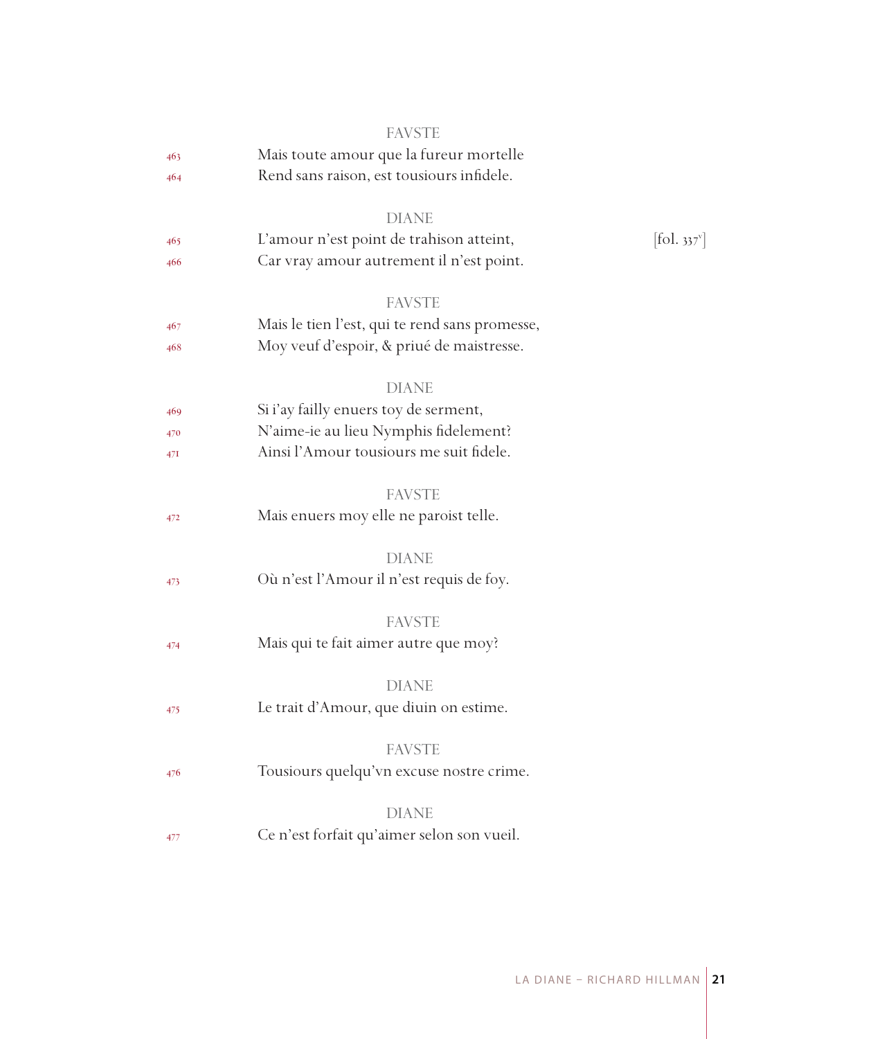FAVSTE

463 Mais toute amour que la fureur mortelle
464 Rend sans raison, est tousiours infidele.

DIANE

465 L'amour n'est point de trahison atteint, [fol. 337v]
466 Car vray amour autrement il n'est point.

FAVSTE

467 Mais le tien l'est, qui te rend sans promesse,
468 Moy veuf d'espoir, & priué de maistresse.

DIANE

469 Si i'ay failly enuers toy de serment,
470 N'aime-ie au lieu Nymphis fidelement?
471 Ainsi l'Amour tousiours me suit fidele.

FAVSTE

472 Mais enuers moy elle ne paroist telle.

DIANE

473 Où n'est l'Amour il n'est requis de foy.

FAVSTE

474 Mais qui te fait aimer autre que moy?

DIANE

475 Le trait d'Amour, que diuin on estime.

FAVSTE

476 Tousiours quelqu'vn excuse nostre crime.

DIANE

477 Ce n'est forfait qu'aimer selon son vueil.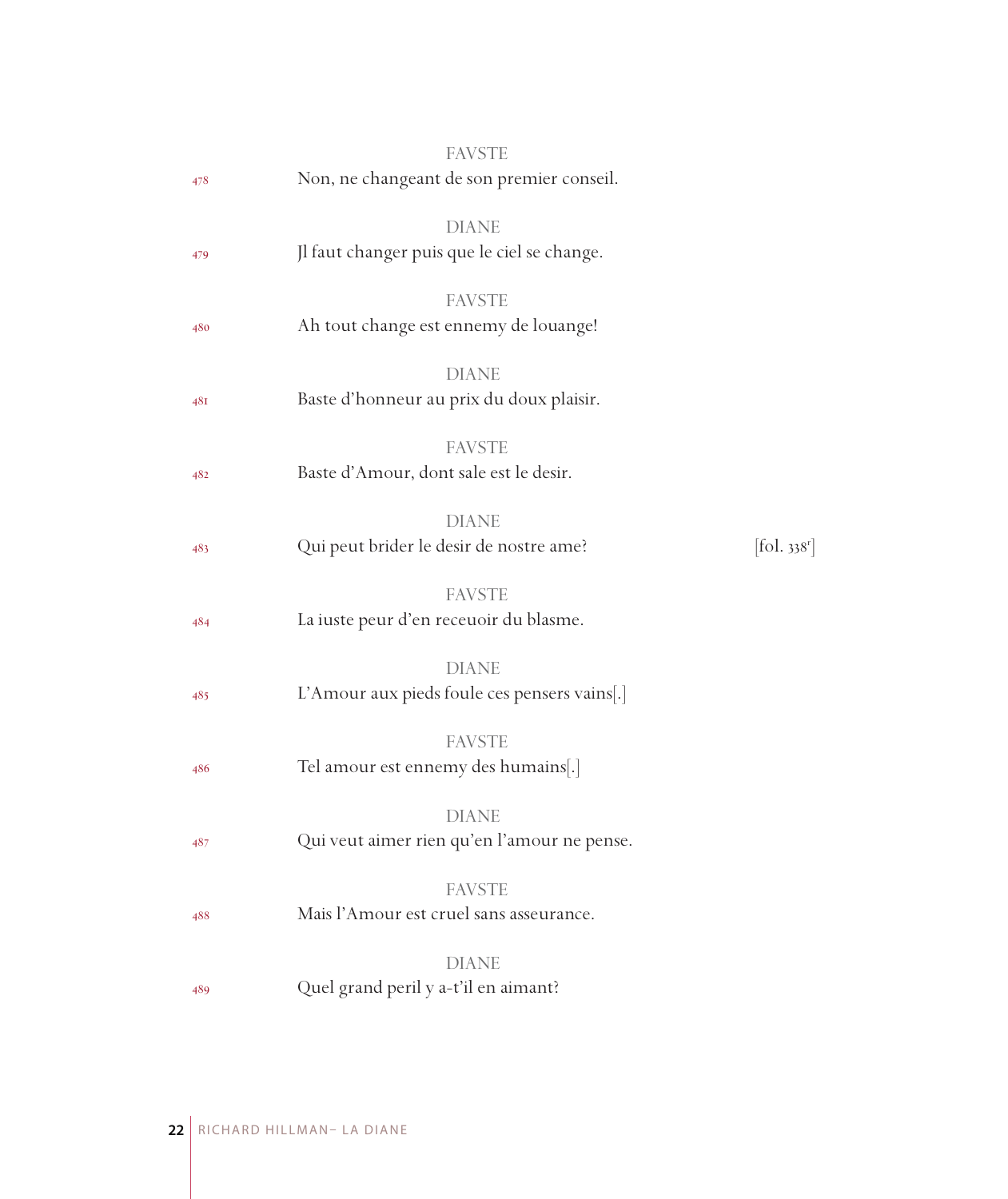FAVSTE

478 Non, ne changeant de son premier conseil.

DIANE

479 Jl faut changer puis que le ciel se change.

FAVSTE

480 Ah tout change est ennemy de louange!

DIANE

481 Baste d'honneur au prix du doux plaisir.

FAVSTE

482 Baste d'Amour, dont sale est le desir.

DIANE

483 Qui peut brider le desir de nostre ame? [fol. 338r]

FAVSTE

484 La iuste peur d'en receuoir du blasme.

DIANE

485 L'Amour aux pieds foule ces pensers vains[.]

FAVSTE

486 Tel amour est ennemy des humains[.]

DIANE

487 Qui veut aimer rien qu'en l'amour ne pense.

FAVSTE

488 Mais l'Amour est cruel sans asseurance.

DIANE

489 Quel grand peril y a-t'il en aimant?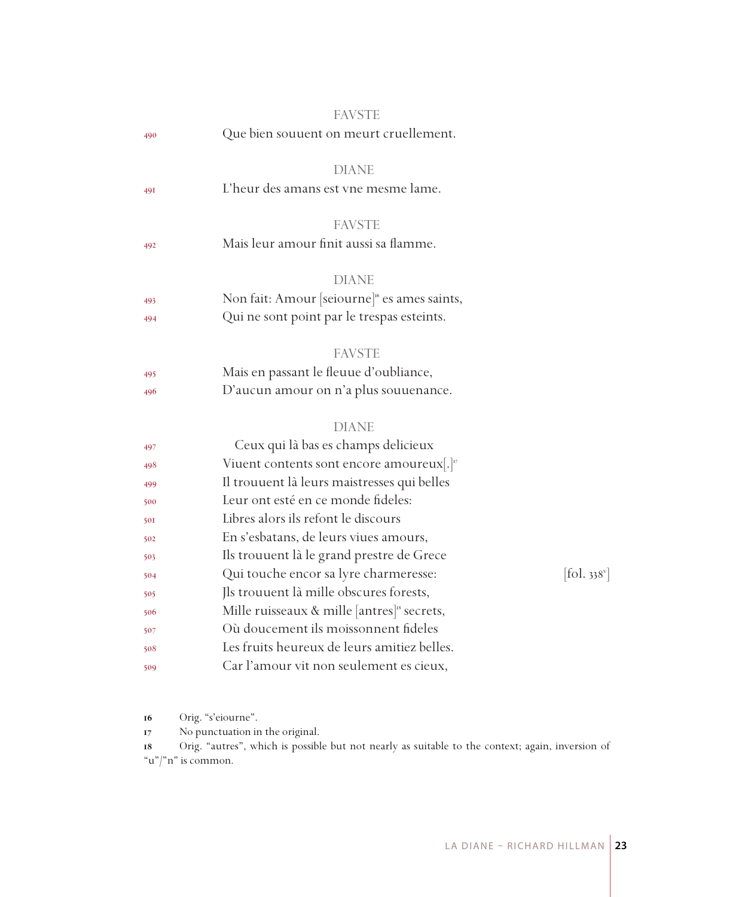FAVSTE

490 Que bien souuent on meurt cruellement.

DIANE

491 L'heur des amans est vne mesme lame.

FAVSTE

492 Mais leur amour finit aussi sa flamme.

DIANE

493 Non fait: Amour [seiourne][16] es ames saints,
494 Qui ne sont point par le trespas esteints.

FAVSTE

495 Mais en passant le fleuue d'oubliance,
496 D'aucun amour on n'a plus souuenance.

DIANE

497 Ceux qui là bas es champs delicieux
498 Viuent contents sont encore amoureux[.][17]
499 Il trouuent là leurs maistresses qui belles
500 Leur ont esté en ce monde fideles:
501 Libres alors ils refont le discours
502 En s'esbatans, de leurs viues amours,
503 Ils trouuent là le grand prestre de Grece
504 Qui touche encor sa lyre charmeresse: [fol. 338v]
505 Jls trouuent là mille obscures forests,
506 Mille ruisseaux & mille [antres][18] secrets,
507 Où doucement ils moissonnent fideles
508 Les fruits heureux de leurs amitiez belles.
509 Car l'amour vit non seulement es cieux,

16 Orig. "s'eiourne".

17 No punctuation in the original.

18 Orig. "autres", which is possible but not nearly as suitable to the context; again, inversion of "u"/"n" is common.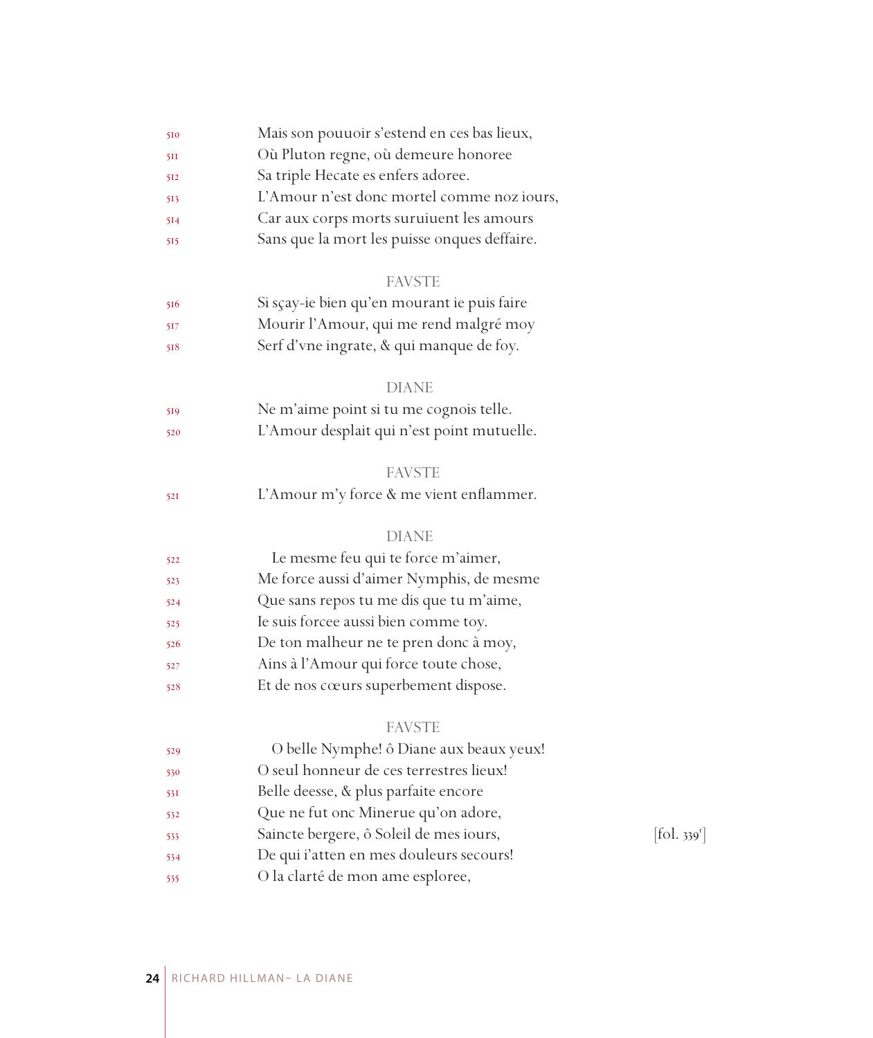510 Mais son pouuoir s'estend en ces bas lieux,
511 Où Pluton regne, où demeure honoree
512 Sa triple Hecate es enfers adoree.
513 L'Amour n'est donc mortel comme noz iours,
514 Car aux corps morts suruiuent les amours
515 Sans que la mort les puisse onques deffaire.

FAVSTE

516 Si sçay-ie bien qu'en mourant ie puis faire
517 Mourir l'Amour, qui me rend malgré moy
518 Serf d'vne ingrate, & qui manque de foy.

DIANE

519 Ne m'aime point si tu me cognois telle.
520 L'Amour desplait qui n'est point mutuelle.

FAVSTE

521 L'Amour m'y force & me vient enflammer.

DIANE

522 Le mesme feu qui te force m'aimer,
523 Me force aussi d'aimer Nymphis, de mesme
524 Que sans repos tu me dis que tu m'aime,
525 Ie suis forcee aussi bien comme toy.
526 De ton malheur ne te pren donc à moy,
527 Ains à l'Amour qui force toute chose,
528 Et de nos cœurs superbement dispose.

FAVSTE

529 O belle Nymphe! ô Diane aux beaux yeux!
530 O seul honneur de ces terrestres lieux!
531 Belle deesse, & plus parfaite encore
532 Que ne fut onc Minerue qu'on adore,
533 Saincte bergere, ô Soleil de mes iours, [fol. 339r]
534 De qui i'atten en mes douleurs secours!
535 O la clarté de mon ame esploree,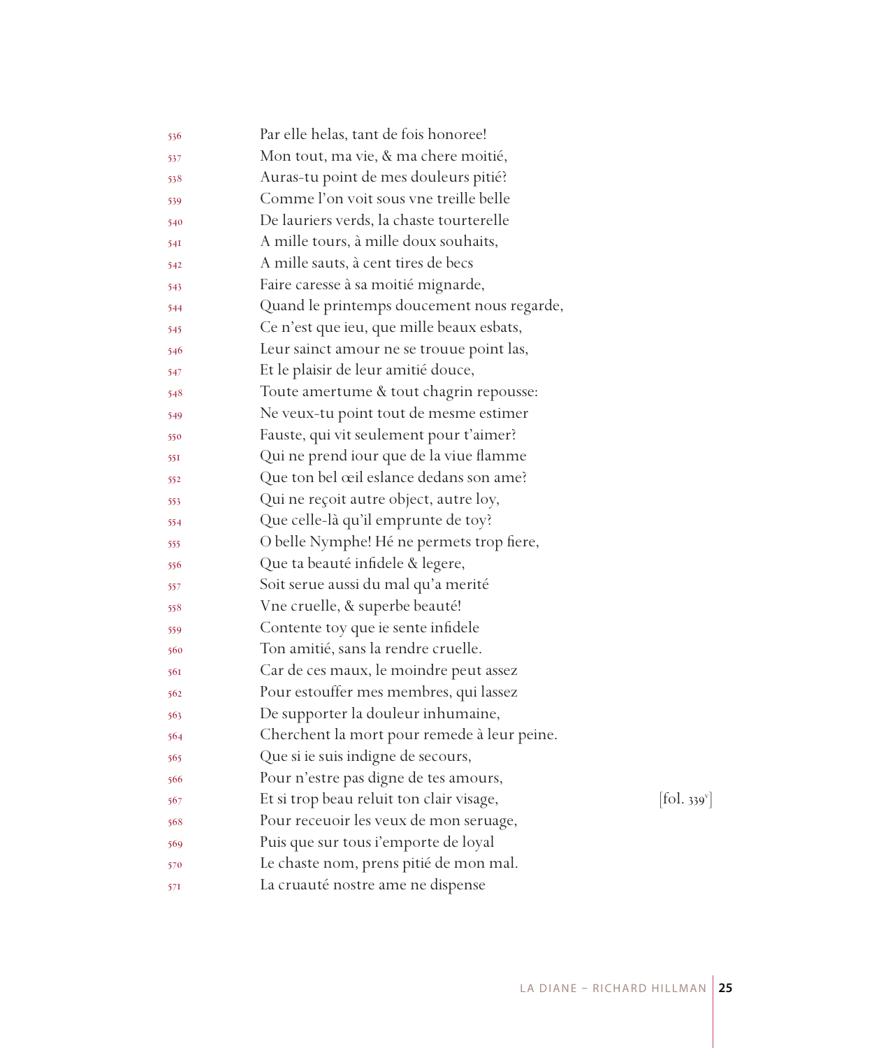536 Par elle helas, tant de fois honoree!
537 Mon tout, ma vie, & ma chere moitié,
538 Auras-tu point de mes douleurs pitié?
539 Comme l'on voit sous vne treille belle
540 De lauriers verds, la chaste tourterelle
541 A mille tours, à mille doux souhaits,
542 A mille sauts, à cent tires de becs
543 Faire caresse à sa moitié mignarde,
544 Quand le printemps doucement nous regarde,
545 Ce n'est que ieu, que mille beaux esbats,
546 Leur sainct amour ne se trouue point las,
547 Et le plaisir de leur amitié douce,
548 Toute amertume & tout chagrin repousse:
549 Ne veux-tu point tout de mesme estimer
550 Fauste, qui vit seulement pour t'aimer?
551 Qui ne prend iour que de la viue flamme
552 Que ton bel œil eslance dedans son ame?
553 Qui ne reçoit autre object, autre loy,
554 Que celle-là qu'il emprunte de toy?
555 O belle Nymphe! Hé ne permets trop fiere,
556 Que ta beauté infidele & legere,
557 Soit serue aussi du mal qu'a merité
558 Vne cruelle, & superbe beauté!
559 Contente toy que ie sente infidele
560 Ton amitié, sans la rendre cruelle.
561 Car de ces maux, le moindre peut assez
562 Pour estouffer mes membres, qui lassez
563 De supporter la douleur inhumaine,
564 Cherchent la mort pour remede à leur peine.
565 Que si ie suis indigne de secours,
566 Pour n'estre pas digne de tes amours,
567 Et si trop beau reluit ton clair visage, [fol. 339v]
568 Pour receuoir les veux de mon seruage,
569 Puis que sur tous i'emporte de loyal
570 Le chaste nom, prens pitié de mon mal.
571 La cruauté nostre ame ne dispense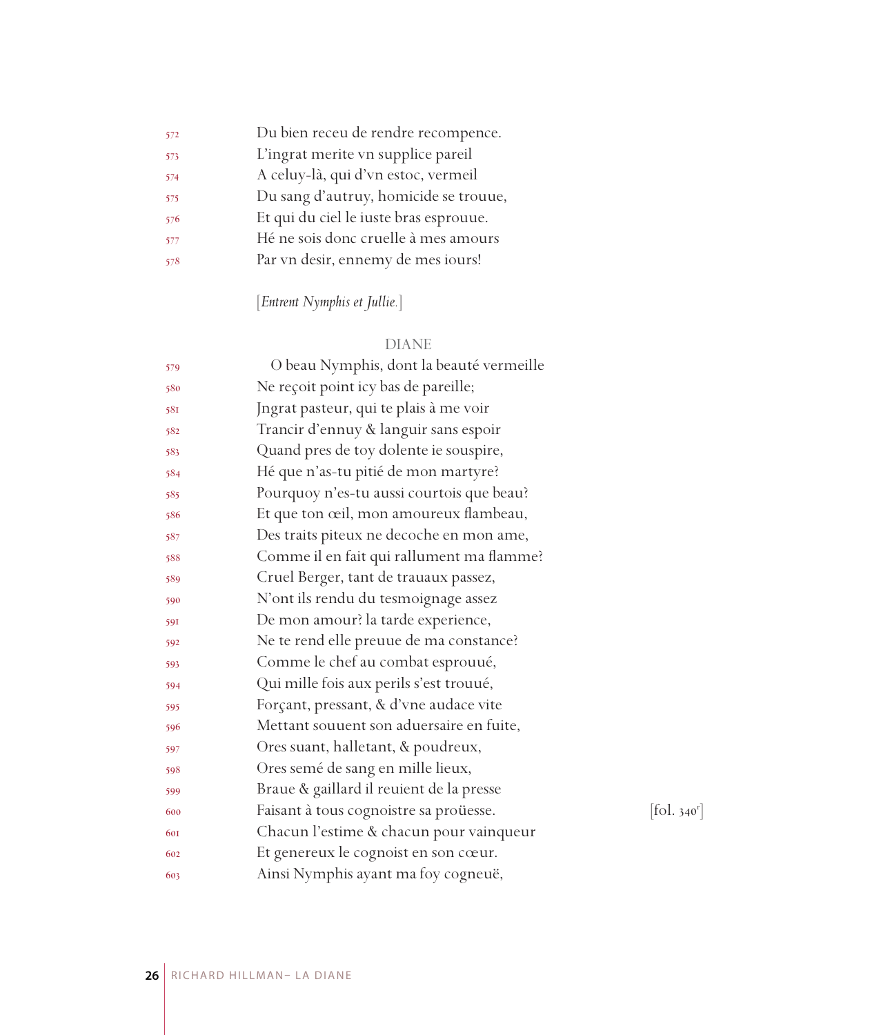572 Du bien receu de rendre recompence.
573 L'ingrat merite vn supplice pareil
574 A celuy-là, qui d'vn estoc, vermeil
575 Du sang d'autruy, homicide se trouue,
576 Et qui du ciel le iuste bras esprouue.
577 Hé ne sois donc cruelle à mes amours
578 Par vn desir, ennemy de mes iours!

[*Entrent Nymphis et Jullie.*]

DIANE

579 O beau Nymphis, dont la beauté vermeille
580 Ne reçoit point icy bas de pareille;
581 Jngrat pasteur, qui te plais à me voir
582 Trancir d'ennuy & languir sans espoir
583 Quand pres de toy dolente ie souspire,
584 Hé que n'as-tu pitié de mon martyre?
585 Pourquoy n'es-tu aussi courtois que beau?
586 Et que ton œil, mon amoureux flambeau,
587 Des traits piteux ne decoche en mon ame,
588 Comme il en fait qui rallument ma flamme?
589 Cruel Berger, tant de trauaux passez,
590 N'ont ils rendu du tesmoignage assez
591 De mon amour? la tarde experience,
592 Ne te rend elle preuue de ma constance?
593 Comme le chef au combat esprouué,
594 Qui mille fois aux perils s'est trouué,
595 Forçant, pressant, & d'vne audace vite
596 Mettant souuent son aduersaire en fuite,
597 Ores suant, halletant, & poudreux,
598 Ores semé de sang en mille lieux,
599 Braue & gaillard il reuient de la presse
600 Faisant à tous cognoistre sa proüesse. [fol. 340r]
601 Chacun l'estime & chacun pour vainqueur
602 Et genereux le cognoist en son cœur.
603 Ainsi Nymphis ayant ma foy cogneuë,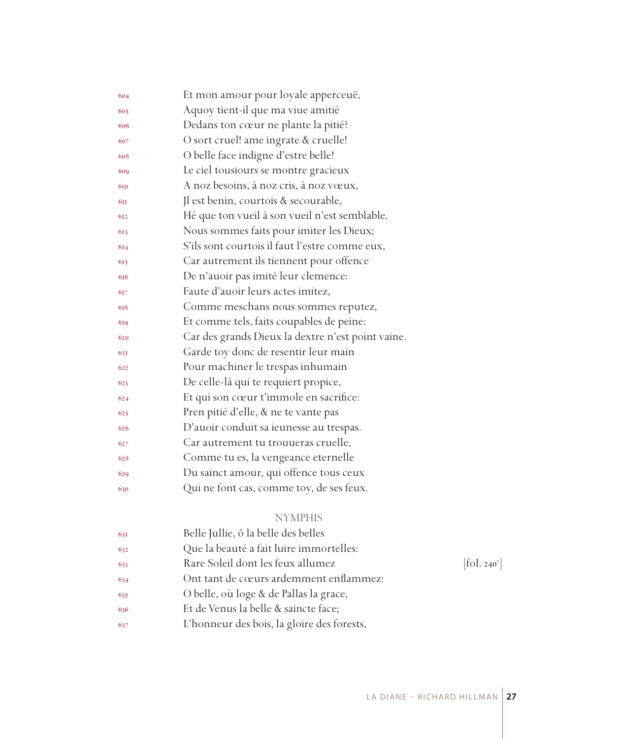604 Et mon amour pour loyale apperceuë,
605 Aquoy tient-il que ma viue amitié
606 Dedans ton cœur ne plante la pitié?
607 O sort cruel! ame ingrate & cruelle!
608 O belle face indigne d'estre belle!
609 Le ciel tousiours se montre gracieux
610 A noz besoins, à noz cris, à noz vœux,
611 Jl est benin, courtois & secourable,
612 Hé que ton vueil à son vueil n'est semblable.
613 Nous sommes faits pour imiter les Dieux;
614 S'ils sont courtois il faut l'estre comme eux,
615 Car autrement ils tiennent pour offence
616 De n'auoir pas imité leur clemence:
617 Faute d'auoir leurs actes imitez,
618 Comme meschans nous sommes reputez,
619 Et comme tels, faits coupables de peine:
620 Car des grands Dieux la dextre n'est point vaine.
621 Garde toy donc de resentir leur main
622 Pour machiner le trespas inhumain
623 De celle-là qui te requiert propice,
624 Et qui son cœur t'immole en sacrifice:
625 Pren pitié d'elle, & ne te vante pas
626 D'auoir conduit sa ieunesse au trespas.
627 Car autrement tu trouueras cruelle,
628 Comme tu es, la vengeance eternelle
629 Du sainct amour, qui offence tous ceux
630 Qui ne font cas, comme toy, de ses feux.

NYMPHIS

631 Belle Jullie, ô la belle des belles
632 Que la beauté a fait luire immortelles:
633 Rare Soleil dont les feux allumez [fol. 240v]
634 Ont tant de cœurs ardemment enflammez:
635 O belle, où loge & de Pallas la grace,
636 Et de Venus la belle & saincte face;
637 L'honneur des bois, la gloire des forests,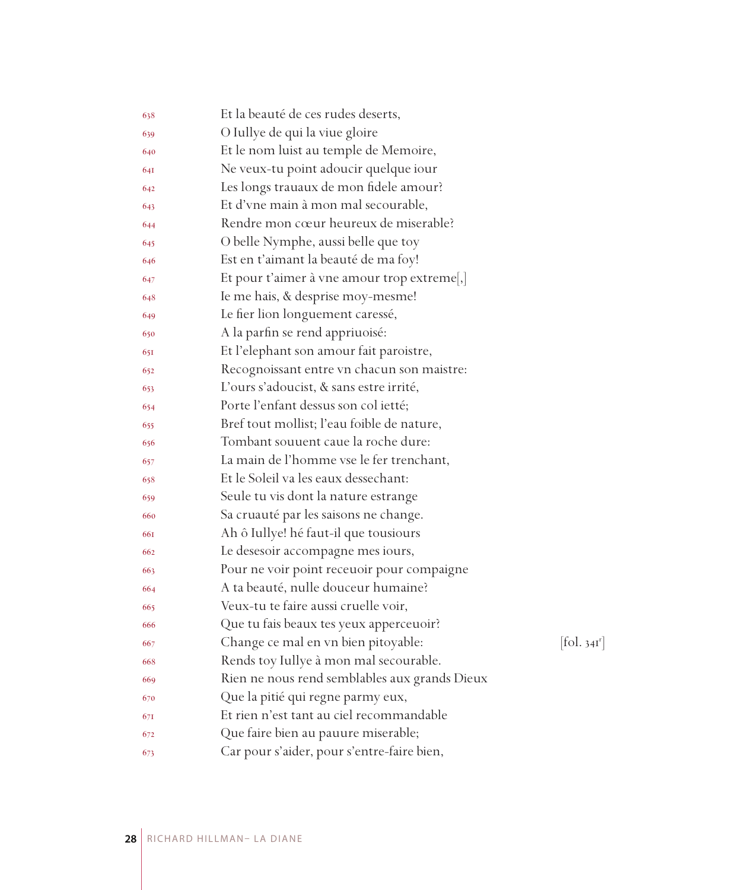638 Et la beauté de ces rudes deserts,
639 O Iullye de qui la viue gloire
640 Et le nom luist au temple de Memoire,
641 Ne veux-tu point adoucir quelque iour
642 Les longs trauaux de mon fidele amour?
643 Et d'vne main à mon mal secourable,
644 Rendre mon cœur heureux de miserable?
645 O belle Nymphe, aussi belle que toy
646 Est en t'aimant la beauté de ma foy!
647 Et pour t'aimer à vne amour trop extreme[,]
648 Ie me hais, & desprise moy-mesme!
649 Le fier lion longuement caressé,
650 A la parfin se rend appriuoisé:
651 Et l'elephant son amour fait paroistre,
652 Recognoissant entre vn chacun son maistre:
653 L'ours s'adoucist, & sans estre irrité,
654 Porte l'enfant dessus son col ietté;
655 Bref tout mollist; l'eau foible de nature,
656 Tombant souuent caue la roche dure:
657 La main de l'homme vse le fer trenchant,
658 Et le Soleil va les eaux dessechant:
659 Seule tu vis dont la nature estrange
660 Sa cruauté par les saisons ne change.
661 Ah ô Iullye! hé faut-il que tousiours
662 Le desesoir accompagne mes iours,
663 Pour ne voir point receuoir pour compaigne
664 A ta beauté, nulle douceur humaine?
665 Veux-tu te faire aussi cruelle voir,
666 Que tu fais beaux tes yeux apperceuoir?
667 Change ce mal en vn bien pitoyable: [fol. 341r]
668 Rends toy Iullye à mon mal secourable.
669 Rien ne nous rend semblables aux grands Dieux
670 Que la pitié qui regne parmy eux,
671 Et rien n'est tant au ciel recommandable
672 Que faire bien au pauure miserable;
673 Car pour s'aider, pour s'entre-faire bien,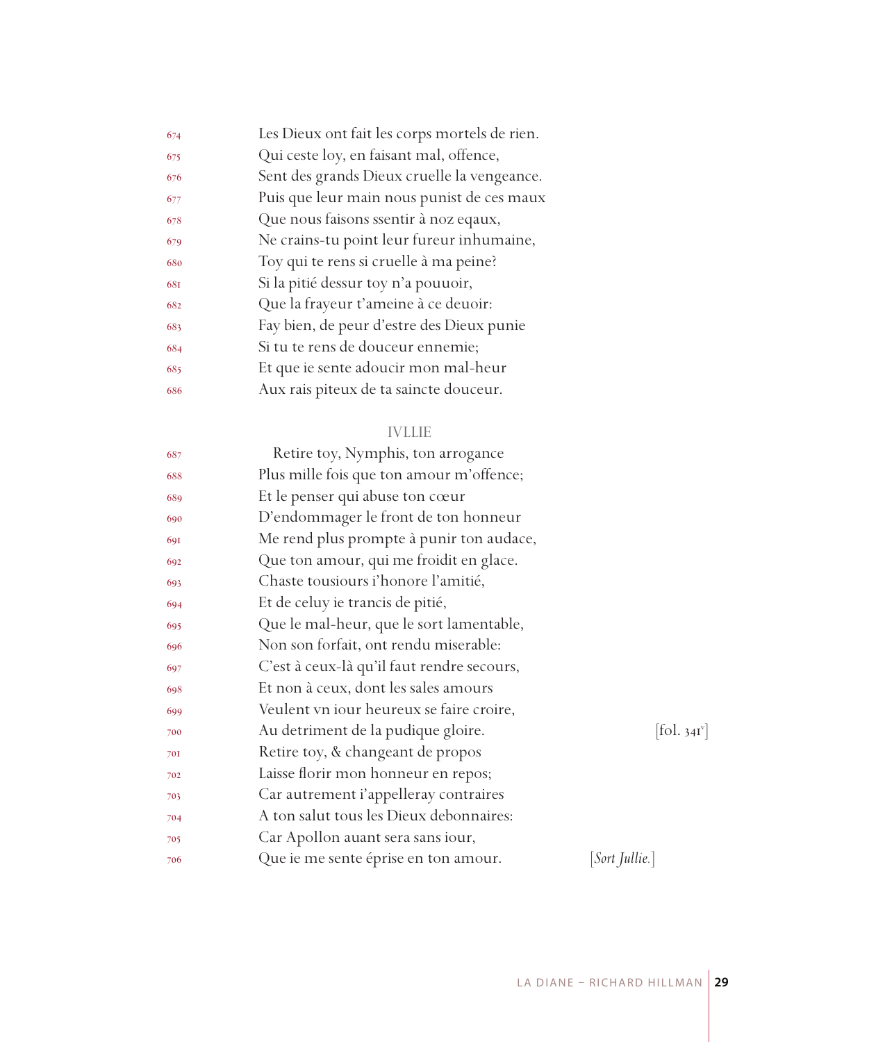674 Les Dieux ont fait les corps mortels de rien.
675 Qui ceste loy, en faisant mal, offence,
676 Sent des grands Dieux cruelle la vengeance.
677 Puis que leur main nous punist de ces maux
678 Que nous faisons ssentir à noz eqaux,
679 Ne crains-tu point leur fureur inhumaine,
680 Toy qui te rens si cruelle à ma peine?
681 Si la pitié dessur toy n'a pouuoir,
682 Que la frayeur t'ameine à ce deuoir:
683 Fay bien, de peur d'estre des Dieux punie
684 Si tu te rens de douceur ennemie;
685 Et que ie sente adoucir mon mal-heur
686 Aux rais piteux de ta saincte douceur.

IVLLIE

687 Retire toy, Nymphis, ton arrogance
688 Plus mille fois que ton amour m'offence;
689 Et le penser qui abuse ton cœur
690 D'endommager le front de ton honneur
691 Me rend plus prompte à punir ton audace,
692 Que ton amour, qui me froidit en glace.
693 Chaste tousiours i'honore l'amitié,
694 Et de celuy ie trancis de pitié,
695 Que le mal-heur, que le sort lamentable,
696 Non son forfait, ont rendu miserable:
697 C'est à ceux-là qu'il faut rendre secours,
698 Et non à ceux, dont les sales amours
699 Veulent vn iour heureux se faire croire,
700 Au detriment de la pudique gloire. [fol. 341v]
701 Retire toy, & changeant de propos
702 Laisse florir mon honneur en repos;
703 Car autrement i'appelleray contraires
704 A ton salut tous les Dieux debonnaires:
705 Car Apollon auant sera sans iour,
706 Que ie me sente éprise en ton amour. [*Sort Jullie.*]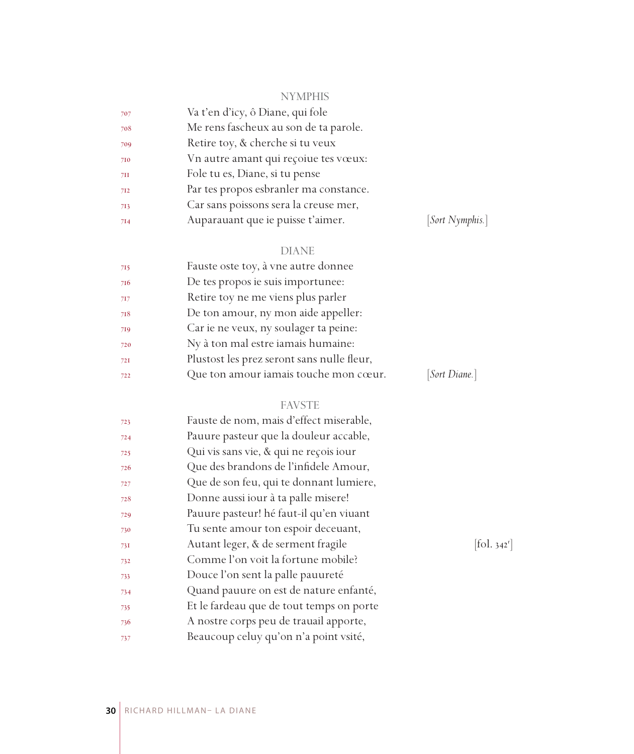NYMPHIS

707 Va t'en d'icy, ô Diane, qui fole
708 Me rens fascheux au son de ta parole.
709 Retire toy, & cherche si tu veux
710 Vn autre amant qui reçoiue tes vœux:
711 Fole tu es, Diane, si tu pense
712 Par tes propos esbranler ma constance.
713 Car sans poissons sera la creuse mer,
714 Auparauant que ie puisse t'aimer. [*Sort Nymphis.*]

DIANE

715 Fauste oste toy, à vne autre donnee
716 De tes propos ie suis importunee:
717 Retire toy ne me viens plus parler
718 De ton amour, ny mon aide appeller:
719 Car ie ne veux, ny soulager ta peine:
720 Ny à ton mal estre iamais humaine:
721 Plustost les prez seront sans nulle fleur,
722 Que ton amour iamais touche mon cœur. [*Sort Diane.*]

FAVSTE

723 Fauste de nom, mais d'effect miserable,
724 Pauure pasteur que la douleur accable,
725 Qui vis sans vie, & qui ne reçois iour
726 Que des brandons de l'infidele Amour,
727 Que de son feu, qui te donnant lumiere,
728 Donne aussi iour à ta palle misere!
729 Pauure pasteur! hé faut-il qu'en viuant
730 Tu sente amour ton espoir deceuant,
731 Autant leger, & de serment fragile [fol. 342r]
732 Comme l'on voit la fortune mobile?
733 Douce l'on sent la palle pauureté
734 Quand pauure on est de nature enfanté,
735 Et le fardeau que de tout temps on porte
736 A nostre corps peu de trauail apporte,
737 Beaucoup celuy qu'on n'a point vsité,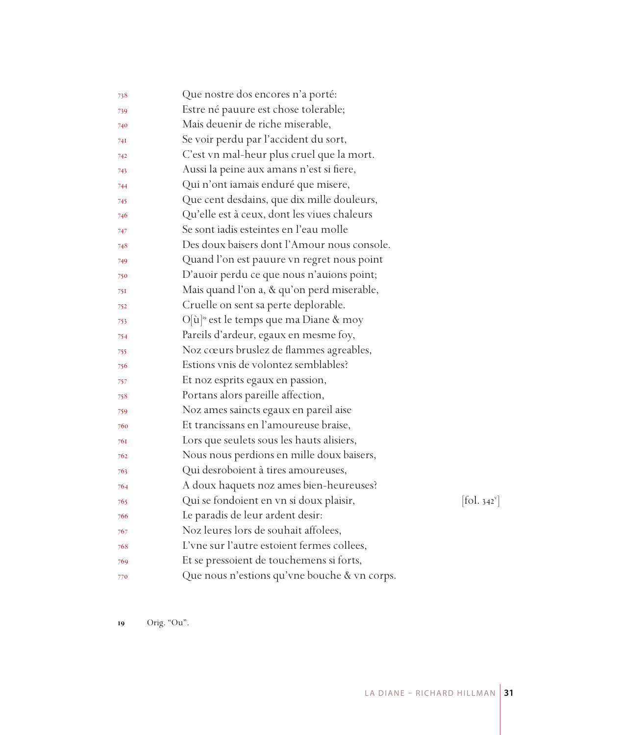738 Que nostre dos encores n'a porté:
739 Estre né pauure est chose tolerable;
740 Mais deuenir de riche miserable,
741 Se voir perdu par l'accident du sort,
742 C'est vn mal-heur plus cruel que la mort.
743 Aussi la peine aux amans n'est si fiere,
744 Qui n'ont iamais enduré que misere,
745 Que cent desdains, que dix mille douleurs,
746 Qu'elle est à ceux, dont les viues chaleurs
747 Se sont iadis esteintes en l'eau molle
748 Des doux baisers dont l'Amour nous console.
749 Quand l'on est pauure vn regret nous point
750 D'auoir perdu ce que nous n'auions point;
751 Mais quand l'on a, & qu'on perd miserable,
752 Cruelle on sent sa perte deplorable.
753 O[ù][19] est le temps que ma Diane & moy
754 Pareils d'ardeur, egaux en mesme foy,
755 Noz cœurs bruslez de flammes agreables,
756 Estions vnis de volontez semblables?
757 Et noz esprits egaux en passion,
758 Portans alors pareille affection,
759 Noz ames saincts egaux en pareil aise
760 Et trancissans en l'amoureuse braise,
761 Lors que seulets sous les hauts alisiers,
762 Nous nous perdions en mille doux baisers,
763 Qui desroboient à tires amoureuses,
764 A doux haquets noz ames bien-heureuses?
765 Qui se fondoient en vn si doux plaisir, [fol. 342v]
766 Le paradis de leur ardent desir:
767 Noz leures lors de souhait affolees,
768 L'vne sur l'autre estoient fermes collees,
769 Et se pressoient de touchemens si forts,
770 Que nous n'estions qu'vne bouche & vn corps.

19 Orig. "Ou".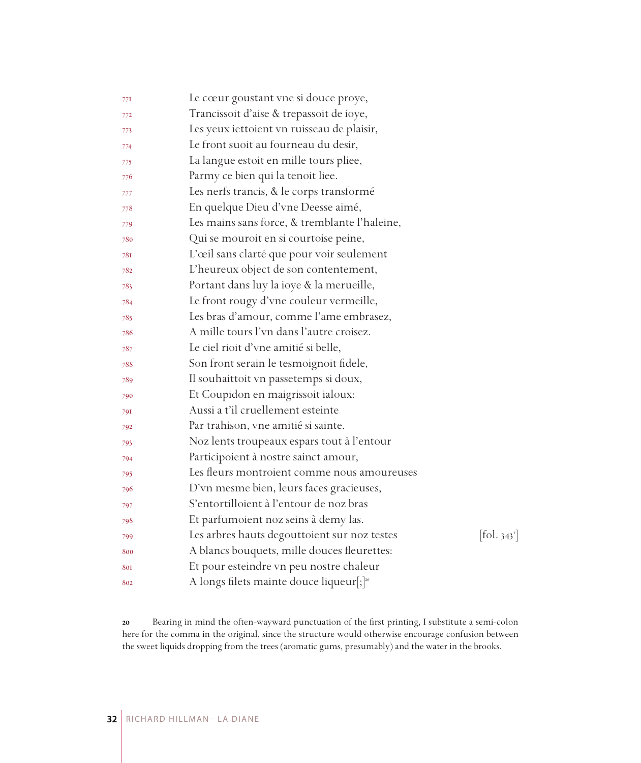771 Le cœur goustant vne si douce proye,
772 Trancissoit d'aise & trepassoit de ioye,
773 Les yeux iettoient vn ruisseau de plaisir,
774 Le front suoit au fourneau du desir,
775 La langue estoit en mille tours pliee,
776 Parmy ce bien qui la tenoit liee.
777 Les nerfs trancis, & le corps transformé
778 En quelque Dieu d'vne Deesse aimé,
779 Les mains sans force, & tremblante l'haleine,
780 Qui se mouroit en si courtoise peine,
781 L'œil sans clarté que pour voir seulement
782 L'heureux object de son contentement,
783 Portant dans luy la ioye & la merueille,
784 Le front rougy d'vne couleur vermeille,
785 Les bras d'amour, comme l'ame embrasez,
786 A mille tours l'vn dans l'autre croisez.
787 Le ciel rioit d'vne amitié si belle,
788 Son front serain le tesmoignoit fidele,
789 Il souhaittoit vn passetemps si doux,
790 Et Coupidon en maigrissoit ialoux:
791 Aussi a t'il cruellement esteinte
792 Par trahison, vne amitié si sainte.
793 Noz lents troupeaux espars tout à l'entour
794 Participoient à nostre sainct amour,
795 Les fleurs montroient comme nous amoureuses
796 D'vn mesme bien, leurs faces gracieuses,
797 S'entortilloient à l'entour de noz bras
798 Et parfumoient noz seins à demy las.
799 Les arbres hauts degouttoient sur noz testes [fol. 343$^r$]
800 A blancs bouquets, mille douces fleurettes:
801 Et pour esteindre vn peu nostre chaleur
802 A longs filets mainte douce liqueur[;][20]

20 Bearing in mind the often-wayward punctuation of the first printing, I substitute a semi-colon here for the comma in the original, since the structure would otherwise encourage confusion between the sweet liquids dropping from the trees (aromatic gums, presumably) and the water in the brooks.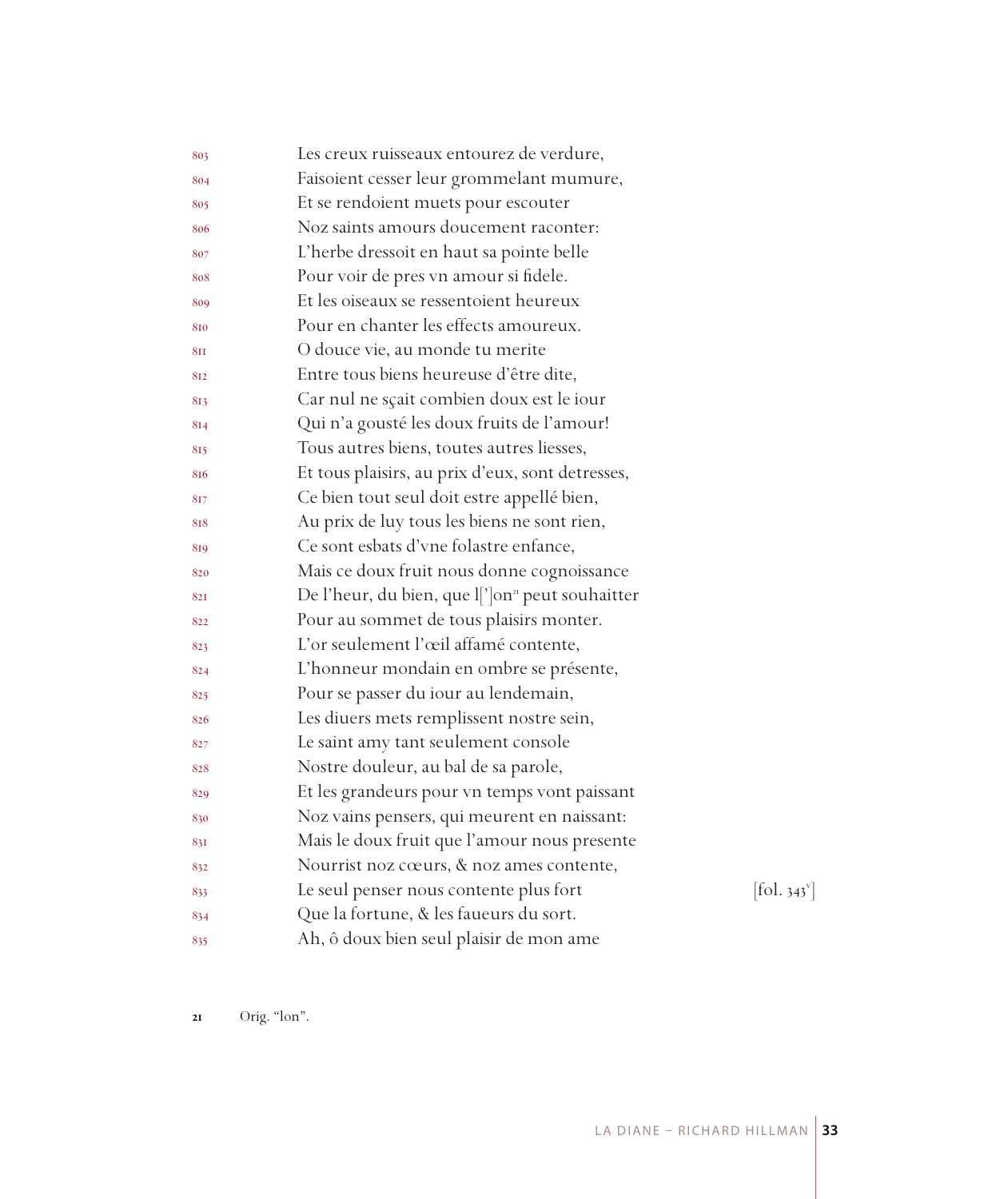803 Les creux ruisseaux entourez de verdure,
804 Faisoient cesser leur grommelant mumure,
805 Et se rendoient muets pour escouter
806 Noz saints amours doucement raconter:
807 L'herbe dressoit en haut sa pointe belle
808 Pour voir de pres vn amour si fidele.
809 Et les oiseaux se ressentoient heureux
810 Pour en chanter les effects amoureux.
811 O douce vie, au monde tu merite
812 Entre tous biens heureuse d'être dite,
813 Car nul ne sçait combien doux est le iour
814 Qui n'a gousté les doux fruits de l'amour!
815 Tous autres biens, toutes autres liesses,
816 Et tous plaisirs, au prix d'eux, sont detresses,
817 Ce bien tout seul doit estre appellé bien,
818 Au prix de luy tous les biens ne sont rien,
819 Ce sont esbats d'vne folastre enfance,
820 Mais ce doux fruit nous donne cognoissance
821 De l'heur, du bien, que l[']on[21] peut souhaitter
822 Pour au sommet de tous plaisirs monter.
823 L'or seulement l'œil affamé contente,
824 L'honneur mondain en ombre se présente,
825 Pour se passer du iour au lendemain,
826 Les diuers mets remplissent nostre sein,
827 Le saint amy tant seulement console
828 Nostre douleur, au bal de sa parole,
829 Et les grandeurs pour vn temps vont paissant
830 Noz vains pensers, qui meurent en naissant:
831 Mais le doux fruit que l'amour nous presente
832 Nourrist noz cœurs, & noz ames contente,
833 Le seul penser nous contente plus fort [fol. 343v]
834 Que la fortune, & les faueurs du sort.
835 Ah, ô doux bien seul plaisir de mon ame

21 Orig. "lon".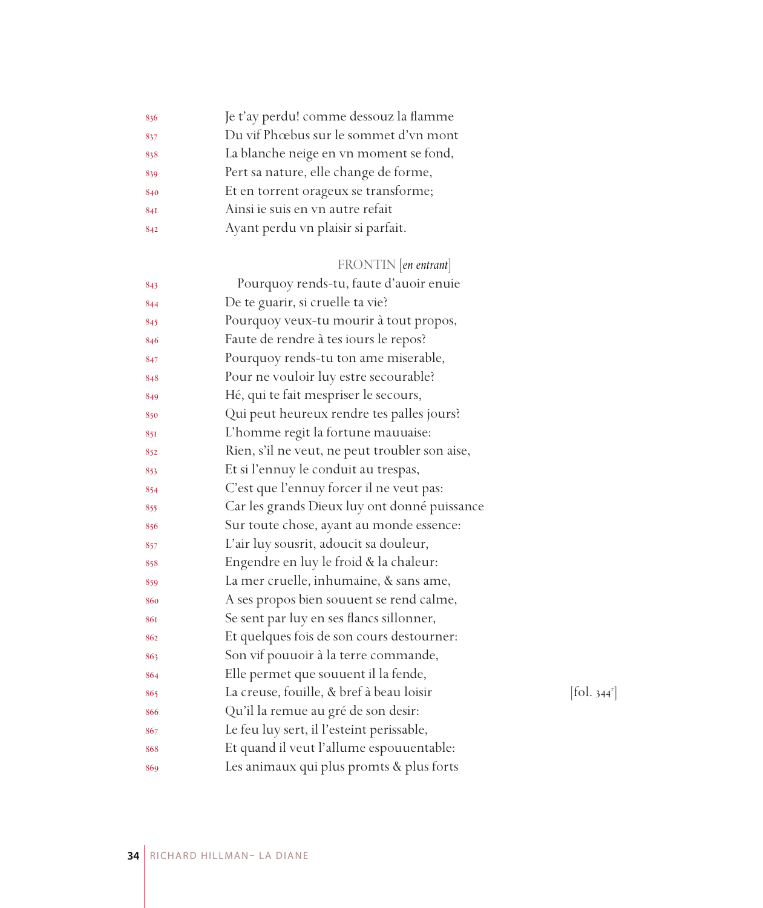836 Je t'ay perdu! comme dessouz la flamme
837 Du vif Phœbus sur le sommet d'vn mont
838 La blanche neige en vn moment se fond,
839 Pert sa nature, elle change de forme,
840 Et en torrent orageux se transforme;
841 Ainsi ie suis en vn autre refait
842 Ayant perdu vn plaisir si parfait.

FRONTIN [*en entrant*]

843 Pourquoy rends-tu, faute d'auoir enuie
844 De te guarir, si cruelle ta vie?
845 Pourquoy veux-tu mourir à tout propos,
846 Faute de rendre à tes iours le repos?
847 Pourquoy rends-tu ton ame miserable,
848 Pour ne vouloir luy estre secourable?
849 Hé, qui te fait mespriser le secours,
850 Qui peut heureux rendre tes palles jours?
851 L'homme regit la fortune mauuaise:
852 Rien, s'il ne veut, ne peut troubler son aise,
853 Et si l'ennuy le conduit au trespas,
854 C'est que l'ennuy forcer il ne veut pas:
855 Car les grands Dieux luy ont donné puissance
856 Sur toute chose, ayant au monde essence:
857 L'air luy sousrit, adoucit sa douleur,
858 Engendre en luy le froid & la chaleur:
859 La mer cruelle, inhumaine, & sans ame,
860 A ses propos bien souuent se rend calme,
861 Se sent par luy en ses flancs sillonner,
862 Et quelques fois de son cours destourner:
863 Son vif pouuoir à la terre commande,
864 Elle permet que souuent il la fende,
865 La creuse, fouille, & bref à beau loisir [fol. 344r]
866 Qu'il la remue au gré de son desir:
867 Le feu luy sert, il l'esteint perissable,
868 Et quand il veut l'allume espouuentable:
869 Les animaux qui plus promts & plus forts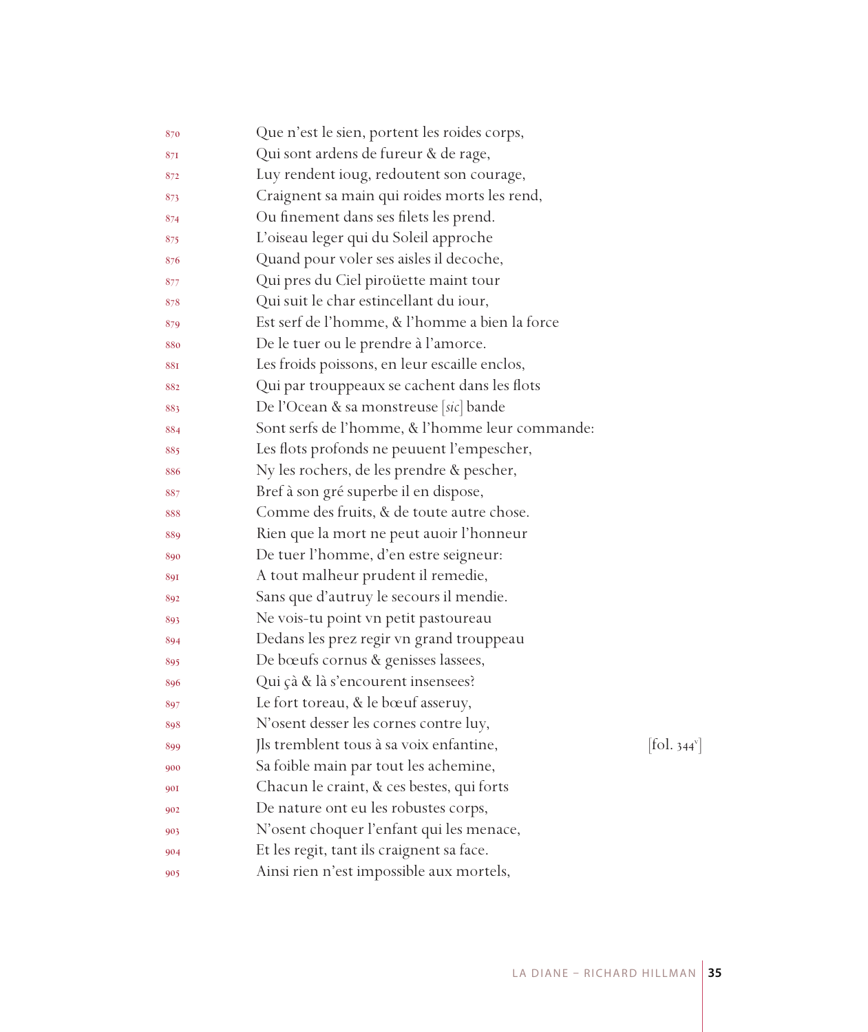870 Que n'est le sien, portent les roides corps,
871 Qui sont ardens de fureur & de rage,
872 Luy rendent ioug, redoutent son courage,
873 Craignent sa main qui roides morts les rend,
874 Ou finement dans ses filets les prend.
875 L'oiseau leger qui du Soleil approche
876 Quand pour voler ses aisles il decoche,
877 Qui pres du Ciel piroüette maint tour
878 Qui suit le char estincellant du iour,
879 Est serf de l'homme, & l'homme a bien la force
880 De le tuer ou le prendre à l'amorce.
881 Les froids poissons, en leur escaille enclos,
882 Qui par trouppeaux se cachent dans les flots
883 De l'Ocean & sa monstreuse [*sic*] bande
884 Sont serfs de l'homme, & l'homme leur commande:
885 Les flots profonds ne peuuent l'empescher,
886 Ny les rochers, de les prendre & pescher,
887 Bref à son gré superbe il en dispose,
888 Comme des fruits, & de toute autre chose.
889 Rien que la mort ne peut auoir l'honneur
890 De tuer l'homme, d'en estre seigneur:
891 A tout malheur prudent il remedie,
892 Sans que d'autruy le secours il mendie.
893 Ne vois-tu point vn petit pastoureau
894 Dedans les prez regir vn grand trouppeau
895 De bœufs cornus & genisses lassees,
896 Qui çà & là s'encourent insensees?
897 Le fort toreau, & le bœuf asseruy,
898 N'osent desser les cornes contre luy,
899 Jls tremblent tous à sa voix enfantine, [fol. 344v]
900 Sa foible main par tout les achemine,
901 Chacun le craint, & ces bestes, qui forts
902 De nature ont eu les robustes corps,
903 N'osent choquer l'enfant qui les menace,
904 Et les regit, tant ils craignent sa face.
905 Ainsi rien n'est impossible aux mortels,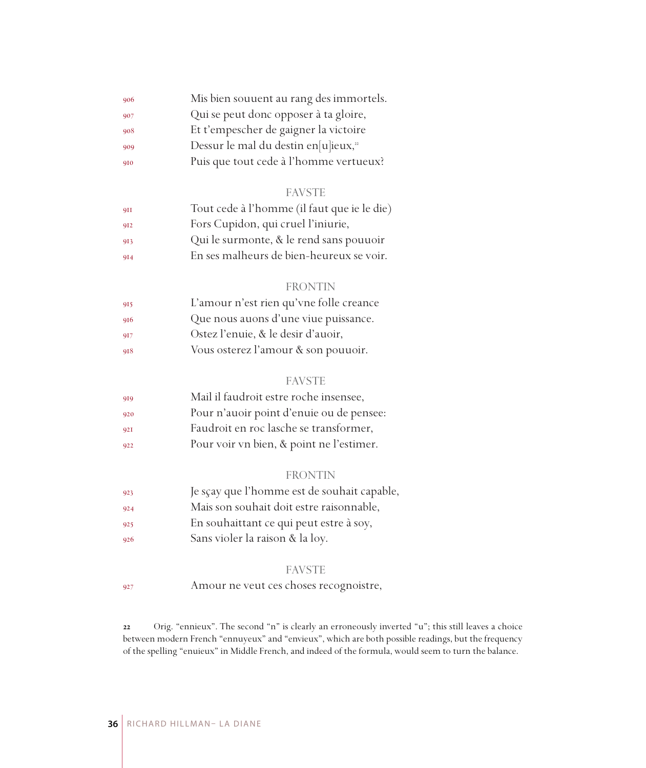906 Mis bien souuent au rang des immortels.
907 Qui se peut donc opposer à ta gloire,
908 Et t'empescher de gaigner la victoire
909 Dessur le mal du destin en[u]ieux,[22]
910 Puis que tout cede à l'homme vertueux?

FAVSTE

911 Tout cede à l'homme (il faut que ie le die)
912 Fors Cupidon, qui cruel l'iniurie,
913 Qui le surmonte, & le rend sans pouuoir
914 En ses malheurs de bien-heureux se voir.

FRONTIN

915 L'amour n'est rien qu'vne folle creance
916 Que nous auons d'une viue puissance.
917 Ostez l'enuie, & le desir d'auoir,
918 Vous osterez l'amour & son pouuoir.

FAVSTE

919 Mail il faudroit estre roche insensee,
920 Pour n'auoir point d'enuie ou de pensee:
921 Faudroit en roc lasche se transformer,
922 Pour voir vn bien, & point ne l'estimer.

FRONTIN

923 Je sçay que l'homme est de souhait capable,
924 Mais son souhait doit estre raisonnable,
925 En souhaittant ce qui peut estre à soy,
926 Sans violer la raison & la loy.

FAVSTE

927 Amour ne veut ces choses recognoistre,

22 Orig. "ennieux". The second "n" is clearly an erroneously inverted "u"; this still leaves a choice between modern French "ennuyeux" and "envieux", which are both possible readings, but the frequency of the spelling "enuieux" in Middle French, and indeed of the formula, would seem to turn the balance.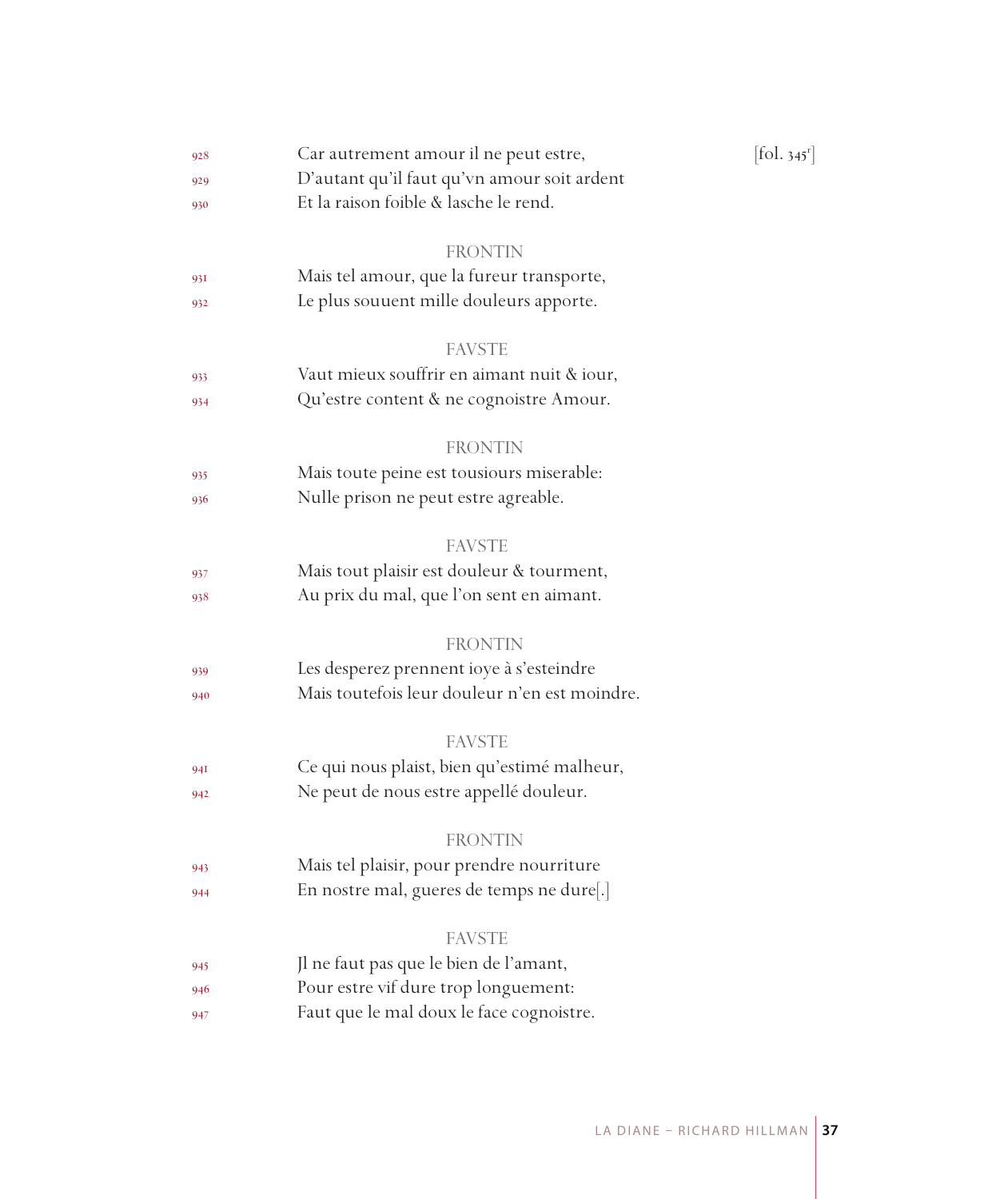928 Car autrement amour il ne peut estre, [fol. 345r]
929 D'autant qu'il faut qu'vn amour soit ardent
930 Et la raison foible & lasche le rend.

FRONTIN

931 Mais tel amour, que la fureur transporte,
932 Le plus souuent mille douleurs apporte.

FAVSTE

933 Vaut mieux souffrir en aimant nuit & iour,
934 Qu'estre content & ne cognoistre Amour.

FRONTIN

935 Mais toute peine est tousiours miserable:
936 Nulle prison ne peut estre agreable.

FAVSTE

937 Mais tout plaisir est douleur & tourment,
938 Au prix du mal, que l'on sent en aimant.

FRONTIN

939 Les desperez prennent ioye à s'esteindre
940 Mais toutefois leur douleur n'en est moindre.

FAVSTE

941 Ce qui nous plaist, bien qu'estimé malheur,
942 Ne peut de nous estre appellé douleur.

FRONTIN

943 Mais tel plaisir, pour prendre nourriture
944 En nostre mal, gueres de temps ne dure[.]

FAVSTE

945 Jl ne faut pas que le bien de l'amant,
946 Pour estre vif dure trop longuement:
947 Faut que le mal doux le face cognoistre.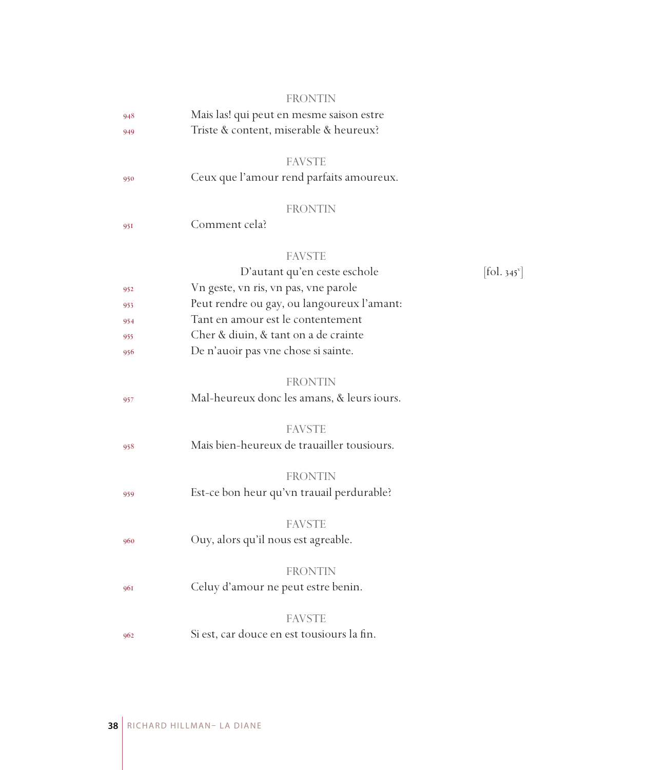FRONTIN

948 Mais las! qui peut en mesme saison estre
949 Triste & content, miserable & heureux?

FAVSTE

950 Ceux que l'amour rend parfaits amoureux.

FRONTIN

951 Comment cela?

FAVSTE

D'autant qu'en ceste eschole [fol. 345v]
952 Vn geste, vn ris, vn pas, vne parole
953 Peut rendre ou gay, ou langoureux l'amant:
954 Tant en amour est le contentement
955 Cher & diuin, & tant on a de crainte
956 De n'auoir pas vne chose si sainte.

FRONTIN

957 Mal-heureux donc les amans, & leurs iours.

FAVSTE

958 Mais bien-heureux de trauailler tousiours.

FRONTIN

959 Est-ce bon heur qu'vn trauail perdurable?

FAVSTE

960 Ouy, alors qu'il nous est agreable.

FRONTIN

961 Celuy d'amour ne peut estre benin.

FAVSTE

962 Si est, car douce en est tousiours la fin.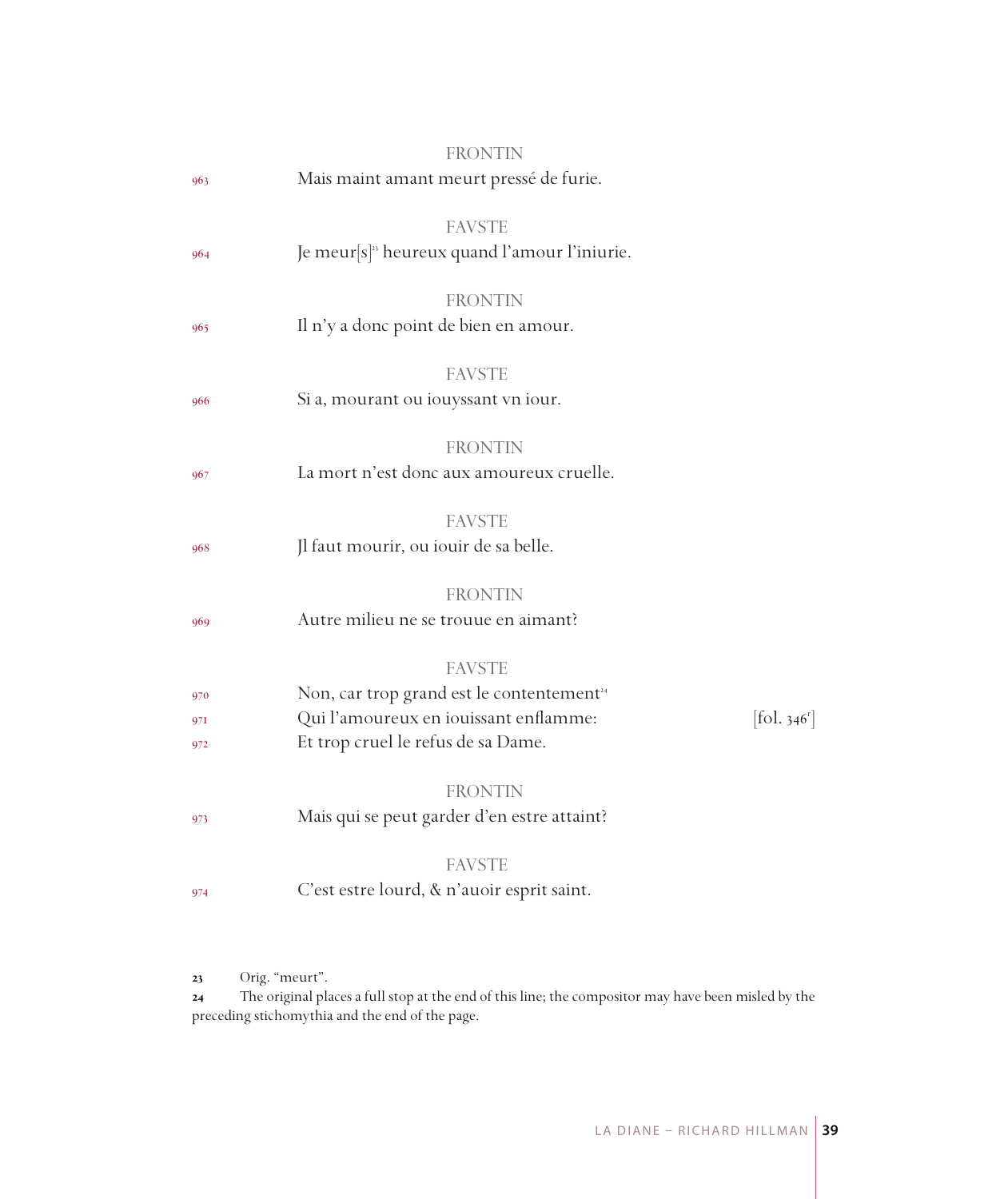FRONTIN

963 Mais maint amant meurt pressé de furie.

FAVSTE

964 Je meur[s][23] heureux quand l'amour l'iniurie.

FRONTIN

965 Il n'y a donc point de bien en amour.

FAVSTE

966 Si a, mourant ou iouyssant vn iour.

FRONTIN

967 La mort n'est donc aux amoureux cruelle.

FAVSTE

968 Jl faut mourir, ou iouir de sa belle.

FRONTIN

969 Autre milieu ne se trouue en aimant?

FAVSTE

970 Non, car trop grand est le contentement[24]
971 Qui l'amoureux en iouissant enflamme: [fol. 346r]
972 Et trop cruel le refus de sa Dame.

FRONTIN

973 Mais qui se peut garder d'en estre attaint?

FAVSTE

974 C'est estre lourd, & n'auoir esprit saint.

---

23 Orig. "meurt".

24 The original places a full stop at the end of this line; the compositor may have been misled by the preceding stichomythia and the end of the page.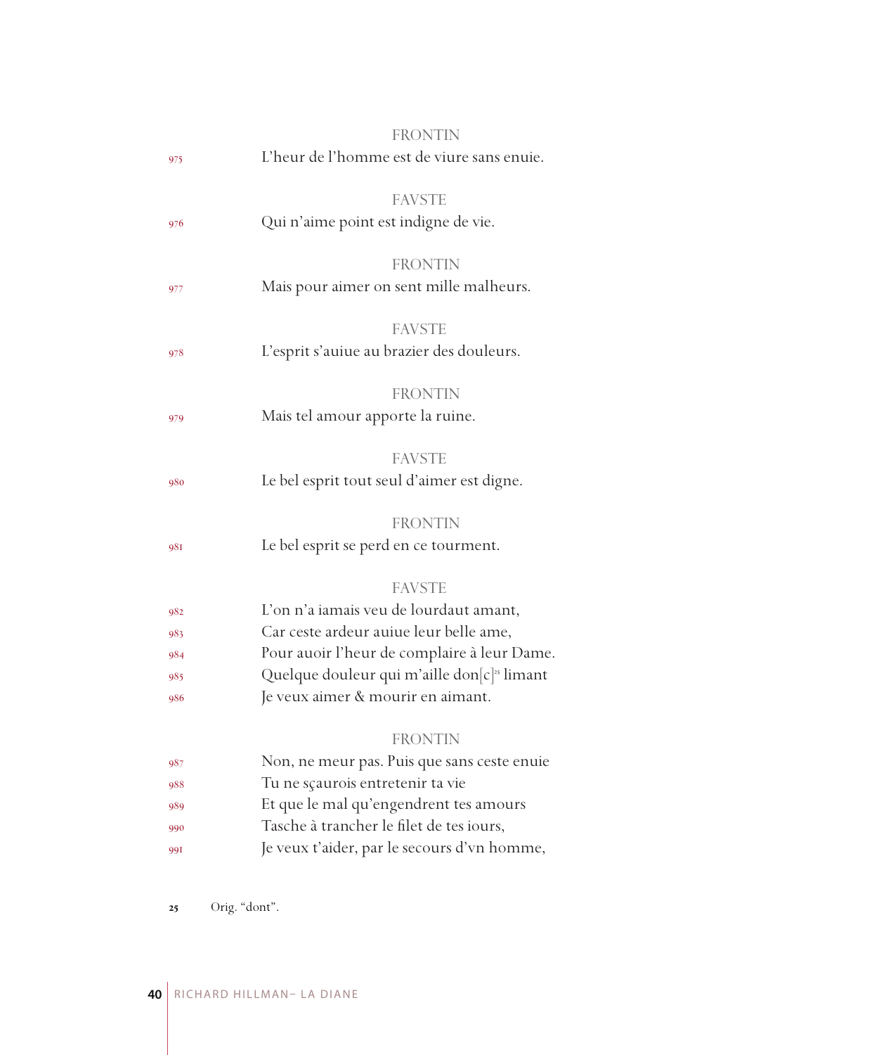FRONTIN

975 L'heur de l'homme est de viure sans enuie.

FAVSTE

976 Qui n'aime point est indigne de vie.

FRONTIN

977 Mais pour aimer on sent mille malheurs.

FAVSTE

978 L'esprit s'auiue au brazier des douleurs.

FRONTIN

979 Mais tel amour apporte la ruine.

FAVSTE

980 Le bel esprit tout seul d'aimer est digne.

FRONTIN

981 Le bel esprit se perd en ce tourment.

FAVSTE

982 L'on n'a iamais veu de lourdaut amant,
983 Car ceste ardeur auiue leur belle ame,
984 Pour auoir l'heur de complaire à leur Dame.
985 Quelque douleur qui m'aille don[c][25] limant
986 Je veux aimer & mourir en aimant.

FRONTIN

987 Non, ne meur pas. Puis que sans ceste enuie
988 Tu ne sçaurois entretenir ta vie
989 Et que le mal qu'engendrent tes amours
990 Tasche à trancher le filet de tes iours,
991 Je veux t'aider, par le secours d'vn homme,

---

25 Orig. "dont".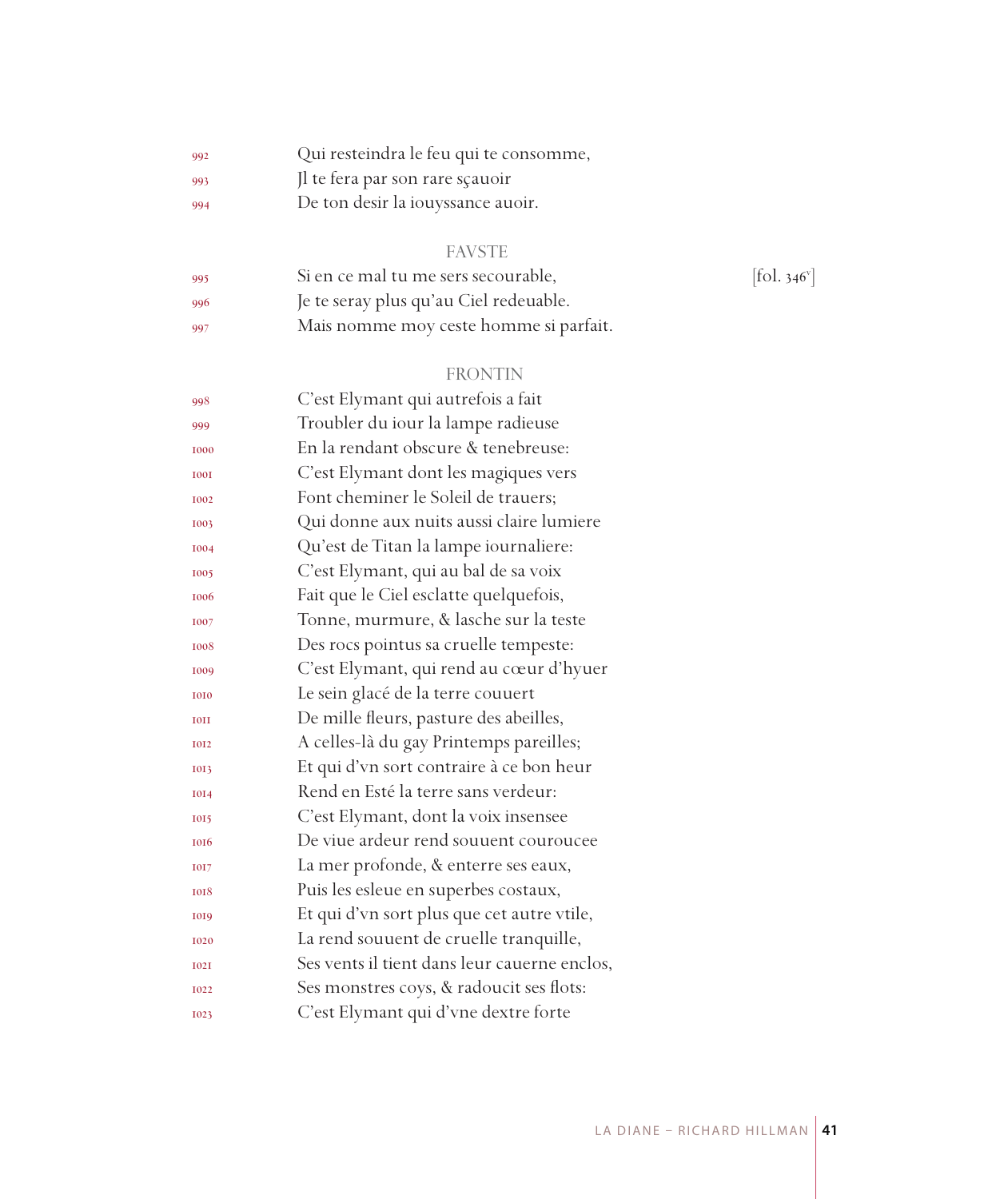992 Qui resteindra le feu qui te consomme,
993 Jl te fera par son rare sçauoir
994 De ton desir la iouyssance auoir.

FAVSTE

995 Si en ce mal tu me sers secourable, [fol. 346v]
996 Je te seray plus qu'au Ciel redeuable.
997 Mais nomme moy ceste homme si parfait.

FRONTIN

998 C'est Elymant qui autrefois a fait
999 Troubler du iour la lampe radieuse
1000 En la rendant obscure & tenebreuse:
1001 C'est Elymant dont les magiques vers
1002 Font cheminer le Soleil de trauers;
1003 Qui donne aux nuits aussi claire lumiere
1004 Qu'est de Titan la lampe iournaliere:
1005 C'est Elymant, qui au bal de sa voix
1006 Fait que le Ciel esclatte quelquefois,
1007 Tonne, murmure, & lasche sur la teste
1008 Des rocs pointus sa cruelle tempeste:
1009 C'est Elymant, qui rend au cœur d'hyuer
1010 Le sein glacé de la terre couuert
1011 De mille fleurs, pasture des abeilles,
1012 A celles-là du gay Printemps pareilles;
1013 Et qui d'vn sort contraire à ce bon heur
1014 Rend en Esté la terre sans verdeur:
1015 C'est Elymant, dont la voix insensee
1016 De viue ardeur rend souuent couroucee
1017 La mer profonde, & enterre ses eaux,
1018 Puis les esleue en superbes costaux,
1019 Et qui d'vn sort plus que cet autre vtile,
1020 La rend souuent de cruelle tranquille,
1021 Ses vents il tient dans leur cauerne enclos,
1022 Ses monstres coys, & radoucit ses flots:
1023 C'est Elymant qui d'vne dextre forte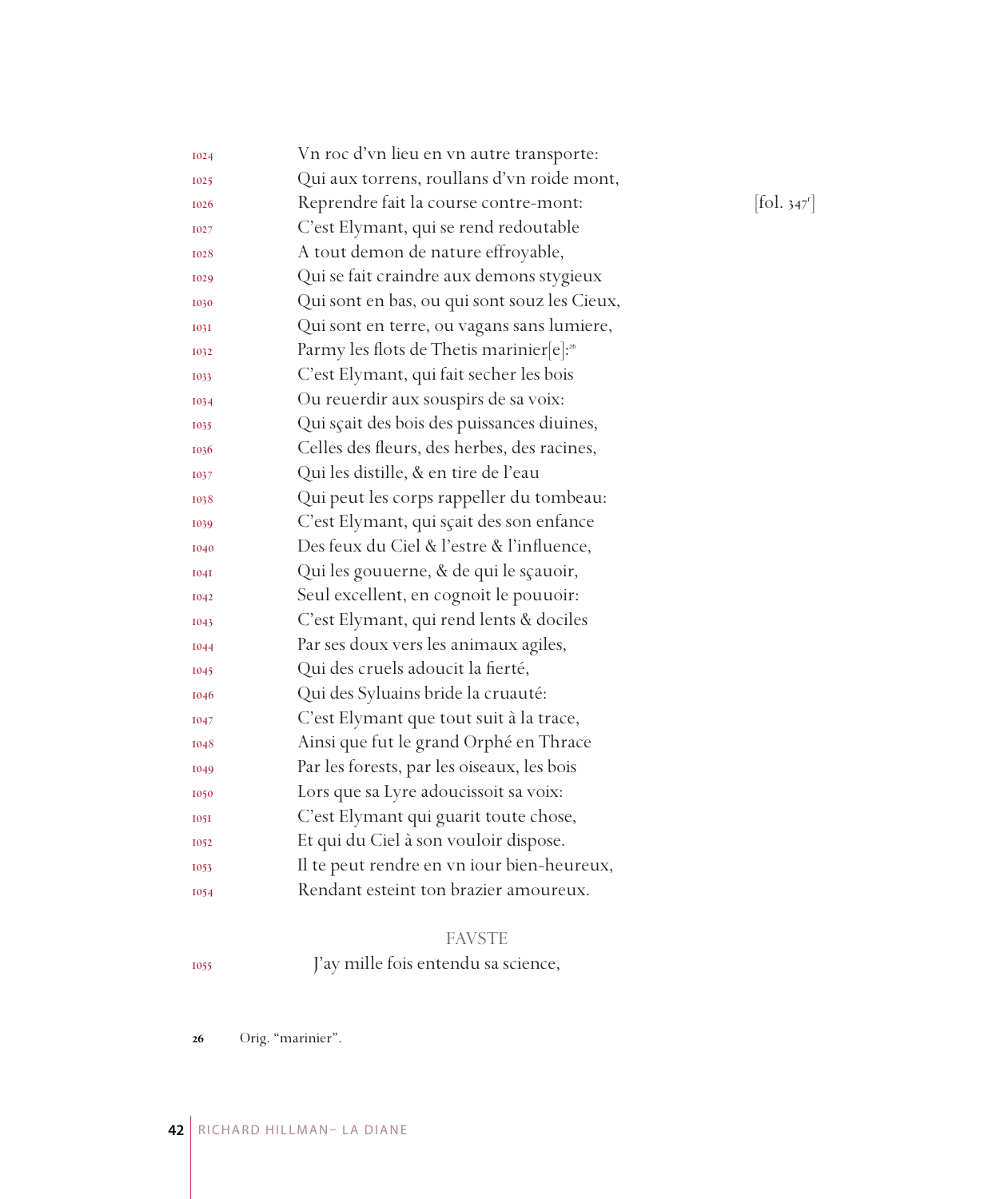1024 Vn roc d'vn lieu en vn autre transporte:
1025 Qui aux torrens, roullans d'vn roide mont,
1026 Reprendre fait la course contre-mont: [fol. 347r]
1027 C'est Elymant, qui se rend redoutable
1028 A tout demon de nature effroyable,
1029 Qui se fait craindre aux demons stygieux
1030 Qui sont en bas, ou qui sont souz les Cieux,
1031 Qui sont en terre, ou vagans sans lumiere,
1032 Parmy les flots de Thetis marinier[e]:[26]
1033 C'est Elymant, qui fait secher les bois
1034 Ou reuerdir aux souspirs de sa voix:
1035 Qui sçait des bois des puissances diuines,
1036 Celles des fleurs, des herbes, des racines,
1037 Qui les distille, & en tire de l'eau
1038 Qui peut les corps rappeller du tombeau:
1039 C'est Elymant, qui sçait des son enfance
1040 Des feux du Ciel & l'estre & l'influence,
1041 Qui les gouuerne, & de qui le sçauoir,
1042 Seul excellent, en cognoit le pouuoir:
1043 C'est Elymant, qui rend lents & dociles
1044 Par ses doux vers les animaux agiles,
1045 Qui des cruels adoucit la fierté,
1046 Qui des Syluains bride la cruauté:
1047 C'est Elymant que tout suit à la trace,
1048 Ainsi que fut le grand Orphé en Thrace
1049 Par les forests, par les oiseaux, les bois
1050 Lors que sa Lyre adoucissoit sa voix:
1051 C'est Elymant qui guarit toute chose,
1052 Et qui du Ciel à son vouloir dispose.
1053 Il te peut rendre en vn iour bien-heureux,
1054 Rendant esteint ton brazier amoureux.

FAVSTE

1055 J'ay mille fois entendu sa science,

26 Orig. "marinier".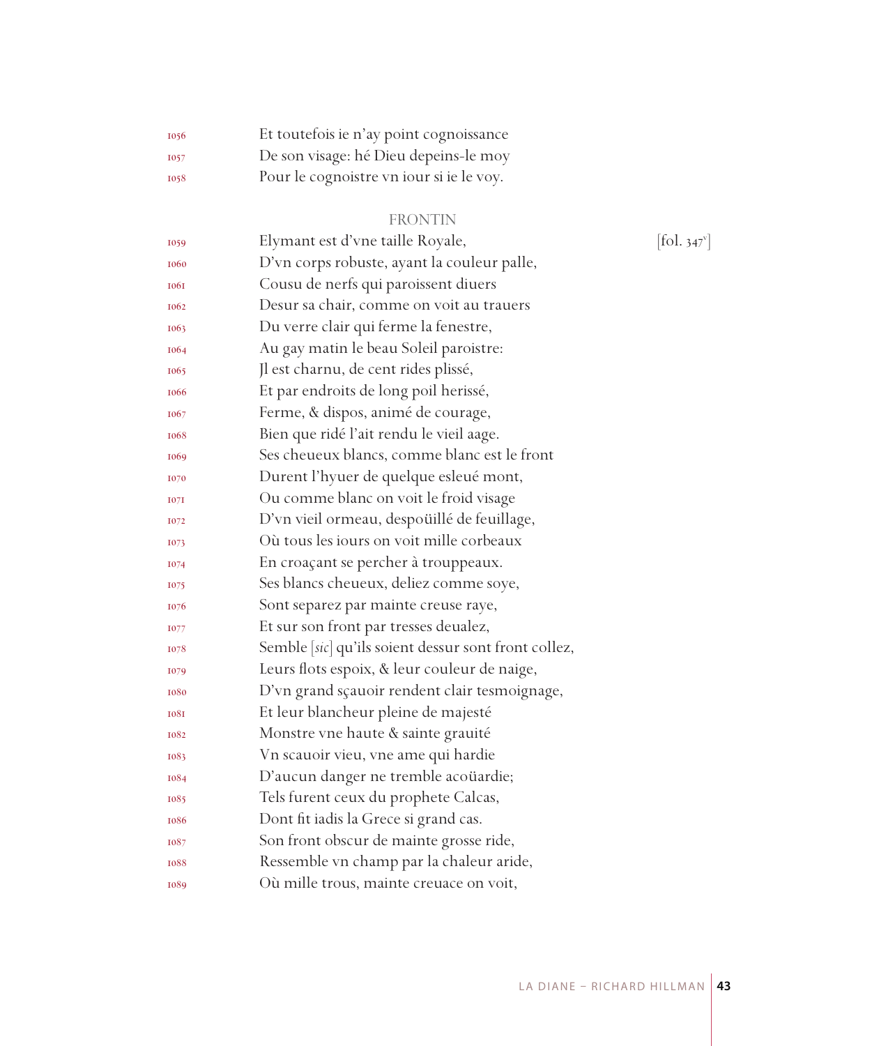1056 Et toutefois ie n'ay point cognoissance
1057 De son visage: hé Dieu depeins-le moy
1058 Pour le cognoistre vn iour si ie le voy.

FRONTIN

1059 Elymant est d'vne taille Royale, [fol. 347v]
1060 D'vn corps robuste, ayant la couleur palle,
1061 Cousu de nerfs qui paroissent diuers
1062 Desur sa chair, comme on voit au trauers
1063 Du verre clair qui ferme la fenestre,
1064 Au gay matin le beau Soleil paroistre:
1065 Jl est charnu, de cent rides plissé,
1066 Et par endroits de long poil herissé,
1067 Ferme, & dispos, animé de courage,
1068 Bien que ridé l'ait rendu le vieil aage.
1069 Ses cheueux blancs, comme blanc est le front
1070 Durent l'hyuer de quelque esleué mont,
1071 Ou comme blanc on voit le froid visage
1072 D'vn vieil ormeau, despoüillé de feuillage,
1073 Où tous les iours on voit mille corbeaux
1074 En croaçant se percher à trouppeaux.
1075 Ses blancs cheueux, deliez comme soye,
1076 Sont separez par mainte creuse raye,
1077 Et sur son front par tresses deualez,
1078 Semble [*sic*] qu'ils soient dessur sont front collez,
1079 Leurs flots espoix, & leur couleur de naige,
1080 D'vn grand sçauoir rendent clair tesmoignage,
1081 Et leur blancheur pleine de majesté
1082 Monstre vne haute & sainte grauité
1083 Vn scauoir vieu, vne ame qui hardie
1084 D'aucun danger ne tremble acoüardie;
1085 Tels furent ceux du prophete Calcas,
1086 Dont fit iadis la Grece si grand cas.
1087 Son front obscur de mainte grosse ride,
1088 Ressemble vn champ par la chaleur aride,
1089 Où mille trous, mainte creuace on voit,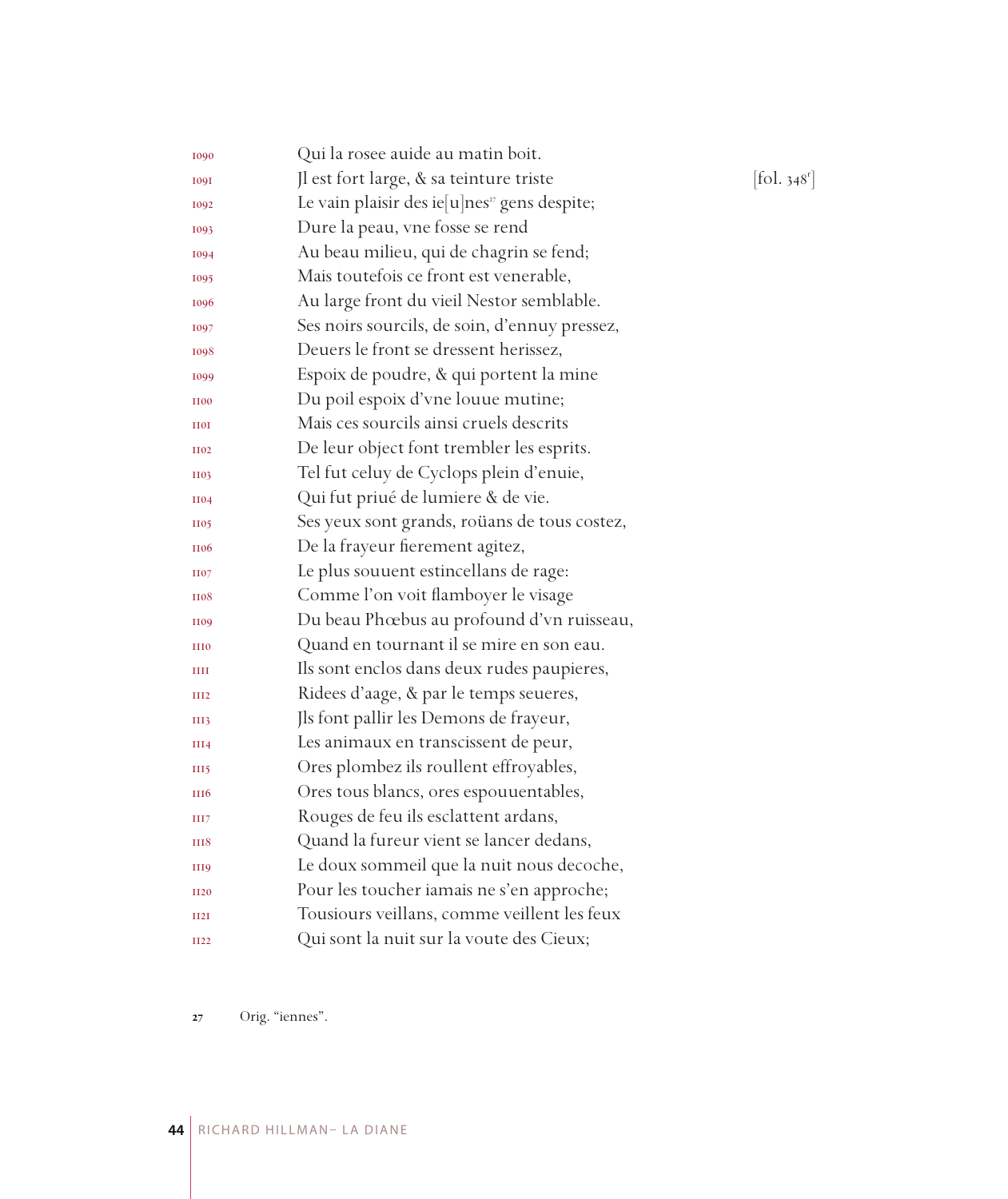1090 Qui la rosee auide au matin boit.
1091 Jl est fort large, & sa teinture triste [fol. 348r]
1092 Le vain plaisir des ie[u]nes[27] gens despite;
1093 Dure la peau, vne fosse se rend
1094 Au beau milieu, qui de chagrin se fend;
1095 Mais toutefois ce front est venerable,
1096 Au large front du vieil Nestor semblable.
1097 Ses noirs sourcils, de soin, d'ennuy pressez,
1098 Deuers le front se dressent herissez,
1099 Espoix de poudre, & qui portent la mine
1100 Du poil espoix d'vne louue mutine;
1101 Mais ces sourcils ainsi cruels descrits
1102 De leur object font trembler les esprits.
1103 Tel fut celuy de Cyclops plein d'enuie,
1104 Qui fut priué de lumiere & de vie.
1105 Ses yeux sont grands, roüans de tous costez,
1106 De la frayeur fierement agitez,
1107 Le plus souuent estincellans de rage:
1108 Comme l'on voit flamboyer le visage
1109 Du beau Phœbus au profound d'vn ruisseau,
1110 Quand en tournant il se mire en son eau.
1111 Ils sont enclos dans deux rudes paupieres,
1112 Ridees d'aage, & par le temps seueres,
1113 Jls font pallir les Demons de frayeur,
1114 Les animaux en transcissent de peur,
1115 Ores plombez ils roullent effroyables,
1116 Ores tous blancs, ores espouuentables,
1117 Rouges de feu ils esclattent ardans,
1118 Quand la fureur vient se lancer dedans,
1119 Le doux sommeil que la nuit nous decoche,
1120 Pour les toucher iamais ne s'en approche;
1121 Tousiours veillans, comme veillent les feux
1122 Qui sont la nuit sur la voute des Cieux;

27 Orig. "iennes".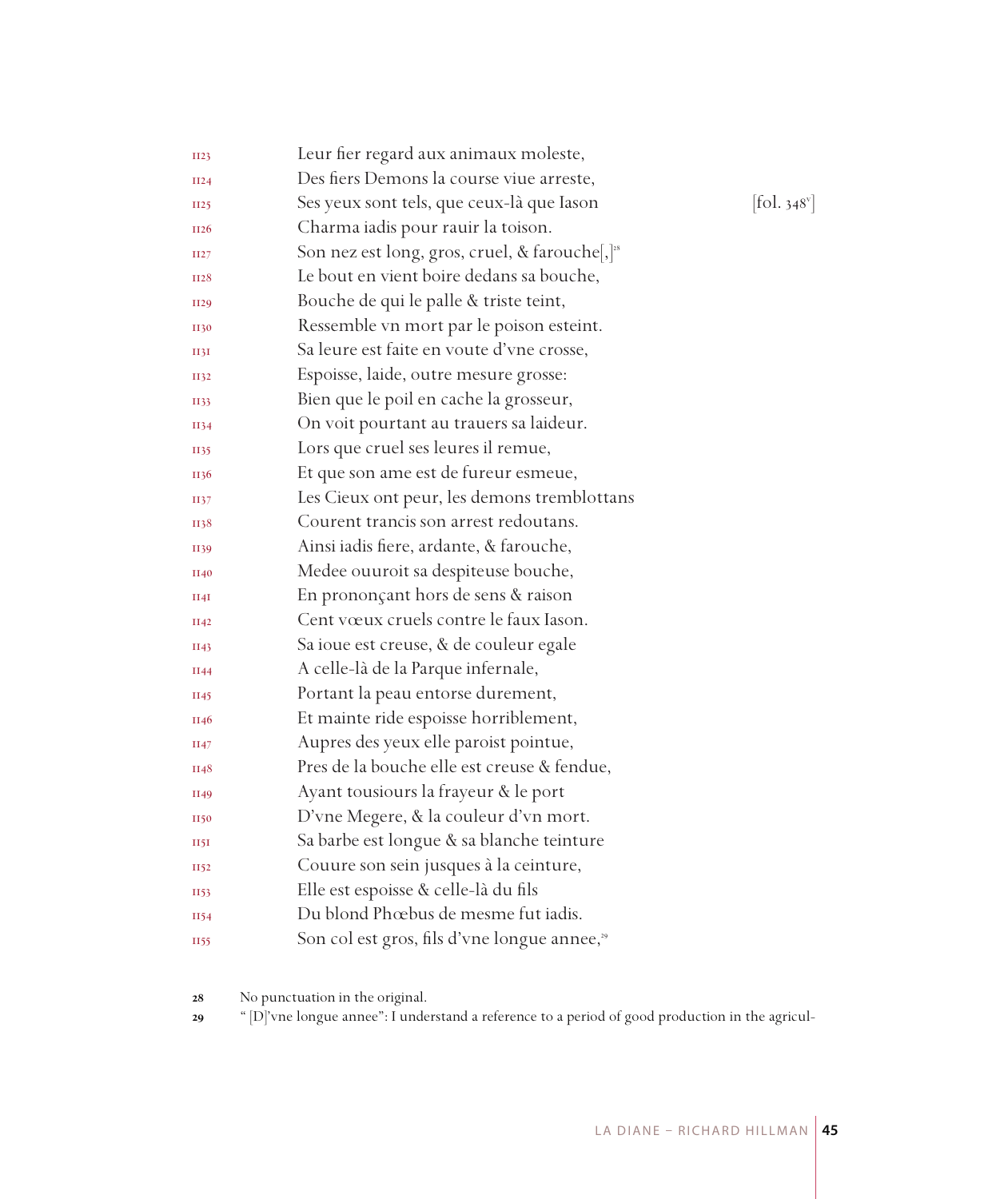1123 Leur fier regard aux animaux moleste,
1124 Des fiers Demons la course viue arreste,
1125 Ses yeux sont tels, que ceux-là que Iason [fol. 348v]
1126 Charma iadis pour rauir la toison.
1127 Son nez est long, gros, cruel, & farouche[,][28]
1128 Le bout en vient boire dedans sa bouche,
1129 Bouche de qui le palle & triste teint,
1130 Ressemble vn mort par le poison esteint.
1131 Sa leure est faite en voute d'vne crosse,
1132 Espoisse, laide, outre mesure grosse:
1133 Bien que le poil en cache la grosseur,
1134 On voit pourtant au trauers sa laideur.
1135 Lors que cruel ses leures il remue,
1136 Et que son ame est de fureur esmeue,
1137 Les Cieux ont peur, les demons tremblottans
1138 Courent trancis son arrest redoutans.
1139 Ainsi iadis fiere, ardante, & farouche,
1140 Medee ouuroit sa despiteuse bouche,
1141 En prononçant hors de sens & raison
1142 Cent vœux cruels contre le faux Iason.
1143 Sa ioue est creuse, & de couleur egale
1144 A celle-là de la Parque infernale,
1145 Portant la peau entorse durement,
1146 Et mainte ride espoisse horriblement,
1147 Aupres des yeux elle paroist pointue,
1148 Pres de la bouche elle est creuse & fendue,
1149 Ayant tousiours la frayeur & le port
1150 D'vne Megere, & la couleur d'vn mort.
1151 Sa barbe est longue & sa blanche teinture
1152 Couure son sein jusques à la ceinture,
1153 Elle est espoisse & celle-là du fils
1154 Du blond Phœbus de mesme fut iadis.
1155 Son col est gros, fils d'vne longue annee,[29]

28 No punctuation in the original.

29 "[D]'vne longue annee": I understand a reference to a period of good production in the agricul-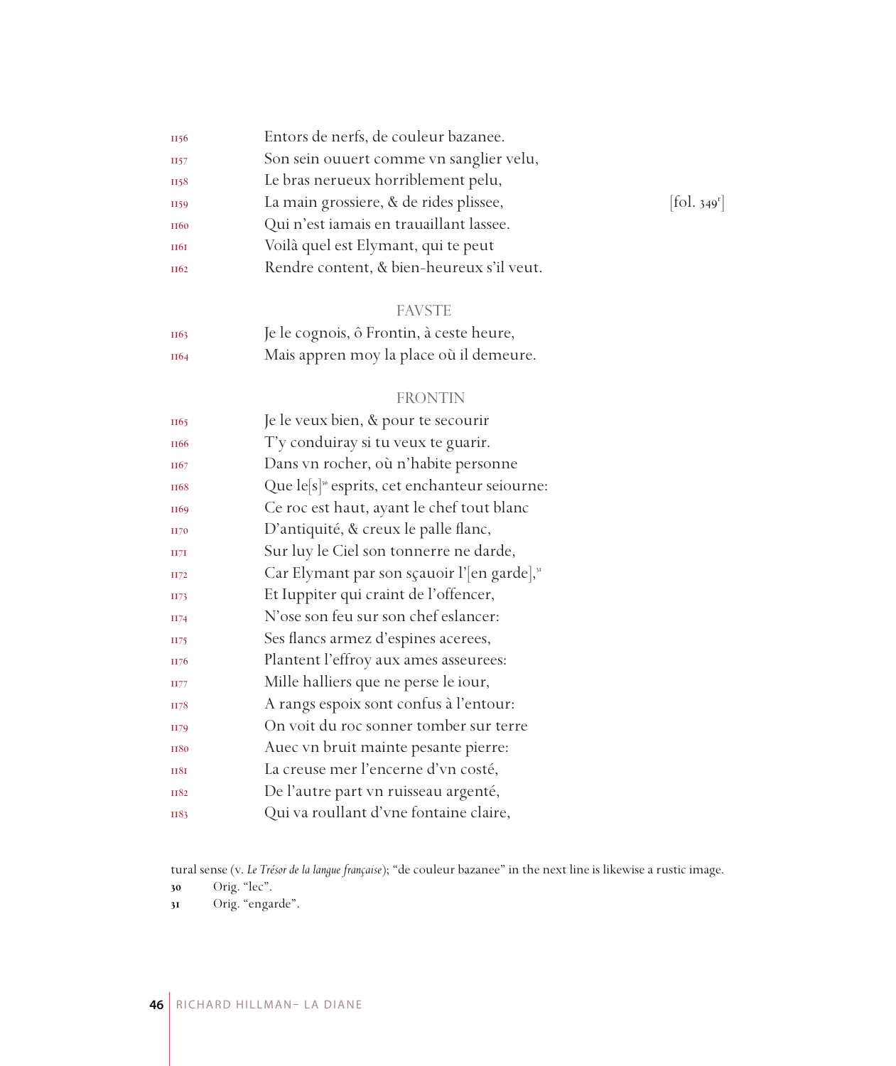1156 Entors de nerfs, de couleur bazanee.
1157 Son sein ouuert comme vn sanglier velu,
1158 Le bras nerueux horriblement pelu,
1159 La main grossiere, & de rides plissee, [fol. 349r]
1160 Qui n'est iamais en trauaillant lassee.
1161 Voilà quel est Elymant, qui te peut
1162 Rendre content, & bien-heureux s'il veut.

FAVSTE

1163 Je le cognois, ô Frontin, à ceste heure,
1164 Mais appren moy la place où il demeure.

FRONTIN

1165 Je le veux bien, & pour te secourir
1166 T'y conduiray si tu veux te guarir.
1167 Dans vn rocher, où n'habite personne
1168 Que le[s][30] esprits, cet enchanteur seiourne:
1169 Ce roc est haut, ayant le chef tout blanc
1170 D'antiquité, & creux le palle flanc,
1171 Sur luy le Ciel son tonnerre ne darde,
1172 Car Elymant par son sçauoir l'[en garde],[31]
1173 Et Iuppiter qui craint de l'offencer,
1174 N'ose son feu sur son chef eslancer:
1175 Ses flancs armez d'espines acerees,
1176 Plantent l'effroy aux ames asseurees:
1177 Mille halliers que ne perse le iour,
1178 A rangs espoix sont confus à l'entour:
1179 On voit du roc sonner tomber sur terre
1180 Auec vn bruit mainte pesante pierre:
1181 La creuse mer l'encerne d'vn costé,
1182 De l'autre part vn ruisseau argenté,
1183 Qui va roullant d'vne fontaine claire,

tural sense (v. *Le Trésor de la langue française*); "de couleur bazanee" in the next line is likewise a rustic image.

30 Orig. "lec".

31 Orig. "engarde".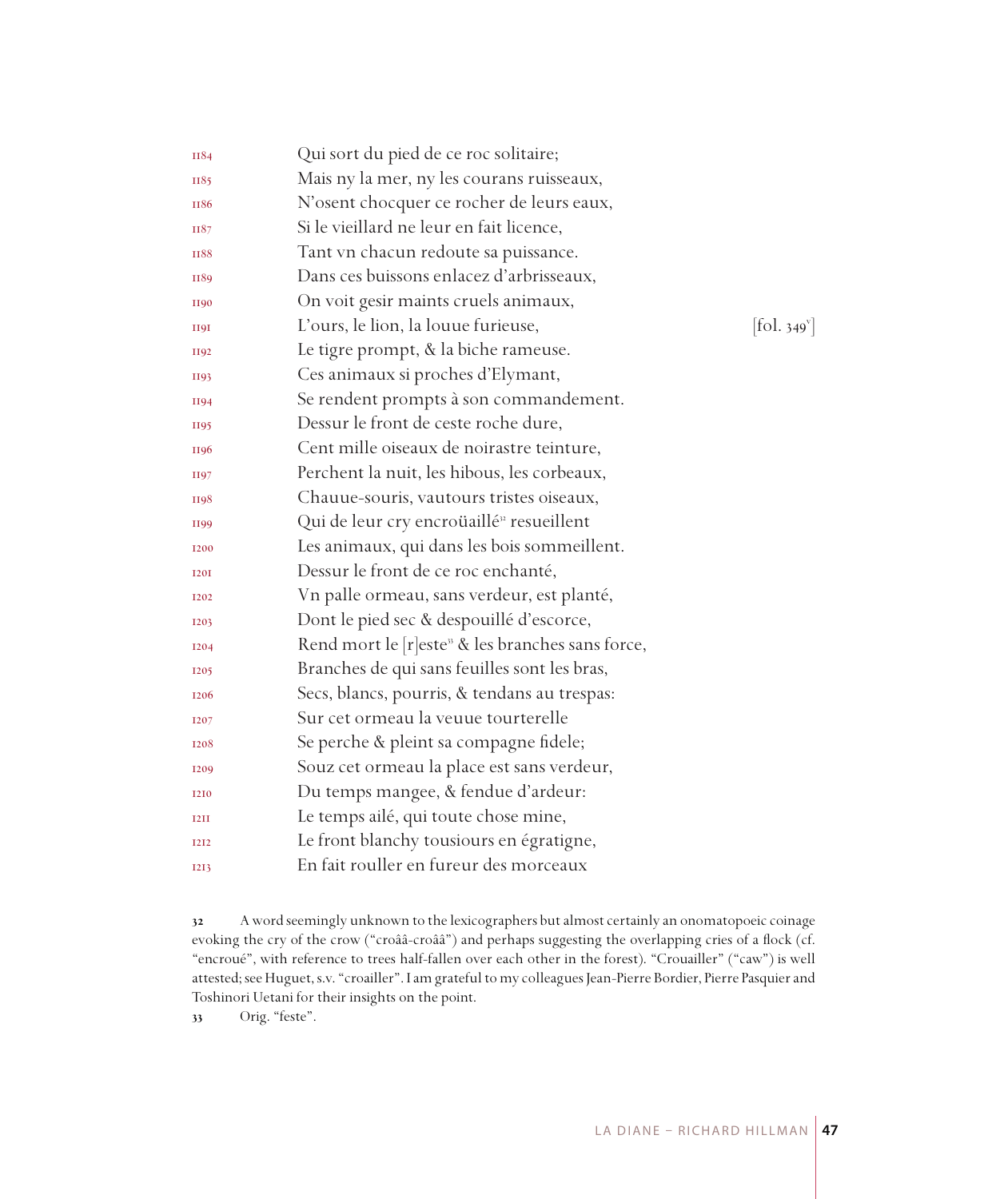1184 Qui sort du pied de ce roc solitaire;
1185 Mais ny la mer, ny les courans ruisseaux,
1186 N'osent chocquer ce rocher de leurs eaux,
1187 Si le vieillard ne leur en fait licence,
1188 Tant vn chacun redoute sa puissance.
1189 Dans ces buissons enlacez d'arbrisseaux,
1190 On voit gesir maints cruels animaux,
1191 L'ours, le lion, la louue furieuse, [fol. 349v]
1192 Le tigre prompt, & la biche rameuse.
1193 Ces animaux si proches d'Elymant,
1194 Se rendent prompts à son commandement.
1195 Dessur le front de ceste roche dure,
1196 Cent mille oiseaux de noirastre teinture,
1197 Perchent la nuit, les hibous, les corbeaux,
1198 Chauue-souris, vautours tristes oiseaux,
1199 Qui de leur cry encroüaillé[32] resueillent
1200 Les animaux, qui dans les bois sommeillent.
1201 Dessur le front de ce roc enchanté,
1202 Vn palle ormeau, sans verdeur, est planté,
1203 Dont le pied sec & despouillé d'escorce,
1204 Rend mort le [r]este[33] & les branches sans force,
1205 Branches de qui sans feuilles sont les bras,
1206 Secs, blancs, pourris, & tendans au trespas:
1207 Sur cet ormeau la veuue tourterelle
1208 Se perche & pleint sa compagne fidele;
1209 Souz cet ormeau la place est sans verdeur,
1210 Du temps mangee, & fendue d'ardeur:
1211 Le temps ailé, qui toute chose mine,
1212 Le front blanchy tousiours en égratigne,
1213 En fait rouller en fureur des morceaux

32 A word seemingly unknown to the lexicographers but almost certainly an onomatopoeic coinage evoking the cry of the crow ("croââ-croââ") and perhaps suggesting the overlapping cries of a flock (cf. "encroué", with reference to trees half-fallen over each other in the forest). "Crouailler" ("caw") is well attested; see Huguet, s.v. "croailler". I am grateful to my colleagues Jean-Pierre Bordier, Pierre Pasquier and Toshinori Uetani for their insights on the point.

33 Orig. "feste".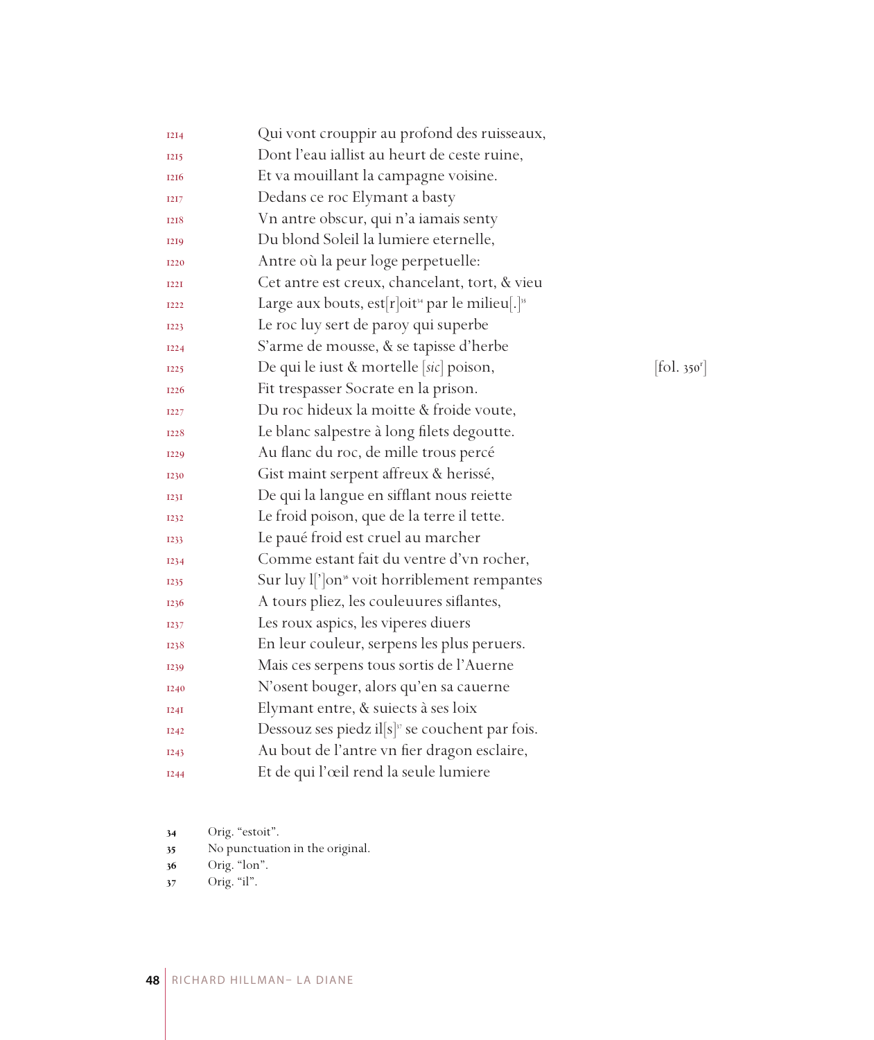1214 Qui vont crouppir au profond des ruisseaux,
1215 Dont l'eau iallist au heurt de ceste ruine,
1216 Et va mouillant la campagne voisine.
1217 Dedans ce roc Elymant a basty
1218 Vn antre obscur, qui n'a iamais senty
1219 Du blond Soleil la lumiere eternelle,
1220 Antre où la peur loge perpetuelle:
1221 Cet antre est creux, chancelant, tort, & vieu
1222 Large aux bouts, est[r]oit[34] par le milieu[.][35]
1223 Le roc luy sert de paroy qui superbe
1224 S'arme de mousse, & se tapisse d'herbe
1225 De qui le iust & mortelle [*sic*] poison, [fol. 350r]
1226 Fit trespasser Socrate en la prison.
1227 Du roc hideux la moitte & froide voute,
1228 Le blanc salpestre à long filets degoutte.
1229 Au flanc du roc, de mille trous percé
1230 Gist maint serpent affreux & herissé,
1231 De qui la langue en sifflant nous reiette
1232 Le froid poison, que de la terre il tette.
1233 Le paué froid est cruel au marcher
1234 Comme estant fait du ventre d'vn rocher,
1235 Sur luy l[']on[36] voit horriblement rempantes
1236 A tours pliez, les couleuures siflantes,
1237 Les roux aspics, les viperes diuers
1238 En leur couleur, serpens les plus peruers.
1239 Mais ces serpens tous sortis de l'Auerne
1240 N'osent bouger, alors qu'en sa cauerne
1241 Elymant entre, & suiects à ses loix
1242 Dessouz ses piedz il[s][37] se couchent par fois.
1243 Au bout de l'antre vn fier dragon esclaire,
1244 Et de qui l'œil rend la seule lumiere

34 Orig. "estoit".
35 No punctuation in the original.
36 Orig. "lon".
37 Orig. "il".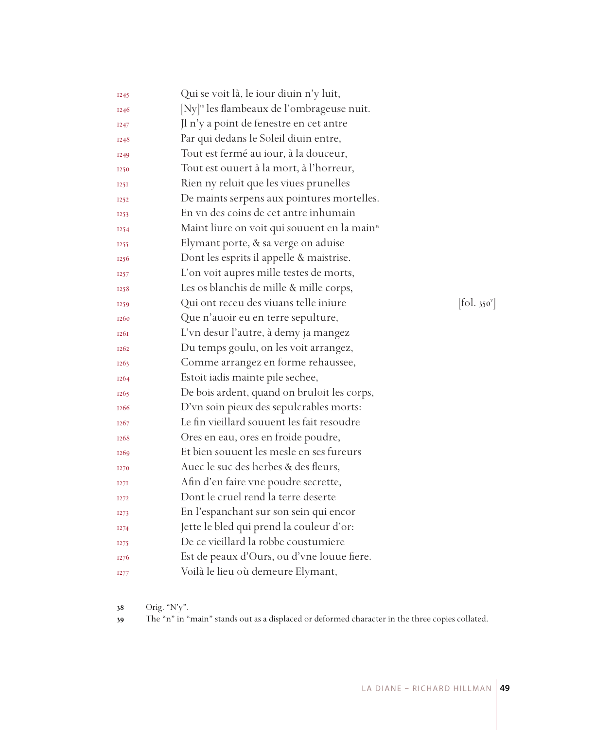1245 Qui se voit là, le iour diuin n'y luit,
1246 [Ny][38] les flambeaux de l'ombrageuse nuit.
1247 Jl n'y a point de fenestre en cet antre
1248 Par qui dedans le Soleil diuin entre,
1249 Tout est fermé au iour, à la douceur,
1250 Tout est ouuert à la mort, à l'horreur,
1251 Rien ny reluit que les viues prunelles
1252 De maints serpens aux pointures mortelles.
1253 En vn des coins de cet antre inhumain
1254 Maint liure on voit qui souuent en la main[39]
1255 Elymant porte, & sa verge on aduise
1256 Dont les esprits il appelle & maistrise.
1257 L'on voit aupres mille testes de morts,
1258 Les os blanchis de mille & mille corps,
1259 Qui ont receu des viuans telle iniure [fol. 350v]
1260 Que n'auoir eu en terre sepulture,
1261 L'vn desur l'autre, à demy ja mangez
1262 Du temps goulu, on les voit arrangez,
1263 Comme arrangez en forme rehaussee,
1264 Estoit iadis mainte pile sechee,
1265 De bois ardent, quand on bruloit les corps,
1266 D'vn soin pieux des sepulcrables morts:
1267 Le fin vieillard souuent les fait resoudre
1268 Ores en eau, ores en froide poudre,
1269 Et bien souuent les mesle en ses fureurs
1270 Auec le suc des herbes & des fleurs,
1271 Afin d'en faire vne poudre secrette,
1272 Dont le cruel rend la terre deserte
1273 En l'espanchant sur son sein qui encor
1274 Jette le bled qui prend la couleur d'or:
1275 De ce vieillard la robbe coustumiere
1276 Est de peaux d'Ours, ou d'vne louue fiere.
1277 Voilà le lieu où demeure Elymant,

38 Orig. "N'y".

39 The "n" in "main" stands out as a displaced or deformed character in the three copies collated.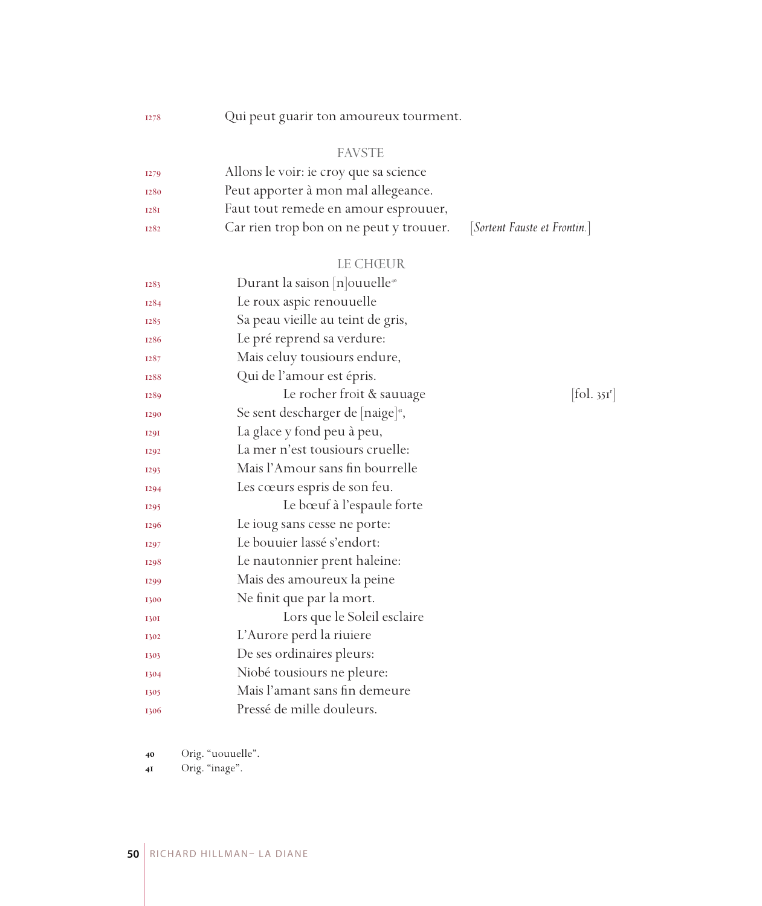1278 Qui peut guarir ton amoureux tourment.

FAVSTE

1279 Allons le voir: ie croy que sa science
1280 Peut apporter à mon mal allegeance.
1281 Faut tout remede en amour esprouuer,
1282 Car rien trop bon on ne peut y trouuer. [*Sortent Fauste et Frontin.*]

LE CHŒUR

1283 Durant la saison [n]ouuelle[40]
1284 Le roux aspic renouuelle
1285 Sa peau vieille au teint de gris,
1286 Le pré reprend sa verdure:
1287 Mais celuy tousiours endure,
1288 Qui de l'amour est épris.
1289 Le rocher froit & sauuage [fol. 351r]
1290 Se sent descharger de [naige][41],
1291 La glace y fond peu à peu,
1292 La mer n'est tousiours cruelle:
1293 Mais l'Amour sans fin bourrelle
1294 Les cœurs espris de son feu.
1295 Le bœuf à l'espaule forte
1296 Le ioug sans cesse ne porte:
1297 Le bouuier lassé s'endort:
1298 Le nautonnier prent haleine:
1299 Mais des amoureux la peine
1300 Ne finit que par la mort.
1301 Lors que le Soleil esclaire
1302 L'Aurore perd la riuiere
1303 De ses ordinaires pleurs:
1304 Niobé tousiours ne pleure:
1305 Mais l'amant sans fin demeure
1306 Pressé de mille douleurs.

40 Orig. "uouuelle".
41 Orig. "inage".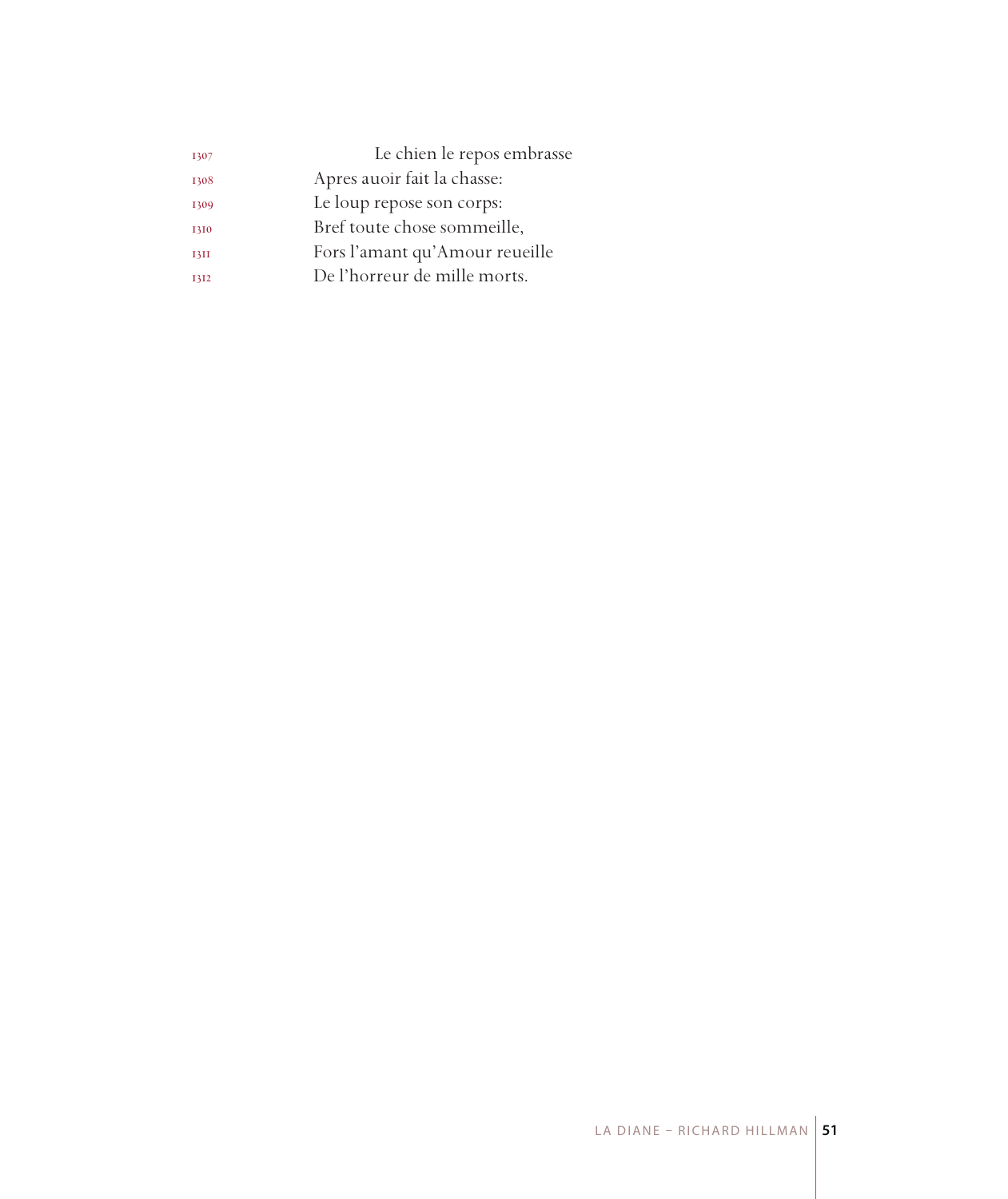1307 Le chien le repos embrasse
1308 Apres auoir fait la chasse:
1309 Le loup repose son corps:
1310 Bref toute chose sommeille,
1311 Fors l'amant qu'Amour reueille
1312 De l'horreur de mille morts.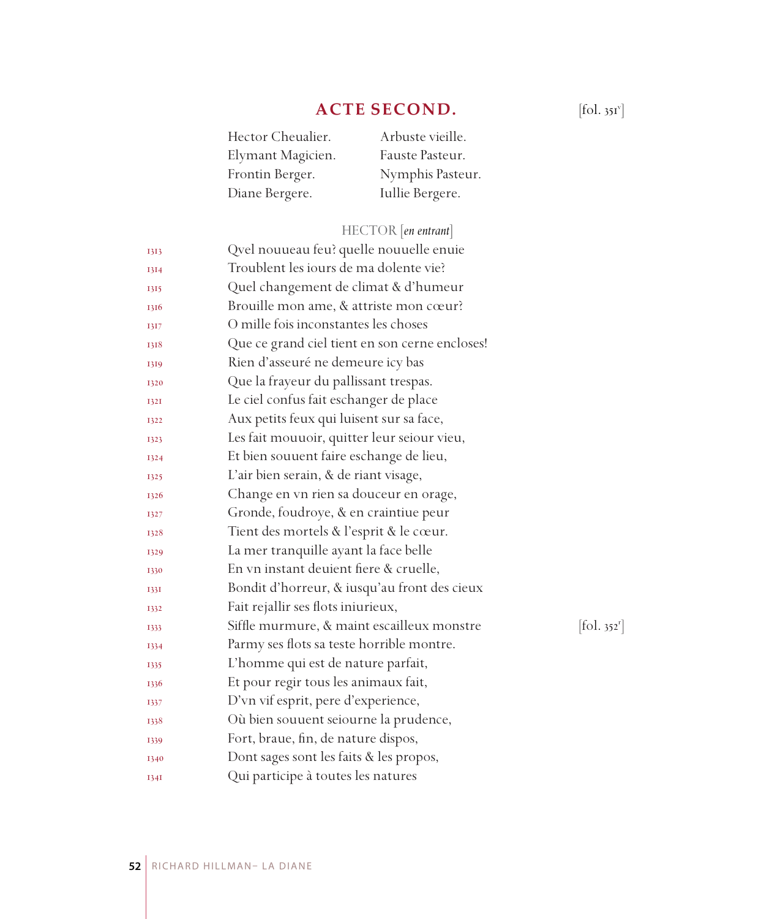## ACTE SECOND.

[fol. 351v]

| | |
|---|---|
| Hector Cheualier. | Arbuste vieille. |
| Elymant Magicien. | Fauste Pasteur. |
| Frontin Berger. | Nymphis Pasteur. |
| Diane Bergere. | Iullie Bergere. |

HECTOR [*en entrant*]

1313 Qvel noueau feu? quelle nouuelle enuie
1314 Troublent les iours de ma dolente vie?
1315 Quel changement de climat & d'humeur
1316 Brouille mon ame, & attriste mon cœur?
1317 O mille fois inconstantes les choses
1318 Que ce grand ciel tient en son cerne encloses!
1319 Rien d'asseuré ne demeure icy bas
1320 Que la frayeur du pallissant trespas.
1321 Le ciel confus fait eschanger de place
1322 Aux petits feux qui luisent sur sa face,
1323 Les fait mouuoir, quitter leur seiour vieu,
1324 Et bien souuent faire eschange de lieu,
1325 L'air bien serain, & de riant visage,
1326 Change en vn rien sa douceur en orage,
1327 Gronde, foudroye, & en craintiue peur
1328 Tient des mortels & l'esprit & le cœur.
1329 La mer tranquille ayant la face belle
1330 En vn instant deuient fiere & cruelle,
1331 Bondit d'horreur, & iusqu'au front des cieux
1332 Fait rejallir ses flots iniurieux,
1333 Siffle murmure, & maint escailleux monstre [fol. 352r]
1334 Parmy ses flots sa teste horrible montre.
1335 L'homme qui est de nature parfait,
1336 Et pour regir tous les animaux fait,
1337 D'vn vif esprit, pere d'experience,
1338 Où bien souuent seiourne la prudence,
1339 Fort, braue, fin, de nature dispos,
1340 Dont sages sont les faits & les propos,
1341 Qui participe à toutes les natures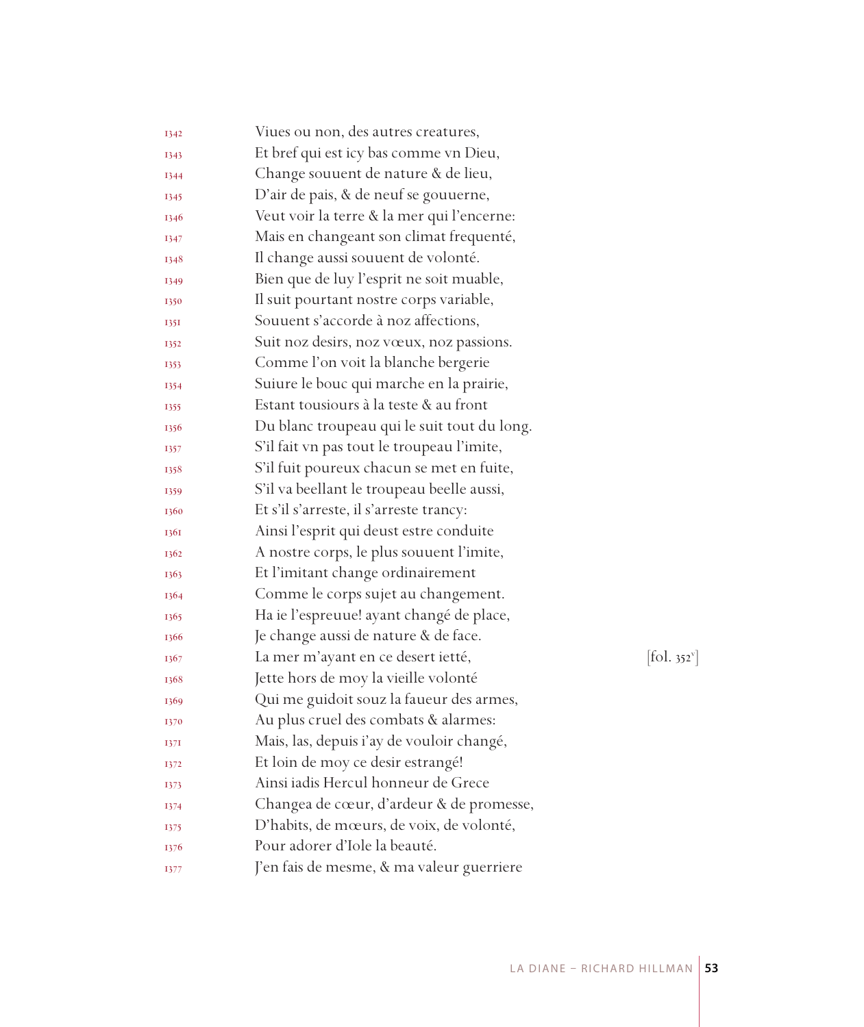1342 Viues ou non, des autres creatures,
1343 Et bref qui est icy bas comme vn Dieu,
1344 Change souuent de nature & de lieu,
1345 D'air de pais, & de neuf se gouuerne,
1346 Veut voir la terre & la mer qui l'encerne:
1347 Mais en changeant son climat frequenté,
1348 Il change aussi souuent de volonté.
1349 Bien que de luy l'esprit ne soit muable,
1350 Il suit pourtant nostre corps variable,
1351 Souuent s'accorde à noz affections,
1352 Suit noz desirs, noz vœux, noz passions.
1353 Comme l'on voit la blanche bergerie
1354 Suiure le bouc qui marche en la prairie,
1355 Estant tousiours à la teste & au front
1356 Du blanc troupeau qui le suit tout du long.
1357 S'il fait vn pas tout le troupeau l'imite,
1358 S'il fuit poureux chacun se met en fuite,
1359 S'il va beellant le troupeau beelle aussi,
1360 Et s'il s'arreste, il s'arreste trancy:
1361 Ainsi l'esprit qui deust estre conduite
1362 A nostre corps, le plus souuent l'imite,
1363 Et l'imitant change ordinairement
1364 Comme le corps sujet au changement.
1365 Ha ie l'espreuue! ayant changé de place,
1366 Je change aussi de nature & de face.
1367 La mer m'ayant en ce desert ietté, [fol. 352v]
1368 Jette hors de moy la vieille volonté
1369 Qui me guidoit souz la faueur des armes,
1370 Au plus cruel des combats & alarmes:
1371 Mais, las, depuis i'ay de vouloir changé,
1372 Et loin de moy ce desir estrangé!
1373 Ainsi iadis Hercul honneur de Grece
1374 Changea de cœur, d'ardeur & de promesse,
1375 D'habits, de mœurs, de voix, de volonté,
1376 Pour adorer d'Iole la beauté.
1377 J'en fais de mesme, & ma valeur guerriere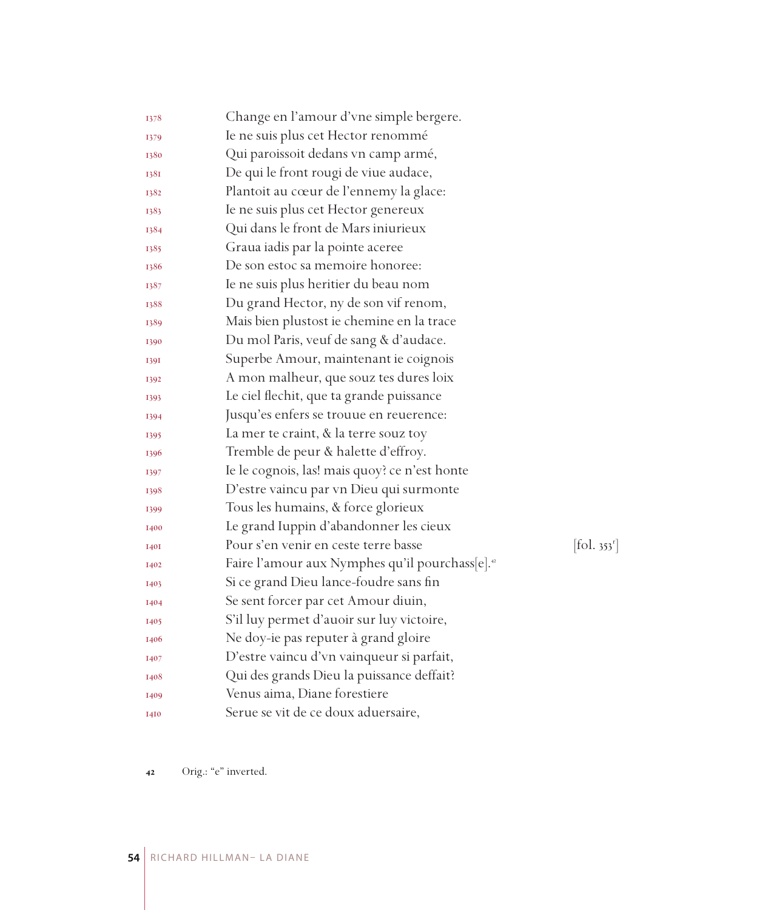1378 Change en l'amour d'vne simple bergere.
1379 Ie ne suis plus cet Hector renommé
1380 Qui paroissoit dedans vn camp armé,
1381 De qui le front rougi de viue audace,
1382 Plantoit au cœur de l'ennemy la glace:
1383 Ie ne suis plus cet Hector genereux
1384 Qui dans le front de Mars iniurieux
1385 Graua iadis par la pointe aceree
1386 De son estoc sa memoire honoree:
1387 Ie ne suis plus heritier du beau nom
1388 Du grand Hector, ny de son vif renom,
1389 Mais bien plustost ie chemine en la trace
1390 Du mol Paris, veuf de sang & d'audace.
1391 Superbe Amour, maintenant ie coignois
1392 A mon malheur, que souz tes dures loix
1393 Le ciel flechit, que ta grande puissance
1394 Jusqu'es enfers se trouue en reuerence:
1395 La mer te craint, & la terre souz toy
1396 Tremble de peur & halette d'effroy.
1397 Ie le cognois, las! mais quoy? ce n'est honte
1398 D'estre vaincu par vn Dieu qui surmonte
1399 Tous les humains, & force glorieux
1400 Le grand Iuppin d'abandonner les cieux
1401 Pour s'en venir en ceste terre basse [fol. 353r]
1402 Faire l'amour aux Nymphes qu'il pourchass[e].[42]
1403 Si ce grand Dieu lance-foudre sans fin
1404 Se sent forcer par cet Amour diuin,
1405 S'il luy permet d'auoir sur luy victoire,
1406 Ne doy-ie pas reputer à grand gloire
1407 D'estre vaincu d'vn vainqueur si parfait,
1408 Qui des grands Dieu la puissance deffait?
1409 Venus aima, Diane forestiere
1410 Serue se vit de ce doux aduersaire,

42 Orig.: "e" inverted.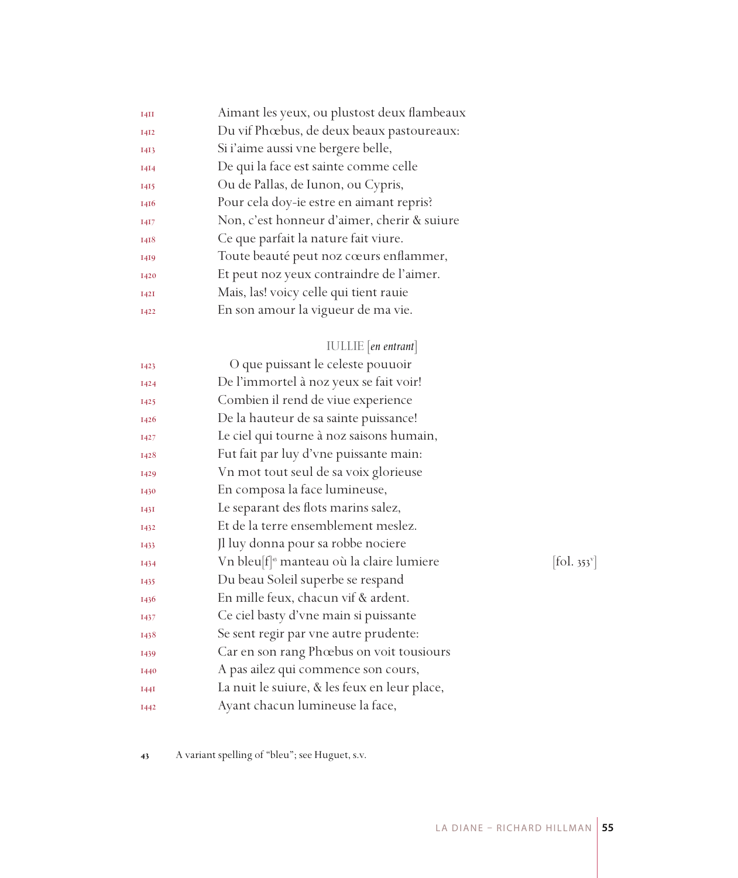1411 Aimant les yeux, ou plustost deux flambeaux
1412 Du vif Phœbus, de deux beaux pastoureaux:
1413 Si i'aime aussi vne bergere belle,
1414 De qui la face est sainte comme celle
1415 Ou de Pallas, de Iunon, ou Cypris,
1416 Pour cela doy-ie estre en aimant repris?
1417 Non, c'est honneur d'aimer, cherir & suiure
1418 Ce que parfait la nature fait viure.
1419 Toute beauté peut noz cœurs enflammer,
1420 Et peut noz yeux contraindre de l'aimer.
1421 Mais, las! voicy celle qui tient rauie
1422 En son amour la vigueur de ma vie.

IULLIE [*en entrant*]

1423 O que puissant le celeste pouuoir
1424 De l'immortel à noz yeux se fait voir!
1425 Combien il rend de viue experience
1426 De la hauteur de sa sainte puissance!
1427 Le ciel qui tourne à noz saisons humain,
1428 Fut fait par luy d'vne puissante main:
1429 Vn mot tout seul de sa voix glorieuse
1430 En composa la face lumineuse,
1431 Le separant des flots marins salez,
1432 Et de la terre ensemblement meslez.
1433 Jl luy donna pour sa robbe nociere
1434 Vn bleu[f][43] manteau où la claire lumiere [fol. 353v]
1435 Du beau Soleil superbe se respand
1436 En mille feux, chacun vif & ardent.
1437 Ce ciel basty d'vne main si puissante
1438 Se sent regir par vne autre prudente:
1439 Car en son rang Phœbus on voit tousiours
1440 A pas ailez qui commence son cours,
1441 La nuit le suiure, & les feux en leur place,
1442 Ayant chacun lumineuse la face,

43 A variant spelling of "bleu"; see Huguet, s.v.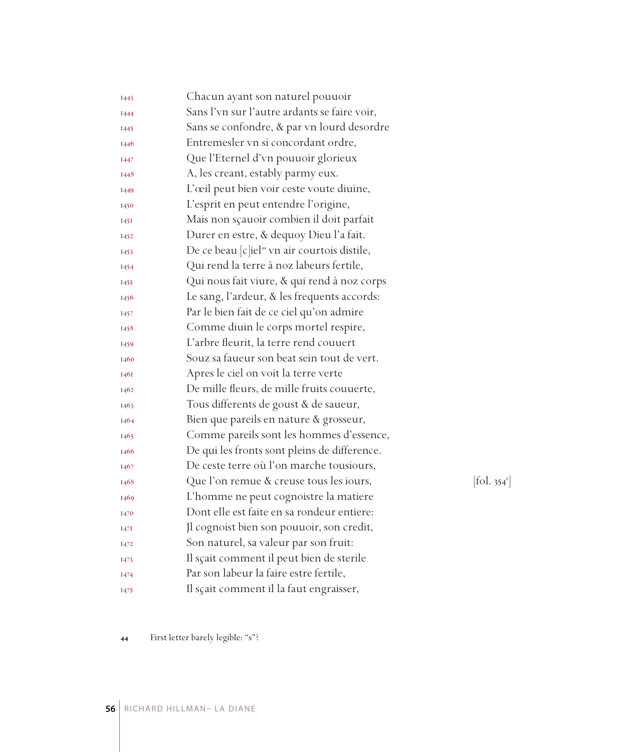1443 Chacun ayant son naturel pouuoir
1444 Sans l'vn sur l'autre ardants se faire voir,
1445 Sans se confondre, & par vn lourd desordre
1446 Entremesler vn si concordant ordre,
1447 Que l'Eternel d'vn pouuoir glorieux
1448 A, les creant, estably parmy eux.
1449 L'œil peut bien voir ceste voute diuine,
1450 L'esprit en peut entendre l'origine,
1451 Mais non sçauoir combien il doit parfait
1452 Durer en estre, & dequoy Dieu l'a fait.
1453 De ce beau [c]iel[44] vn air courtois distile,
1454 Qui rend la terre à noz labeurs fertile,
1455 Qui nous fait viure, & qui rend à noz corps
1456 Le sang, l'ardeur, & les frequents accords:
1457 Par le bien fait de ce ciel qu'on admire
1458 Comme diuin le corps mortel respire,
1459 L'arbre fleurit, la terre rend couuert
1460 Souz sa faueur son beat sein tout de vert.
1461 Apres le ciel on voit la terre verte
1462 De mille fleurs, de mille fruits couuerte,
1463 Tous differents de goust & de saueur,
1464 Bien que pareils en nature & grosseur,
1465 Comme pareils sont les hommes d'essence,
1466 De qui les fronts sont pleins de difference.
1467 De ceste terre où l'on marche tousiours,
1468 Que l'on remue & creuse tous les iours, [fol. 354r]
1469 L'homme ne peut cognoistre la matiere
1470 Dont elle est faite en sa rondeur entiere:
1471 Jl cognoist bien son pouuoir, son credit,
1472 Son naturel, sa valeur par son fruit:
1473 Il sçait comment il peut bien de sterile
1474 Par son labeur la faire estre fertile,
1475 Il sçait comment il la faut engraisser,

44 First letter barely legible: "s"?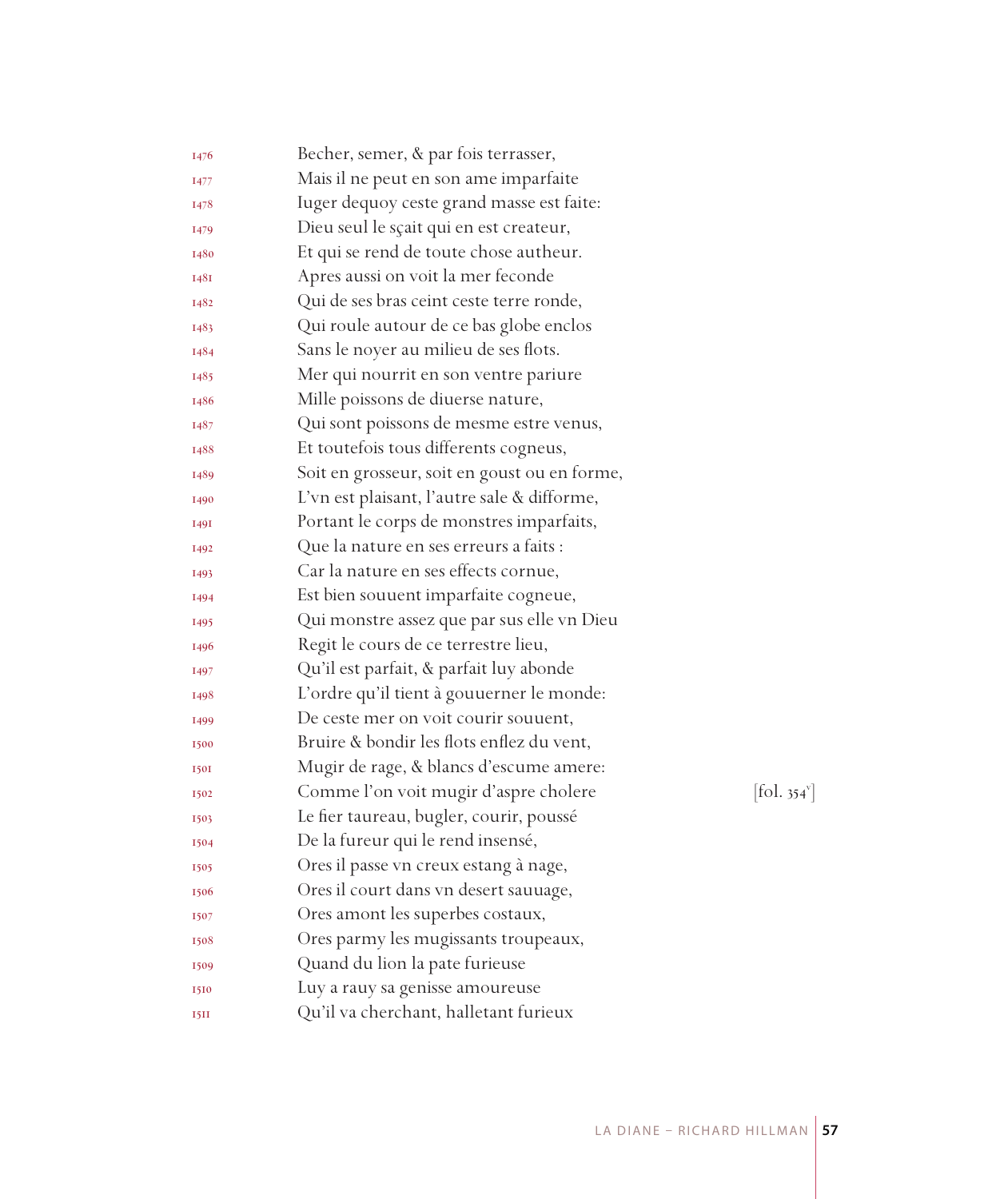1476 Becher, semer, & par fois terrasser,
1477 Mais il ne peut en son ame imparfaite
1478 Iuger dequoy ceste grand masse est faite:
1479 Dieu seul le sçait qui en est createur,
1480 Et qui se rend de toute chose autheur.
1481 Apres aussi on voit la mer feconde
1482 Qui de ses bras ceint ceste terre ronde,
1483 Qui roule autour de ce bas globe enclos
1484 Sans le noyer au milieu de ses flots.
1485 Mer qui nourrit en son ventre pariure
1486 Mille poissons de diuerse nature,
1487 Qui sont poissons de mesme estre venus,
1488 Et toutefois tous differents cogneus,
1489 Soit en grosseur, soit en goust ou en forme,
1490 L'vn est plaisant, l'autre sale & difforme,
1491 Portant le corps de monstres imparfaits,
1492 Que la nature en ses erreurs a faits :
1493 Car la nature en ses effects cornue,
1494 Est bien souuent imparfaite cogneue,
1495 Qui monstre assez que par sus elle vn Dieu
1496 Regit le cours de ce terrestre lieu,
1497 Qu'il est parfait, & parfait luy abonde
1498 L'ordre qu'il tient à gouuerner le monde:
1499 De ceste mer on voit courir souuent,
1500 Bruire & bondir les flots enflez du vent,
1501 Mugir de rage, & blancs d'escume amere:
1502 Comme l'on voit mugir d'aspre cholere [fol. 354v]
1503 Le fier taureau, bugler, courir, poussé
1504 De la fureur qui le rend insensé,
1505 Ores il passe vn creux estang à nage,
1506 Ores il court dans vn desert sauuage,
1507 Ores amont les superbes costaux,
1508 Ores parmy les mugissants troupeaux,
1509 Quand du lion la pate furieuse
1510 Luy a rauy sa genisse amoureuse
1511 Qu'il va cherchant, halletant furieux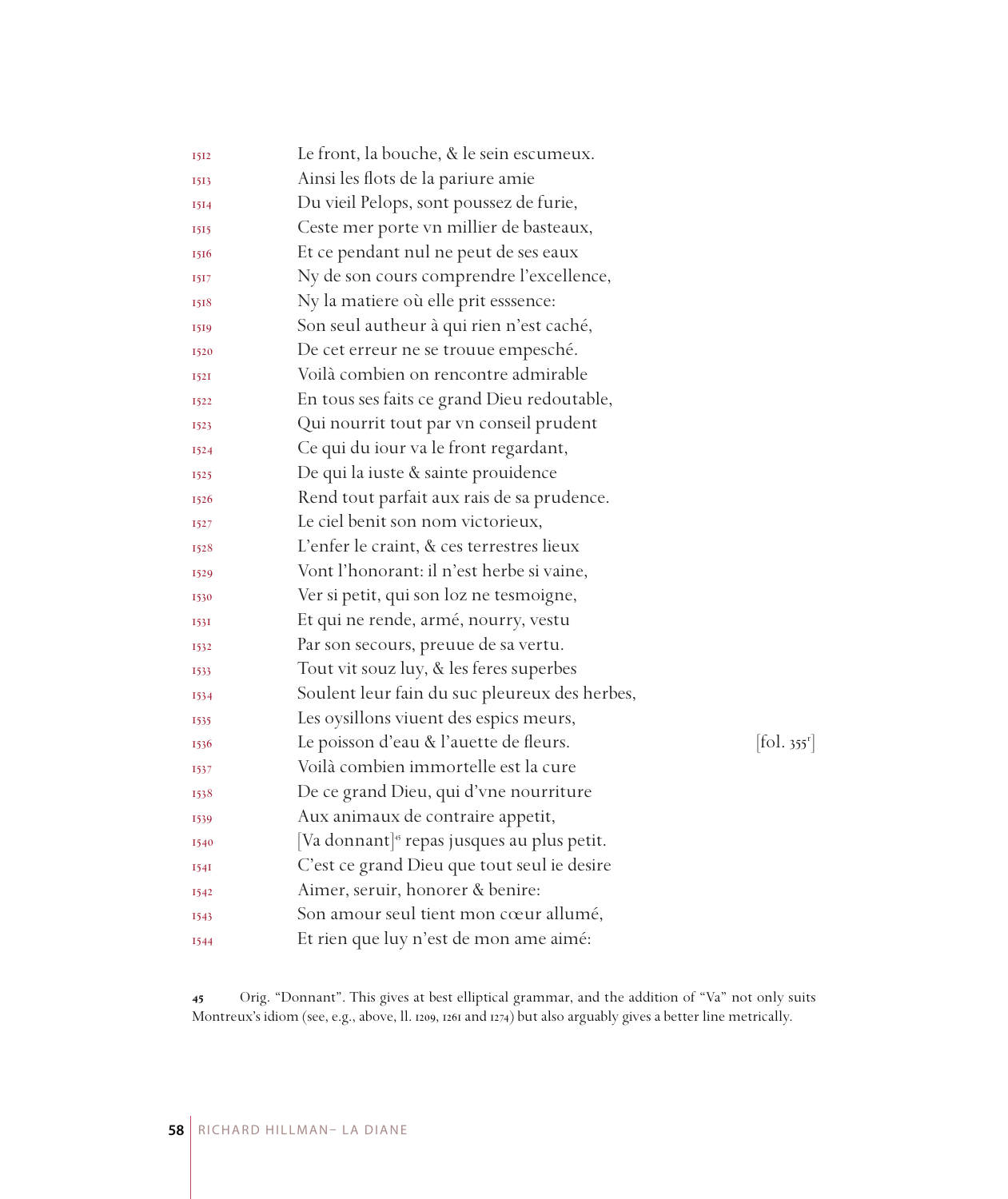1512 Le front, la bouche, & le sein escumeux.
1513 Ainsi les flots de la pariure amie
1514 Du vieil Pelops, sont poussez de furie,
1515 Ceste mer porte vn millier de basteaux,
1516 Et ce pendant nul ne peut de ses eaux
1517 Ny de son cours comprendre l'excellence,
1518 Ny la matiere où elle prit esssence:
1519 Son seul autheur à qui rien n'est caché,
1520 De cet erreur ne se trouue empesché.
1521 Voilà combien on rencontre admirable
1522 En tous ses faits ce grand Dieu redoutable,
1523 Qui nourrit tout par vn conseil prudent
1524 Ce qui du iour va le front regardant,
1525 De qui la iuste & sainte prouidence
1526 Rend tout parfait aux rais de sa prudence.
1527 Le ciel benit son nom victorieux,
1528 L'enfer le craint, & ces terrestres lieux
1529 Vont l'honorant: il n'est herbe si vaine,
1530 Ver si petit, qui son loz ne tesmoigne,
1531 Et qui ne rende, armé, nourry, vestu
1532 Par son secours, preuue de sa vertu.
1533 Tout vit souz luy, & les feres superbes
1534 Soulent leur fain du suc pleureux des herbes,
1535 Les oysillons viuent des espics meurs,
1536 Le poisson d'eau & l'auette de fleurs. [fol. 355r]
1537 Voilà combien immortelle est la cure
1538 De ce grand Dieu, qui d'vne nourriture
1539 Aux animaux de contraire appetit,
1540 [Va donnant][45] repas jusques au plus petit.
1541 C'est ce grand Dieu que tout seul ie desire
1542 Aimer, seruir, honorer & benire:
1543 Son amour seul tient mon cœur allumé,
1544 Et rien que luy n'est de mon ame aimé:

45 Orig. "Donnant". This gives at best elliptical grammar, and the addition of "Va" not only suits Montreux's idiom (see, e.g., above, ll. 1209, 1261 and 1274) but also arguably gives a better line metrically.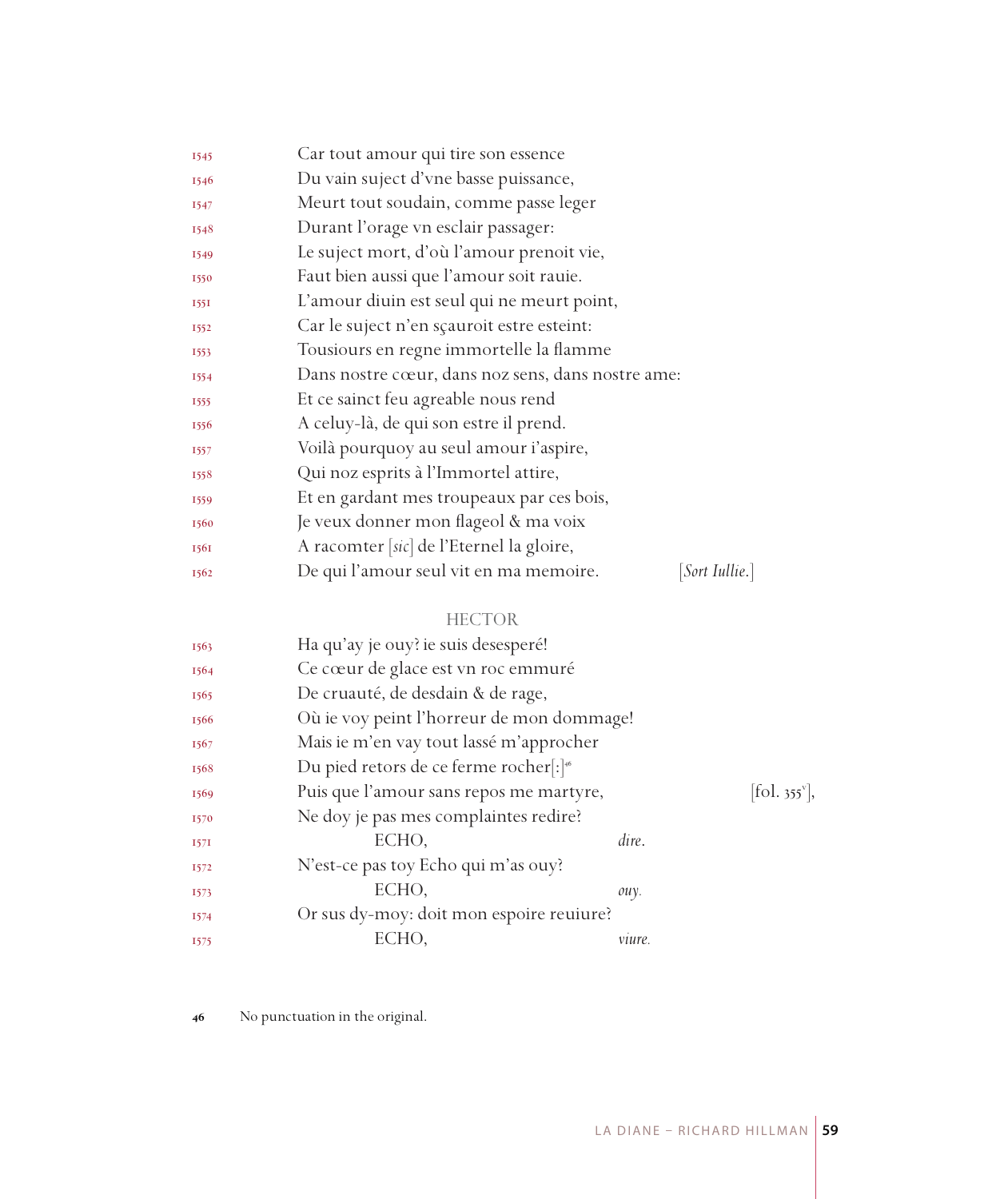1545 Car tout amour qui tire son essence
1546 Du vain suject d'vne basse puissance,
1547 Meurt tout soudain, comme passe leger
1548 Durant l'orage vn esclair passager:
1549 Le suject mort, d'où l'amour prenoit vie,
1550 Faut bien aussi que l'amour soit rauie.
1551 L'amour diuin est seul qui ne meurt point,
1552 Car le suject n'en sçauroit estre esteint:
1553 Tousiours en regne immortelle la flamme
1554 Dans nostre cœur, dans noz sens, dans nostre ame:
1555 Et ce sainct feu agreable nous rend
1556 A celuy-là, de qui son estre il prend.
1557 Voilà pourquoy au seul amour i'aspire,
1558 Qui noz esprits à l'Immortel attire,
1559 Et en gardant mes troupeaux par ces bois,
1560 Je veux donner mon flageol & ma voix
1561 A racomter [*sic*] de l'Eternel la gloire,
1562 De qui l'amour seul vit en ma memoire. [*Sort Iullie.*]

HECTOR

1563 Ha qu'ay je ouy? ie suis desesperé!
1564 Ce cœur de glace est vn roc emmuré
1565 De cruauté, de desdain & de rage,
1566 Où ie voy peint l'horreur de mon dommage!
1567 Mais ie m'en vay tout lassé m'approcher
1568 Du pied retors de ce ferme rocher[:][46]
1569 Puis que l'amour sans repos me martyre, [fol. 355v],
1570 Ne doy je pas mes complaintes redire?
1571 ECHO, *dire*.
1572 N'est-ce pas toy Echo qui m'as ouy?
1573 ECHO, *ouy*.
1574 Or sus dy-moy: doit mon espoire reuiure?
1575 ECHO, *viure*.

46 No punctuation in the original.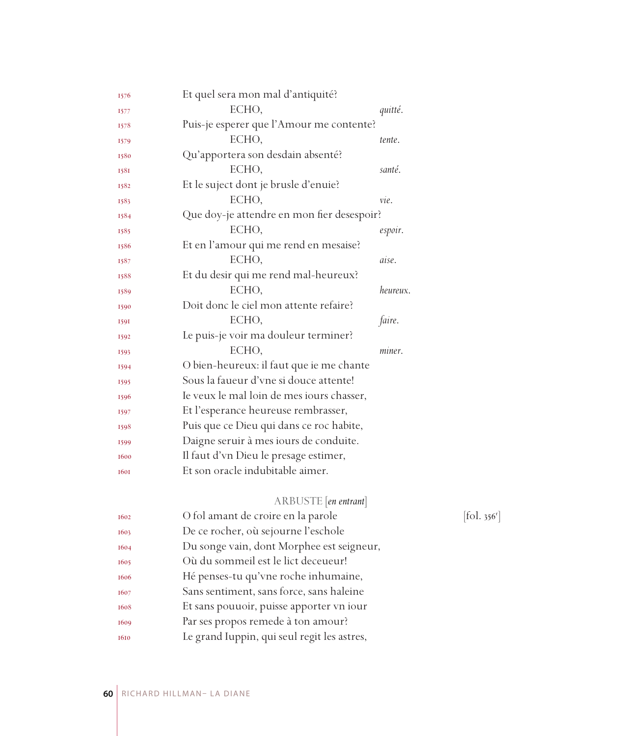1576 Et quel sera mon mal d'antiquité?
1577 ECHO, *quitté.*
1578 Puis-je esperer que l'Amour me contente?
1579 ECHO, *tente.*
1580 Qu'apportera son desdain absenté?
1581 ECHO, *santé.*
1582 Et le suject dont je brusle d'enuie?
1583 ECHO, *vie.*
1584 Que doy-je attendre en mon fier desespoir?
1585 ECHO, *espoir.*
1586 Et en l'amour qui me rend en mesaise?
1587 ECHO, *aise.*
1588 Et du desir qui me rend mal-heureux?
1589 ECHO, *heureux.*
1590 Doit donc le ciel mon attente refaire?
1591 ECHO, *faire.*
1592 Le puis-je voir ma douleur terminer?
1593 ECHO, *miner.*
1594 O bien-heureux: il faut que ie me chante
1595 Sous la faueur d'vne si douce attente!
1596 Ie veux le mal loin de mes iours chasser,
1597 Et l'esperance heureuse rembrasser,
1598 Puis que ce Dieu qui dans ce roc habite,
1599 Daigne seruir à mes iours de conduite.
1600 Il faut d'vn Dieu le presage estimer,
1601 Et son oracle indubitable aimer.

ARBUSTE [*en entrant*]

1602 O fol amant de croire en la parole [fol. 356r]
1603 De ce rocher, où sejourne l'eschole
1604 Du songe vain, dont Morphee est seigneur,
1605 Où du sommeil est le lict deceueur!
1606 Hé penses-tu qu'vne roche inhumaine,
1607 Sans sentiment, sans force, sans haleine
1608 Et sans pouuoir, puisse apporter vn iour
1609 Par ses propos remede à ton amour?
1610 Le grand Iuppin, qui seul regit les astres,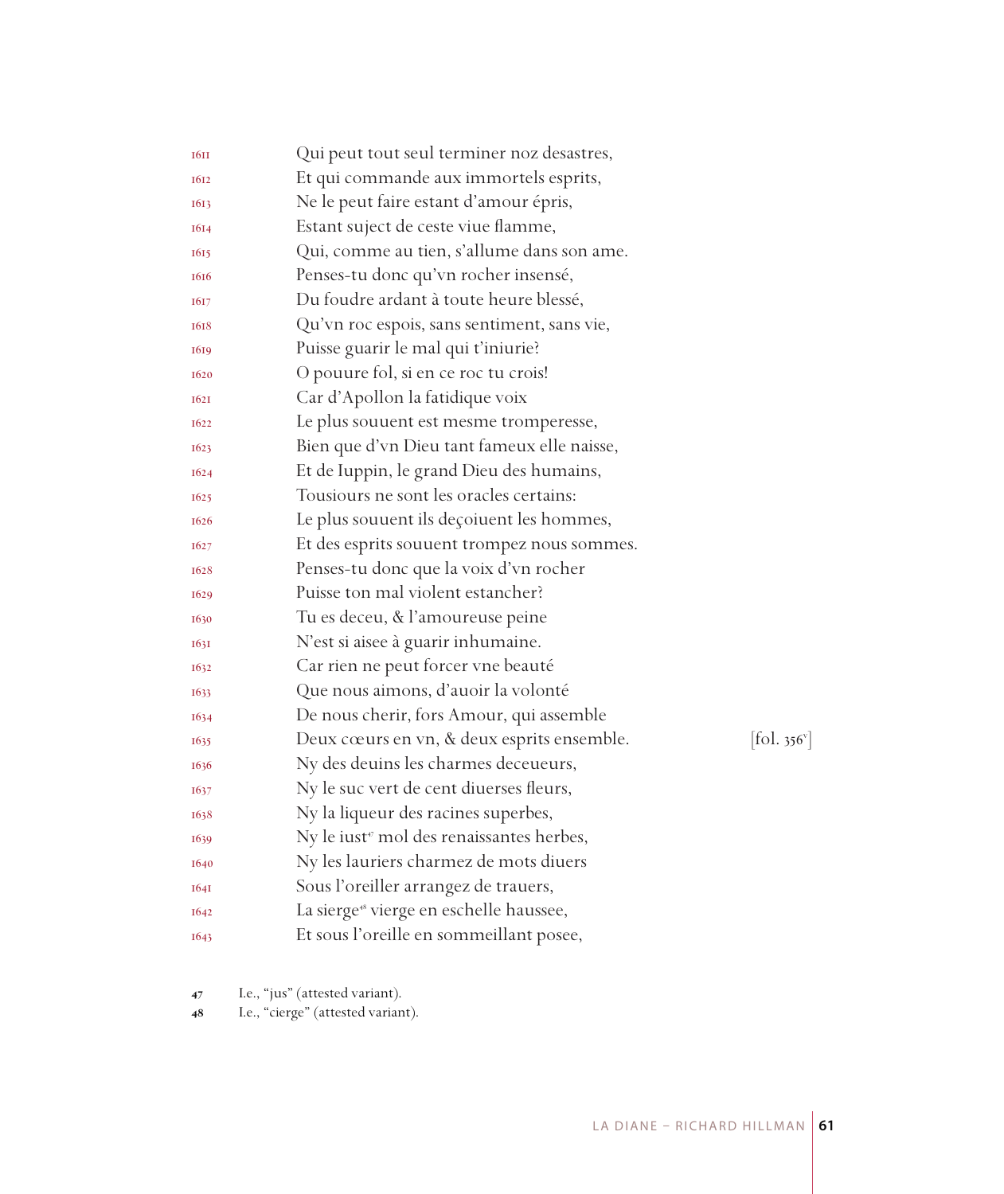1611 Qui peut tout seul terminer noz desastres,
1612 Et qui commande aux immortels esprits,
1613 Ne le peut faire estant d'amour épris,
1614 Estant suject de ceste viue flamme,
1615 Qui, comme au tien, s'allume dans son ame.
1616 Penses-tu donc qu'vn rocher insensé,
1617 Du foudre ardant à toute heure blessé,
1618 Qu'vn roc espois, sans sentiment, sans vie,
1619 Puisse guarir le mal qui t'iniurie?
1620 O pouure fol, si en ce roc tu crois!
1621 Car d'Apollon la fatidique voix
1622 Le plus souuent est mesme tromperesse,
1623 Bien que d'vn Dieu tant fameux elle naisse,
1624 Et de Iuppin, le grand Dieu des humains,
1625 Tousiours ne sont les oracles certains:
1626 Le plus souuent ils deçoiuent les hommes,
1627 Et des esprits souuent trompez nous sommes.
1628 Penses-tu donc que la voix d'vn rocher
1629 Puisse ton mal violent estancher?
1630 Tu es deceu, & l'amoureuse peine
1631 N'est si aisee à guarir inhumaine.
1632 Car rien ne peut forcer vne beauté
1633 Que nous aimons, d'auoir la volonté
1634 De nous cherir, fors Amour, qui assemble
1635 Deux cœurs en vn, & deux esprits ensemble. [fol. 356v]
1636 Ny des deuins les charmes deceueurs,
1637 Ny le suc vert de cent diuerses fleurs,
1638 Ny la liqueur des racines superbes,
1639 Ny le iust[47] mol des renaissantes herbes,
1640 Ny les lauriers charmez de mots diuers
1641 Sous l'oreiller arrangez de trauers,
1642 La sierge[48] vierge en eschelle haussee,
1643 Et sous l'oreille en sommeillant posee,

47 I.e., "jus" (attested variant).
48 I.e., "cierge" (attested variant).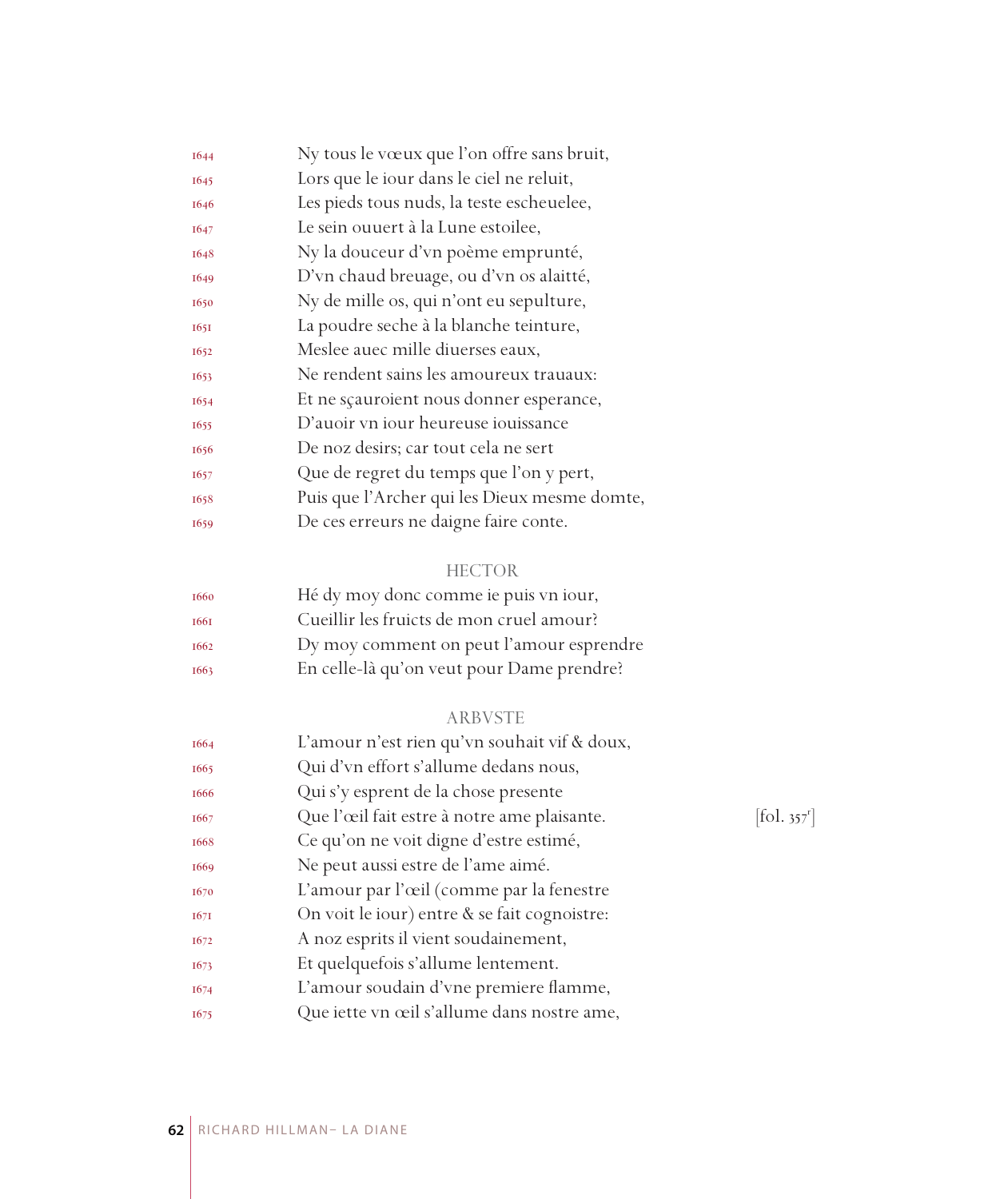1644 Ny tous le vœux que l'on offre sans bruit,
1645 Lors que le iour dans le ciel ne reluit,
1646 Les pieds tous nuds, la teste escheuelee,
1647 Le sein ouuert à la Lune estoilee,
1648 Ny la douceur d'vn poème emprunté,
1649 D'vn chaud breuage, ou d'vn os alaitté,
1650 Ny de mille os, qui n'ont eu sepulture,
1651 La poudre seche à la blanche teinture,
1652 Meslee auec mille diuerses eaux,
1653 Ne rendent sains les amoureux trauaux:
1654 Et ne sçauroient nous donner esperance,
1655 D'auoir vn iour heureuse iouissance
1656 De noz desirs; car tout cela ne sert
1657 Que de regret du temps que l'on y pert,
1658 Puis que l'Archer qui les Dieux mesme domte,
1659 De ces erreurs ne daigne faire conte.

HECTOR

1660 Hé dy moy donc comme ie puis vn iour,
1661 Cueillir les fruicts de mon cruel amour?
1662 Dy moy comment on peut l'amour esprendre
1663 En celle-là qu'on veut pour Dame prendre?

ARBVSTE

1664 L'amour n'est rien qu'vn souhait vif & doux,
1665 Qui d'vn effort s'allume dedans nous,
1666 Qui s'y esprent de la chose presente
1667 Que l'œil fait estre à notre ame plaisante. [fol. 357r]
1668 Ce qu'on ne voit digne d'estre estimé,
1669 Ne peut aussi estre de l'ame aimé.
1670 L'amour par l'œil (comme par la fenestre
1671 On voit le iour) entre & se fait cognoistre:
1672 A noz esprits il vient soudainement,
1673 Et quelquefois s'allume lentement.
1674 L'amour soudain d'vne premiere flamme,
1675 Que iette vn œil s'allume dans nostre ame,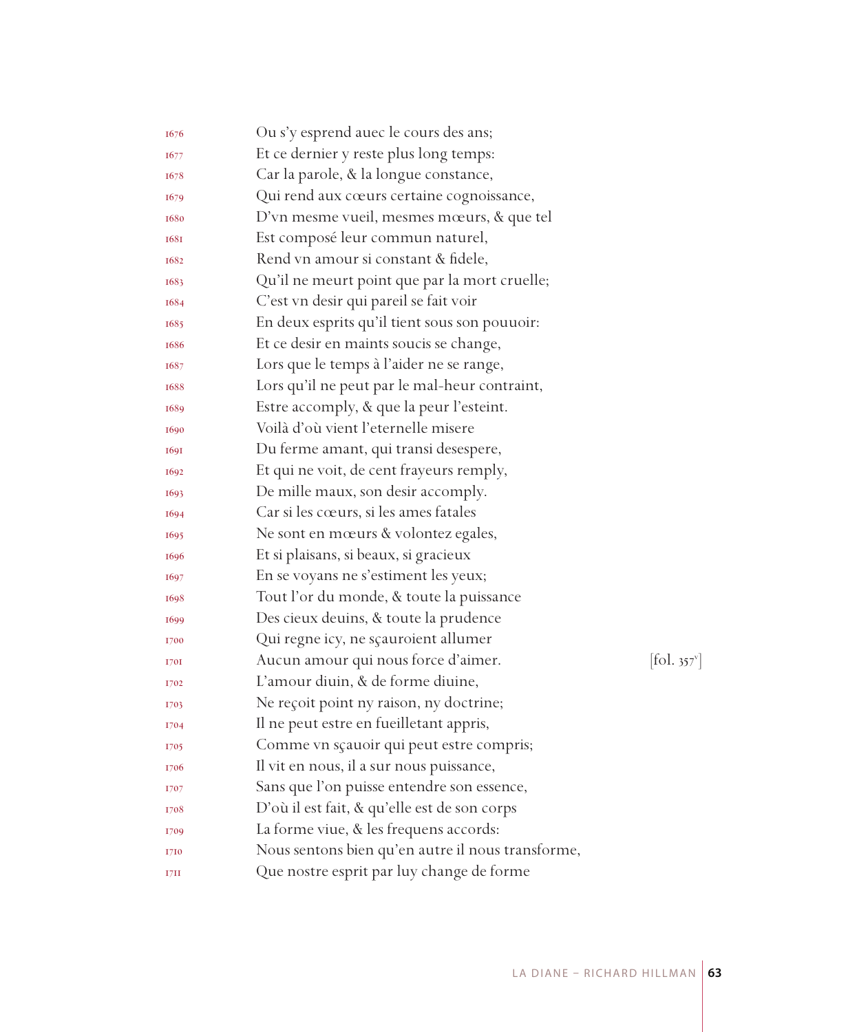1676 Ou s'y esprend auec le cours des ans;  
1677 Et ce dernier y reste plus long temps:  
1678 Car la parole, & la longue constance,  
1679 Qui rend aux cœurs certaine cognoissance,  
1680 D'vn mesme vueil, mesmes mœurs, & que tel  
1681 Est composé leur commun naturel,  
1682 Rend vn amour si constant & fidele,  
1683 Qu'il ne meurt point que par la mort cruelle;  
1684 C'est vn desir qui pareil se fait voir  
1685 En deux esprits qu'il tient sous son pouuoir:  
1686 Et ce desir en maints soucis se change,  
1687 Lors que le temps à l'aider ne se range,  
1688 Lors qu'il ne peut par le mal-heur contraint,  
1689 Estre accomply, & que la peur l'esteint.  
1690 Voilà d'où vient l'eternelle misere  
1691 Du ferme amant, qui transi desespere,  
1692 Et qui ne voit, de cent frayeurs remply,  
1693 De mille maux, son desir accomply.  
1694 Car si les cœurs, si les ames fatales  
1695 Ne sont en mœurs & volontez egales,  
1696 Et si plaisans, si beaux, si gracieux  
1697 En se voyans ne s'estiment les yeux;  
1698 Tout l'or du monde, & toute la puissance  
1699 Des cieux deuins, & toute la prudence  
1700 Qui regne icy, ne sçauroient allumer  
1701 Aucun amour qui nous force d'aimer. [fol. 357v]  
1702 L'amour diuin, & de forme diuine,  
1703 Ne reçoit point ny raison, ny doctrine;  
1704 Il ne peut estre en fueilletant appris,  
1705 Comme vn sçauoir qui peut estre compris;  
1706 Il vit en nous, il a sur nous puissance,  
1707 Sans que l'on puisse entendre son essence,  
1708 D'où il est fait, & qu'elle est de son corps  
1709 La forme viue, & les frequens accords:  
1710 Nous sentons bien qu'en autre il nous transforme,  
1711 Que nostre esprit par luy change de forme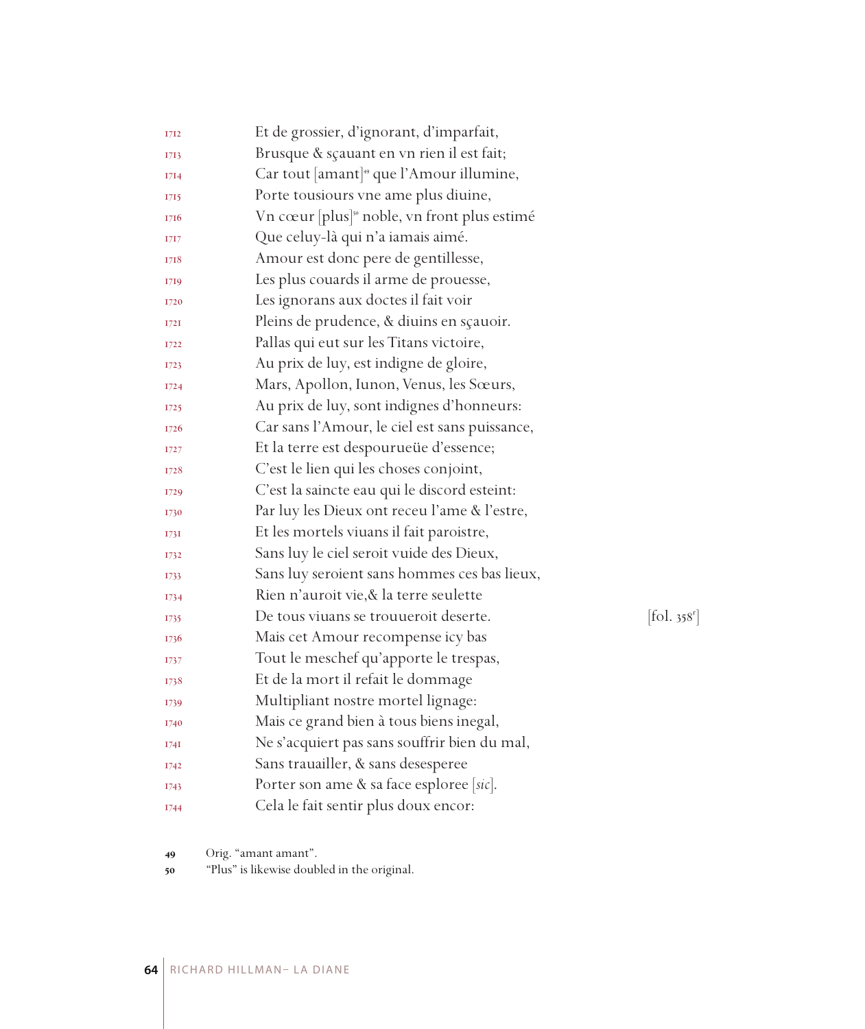1712 Et de grossier, d'ignorant, d'imparfait,
1713 Brusque & sçauant en vn rien il est fait;
1714 Car tout [amant][49] que l'Amour illumine,
1715 Porte tousiours vne ame plus diuine,
1716 Vn cœur [plus][50] noble, vn front plus estimé
1717 Que celuy-là qui n'a iamais aimé.
1718 Amour est donc pere de gentillesse,
1719 Les plus couards il arme de prouesse,
1720 Les ignorans aux doctes il fait voir
1721 Pleins de prudence, & diuins en sçauoir.
1722 Pallas qui eut sur les Titans victoire,
1723 Au prix de luy, est indigne de gloire,
1724 Mars, Apollon, Iunon, Venus, les Sœurs,
1725 Au prix de luy, sont indignes d'honneurs:
1726 Car sans l'Amour, le ciel est sans puissance,
1727 Et la terre est despourueüe d'essence;
1728 C'est le lien qui les choses conjoint,
1729 C'est la saincte eau qui le discord esteint:
1730 Par luy les Dieux ont receu l'ame & l'estre,
1731 Et les mortels viuans il fait paroistre,
1732 Sans luy le ciel seroit vuide des Dieux,
1733 Sans luy seroient sans hommes ces bas lieux,
1734 Rien n'auroit vie,& la terre seulette
1735 De tous viuans se trouueroit deserte. [fol. 358r]
1736 Mais cet Amour recompense icy bas
1737 Tout le meschef qu'apporte le trespas,
1738 Et de la mort il refait le dommage
1739 Multipliant nostre mortel lignage:
1740 Mais ce grand bien à tous biens inegal,
1741 Ne s'acquiert pas sans souffrir bien du mal,
1742 Sans trauailler, & sans desesperee
1743 Porter son ame & sa face esploree [*sic*].
1744 Cela le fait sentir plus doux encor:

49 Orig. "amant amant".

50 "Plus" is likewise doubled in the original.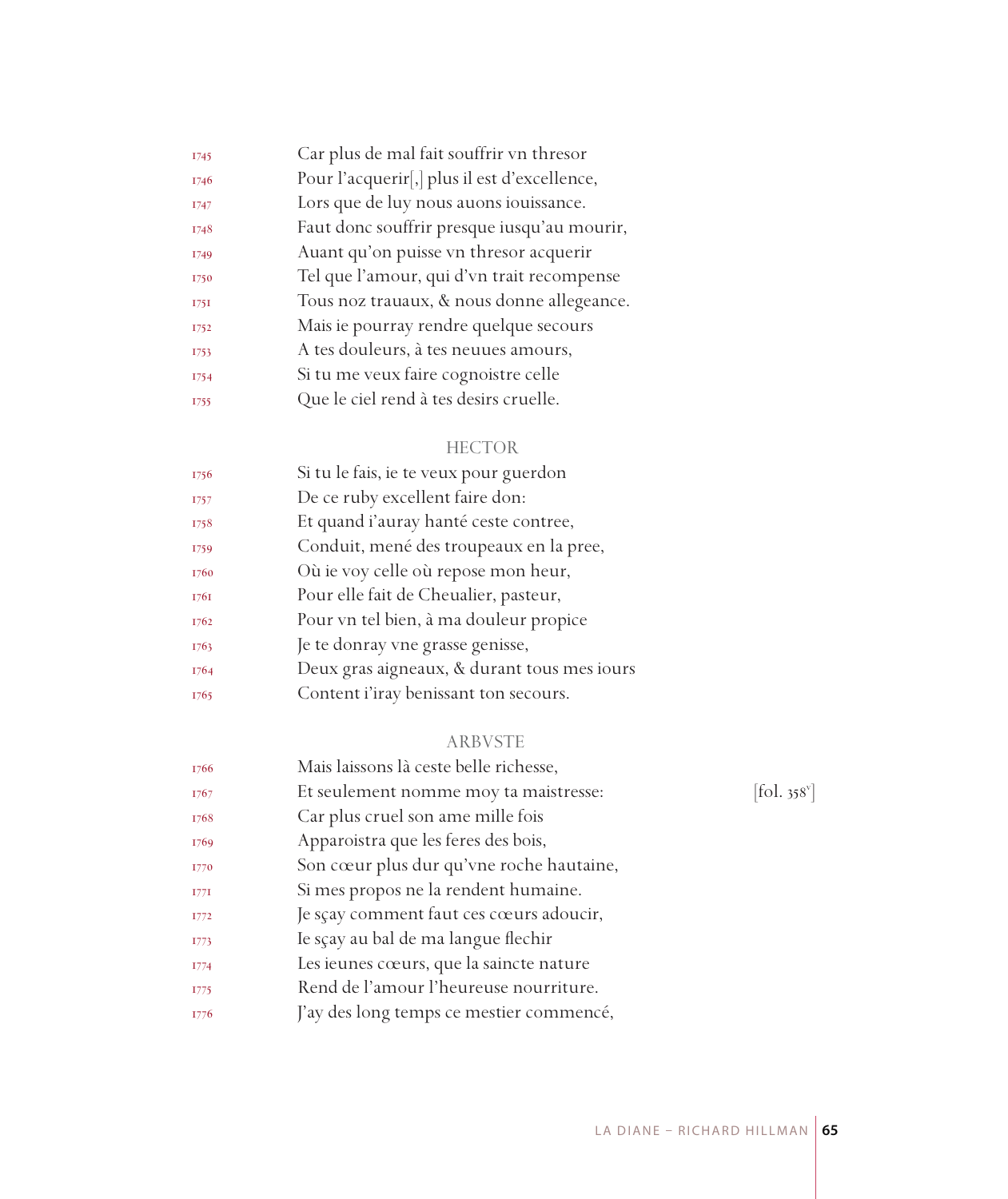1745 Car plus de mal fait souffrir vn thresor
1746 Pour l'acquerir[,] plus il est d'excellence,
1747 Lors que de luy nous auons iouissance.
1748 Faut donc souffrir presque iusqu'au mourir,
1749 Auant qu'on puisse vn thresor acquerir
1750 Tel que l'amour, qui d'vn trait recompense
1751 Tous noz trauaux, & nous donne allegeance.
1752 Mais ie pourray rendre quelque secours
1753 A tes douleurs, à tes neuues amours,
1754 Si tu me veux faire cognoistre celle
1755 Que le ciel rend à tes desirs cruelle.

HECTOR

1756 Si tu le fais, ie te veux pour guerdon
1757 De ce ruby excellent faire don:
1758 Et quand i'auray hanté ceste contree,
1759 Conduit, mené des troupeaux en la pree,
1760 Où ie voy celle où repose mon heur,
1761 Pour elle fait de Cheualier, pasteur,
1762 Pour vn tel bien, à ma douleur propice
1763 Je te donray vne grasse genisse,
1764 Deux gras aigneaux, & durant tous mes iours
1765 Content i'iray benissant ton secours.

ARBVSTE

1766 Mais laissons là ceste belle richesse,
1767 Et seulement nomme moy ta maistresse: [fol. 358v]
1768 Car plus cruel son ame mille fois
1769 Apparoistra que les feres des bois,
1770 Son cœur plus dur qu'vne roche hautaine,
1771 Si mes propos ne la rendent humaine.
1772 Je sçay comment faut ces cœurs adoucir,
1773 Ie sçay au bal de ma langue flechir
1774 Les ieunes cœurs, que la saincte nature
1775 Rend de l'amour l'heureuse nourriture.
1776 J'ay des long temps ce mestier commencé,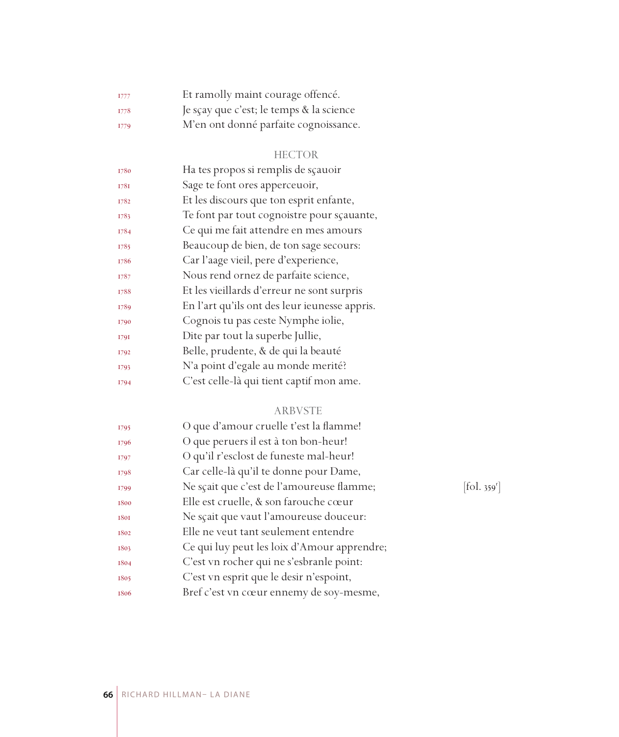1777 Et ramolly maint courage offencé.
1778 Je sçay que c'est; le temps & la science
1779 M'en ont donné parfaite cognoissance.

HECTOR

1780 Ha tes propos si remplis de sçauoir
1781 Sage te font ores apperceuoir,
1782 Et les discours que ton esprit enfante,
1783 Te font par tout cognoistre pour sçauante,
1784 Ce qui me fait attendre en mes amours
1785 Beaucoup de bien, de ton sage secours:
1786 Car l'aage vieil, pere d'experience,
1787 Nous rend ornez de parfaite science,
1788 Et les vieillards d'erreur ne sont surpris
1789 En l'art qu'ils ont des leur ieunesse appris.
1790 Cognois tu pas ceste Nymphe iolie,
1791 Dite par tout la superbe Jullie,
1792 Belle, prudente, & de qui la beauté
1793 N'a point d'egale au monde merité?
1794 C'est celle-là qui tient captif mon ame.

ARBVSTE

1795 O que d'amour cruelle t'est la flamme!
1796 O que peruers il est à ton bon-heur!
1797 O qu'il r'esclost de funeste mal-heur!
1798 Car celle-là qu'il te donne pour Dame,
1799 Ne sçait que c'est de l'amoureuse flamme; [fol. 359r]
1800 Elle est cruelle, & son farouche cœur
1801 Ne sçait que vaut l'amoureuse douceur:
1802 Elle ne veut tant seulement entendre
1803 Ce qui luy peut les loix d'Amour apprendre;
1804 C'est vn rocher qui ne s'esbranle point:
1805 C'est vn esprit que le desir n'espoint,
1806 Bref c'est vn cœur ennemy de soy-mesme,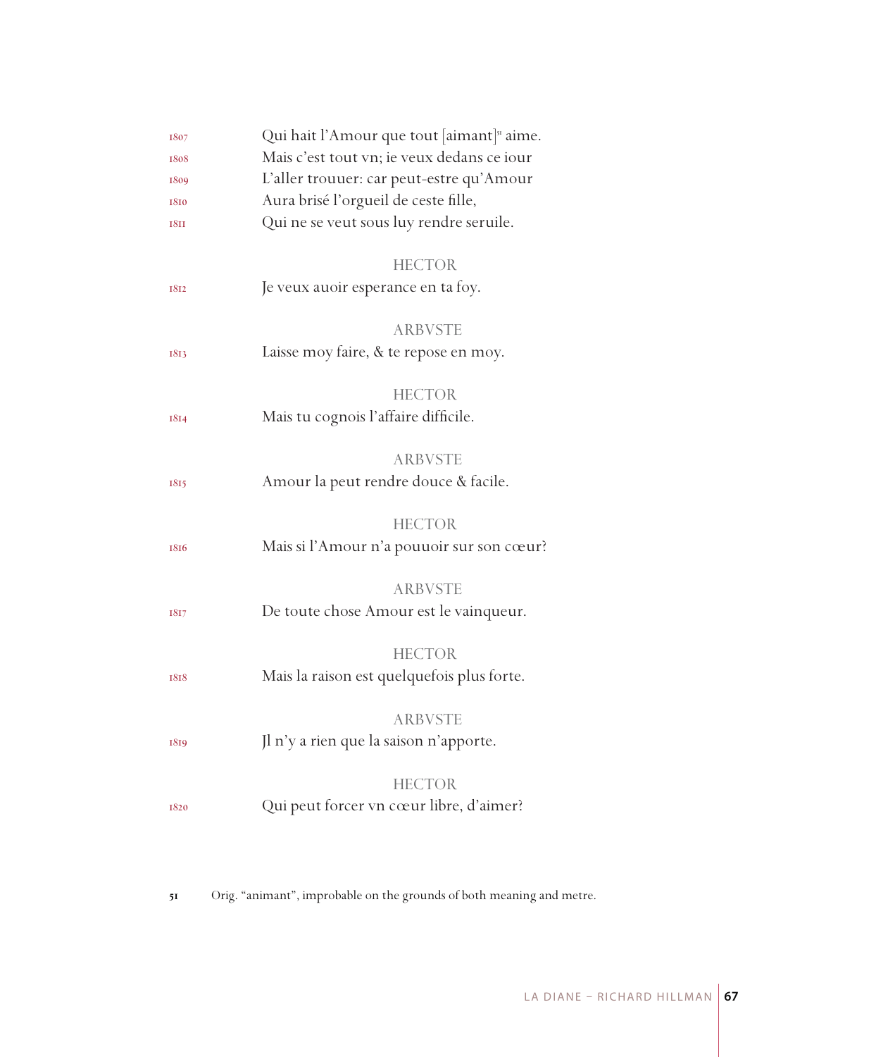1807 Qui hait l'Amour que tout [aimant][51] aime.
1808 Mais c'est tout vn; ie veux dedans ce iour
1809 L'aller trouuer: car peut-estre qu'Amour
1810 Aura brisé l'orgueil de ceste fille,
1811 Qui ne se veut sous luy rendre seruile.

HECTOR

1812 Je veux auoir esperance en ta foy.

ARBVSTE

1813 Laisse moy faire, & te repose en moy.

HECTOR

1814 Mais tu cognois l'affaire difficile.

ARBVSTE

1815 Amour la peut rendre douce & facile.

HECTOR

1816 Mais si l'Amour n'a pouuoir sur son cœur?

ARBVSTE

1817 De toute chose Amour est le vainqueur.

HECTOR

1818 Mais la raison est quelquefois plus forte.

ARBVSTE

1819 Jl n'y a rien que la saison n'apporte.

HECTOR

1820 Qui peut forcer vn cœur libre, d'aimer?

---

51 Orig. "animant", improbable on the grounds of both meaning and metre.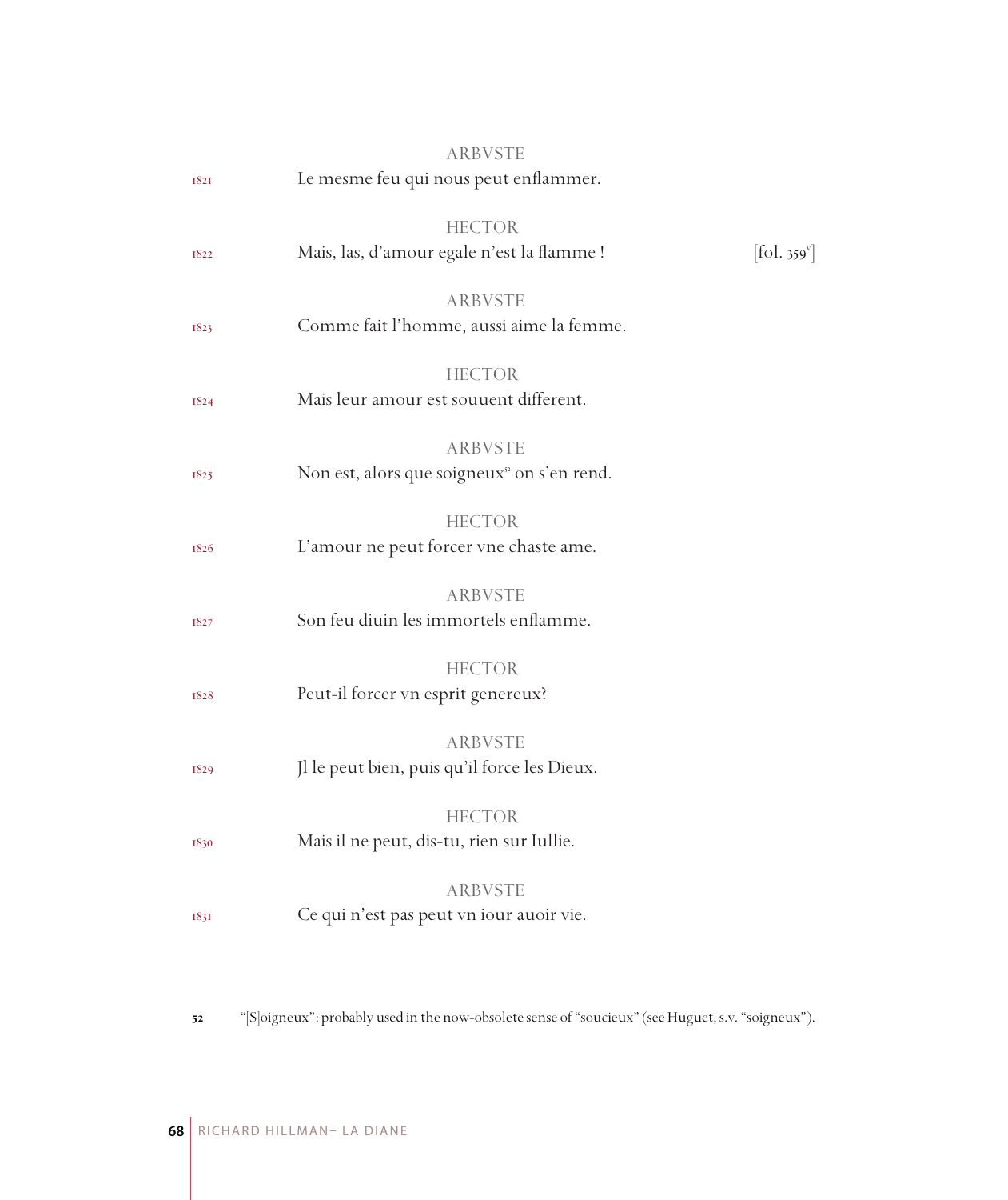ARBVSTE

1821 Le mesme feu qui nous peut enflammer.

HECTOR

1822 Mais, las, d'amour egale n'est la flamme ! [fol. 359v]

ARBVSTE

1823 Comme fait l'homme, aussi aime la femme.

HECTOR

1824 Mais leur amour est souuent different.

ARBVSTE

1825 Non est, alors que soigneux[52] on s'en rend.

HECTOR

1826 L'amour ne peut forcer vne chaste ame.

ARBVSTE

1827 Son feu diuin les immortels enflamme.

HECTOR

1828 Peut-il forcer vn esprit genereux?

ARBVSTE

1829 Jl le peut bien, puis qu'il force les Dieux.

HECTOR

1830 Mais il ne peut, dis-tu, rien sur Iullie.

ARBVSTE

1831 Ce qui n'est pas peut vn iour auoir vie.

---

52 "[S]oigneux": probably used in the now-obsolete sense of "soucieux" (see Huguet, s.v. "soigneux").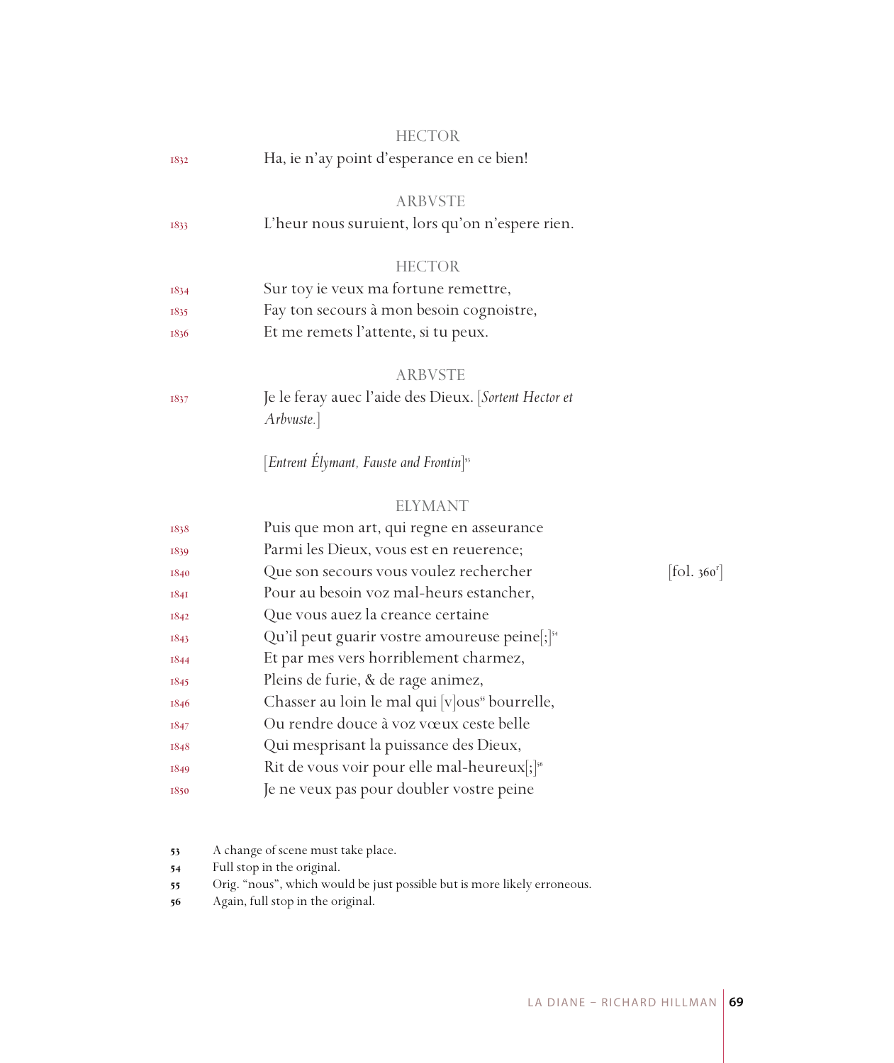HECTOR

1832 Ha, ie n'ay point d'esperance en ce bien!

ARBVSTE

1833 L'heur nous suruient, lors qu'on n'espere rien.

HECTOR

1834 Sur toy ie veux ma fortune remettre,
1835 Fay ton secours à mon besoin cognoistre,
1836 Et me remets l'attente, si tu peux.

ARBVSTE

1837 Je le feray auec l'aide des Dieux. [*Sortent Hector et Arbvuste.*]

[*Entrent Élymant, Fauste and Frontin*][53]

ELYMANT

1838 Puis que mon art, qui regne en asseurance
1839 Parmi les Dieux, vous est en reuerence;
1840 Que son secours vous voulez rechercher [fol. 360r]
1841 Pour au besoin voz mal-heurs estancher,
1842 Que vous auez la creance certaine
1843 Qu'il peut guarir vostre amoureuse peine[;][54]
1844 Et par mes vers horriblement charmez,
1845 Pleins de furie, & de rage animez,
1846 Chasser au loin le mal qui [v]ous[55] bourrelle,
1847 Ou rendre douce à voz vœux ceste belle
1848 Qui mesprisant la puissance des Dieux,
1849 Rit de vous voir pour elle mal-heureux[;][56]
1850 Je ne veux pas pour doubler vostre peine

53 A change of scene must take place.
54 Full stop in the original.
55 Orig. "nous", which would be just possible but is more likely erroneous.
56 Again, full stop in the original.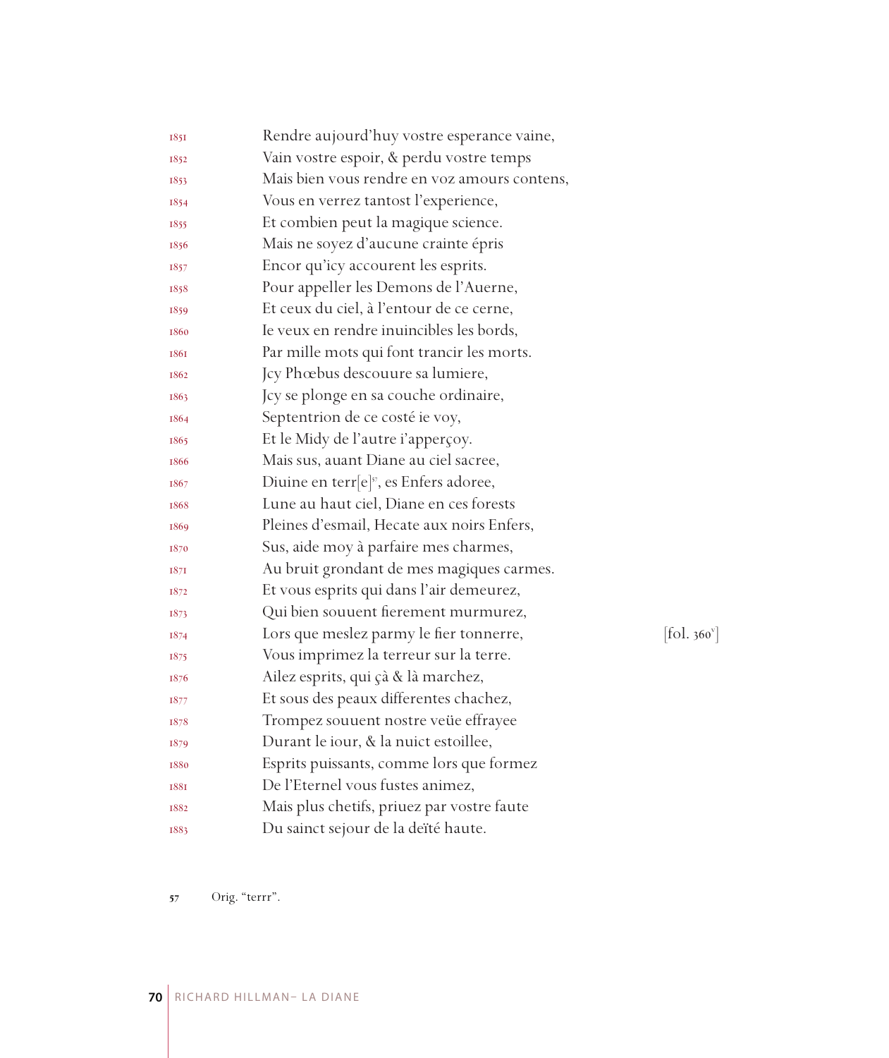1851 Rendre aujourd'huy vostre esperance vaine,
1852 Vain vostre espoir, & perdu vostre temps
1853 Mais bien vous rendre en voz amours contens,
1854 Vous en verrez tantost l'experience,
1855 Et combien peut la magique science.
1856 Mais ne soyez d'aucune crainte épris
1857 Encor qu'icy accourent les esprits.
1858 Pour appeller les Demons de l'Auerne,
1859 Et ceux du ciel, à l'entour de ce cerne,
1860 Ie veux en rendre inuincibles les bords,
1861 Par mille mots qui font trancir les morts.
1862 Jcy Phœbus descouure sa lumiere,
1863 Jcy se plonge en sa couche ordinaire,
1864 Septentrion de ce costé ie voy,
1865 Et le Midy de l'autre i'apperçoy.
1866 Mais sus, auant Diane au ciel sacree,
1867 Diuine en terr[e][57], es Enfers adoree,
1868 Lune au haut ciel, Diane en ces forests
1869 Pleines d'esmail, Hecate aux noirs Enfers,
1870 Sus, aide moy à parfaire mes charmes,
1871 Au bruit grondant de mes magiques carmes.
1872 Et vous esprits qui dans l'air demeurez,
1873 Qui bien souuent fierement murmurez,
1874 Lors que meslez parmy le fier tonnerre, [fol. 360v]
1875 Vous imprimez la terreur sur la terre.
1876 Ailez esprits, qui çà & là marchez,
1877 Et sous des peaux differentes chachez,
1878 Trompez souuent nostre veüe effrayee
1879 Durant le iour, & la nuict estoillee,
1880 Esprits puissants, comme lors que formez
1881 De l'Eternel vous fustes animez,
1882 Mais plus chetifs, priuez par vostre faute
1883 Du sainct sejour de la deïté haute.

57 Orig. "terrr".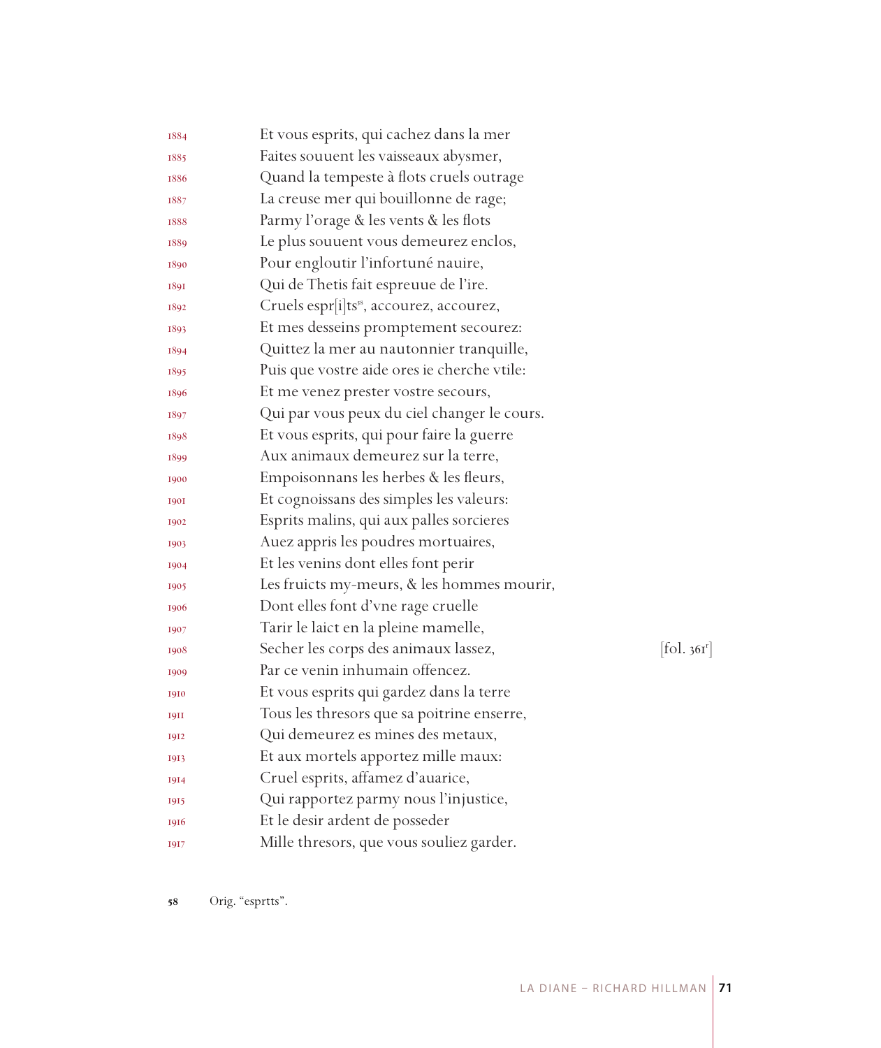1884 Et vous esprits, qui cachez dans la mer
1885 Faites souuent les vaisseaux abysmer,
1886 Quand la tempeste à flots cruels outrage
1887 La creuse mer qui bouillonne de rage;
1888 Parmy l'orage & les vents & les flots
1889 Le plus souuent vous demeurez enclos,
1890 Pour engloutir l'infortuné nauire,
1891 Qui de Thetis fait espreuue de l'ire.
1892 Cruels espr[i]ts[58], accourez, accourez,
1893 Et mes desseins promptement secourez:
1894 Quittez la mer au nautonnier tranquille,
1895 Puis que vostre aide ores ie cherche vtile:
1896 Et me venez prester vostre secours,
1897 Qui par vous peux du ciel changer le cours.
1898 Et vous esprits, qui pour faire la guerre
1899 Aux animaux demeurez sur la terre,
1900 Empoisonnans les herbes & les fleurs,
1901 Et cognoissans des simples les valeurs:
1902 Esprits malins, qui aux palles sorcieres
1903 Auez appris les poudres mortuaires,
1904 Et les venins dont elles font perir
1905 Les fruicts my-meurs, & les hommes mourir,
1906 Dont elles font d'vne rage cruelle
1907 Tarir le laict en la pleine mamelle,
1908 Secher les corps des animaux lassez, [fol. 361r]
1909 Par ce venin inhumain offencez.
1910 Et vous esprits qui gardez dans la terre
1911 Tous les thresors que sa poitrine enserre,
1912 Qui demeurez es mines des metaux,
1913 Et aux mortels apportez mille maux:
1914 Cruel esprits, affamez d'auarice,
1915 Qui rapportez parmy nous l'injustice,
1916 Et le desir ardent de posseder
1917 Mille thresors, que vous souliez garder.

58 Orig. "esprtts".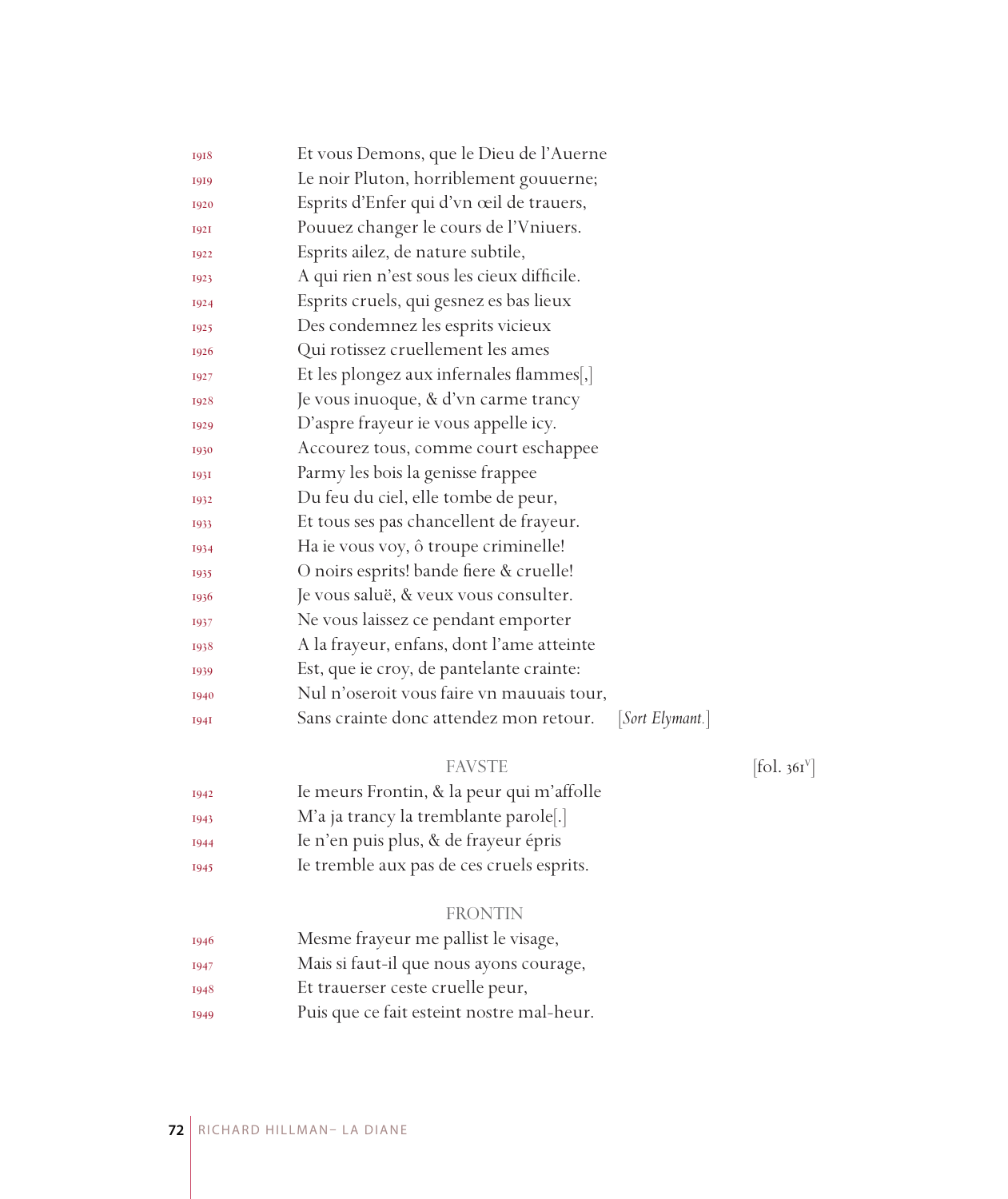1918 Et vous Demons, que le Dieu de l'Auerne
1919 Le noir Pluton, horriblement gouuerne;
1920 Esprits d'Enfer qui d'vn œil de trauers,
1921 Pouuez changer le cours de l'Vniuers.
1922 Esprits ailez, de nature subtile,
1923 A qui rien n'est sous les cieux difficile.
1924 Esprits cruels, qui gesnez es bas lieux
1925 Des condemnez les esprits vicieux
1926 Qui rotissez cruellement les ames
1927 Et les plongez aux infernales flammes[,]
1928 Je vous inuoque, & d'vn carme trancy
1929 D'aspre frayeur ie vous appelle icy.
1930 Accourez tous, comme court eschappee
1931 Parmy les bois la genisse frappee
1932 Du feu du ciel, elle tombe de peur,
1933 Et tous ses pas chancellent de frayeur.
1934 Ha ie vous voy, ô troupe criminelle!
1935 O noirs esprits! bande fiere & cruelle!
1936 Je vous saluë, & veux vous consulter.
1937 Ne vous laissez ce pendant emporter
1938 A la frayeur, enfans, dont l'ame atteinte
1939 Est, que ie croy, de pantelante crainte:
1940 Nul n'oseroit vous faire vn mauuais tour,
1941 Sans crainte donc attendez mon retour. [*Sort Elymant.*]

FAVSTE [fol. 361v]

1942 Ie meurs Frontin, & la peur qui m'affolle
1943 M'a ja trancy la tremblante parole[.]
1944 Ie n'en puis plus, & de frayeur épris
1945 Ie tremble aux pas de ces cruels esprits.

FRONTIN

1946 Mesme frayeur me pallist le visage,
1947 Mais si faut-il que nous ayons courage,
1948 Et trauerser ceste cruelle peur,
1949 Puis que ce fait esteint nostre mal-heur.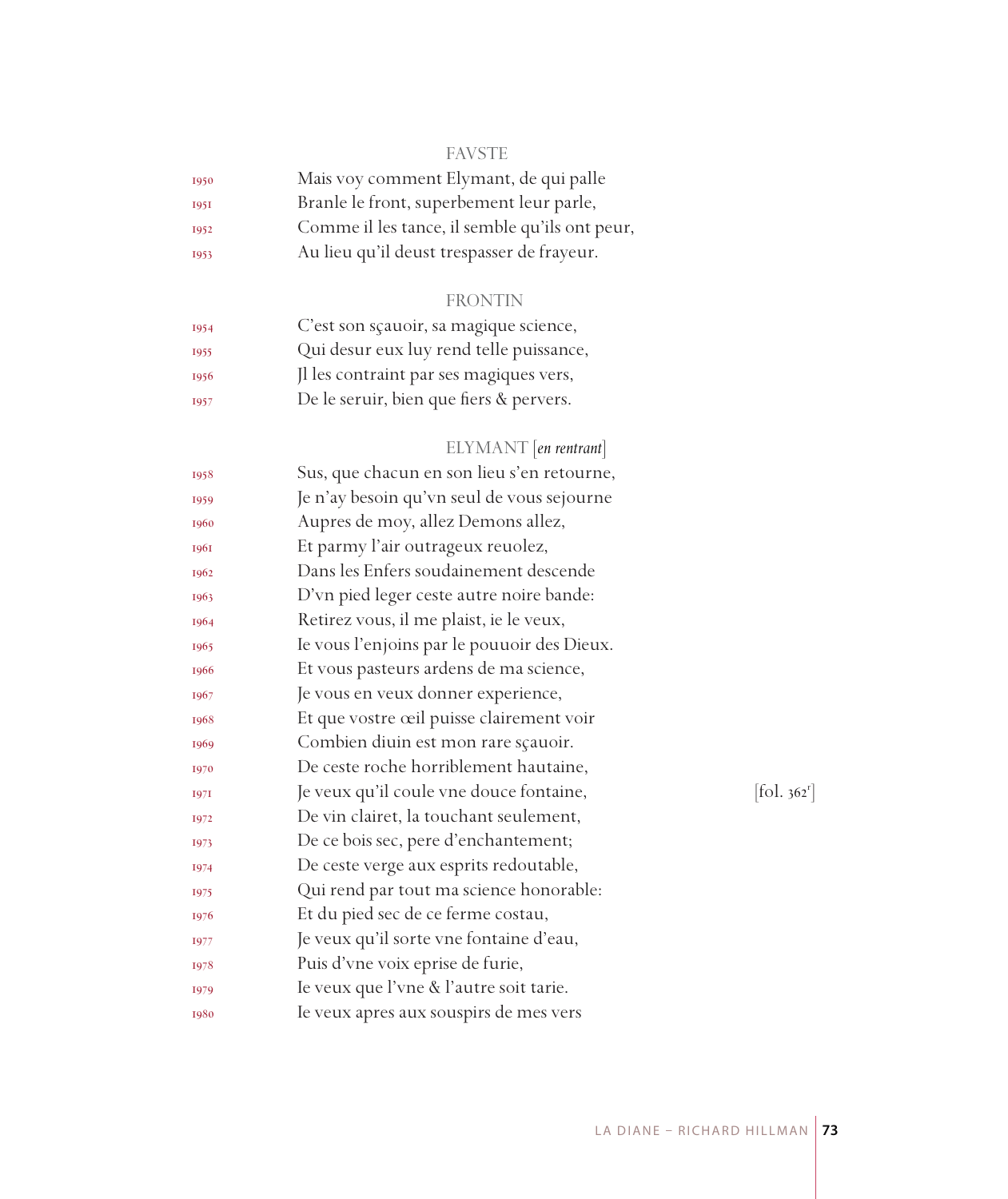FAVSTE

1950 Mais voy comment Elymant, de qui palle
1951 Branle le front, superbement leur parle,
1952 Comme il les tance, il semble qu'ils ont peur,
1953 Au lieu qu'il deust trespasser de frayeur.

FRONTIN

1954 C'est son sçauoir, sa magique science,
1955 Qui desur eux luy rend telle puissance,
1956 Jl les contraint par ses magiques vers,
1957 De le seruir, bien que fiers & peruers.

ELYMANT [*en rentrant*]

1958 Sus, que chacun en son lieu s'en retourne,
1959 Je n'ay besoin qu'vn seul de vous sejourne
1960 Aupres de moy, allez Demons allez,
1961 Et parmy l'air outrageux reuolez,
1962 Dans les Enfers soudainement descende
1963 D'vn pied leger ceste autre noire bande:
1964 Retirez vous, il me plaist, ie le veux,
1965 Ie vous l'enjoins par le pouuoir des Dieux.
1966 Et vous pasteurs ardens de ma science,
1967 Je vous en veux donner experience,
1968 Et que vostre œil puisse clairement voir
1969 Combien diuin est mon rare sçauoir.
1970 De ceste roche horriblement hautaine,
1971 Je veux qu'il coule vne douce fontaine, [fol. 362r]
1972 De vin clairet, la touchant seulement,
1973 De ce bois sec, pere d'enchantement;
1974 De ceste verge aux esprits redoutable,
1975 Qui rend par tout ma science honorable:
1976 Et du pied sec de ce ferme costau,
1977 Je veux qu'il sorte vne fontaine d'eau,
1978 Puis d'vne voix eprise de furie,
1979 Ie veux que l'vne & l'autre soit tarie.
1980 Ie veux apres aux souspirs de mes vers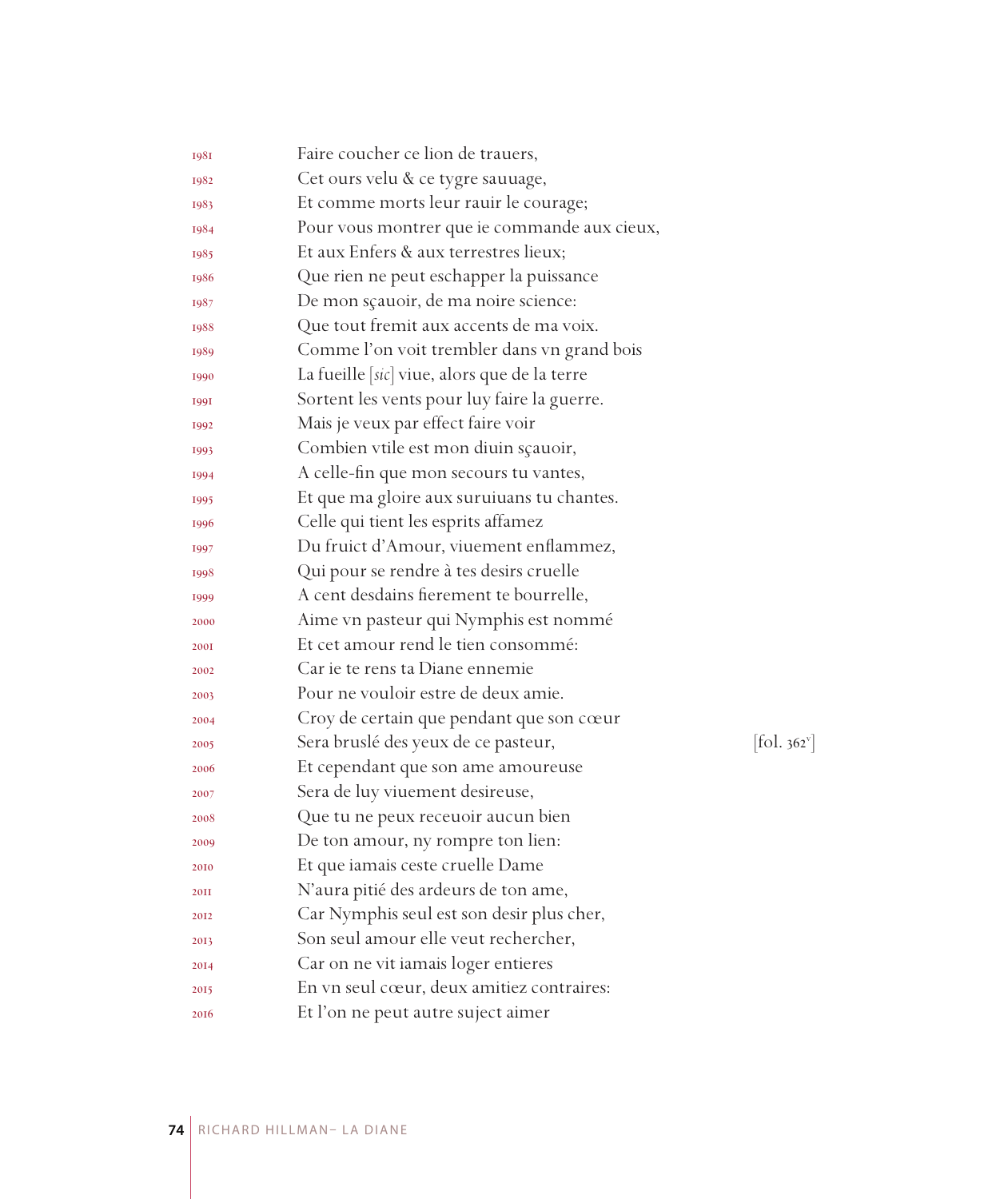1981 Faire coucher ce lion de trauers,
1982 Cet ours velu & ce tygre sauuage,
1983 Et comme morts leur rauir le courage;
1984 Pour vous montrer que ie commande aux cieux,
1985 Et aux Enfers & aux terrestres lieux;
1986 Que rien ne peut eschapper la puissance
1987 De mon sçauoir, de ma noire science:
1988 Que tout fremit aux accents de ma voix.
1989 Comme l'on voit trembler dans vn grand bois
1990 La fueille [*sic*] viue, alors que de la terre
1991 Sortent les vents pour luy faire la guerre.
1992 Mais je veux par effect faire voir
1993 Combien vtile est mon diuin sçauoir,
1994 A celle-fin que mon secours tu vantes,
1995 Et que ma gloire aux suruiuans tu chantes.
1996 Celle qui tient les esprits affamez
1997 Du fruict d'Amour, viuement enflammez,
1998 Qui pour se rendre à tes desirs cruelle
1999 A cent desdains fierement te bourrelle,
2000 Aime vn pasteur qui Nymphis est nommé
2001 Et cet amour rend le tien consommé:
2002 Car ie te rens ta Diane ennemie
2003 Pour ne vouloir estre de deux amie.
2004 Croy de certain que pendant que son cœur
2005 Sera bruslé des yeux de ce pasteur, [fol. 362v]
2006 Et cependant que son ame amoureuse
2007 Sera de luy viuement desireuse,
2008 Que tu ne peux receuoir aucun bien
2009 De ton amour, ny rompre ton lien:
2010 Et que iamais ceste cruelle Dame
2011 N'aura pitié des ardeurs de ton ame,
2012 Car Nymphis seul est son desir plus cher,
2013 Son seul amour elle veut rechercher,
2014 Car on ne vit iamais loger entieres
2015 En vn seul cœur, deux amitiez contraires:
2016 Et l'on ne peut autre suject aimer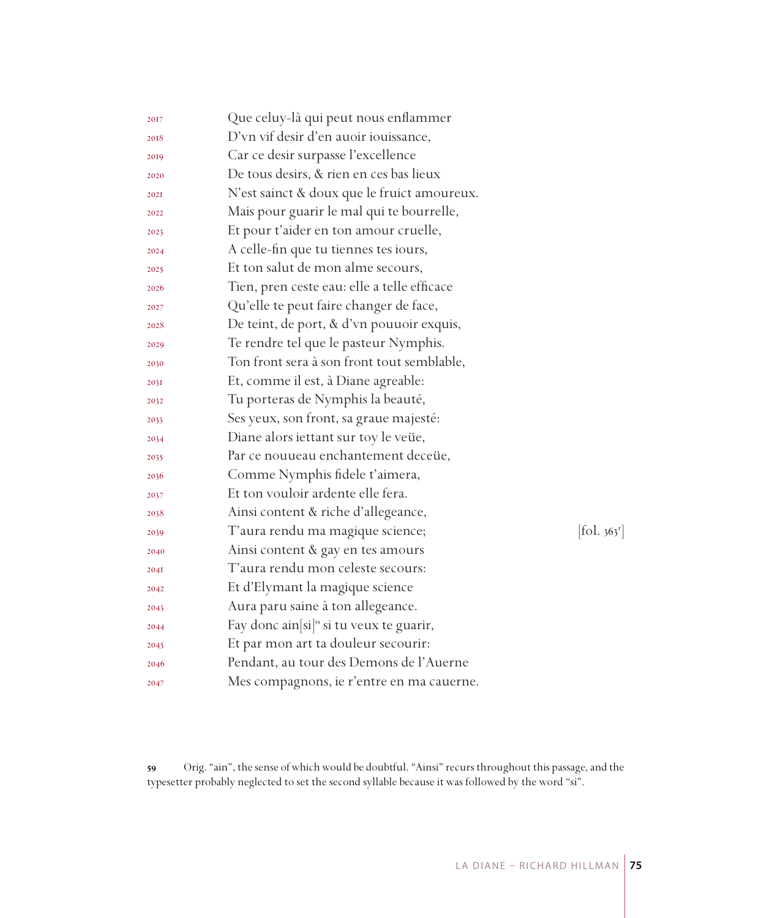2017 Que celuy-là qui peut nous enflammer
2018 D'vn vif desir d'en auoir iouissance,
2019 Car ce desir surpasse l'excellence
2020 De tous desirs, & rien en ces bas lieux
2021 N'est sainct & doux que le fruict amoureux.
2022 Mais pour guarir le mal qui te bourrelle,
2023 Et pour t'aider en ton amour cruelle,
2024 A celle-fin que tu tiennes tes iours,
2025 Et ton salut de mon alme secours,
2026 Tien, pren ceste eau: elle a telle efficace
2027 Qu'elle te peut faire changer de face,
2028 De teint, de port, & d'vn pouuoir exquis,
2029 Te rendre tel que le pasteur Nymphis.
2030 Ton front sera à son front tout semblable,
2031 Et, comme il est, à Diane agreable:
2032 Tu porteras de Nymphis la beauté,
2033 Ses yeux, son front, sa graue majesté:
2034 Diane alors iettant sur toy le veüe,
2035 Par ce nouueau enchantement deceüe,
2036 Comme Nymphis fidele t'aimera,
2037 Et ton vouloir ardente elle fera.
2038 Ainsi content & riche d'allegeance,
2039 T'aura rendu ma magique science; [fol. 363r]
2040 Ainsi content & gay en tes amours
2041 T'aura rendu mon celeste secours:
2042 Et d'Elymant la magique science
2043 Aura paru saine à ton allegeance.
2044 Fay donc ain[si][59] si tu veux te guarir,
2045 Et par mon art ta douleur secourir:
2046 Pendant, au tour des Demons de l'Auerne
2047 Mes compagnons, ie r'entre en ma cauerne.

[59] Orig. "ain", the sense of which would be doubtful. "Ainsi" recurs throughout this passage, and the typesetter probably neglected to set the second syllable because it was followed by the word "si".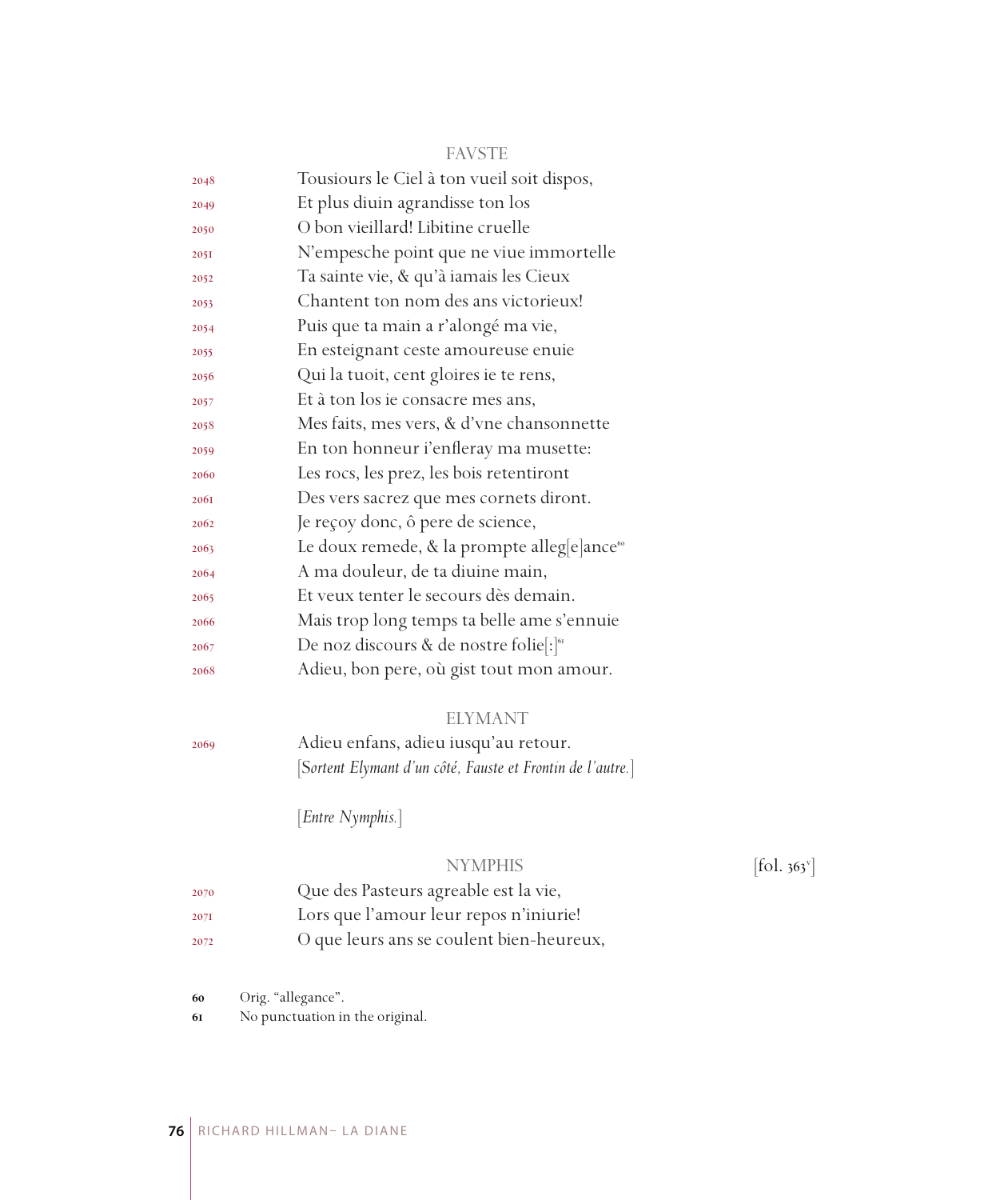FAVSTE

2048 Tousiours le Ciel à ton vueil soit dispos,
2049 Et plus diuin agrandisse ton los
2050 O bon vieillard! Libitine cruelle
2051 N'empesche point que ne viue immortelle
2052 Ta sainte vie, & qu'à iamais les Cieux
2053 Chantent ton nom des ans victorieux!
2054 Puis que ta main a r'alongé ma vie,
2055 En esteignant ceste amoureuse enuie
2056 Qui la tuoit, cent gloires ie te rens,
2057 Et à ton los ie consacre mes ans,
2058 Mes faits, mes vers, & d'vne chansonnette
2059 En ton honneur i'enfleray ma musette:
2060 Les rocs, les prez, les bois retentiront
2061 Des vers sacrez que mes cornets diront.
2062 Je reçoy donc, ô pere de science,
2063 Le doux remede, & la prompte alleg[e]ance[60]
2064 A ma douleur, de ta diuine main,
2065 Et veux tenter le secours dès demain.
2066 Mais trop long temps ta belle ame s'ennuie
2067 De noz discours & de nostre folie[:][61]
2068 Adieu, bon pere, où gist tout mon amour.

ELYMANT

2069 Adieu enfans, adieu iusqu'au retour.
[*Sortent Elymant d'un côté, Fauste et Frontin de l'autre.*]

[*Entre Nymphis.*]

NYMPHIS [fol. 363v]

2070 Que des Pasteurs agreable est la vie,
2071 Lors que l'amour leur repos n'iniurie!
2072 O que leurs ans se coulent bien-heureux,

60 Orig. "allegance".
61 No punctuation in the original.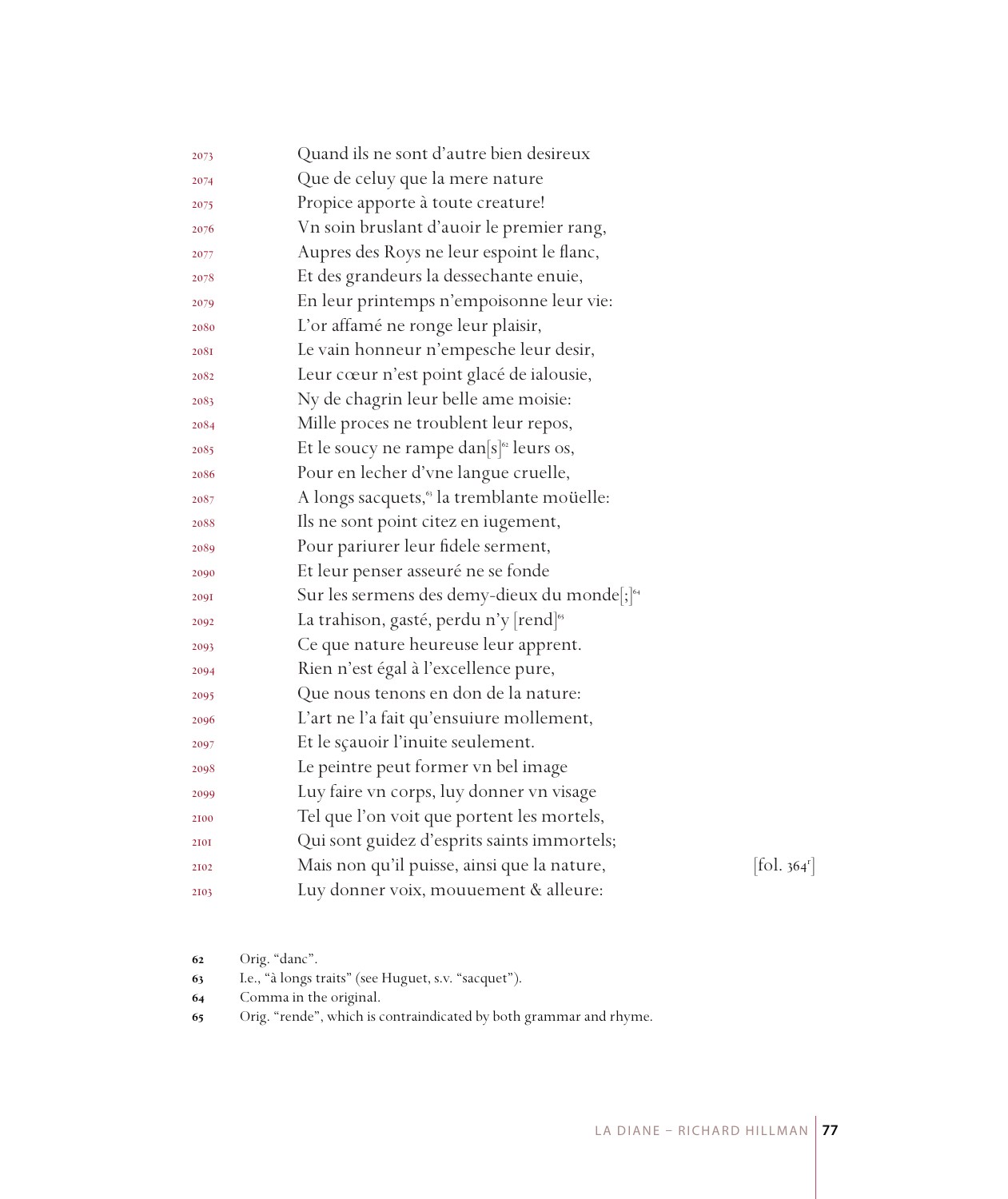2073 Quand ils ne sont d'autre bien desireux
2074 Que de celuy que la mere nature
2075 Propice apporte à toute creature!
2076 Vn soin bruslant d'auoir le premier rang,
2077 Aupres des Roys ne leur espoint le flanc,
2078 Et des grandeurs la dessechante enuie,
2079 En leur printemps n'empoisonne leur vie:
2080 L'or affamé ne ronge leur plaisir,
2081 Le vain honneur n'empesche leur desir,
2082 Leur cœur n'est point glacé de ialousie,
2083 Ny de chagrin leur belle ame moisie:
2084 Mille proces ne troublent leur repos,
2085 Et le soucy ne rampe dan[s][62] leurs os,
2086 Pour en lecher d'vne langue cruelle,
2087 A longs sacquets,[63] la tremblante moüelle:
2088 Ils ne sont point citez en iugement,
2089 Pour pariurer leur fidele serment,
2090 Et leur penser asseuré ne se fonde
2091 Sur les sermens des demy-dieux du monde[;][64]
2092 La trahison, gasté, perdu n'y [rend][65]
2093 Ce que nature heureuse leur apprent.
2094 Rien n'est égal à l'excellence pure,
2095 Que nous tenons en don de la nature:
2096 L'art ne l'a fait qu'ensuiure mollement,
2097 Et le sçauoir l'inuite seulement.
2098 Le peintre peut former vn bel image
2099 Luy faire vn corps, luy donner vn visage
2100 Tel que l'on voit que portent les mortels,
2101 Qui sont guidez d'esprits saints immortels;
2102 Mais non qu'il puisse, ainsi que la nature, [fol. 364$^r$]
2103 Luy donner voix, mouuement & alleure:

62 Orig. "danc".
63 I.e., "à longs traits" (see Huguet, s.v. "sacquet").
64 Comma in the original.
65 Orig. "rende", which is contraindicated by both grammar and rhyme.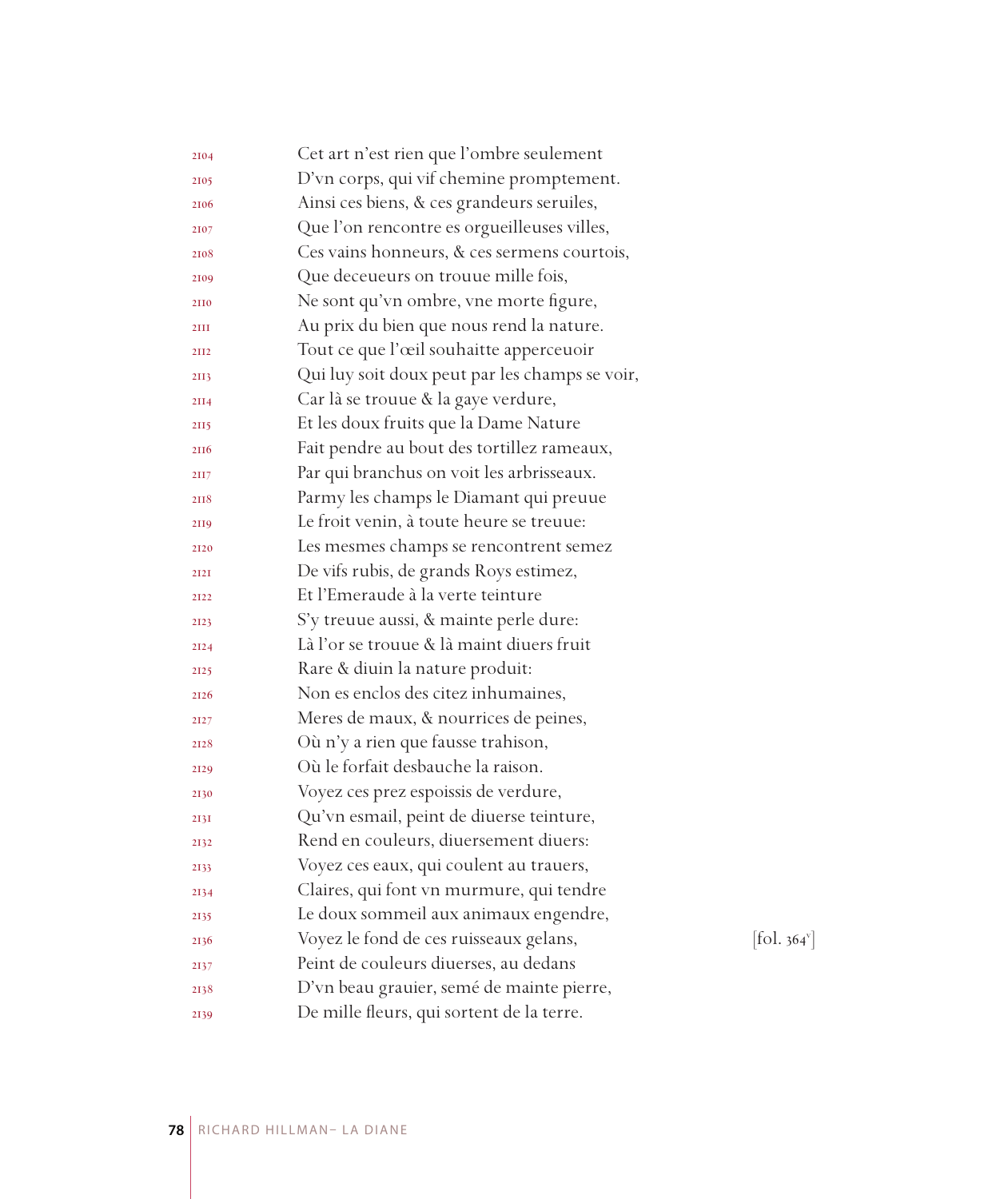2104 Cet art n'est rien que l'ombre seulement
2105 D'vn corps, qui vif chemine promptement.
2106 Ainsi ces biens, & ces grandeurs seruiles,
2107 Que l'on rencontre es orgueilleuses villes,
2108 Ces vains honneurs, & ces sermens courtois,
2109 Que deceueurs on trouue mille fois,
2110 Ne sont qu'vn ombre, vne morte figure,
2111 Au prix du bien que nous rend la nature.
2112 Tout ce que l'œil souhaitte apperceuoir
2113 Qui luy soit doux peut par les champs se voir,
2114 Car là se trouue & la gaye verdure,
2115 Et les doux fruits que la Dame Nature
2116 Fait pendre au bout des tortillez rameaux,
2117 Par qui branchus on voit les arbrisseaux.
2118 Parmy les champs le Diamant qui preuue
2119 Le froit venin, à toute heure se treuue:
2120 Les mesmes champs se rencontrent semez
2121 De vifs rubis, de grands Roys estimez,
2122 Et l'Emeraude à la verte teinture
2123 S'y treuue aussi, & mainte perle dure:
2124 Là l'or se trouue & là maint diuers fruit
2125 Rare & diuin la nature produit:
2126 Non es enclos des citez inhumaines,
2127 Meres de maux, & nourrices de peines,
2128 Où n'y a rien que fausse trahison,
2129 Où le forfait desbauche la raison.
2130 Voyez ces prez espoissis de verdure,
2131 Qu'vn esmail, peint de diuerse teinture,
2132 Rend en couleurs, diuersement diuers:
2133 Voyez ces eaux, qui coulent au trauers,
2134 Claires, qui font vn murmure, qui tendre
2135 Le doux sommeil aux animaux engendre,
2136 Voyez le fond de ces ruisseaux gelans, [fol. 364v]
2137 Peint de couleurs diuerses, au dedans
2138 D'vn beau grauier, semé de mainte pierre,
2139 De mille fleurs, qui sortent de la terre.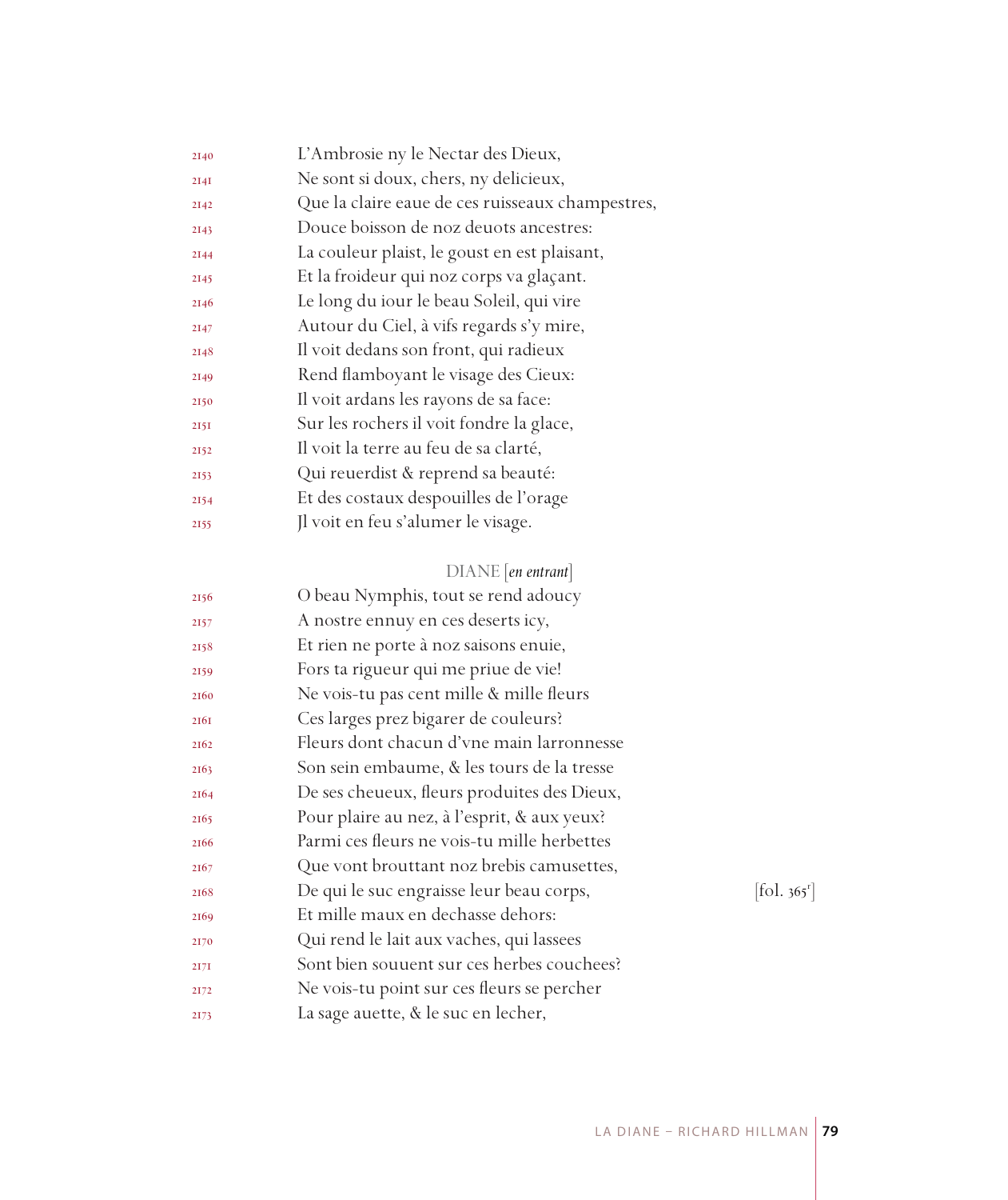2140 L'Ambrosie ny le Nectar des Dieux,
2141 Ne sont si doux, chers, ny delicieux,
2142 Que la claire eaue de ces ruisseaux champestres,
2143 Douce boisson de noz deuots ancestres:
2144 La couleur plaist, le goust en est plaisant,
2145 Et la froideur qui noz corps va glaçant.
2146 Le long du iour le beau Soleil, qui vire
2147 Autour du Ciel, à vifs regards s'y mire,
2148 Il voit dedans son front, qui radieux
2149 Rend flamboyant le visage des Cieux:
2150 Il voit ardans les rayons de sa face:
2151 Sur les rochers il voit fondre la glace,
2152 Il voit la terre au feu de sa clarté,
2153 Qui reuerdist & reprend sa beauté:
2154 Et des costaux despouilles de l'orage
2155 Jl voit en feu s'alumer le visage.

DIANE [*en entrant*]

2156 O beau Nymphis, tout se rend adoucy
2157 A nostre ennuy en ces deserts icy,
2158 Et rien ne porte à noz saisons enuie,
2159 Fors ta rigueur qui me priue de vie!
2160 Ne vois-tu pas cent mille & mille fleurs
2161 Ces larges prez bigarer de couleurs?
2162 Fleurs dont chacun d'vne main larronnesse
2163 Son sein embaume, & les tours de la tresse
2164 De ses cheueux, fleurs produites des Dieux,
2165 Pour plaire au nez, à l'esprit, & aux yeux?
2166 Parmi ces fleurs ne vois-tu mille herbettes
2167 Que vont brouttant noz brebis camusettes,
2168 De qui le suc engraisse leur beau corps, [fol. 365r]
2169 Et mille maux en dechasse dehors:
2170 Qui rend le lait aux vaches, qui lassees
2171 Sont bien souuent sur ces herbes couchees?
2172 Ne vois-tu point sur ces fleurs se percher
2173 La sage auette, & le suc en lecher,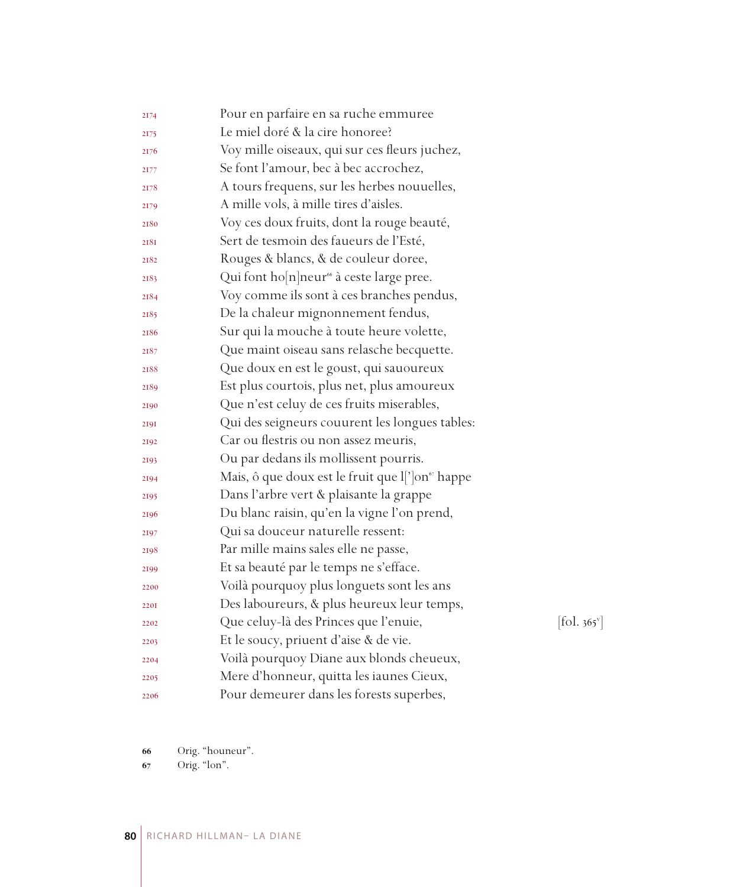2174 Pour en parfaire en sa ruche emmuree  
2175 Le miel doré & la cire honoree?  
2176 Voy mille oiseaux, qui sur ces fleurs juchez,  
2177 Se font l'amour, bec à bec accrochez,  
2178 A tours frequens, sur les herbes nouuelles,  
2179 A mille vols, à mille tires d'aisles.  
2180 Voy ces doux fruits, dont la rouge beauté,  
2181 Sert de tesmoin des faueurs de l'Esté,  
2182 Rouges & blancs, & de couleur doree,  
2183 Qui font ho[n]neur[66] à ceste large pree.  
2184 Voy comme ils sont à ces branches pendus,  
2185 De la chaleur mignonnement fendus,  
2186 Sur qui la mouche à toute heure volette,  
2187 Que maint oiseau sans relasche becquette.  
2188 Que doux en est le goust, qui sauoureux  
2189 Est plus courtois, plus net, plus amoureux  
2190 Que n'est celuy de ces fruits miserables,  
2191 Qui des seigneurs couurent les longues tables:  
2192 Car ou flestris ou non assez meuris,  
2193 Ou par dedans ils mollissent pourris.  
2194 Mais, ô que doux est le fruit que l[']on[67] happe  
2195 Dans l'arbre vert & plaisante la grappe  
2196 Du blanc raisin, qu'en la vigne l'on prend,  
2197 Qui sa douceur naturelle ressent:  
2198 Par mille mains sales elle ne passe,  
2199 Et sa beauté par le temps ne s'efface.  
2200 Voilà pourquoy plus longuets sont les ans  
2201 Des laboureurs, & plus heureux leur temps,  
2202 Que celuy-là des Princes que l'enuie, [fol. 365v]  
2203 Et le soucy, priuent d'aise & de vie.  
2204 Voilà pourquoy Diane aux blonds cheueux,  
2205 Mere d'honneur, quitta les iaunes Cieux,  
2206 Pour demeurer dans les forests superbes,

66 Orig. "houneur".  
67 Orig. "lon".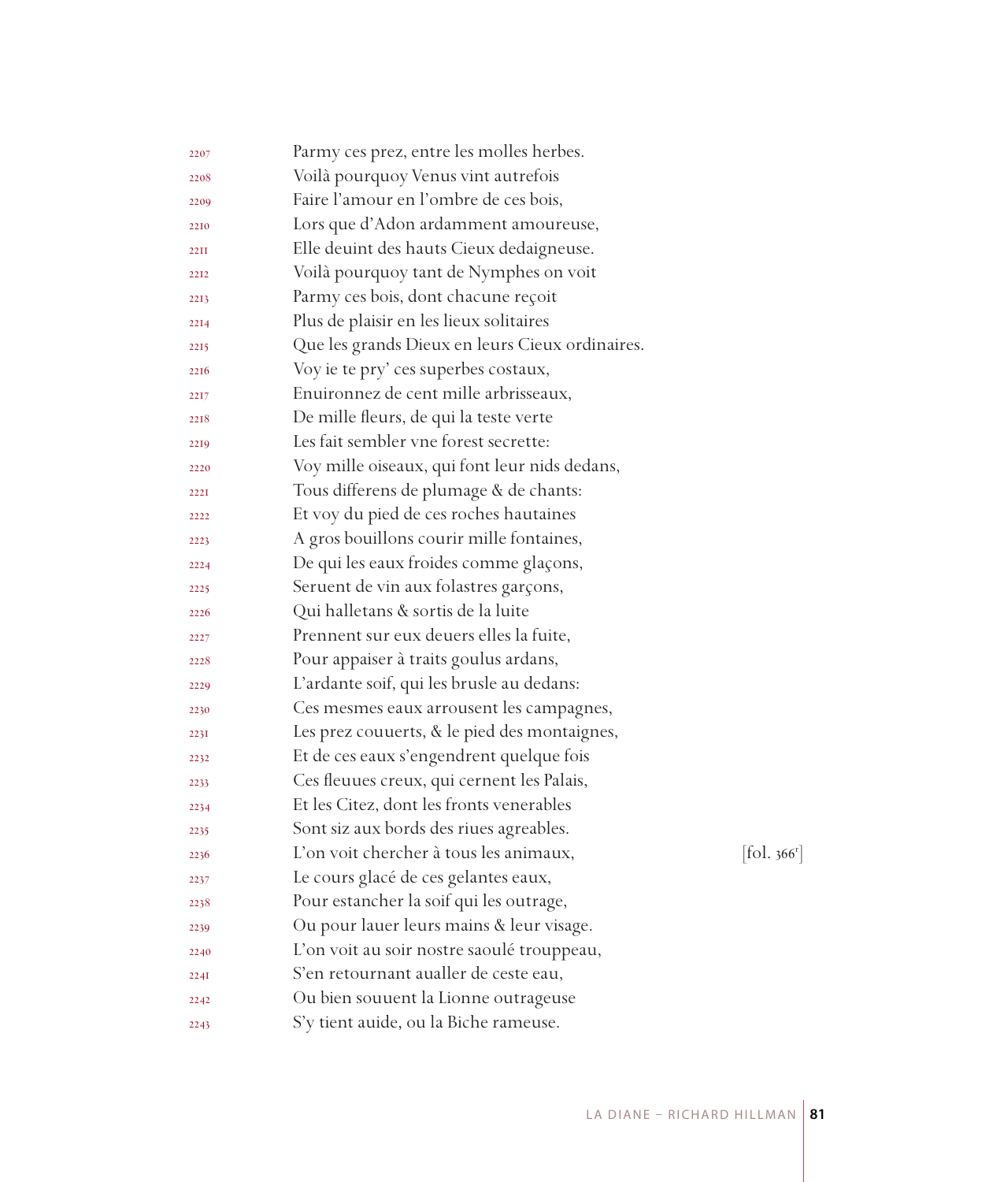2207 Parmy ces prez, entre les molles herbes.
2208 Voilà pourquoy Venus vint autrefois
2209 Faire l'amour en l'ombre de ces bois,
2210 Lors que d'Adon ardamment amoureuse,
2211 Elle deuint des hauts Cieux dedaigneuse.
2212 Voilà pourquoy tant de Nymphes on voit
2213 Parmy ces bois, dont chacune reçoit
2214 Plus de plaisir en les lieux solitaires
2215 Que les grands Dieux en leurs Cieux ordinaires.
2216 Voy ie te pry' ces superbes costaux,
2217 Enuironnez de cent mille arbrisseaux,
2218 De mille fleurs, de qui la teste verte
2219 Les fait sembler vne forest secrette:
2220 Voy mille oiseaux, qui font leur nids dedans,
2221 Tous differens de plumage & de chants:
2222 Et voy du pied de ces roches hautaines
2223 A gros bouillons courir mille fontaines,
2224 De qui les eaux froides comme glaçons,
2225 Seruent de vin aux folastres garçons,
2226 Qui halletans & sortis de la luite
2227 Prennent sur eux deuers elles la fuite,
2228 Pour appaiser à traits goulus ardans,
2229 L'ardante soif, qui les brusle au dedans:
2230 Ces mesmes eaux arrousent les campagnes,
2231 Les prez couuerts, & le pied des montaignes,
2232 Et de ces eaux s'engendrent quelque fois
2233 Ces fleuues creux, qui cernent les Palais,
2234 Et les Citez, dont les fronts venerables
2235 Sont siz aux bords des riues agreables.
2236 L'on voit chercher à tous les animaux, [fol. 366r]
2237 Le cours glacé de ces gelantes eaux,
2238 Pour estancher la soif qui les outrage,
2239 Ou pour lauer leurs mains & leur visage.
2240 L'on voit au soir nostre saoulé trouppeau,
2241 S'en retournant aualler de ceste eau,
2242 Ou bien souuent la Lionne outrageuse
2243 S'y tient auide, ou la Biche rameuse.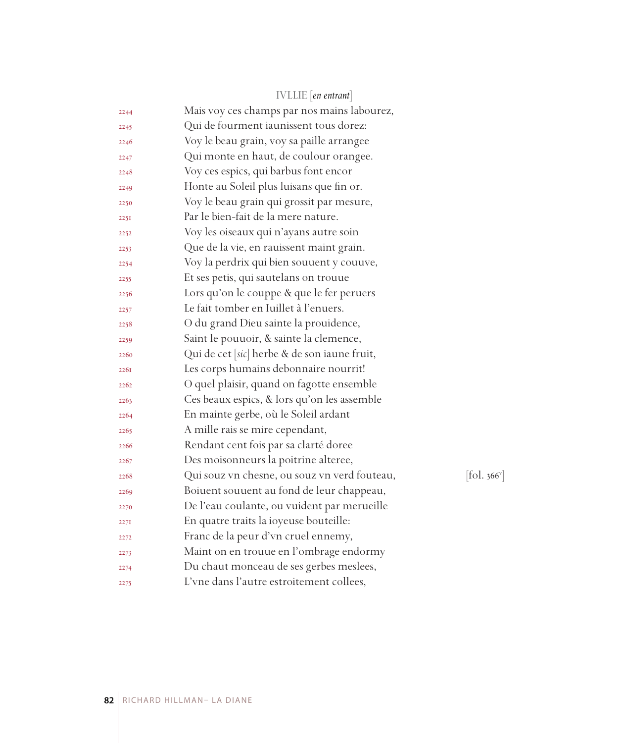IVLLIE [*en entrant*]

2244 Mais voy ces champs par nos mains labourez,
2245 Qui de fourment iaunissent tous dorez:
2246 Voy le beau grain, voy sa paille arrangee
2247 Qui monte en haut, de coulour orangee.
2248 Voy ces espics, qui barbus font encor
2249 Honte au Soleil plus luisans que fin or.
2250 Voy le beau grain qui grossit par mesure,
2251 Par le bien-fait de la mere nature.
2252 Voy les oiseaux qui n'ayans autre soin
2253 Que de la vie, en rauissent maint grain.
2254 Voy la perdrix qui bien souuent y couuve,
2255 Et ses petis, qui sautelans on trouue
2256 Lors qu'on le couppe & que le fer peruers
2257 Le fait tomber en Iuillet à l'enuers.
2258 O du grand Dieu sainte la prouidence,
2259 Saint le pouuoir, & sainte la clemence,
2260 Qui de cet [*sic*] herbe & de son iaune fruit,
2261 Les corps humains debonnaire nourrit!
2262 O quel plaisir, quand on fagotte ensemble
2263 Ces beaux espics, & lors qu'on les assemble
2264 En mainte gerbe, où le Soleil ardant
2265 A mille rais se mire cependant,
2266 Rendant cent fois par sa clarté doree
2267 Des moisonneurs la poitrine alteree,
2268 Qui souz vn chesne, ou souz vn verd fouteau, [fol. 366v]
2269 Boiuent souuent au fond de leur chappeau,
2270 De l'eau coulante, ou vuident par merueille
2271 En quatre traits la ioyeuse bouteille:
2272 Franc de la peur d'vn cruel ennemy,
2273 Maint on en trouue en l'ombrage endormy
2274 Du chaut monceau de ses gerbes meslees,
2275 L'vne dans l'autre estroitement collees,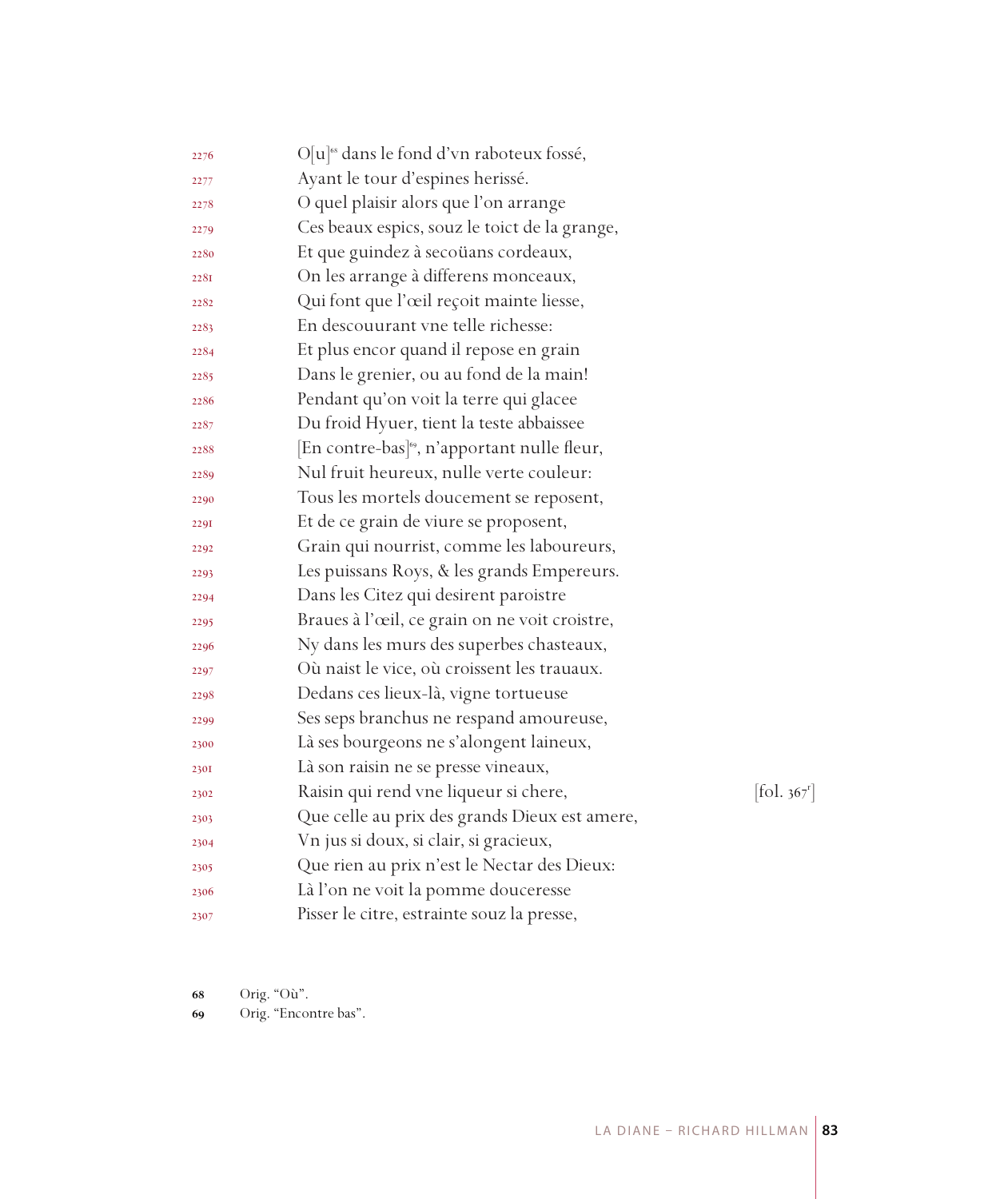2276 O[u][68] dans le fond d'vn raboteux fossé,
2277 Ayant le tour d'espines herissé.
2278 O quel plaisir alors que l'on arrange
2279 Ces beaux espics, souz le toict de la grange,
2280 Et que guindez à secoüans cordeaux,
2281 On les arrange à differens monceaux,
2282 Qui font que l'œil reçoit mainte liesse,
2283 En descouurant vne telle richesse:
2284 Et plus encor quand il repose en grain
2285 Dans le grenier, ou au fond de la main!
2286 Pendant qu'on voit la terre qui glacee
2287 Du froid Hyuer, tient la teste abbaissee
2288 [En contre-bas][69], n'apportant nulle fleur,
2289 Nul fruit heureux, nulle verte couleur:
2290 Tous les mortels doucement se reposent,
2291 Et de ce grain de viure se proposent,
2292 Grain qui nourrist, comme les laboureurs,
2293 Les puissans Roys, & les grands Empereurs.
2294 Dans les Citez qui desirent paroistre
2295 Braues à l'œil, ce grain on ne voit croistre,
2296 Ny dans les murs des superbes chasteaux,
2297 Où naist le vice, où croissent les trauaux.
2298 Dedans ces lieux-là, vigne tortueuse
2299 Ses seps branchus ne respand amoureuse,
2300 Là ses bourgeons ne s'alongent laineux,
2301 Là son raisin ne se presse vineaux,
2302 Raisin qui rend vne liqueur si chere, [fol. 367r]
2303 Que celle au prix des grands Dieux est amere,
2304 Vn jus si doux, si clair, si gracieux,
2305 Que rien au prix n'est le Nectar des Dieux:
2306 Là l'on ne voit la pomme douceresse
2307 Pisser le citre, estrainte souz la presse,

68 Orig. "Où".
69 Orig. "Encontre bas".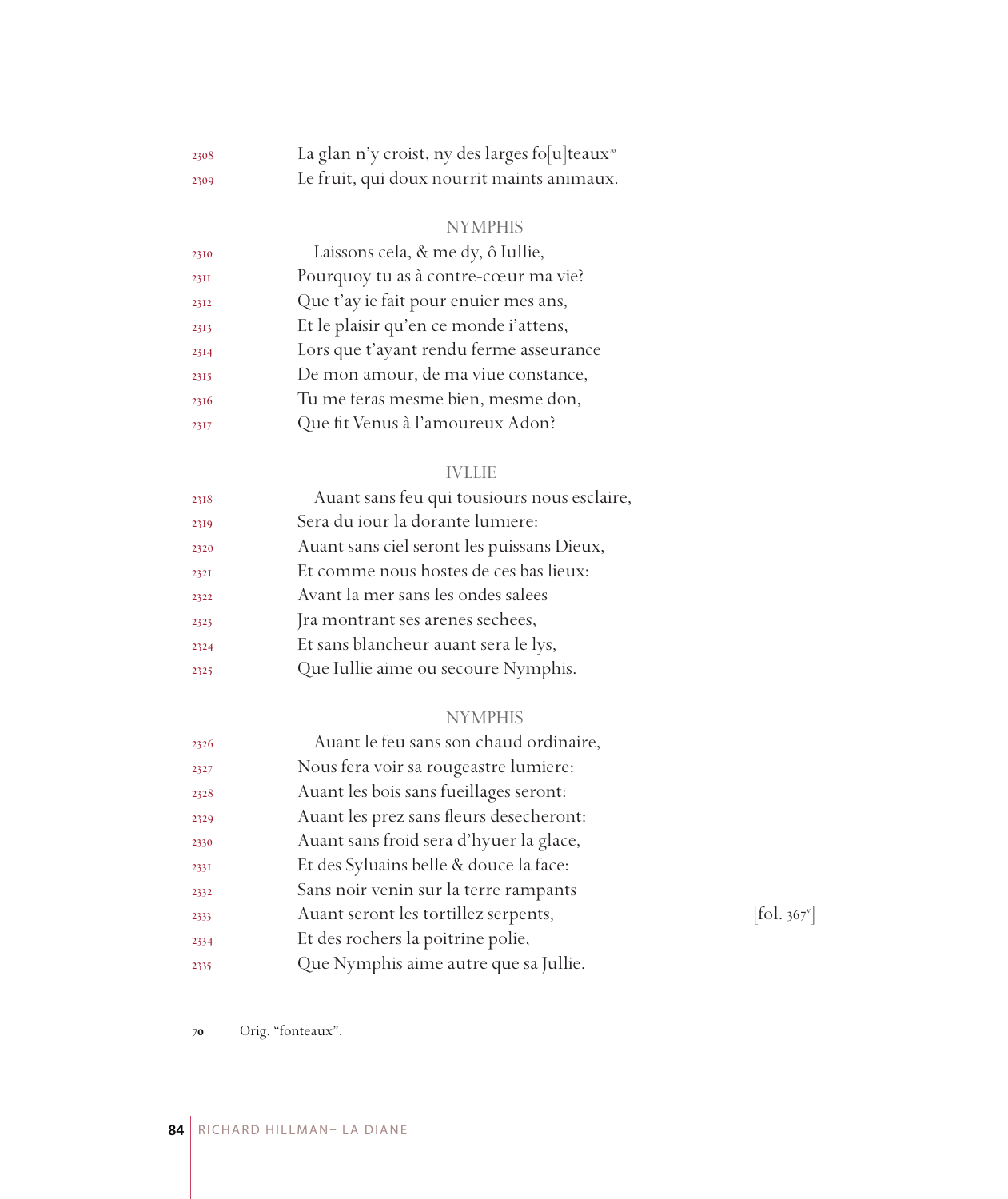2308 La glan n'y croist, ny des larges fo[u]teaux[70]
2309 Le fruit, qui doux nourrit maints animaux.

NYMPHIS

2310 Laissons cela, & me dy, ô Iullie,
2311 Pourquoy tu as à contre-cœur ma vie?
2312 Que t'ay ie fait pour enuier mes ans,
2313 Et le plaisir qu'en ce monde i'attens,
2314 Lors que t'ayant rendu ferme asseurance
2315 De mon amour, de ma viue constance,
2316 Tu me feras mesme bien, mesme don,
2317 Que fit Venus à l'amoureux Adon?

IVLLIE

2318 Auant sans feu qui tousiours nous esclaire,
2319 Sera du iour la dorante lumiere:
2320 Auant sans ciel seront les puissans Dieux,
2321 Et comme nous hostes de ces bas lieux:
2322 Avant la mer sans les ondes salees
2323 Jra montrant ses arenes sechees,
2324 Et sans blancheur auant sera le lys,
2325 Que Iullie aime ou secoure Nymphis.

NYMPHIS

2326 Auant le feu sans son chaud ordinaire,
2327 Nous fera voir sa rougeastre lumiere:
2328 Auant les bois sans fueillages seront:
2329 Auant les prez sans fleurs desecheront:
2330 Auant sans froid sera d'hyuer la glace,
2331 Et des Syluains belle & douce la face:
2332 Sans noir venin sur la terre rampants
2333 Auant seront les tortillez serpents, [fol. 367v]
2334 Et des rochers la poitrine polie,
2335 Que Nymphis aime autre que sa Jullie.

70 Orig. "fonteaux".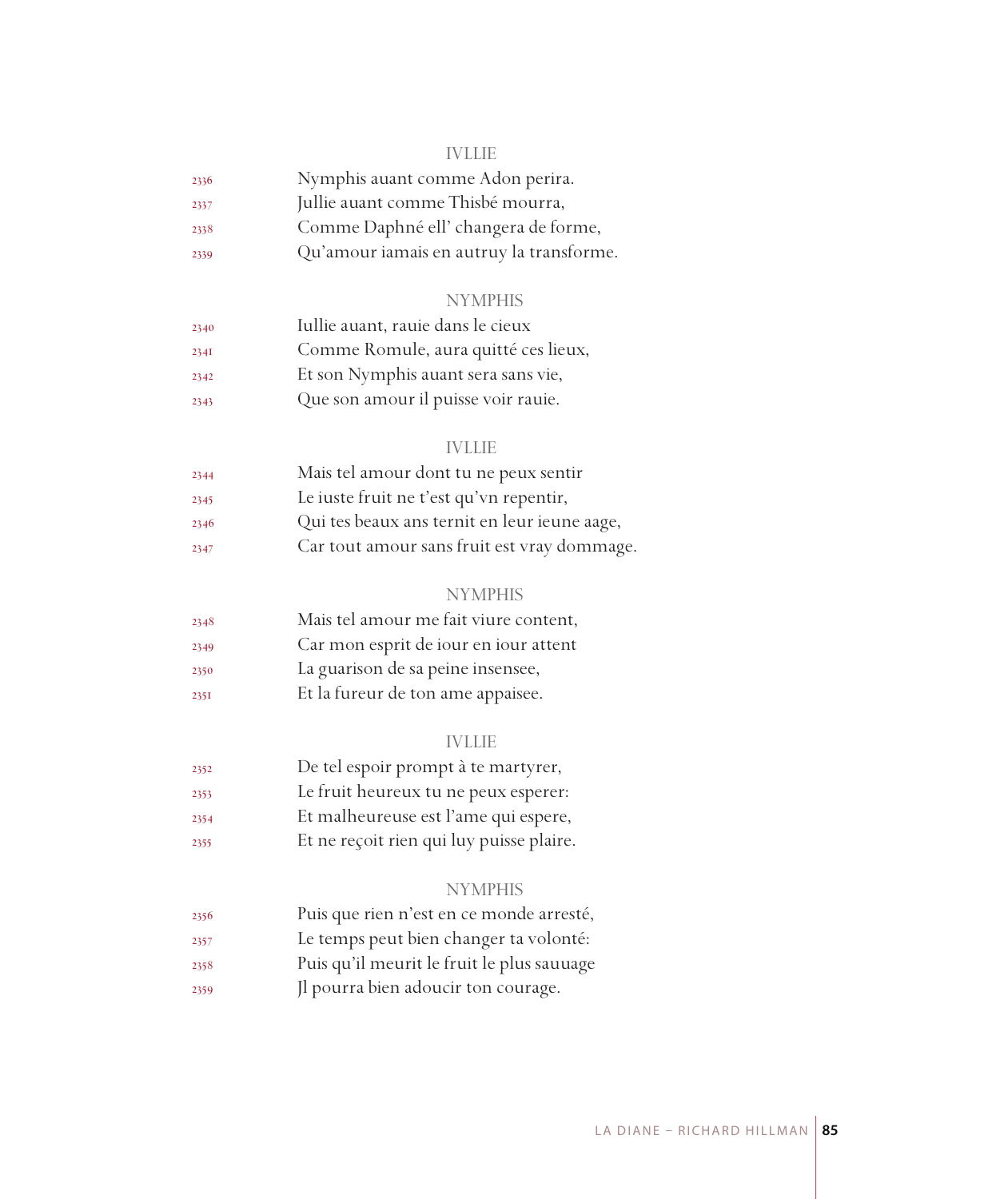IVLLIE

2336 Nymphis auant comme Adon perira.
2337 Jullie auant comme Thisbé mourra,
2338 Comme Daphné ell' changera de forme,
2339 Qu'amour iamais en autruy la transforme.

NYMPHIS

2340 Iullie auant, rauie dans le cieux
2341 Comme Romule, aura quitté ces lieux,
2342 Et son Nymphis auant sera sans vie,
2343 Que son amour il puisse voir rauie.

IVLLIE

2344 Mais tel amour dont tu ne peux sentir
2345 Le iuste fruit ne t'est qu'vn repentir,
2346 Qui tes beaux ans ternit en leur ieune aage,
2347 Car tout amour sans fruit est vray dommage.

NYMPHIS

2348 Mais tel amour me fait viure content,
2349 Car mon esprit de iour en iour attent
2350 La guarison de sa peine insensee,
2351 Et la fureur de ton ame appaisee.

IVLLIE

2352 De tel espoir prompt à te martyrer,
2353 Le fruit heureux tu ne peux esperer:
2354 Et malheureuse est l'ame qui espere,
2355 Et ne reçoit rien qui luy puisse plaire.

NYMPHIS

2356 Puis que rien n'est en ce monde arresté,
2357 Le temps peut bien changer ta volonté:
2358 Puis qu'il meurit le fruit le plus sauuage
2359 Jl pourra bien adoucir ton courage.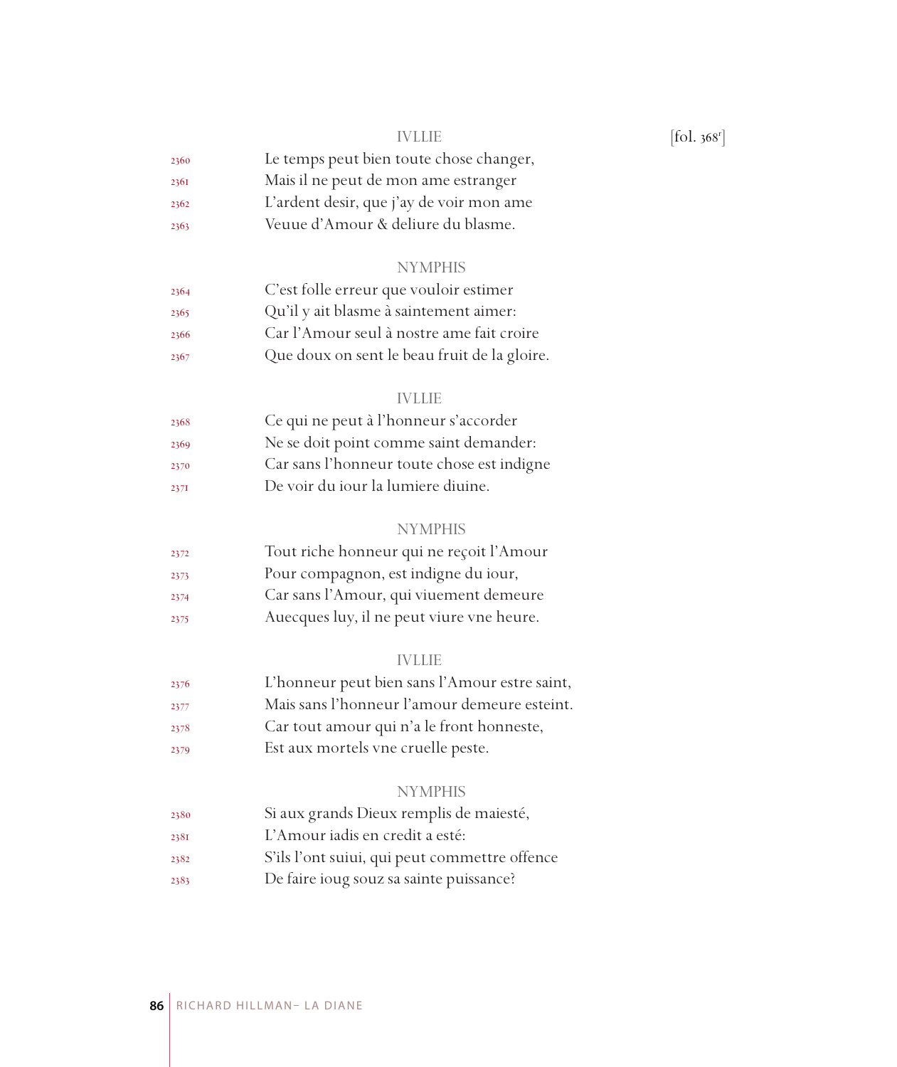[fol. 368r]

IVLLIE

2360 Le temps peut bien toute chose changer,
2361 Mais il ne peut de mon ame estranger
2362 L'ardent desir, que j'ay de voir mon ame
2363 Veuue d'Amour & deliure du blasme.

NYMPHIS

2364 C'est folle erreur que vouloir estimer
2365 Qu'il y ait blasme à saintement aimer:
2366 Car l'Amour seul à nostre ame fait croire
2367 Que doux on sent le beau fruit de la gloire.

IVLLIE

2368 Ce qui ne peut à l'honneur s'accorder
2369 Ne se doit point comme saint demander:
2370 Car sans l'honneur toute chose est indigne
2371 De voir du iour la lumiere diuine.

NYMPHIS

2372 Tout riche honneur qui ne reçoit l'Amour
2373 Pour compagnon, est indigne du iour,
2374 Car sans l'Amour, qui viuement demeure
2375 Auecques luy, il ne peut viure vne heure.

IVLLIE

2376 L'honneur peut bien sans l'Amour estre saint,
2377 Mais sans l'honneur l'amour demeure esteint.
2378 Car tout amour qui n'a le front honneste,
2379 Est aux mortels vne cruelle peste.

NYMPHIS

2380 Si aux grands Dieux remplis de maiesté,
2381 L'Amour iadis en credit a esté:
2382 S'ils l'ont suiui, qui peut commettre offence
2383 De faire ioug souz sa sainte puissance?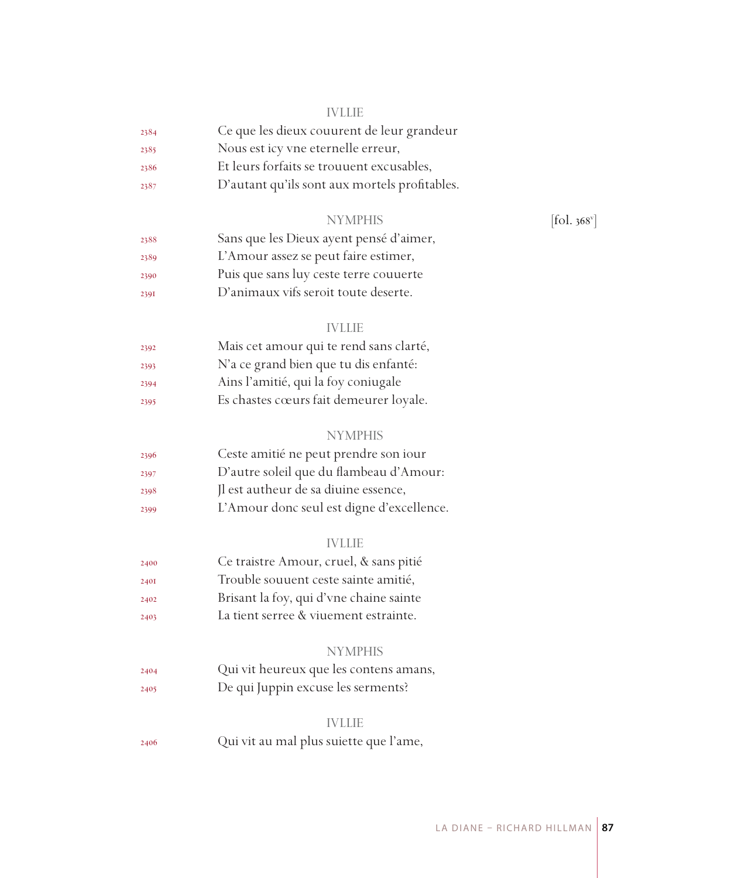IVLLIE

2384 Ce que les dieux couurent de leur grandeur
2385 Nous est icy vne eternelle erreur,
2386 Et leurs forfaits se trouuent excusables,
2387 D'autant qu'ils sont aux mortels profitables.

NYMPHIS [fol. 368v]

2388 Sans que les Dieux ayent pensé d'aimer,
2389 L'Amour assez se peut faire estimer,
2390 Puis que sans luy ceste terre couuerte
2391 D'animaux vifs seroit toute deserte.

IVLLIE

2392 Mais cet amour qui te rend sans clarté,
2393 N'a ce grand bien que tu dis enfanté:
2394 Ains l'amitié, qui la foy coniugale
2395 Es chastes cœurs fait demeurer loyale.

NYMPHIS

2396 Ceste amitié ne peut prendre son iour
2397 D'autre soleil que du flambeau d'Amour:
2398 Jl est autheur de sa diuine essence,
2399 L'Amour donc seul est digne d'excellence.

IVLLIE

2400 Ce traistre Amour, cruel, & sans pitié
2401 Trouble souuent ceste sainte amitié,
2402 Brisant la foy, qui d'vne chaine sainte
2403 La tient serree & viuement estrainte.

NYMPHIS

2404 Qui vit heureux que les contens amans,
2405 De qui Juppin excuse les serments?

IVLLIE

2406 Qui vit au mal plus suiette que l'ame,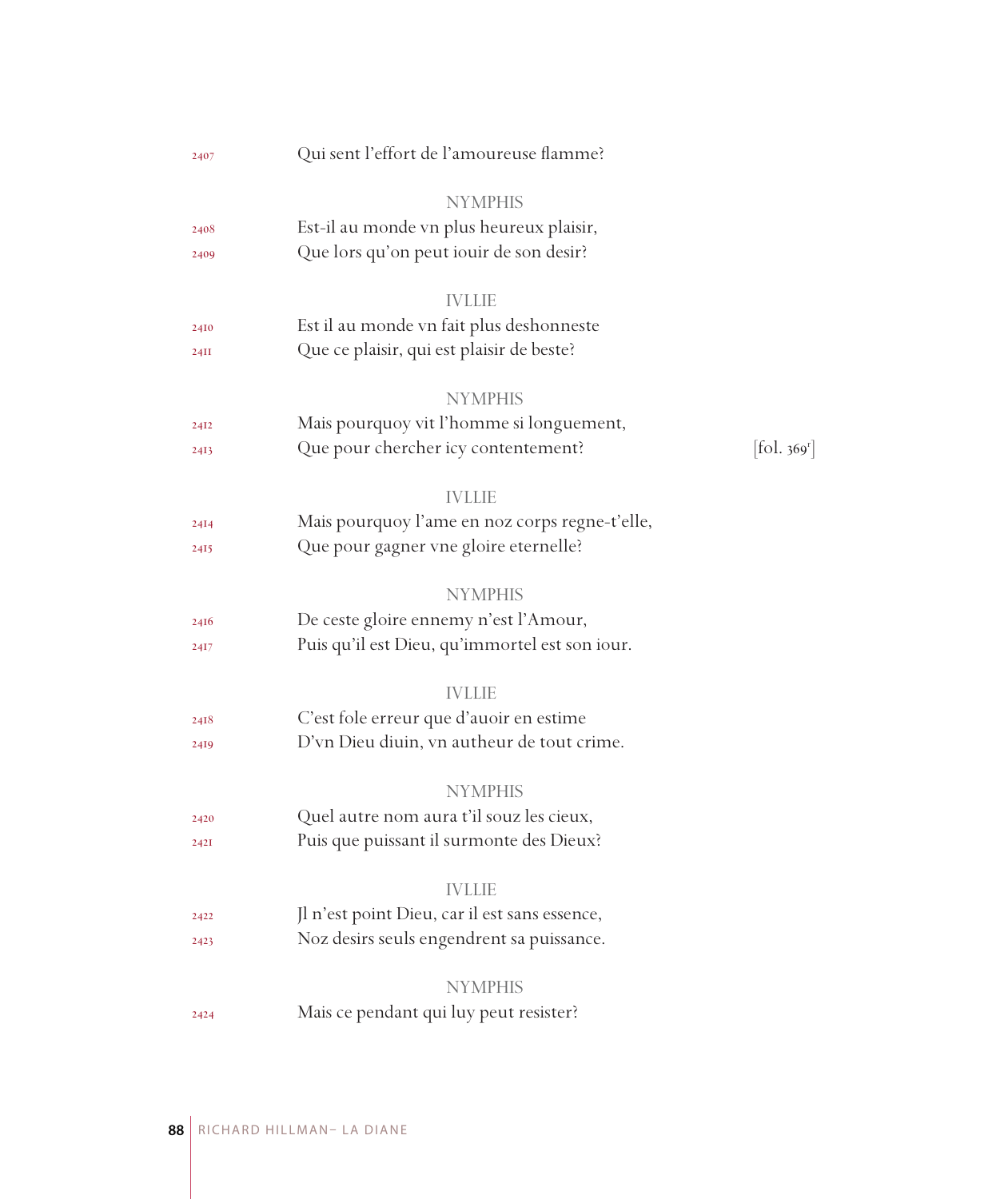2407 Qui sent l'effort de l'amoureuse flamme?

NYMPHIS

2408 Est-il au monde vn plus heureux plaisir,
2409 Que lors qu'on peut iouir de son desir?

IVLLIE

2410 Est il au monde vn fait plus deshonneste
2411 Que ce plaisir, qui est plaisir de beste?

NYMPHIS

2412 Mais pourquoy vit l'homme si longuement,
2413 Que pour chercher icy contentement? [fol. 369r]

IVLLIE

2414 Mais pourquoy l'ame en noz corps regne-t'elle,
2415 Que pour gagner vne gloire eternelle?

NYMPHIS

2416 De ceste gloire ennemy n'est l'Amour,
2417 Puis qu'il est Dieu, qu'immortel est son iour.

IVLLIE

2418 C'est fole erreur que d'auoir en estime
2419 D'vn Dieu diuin, vn autheur de tout crime.

NYMPHIS

2420 Quel autre nom aura t'il souz les cieux,
2421 Puis que puissant il surmonte des Dieux?

IVLLIE

2422 Jl n'est point Dieu, car il est sans essence,
2423 Noz desirs seuls engendrent sa puissance.

NYMPHIS

2424 Mais ce pendant qui luy peut resister?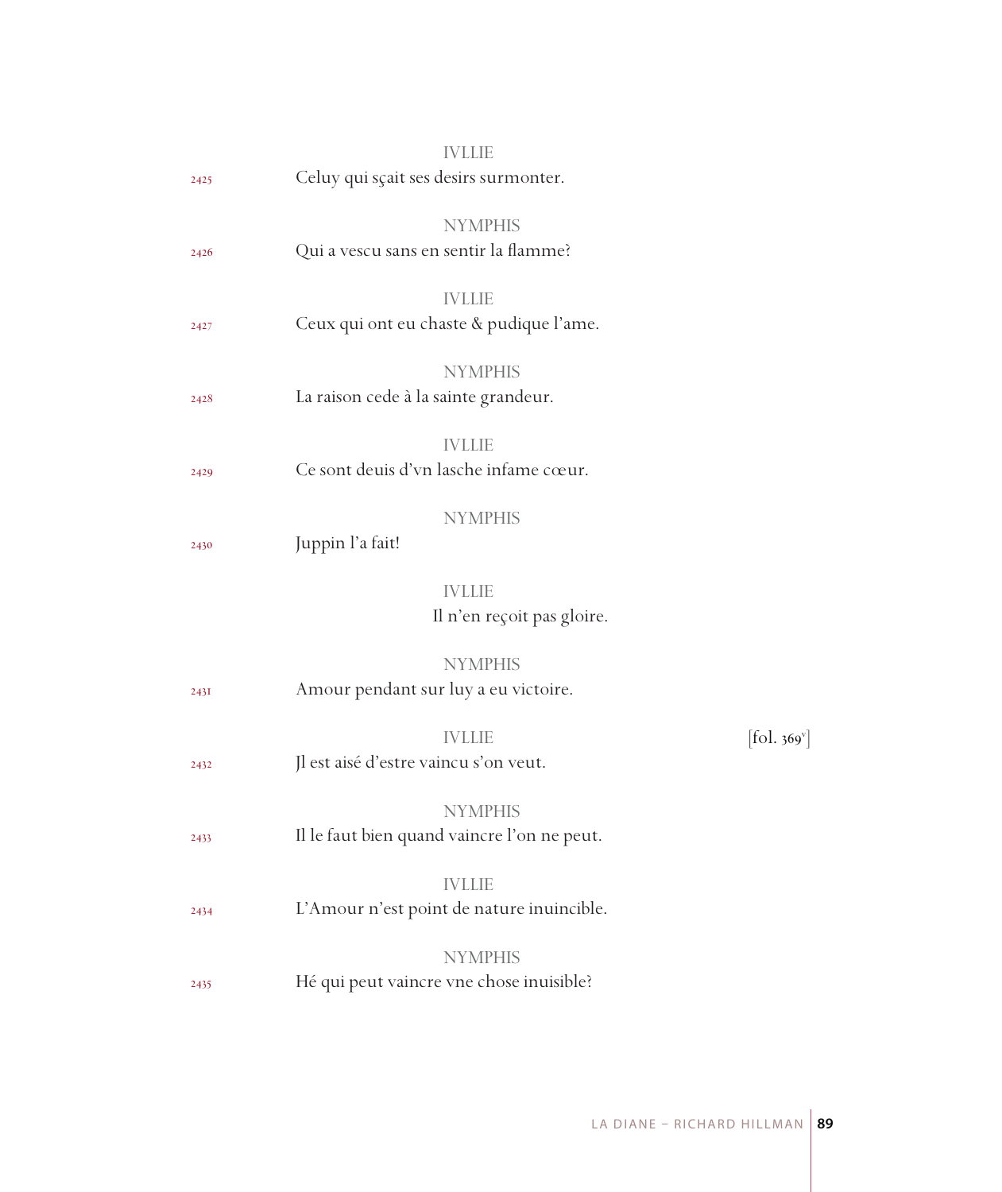IVLLIE

2425 Celuy qui sçait ses desirs surmonter.

NYMPHIS

2426 Qui a vescu sans en sentir la flamme?

IVLLIE

2427 Ceux qui ont eu chaste & pudique l'ame.

NYMPHIS

2428 La raison cede à la sainte grandeur.

IVLLIE

2429 Ce sont deuis d'vn lasche infame cœur.

NYMPHIS

2430 Juppin l'a fait!

IVLLIE

Il n'en reçoit pas gloire.

NYMPHIS

2431 Amour pendant sur luy a eu victoire.

IVLLIE [fol. 369v]

2432 Jl est aisé d'estre vaincu s'on veut.

NYMPHIS

2433 Il le faut bien quand vaincre l'on ne peut.

IVLLIE

2434 L'Amour n'est point de nature inuincible.

NYMPHIS

2435 Hé qui peut vaincre vne chose inuisible?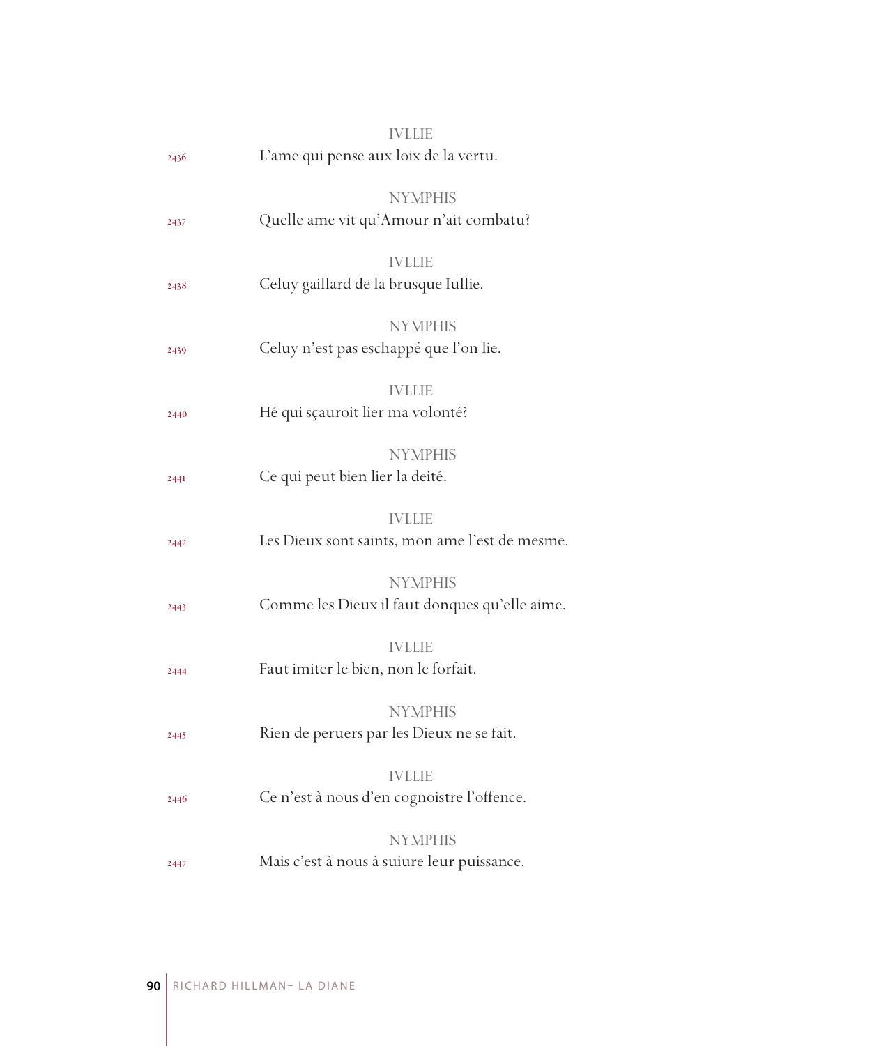IVLLIE

2436 L'ame qui pense aux loix de la vertu.

NYMPHIS

2437 Quelle ame vit qu'Amour n'ait combatu?

IVLLIE

2438 Celuy gaillard de la brusque Iullie.

NYMPHIS

2439 Celuy n'est pas eschappé que l'on lie.

IVLLIE

2440 Hé qui sçauroit lier ma volonté?

NYMPHIS

2441 Ce qui peut bien lier la deité.

IVLLIE

2442 Les Dieux sont saints, mon ame l'est de mesme.

NYMPHIS

2443 Comme les Dieux il faut donques qu'elle aime.

IVLLIE

2444 Faut imiter le bien, non le forfait.

NYMPHIS

2445 Rien de peruers par les Dieux ne se fait.

IVLLIE

2446 Ce n'est à nous d'en cognoistre l'offence.

NYMPHIS

2447 Mais c'est à nous à suiure leur puissance.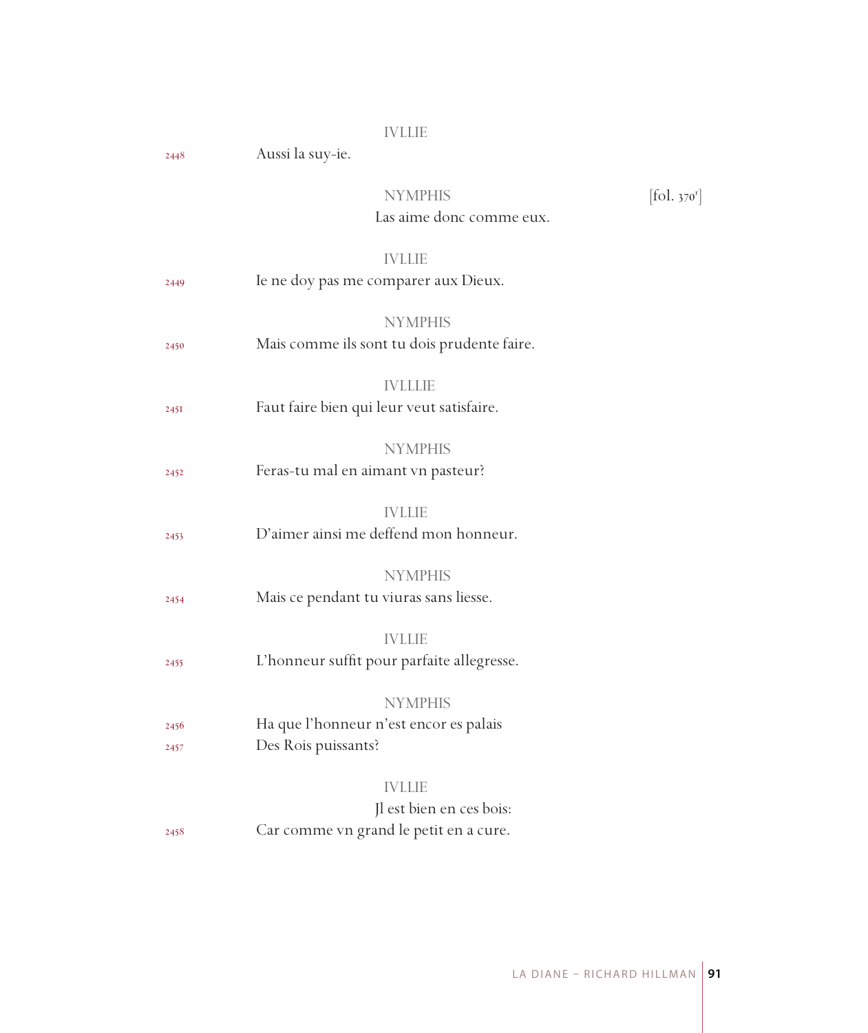IVLLIE

2448 Aussi la suy-ie.

NYMPHIS [fol. 370r]

Las aime donc comme eux.

IVLLIE

2449 Ie ne doy pas me comparer aux Dieux.

NYMPHIS

2450 Mais comme ils sont tu dois prudente faire.

IVLLLIE

2451 Faut faire bien qui leur veut satisfaire.

NYMPHIS

2452 Feras-tu mal en aimant vn pasteur?

IVLLIE

2453 D'aimer ainsi me deffend mon honneur.

NYMPHIS

2454 Mais ce pendant tu viuras sans liesse.

IVLLIE

2455 L'honneur suffit pour parfaite allegresse.

NYMPHIS

2456 Ha que l'honneur n'est encor es palais

2457 Des Rois puissants?

IVLLIE

Jl est bien en ces bois:

2458 Car comme vn grand le petit en a cure.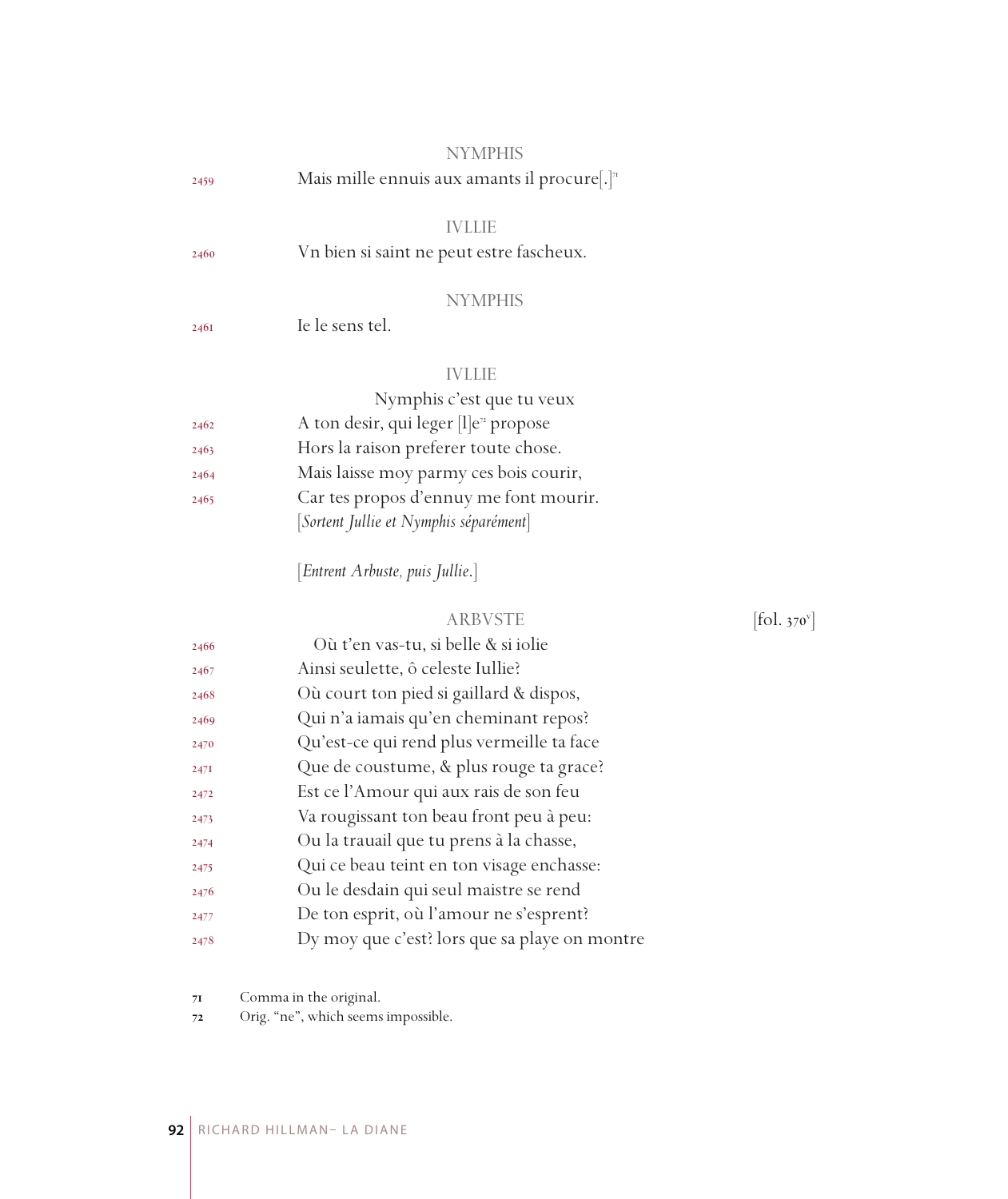NYMPHIS

2459 Mais mille ennuis aux amants il procure[.][71]

IVLLIE

2460 Vn bien si saint ne peut estre fascheux.

NYMPHIS

2461 Ie le sens tel.

IVLLIE

Nymphis c'est que tu veux

2462 A ton desir, qui leger [l]e[72] propose

2463 Hors la raison preferer toute chose.

2464 Mais laisse moy parmy ces bois courir,

2465 Car tes propos d'ennuy me font mourir.

[*Sortent Jullie et Nymphis séparément*]

[*Entrent Arbuste, puis Jullie.*]

ARBVSTE [fol. 370v]

2466 Où t'en vas-tu, si belle & si iolie

2467 Ainsi seulette, ô celeste Iullie?

2468 Où court ton pied si gaillard & dispos,

2469 Qui n'a iamais qu'en cheminant repos?

2470 Qu'est-ce qui rend plus vermeille ta face

2471 Que de coustume, & plus rouge ta grace?

2472 Est ce l'Amour qui aux rais de son feu

2473 Va rougissant ton beau front peu à peu:

2474 Ou la trauail que tu prens à la chasse,

2475 Qui ce beau teint en ton visage enchasse:

2476 Ou le desdain qui seul maistre se rend

2477 De ton esprit, où l'amour ne s'esprent?

2478 Dy moy que c'est? lors que sa playe on montre

71 Comma in the original.

72 Orig. "ne", which seems impossible.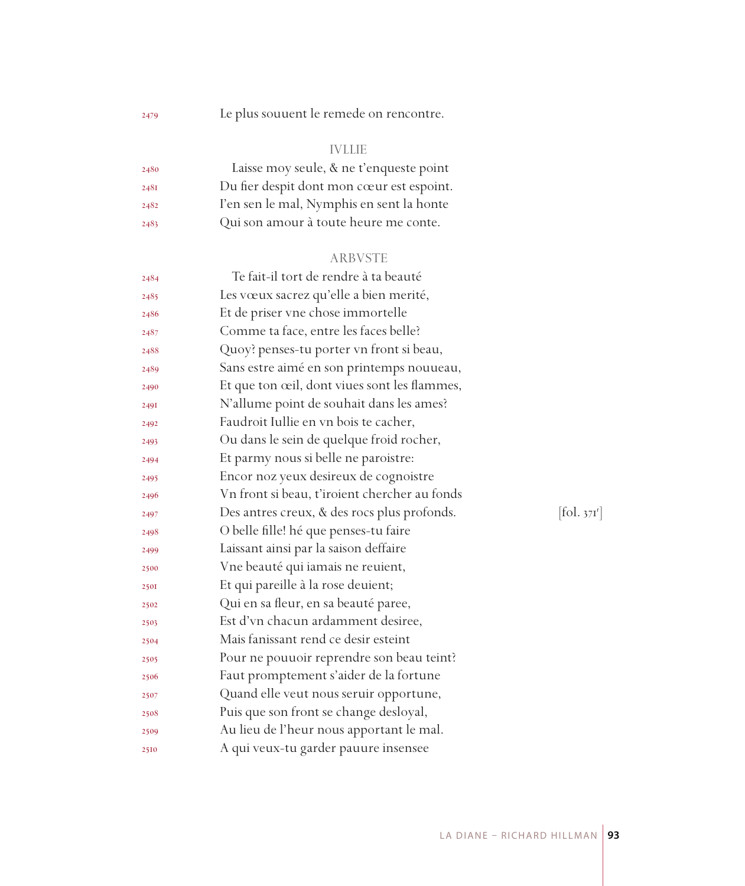2479 Le plus souuent le remede on rencontre.

IVLLIE

2480 Laisse moy seule, & ne t'enqueste point
2481 Du fier despit dont mon cœur est espoint.
2482 I'en sen le mal, Nymphis en sent la honte
2483 Qui son amour à toute heure me conte.

ARBVSTE

2484 Te fait-il tort de rendre à ta beauté
2485 Les vœux sacrez qu'elle a bien merité,
2486 Et de priser vne chose immortelle
2487 Comme ta face, entre les faces belle?
2488 Quoy? penses-tu porter vn front si beau,
2489 Sans estre aimé en son printemps noueau,
2490 Et que ton œil, dont viues sont les flammes,
2491 N'allume point de souhait dans les ames?
2492 Faudroit Iullie en vn bois te cacher,
2493 Ou dans le sein de quelque froid rocher,
2494 Et parmy nous si belle ne paroistre:
2495 Encor noz yeux desireux de cognoistre
2496 Vn front si beau, t'iroient chercher au fonds
2497 Des antres creux, & des rocs plus profonds. [fol. 371r]
2498 O belle fille! hé que penses-tu faire
2499 Laissant ainsi par la saison deffaire
2500 Vne beauté qui iamais ne reuient,
2501 Et qui pareille à la rose deuient;
2502 Qui en sa fleur, en sa beauté paree,
2503 Est d'vn chacun ardamment desiree,
2504 Mais fanissant rend ce desir esteint
2505 Pour ne pouuoir reprendre son beau teint?
2506 Faut promptement s'aider de la fortune
2507 Quand elle veut nous seruir opportune,
2508 Puis que son front se change desloyal,
2509 Au lieu de l'heur nous apportant le mal.
2510 A qui veux-tu garder pauure insensee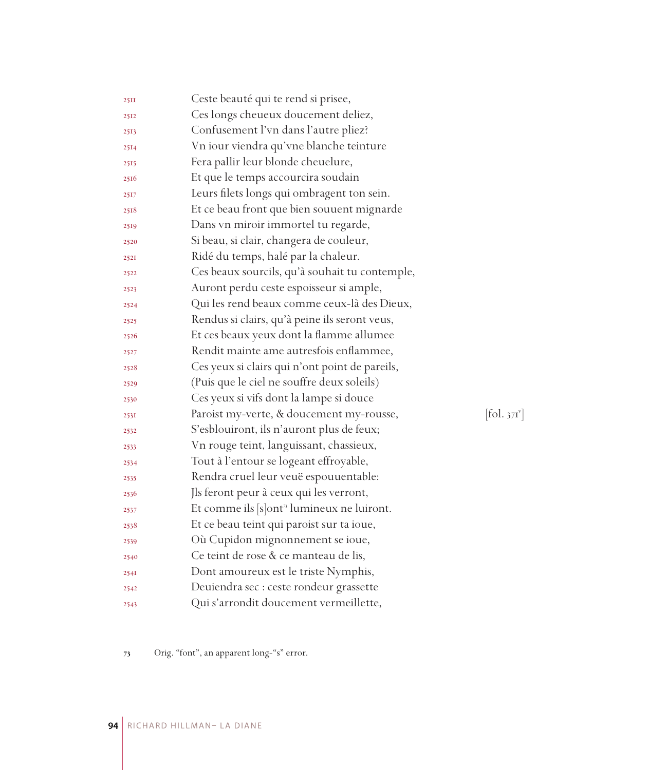2511 Ceste beauté qui te rend si prisee,
2512 Ces longs cheueux doucement deliez,
2513 Confusement l'vn dans l'autre pliez?
2514 Vn iour viendra qu'vne blanche teinture
2515 Fera pallir leur blonde cheuelure,
2516 Et que le temps accourcira soudain
2517 Leurs filets longs qui ombragent ton sein.
2518 Et ce beau front que bien souuent mignarde
2519 Dans vn miroir immortel tu regarde,
2520 Si beau, si clair, changera de couleur,
2521 Ridé du temps, halé par la chaleur.
2522 Ces beaux sourcils, qu'à souhait tu contemple,
2523 Auront perdu ceste espoisseur si ample,
2524 Qui les rend beaux comme ceux-là des Dieux,
2525 Rendus si clairs, qu'à peine ils seront veus,
2526 Et ces beaux yeux dont la flamme allumee
2527 Rendit mainte ame autresfois enflammee,
2528 Ces yeux si clairs qui n'ont point de pareils,
2529 (Puis que le ciel ne souffre deux soleils)
2530 Ces yeux si vifs dont la lampe si douce
2531 Paroist my-verte, & doucement my-rousse, [fol. 371v]
2532 S'esblouiront, ils n'auront plus de feux;
2533 Vn rouge teint, languissant, chassieux,
2534 Tout à l'entour se logeant effroyable,
2535 Rendra cruel leur veuë espouuentable:
2536 Jls feront peur à ceux qui les verront,
2537 Et comme ils [s]ont[73] lumineux ne luiront.
2538 Et ce beau teint qui paroist sur ta ioue,
2539 Où Cupidon mignonnement se ioue,
2540 Ce teint de rose & ce manteau de lis,
2541 Dont amoureux est le triste Nymphis,
2542 Deuiendra sec : ceste rondeur grassette
2543 Qui s'arrondit doucement vermeillette,

73 Orig. "font", an apparent long-"s" error.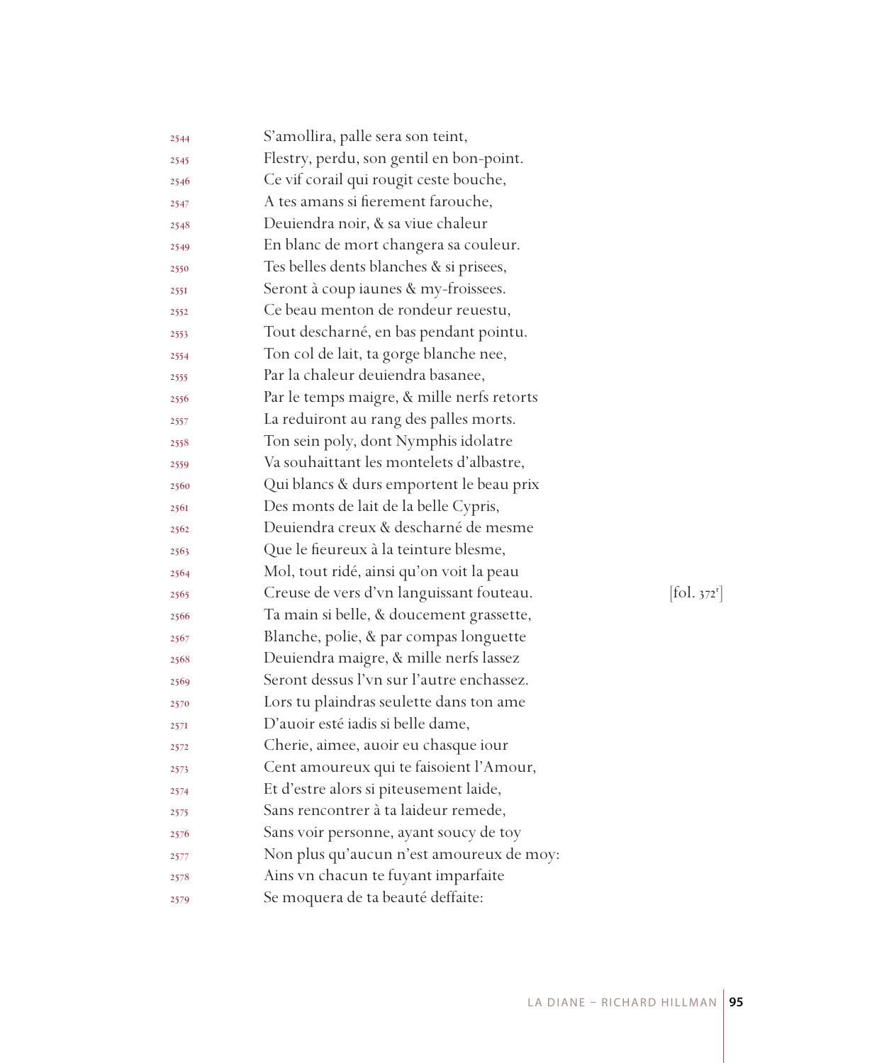2544 S'amollira, palle sera son teint,
2545 Flestry, perdu, son gentil en bon-point.
2546 Ce vif corail qui rougit ceste bouche,
2547 A tes amans si fierement farouche,
2548 Deuiendra noir, & sa viue chaleur
2549 En blanc de mort changera sa couleur.
2550 Tes belles dents blanches & si prisees,
2551 Seront à coup iaunes & my-froissees.
2552 Ce beau menton de rondeur reuestu,
2553 Tout descharné, en bas pendant pointu.
2554 Ton col de lait, ta gorge blanche nee,
2555 Par la chaleur deuiendra basanee,
2556 Par le temps maigre, & mille nerfs retorts
2557 La reduiront au rang des palles morts.
2558 Ton sein poly, dont Nymphis idolatre
2559 Va souhaittant les montelets d'albastre,
2560 Qui blancs & durs emportent le beau prix
2561 Des monts de lait de la belle Cypris,
2562 Deuiendra creux & descharné de mesme
2563 Que le fieureux à la teinture blesme,
2564 Mol, tout ridé, ainsi qu'on voit la peau
2565 Creuse de vers d'vn languissant fouteau. [fol. 372r]
2566 Ta main si belle, & doucement grassette,
2567 Blanche, polie, & par compas longuette
2568 Deuiendra maigre, & mille nerfs lassez
2569 Seront dessus l'vn sur l'autre enchassez.
2570 Lors tu plaindras seulette dans ton ame
2571 D'auoir esté iadis si belle dame,
2572 Cherie, aimee, auoir eu chasque iour
2573 Cent amoureux qui te faisoient l'Amour,
2574 Et d'estre alors si piteusement laide,
2575 Sans rencontrer à ta laideur remede,
2576 Sans voir personne, ayant soucy de toy
2577 Non plus qu'aucun n'est amoureux de moy:
2578 Ains vn chacun te fuyant imparfaite
2579 Se moquera de ta beauté deffaite: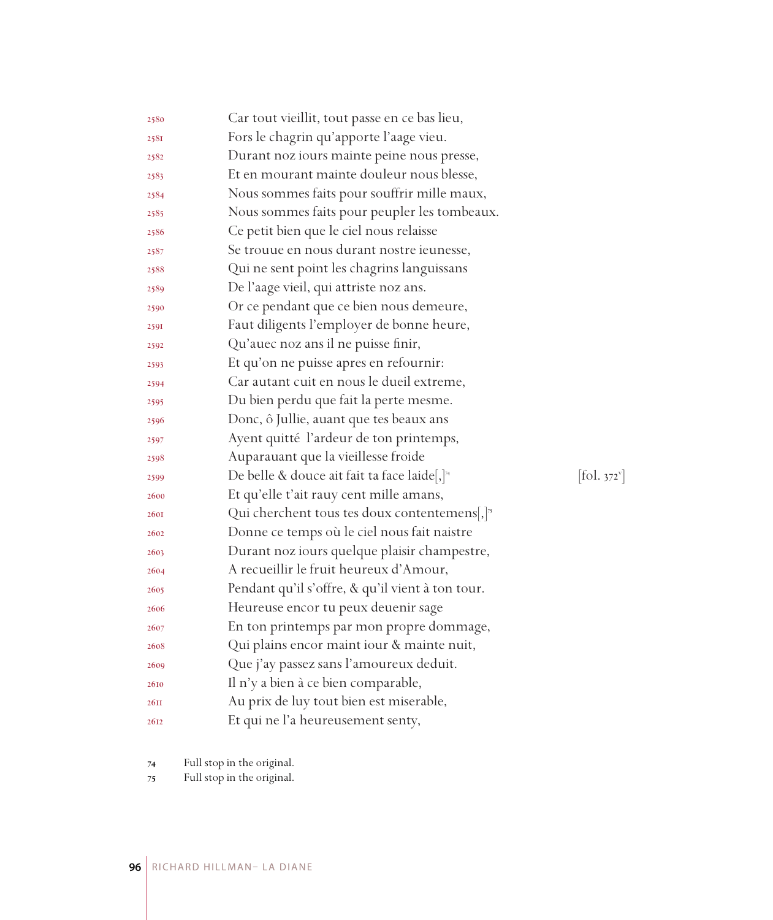2580 Car tout vieillit, tout passe en ce bas lieu,
2581 Fors le chagrin qu'apporte l'aage vieu.
2582 Durant noz iours mainte peine nous presse,
2583 Et en mourant mainte douleur nous blesse,
2584 Nous sommes faits pour souffrir mille maux,
2585 Nous sommes faits pour peupler les tombeaux.
2586 Ce petit bien que le ciel nous relaisse
2587 Se trouue en nous durant nostre ieunesse,
2588 Qui ne sent point les chagrins languissans
2589 De l'aage vieil, qui attriste noz ans.
2590 Or ce pendant que ce bien nous demeure,
2591 Faut diligents l'employer de bonne heure,
2592 Qu'auec noz ans il ne puisse finir,
2593 Et qu'on ne puisse apres en refournir:
2594 Car autant cuit en nous le dueil extreme,
2595 Du bien perdu que fait la perte mesme.
2596 Donc, ô Jullie, auant que tes beaux ans
2597 Ayent quitté l'ardeur de ton printemps,
2598 Auparauant que la vieillesse froide
2599 De belle & douce ait fait ta face laide[,][74] [fol. 372v]
2600 Et qu'elle t'ait rauy cent mille amans,
2601 Qui cherchent tous tes doux contentemens[,][75]
2602 Donne ce temps où le ciel nous fait naistre
2603 Durant noz iours quelque plaisir champestre,
2604 A recueillir le fruit heureux d'Amour,
2605 Pendant qu'il s'offre, & qu'il vient à ton tour.
2606 Heureuse encor tu peux deuenir sage
2607 En ton printemps par mon propre dommage,
2608 Qui plains encor maint iour & mainte nuit,
2609 Que j'ay passez sans l'amoureux deduit.
2610 Il n'y a bien à ce bien comparable,
2611 Au prix de luy tout bien est miserable,
2612 Et qui ne l'a heureusement senty,

74 Full stop in the original.
75 Full stop in the original.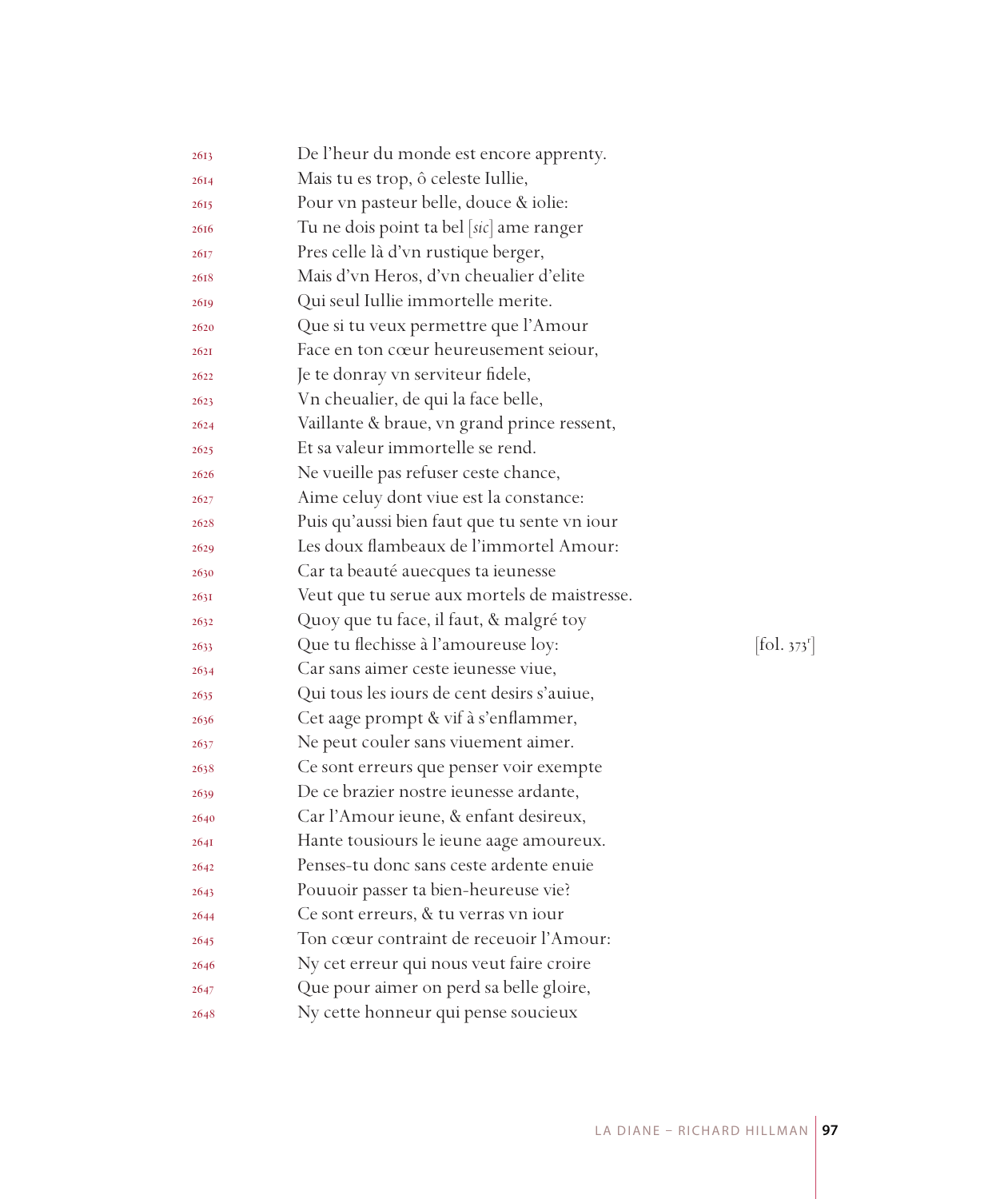2613 De l'heur du monde est encore apprenty.
2614 Mais tu es trop, ô celeste Iullie,
2615 Pour vn pasteur belle, douce & iolie:
2616 Tu ne dois point ta bel [*sic*] ame ranger
2617 Pres celle là d'vn rustique berger,
2618 Mais d'vn Heros, d'vn cheualier d'elite
2619 Qui seul Iullie immortelle merite.
2620 Que si tu veux permettre que l'Amour
2621 Face en ton cœur heureusement seiour,
2622 Je te donray vn seruiteur fidele,
2623 Vn cheualier, de qui la face belle,
2624 Vaillante & braue, vn grand prince ressent,
2625 Et sa valeur immortelle se rend.
2626 Ne vueille pas refuser ceste chance,
2627 Aime celuy dont viue est la constance:
2628 Puis qu'aussi bien faut que tu sente vn iour
2629 Les doux flambeaux de l'immortel Amour:
2630 Car ta beauté auecques ta ieunesse
2631 Veut que tu serue aux mortels de maistresse.
2632 Quoy que tu face, il faut, & malgré toy
2633 Que tu flechisse à l'amoureuse loy: [fol. 373r]
2634 Car sans aimer ceste ieunesse viue,
2635 Qui tous les iours de cent desirs s'auiue,
2636 Cet aage prompt & vif à s'enflammer,
2637 Ne peut couler sans viuement aimer.
2638 Ce sont erreurs que penser voir exempte
2639 De ce brazier nostre ieunesse ardante,
2640 Car l'Amour ieune, & enfant desireux,
2641 Hante tousiours le ieune aage amoureux.
2642 Penses-tu donc sans ceste ardente enuie
2643 Pouuoir passer ta bien-heureuse vie?
2644 Ce sont erreurs, & tu verras vn iour
2645 Ton cœur contraint de receuoir l'Amour:
2646 Ny cet erreur qui nous veut faire croire
2647 Que pour aimer on perd sa belle gloire,
2648 Ny cette honneur qui pense soucieux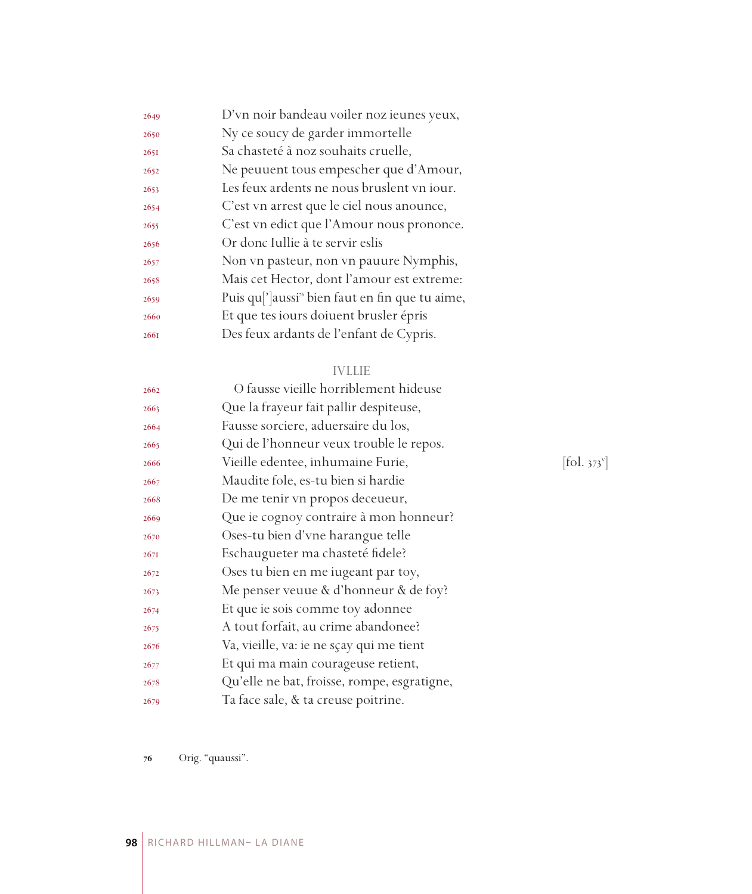2649 D'vn noir bandeau voiler noz ieunes yeux,
2650 Ny ce soucy de garder immortelle
2651 Sa chasteté à noz souhaits cruelle,
2652 Ne peuuent tous empescher que d'Amour,
2653 Les feux ardents ne nous bruslent vn iour.
2654 C'est vn arrest que le ciel nous anounce,
2655 C'est vn edict que l'Amour nous prononce.
2656 Or donc Iullie à te seruir eslis
2657 Non vn pasteur, non vn pauure Nymphis,
2658 Mais cet Hector, dont l'amour est extreme:
2659 Puis qu[']aussi[76] bien faut en fin que tu aime,
2660 Et que tes iours doiuent brusler épris
2661 Des feux ardants de l'enfant de Cypris.

IVLLIE

2662 O fausse vieille horriblement hideuse
2663 Que la frayeur fait pallir despiteuse,
2664 Fausse sorciere, aduersaire du los,
2665 Qui de l'honneur veux trouble le repos.
2666 Vieille edentee, inhumaine Furie, [fol. 373v]
2667 Maudite fole, es-tu bien si hardie
2668 De me tenir vn propos deceueur,
2669 Que ie cognoy contraire à mon honneur?
2670 Oses-tu bien d'vne harangue telle
2671 Eschaugueter ma chasteté fidele?
2672 Oses tu bien en me iugeant par toy,
2673 Me penser veuue & d'honneur & de foy?
2674 Et que ie sois comme toy adonnee
2675 A tout forfait, au crime abandonee?
2676 Va, vieille, va: ie ne sçay qui me tient
2677 Et qui ma main courageuse retient,
2678 Qu'elle ne bat, froisse, rompe, esgratigne,
2679 Ta face sale, & ta creuse poitrine.

76 Orig. "quaussi".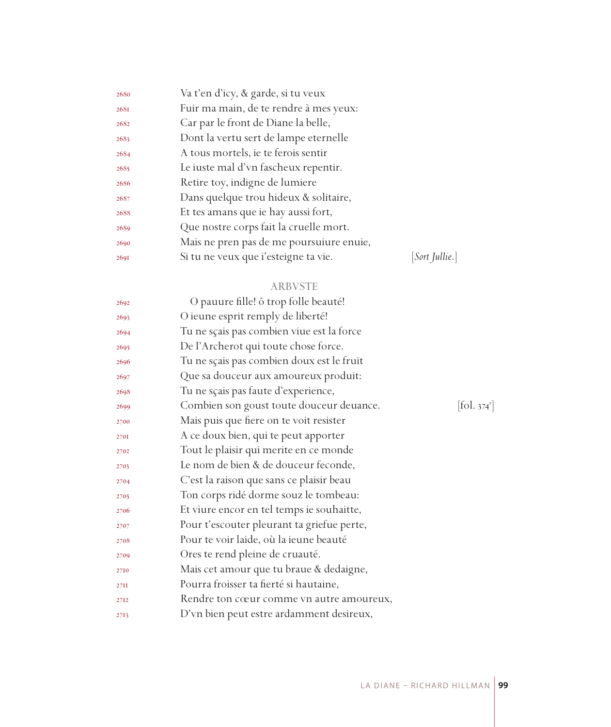2680 Va t'en d'icy, & garde, si tu veux
2681 Fuir ma main, de te rendre à mes yeux:
2682 Car par le front de Diane la belle,
2683 Dont la vertu sert de lampe eternelle
2684 A tous mortels, ie te ferois sentir
2685 Le iuste mal d'vn fascheux repentir.
2686 Retire toy, indigne de lumiere
2687 Dans quelque trou hideux & solitaire,
2688 Et tes amans que ie hay aussi fort,
2689 Que nostre corps fait la cruelle mort.
2690 Mais ne pren pas de me poursuiure enuie,
2691 Si tu ne veux que i'esteigne ta vie. [*Sort Jullie.*]

ARBVSTE

2692 O pauure fille! ô trop folle beauté!
2693 O ieune esprit remply de liberté!
2694 Tu ne sçais pas combien viue est la force
2695 De l'Archerot qui toute chose force.
2696 Tu ne sçais pas combien doux est le fruit
2697 Que sa douceur aux amoureux produit:
2698 Tu ne sçais pas faute d'experience,
2699 Combien son goust toute douceur deuance. [fol. 374r]
2700 Mais puis que fiere on te voit resister
2701 A ce doux bien, qui te peut apporter
2702 Tout le plaisir qui merite en ce monde
2703 Le nom de bien & de douceur feconde,
2704 C'est la raison que sans ce plaisir beau
2705 Ton corps ridé dorme souz le tombeau:
2706 Et viure encor en tel temps ie souhaitte,
2707 Pour t'escouter pleurant ta griefue perte,
2708 Pour te voir laide, où la ieune beauté
2709 Ores te rend pleine de cruauté.
2710 Mais cet amour que tu braue & dedaigne,
2711 Pourra froisser ta fierté si hautaine,
2712 Rendre ton cœur comme vn autre amoureux,
2713 D'vn bien peut estre ardamment desireux,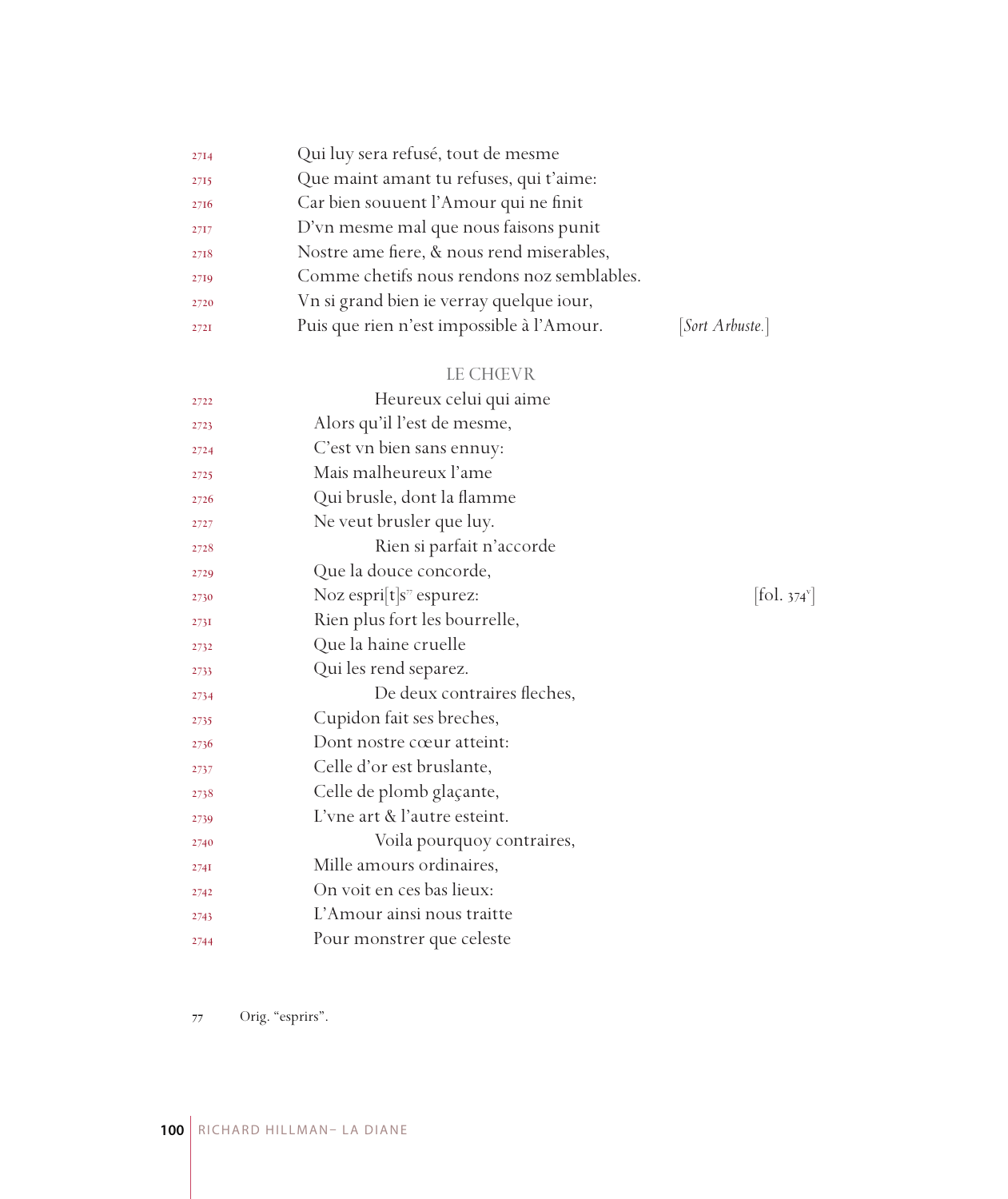2714 Qui luy sera refusé, tout de mesme
2715 Que maint amant tu refuses, qui t'aime:
2716 Car bien souuent l'Amour qui ne finit
2717 D'vn mesme mal que nous faisons punit
2718 Nostre ame fiere, & nous rend miserables,
2719 Comme chetifs nous rendons noz semblables.
2720 Vn si grand bien ie verray quelque iour,
2721 Puis que rien n'est impossible à l'Amour. [*Sort Arbuste.*]

LE CHŒVR

2722 Heureux celui qui aime
2723 Alors qu'il l'est de mesme,
2724 C'est vn bien sans ennuy:
2725 Mais malheureux l'ame
2726 Qui brusle, dont la flamme
2727 Ne veut brusler que luy.
2728 Rien si parfait n'accorde
2729 Que la douce concorde,
2730 Noz espri[t]s[77] espurez: [fol. 374v]
2731 Rien plus fort les bourrelle,
2732 Que la haine cruelle
2733 Qui les rend separez.
2734 De deux contraires fleches,
2735 Cupidon fait ses breches,
2736 Dont nostre cœur atteint:
2737 Celle d'or est bruslante,
2738 Celle de plomb glaçante,
2739 L'vne art & l'autre esteint.
2740 Voila pourquoy contraires,
2741 Mille amours ordinaires,
2742 On voit en ces bas lieux:
2743 L'Amour ainsi nous traitte
2744 Pour monstrer que celeste

77 Orig. "esprirs".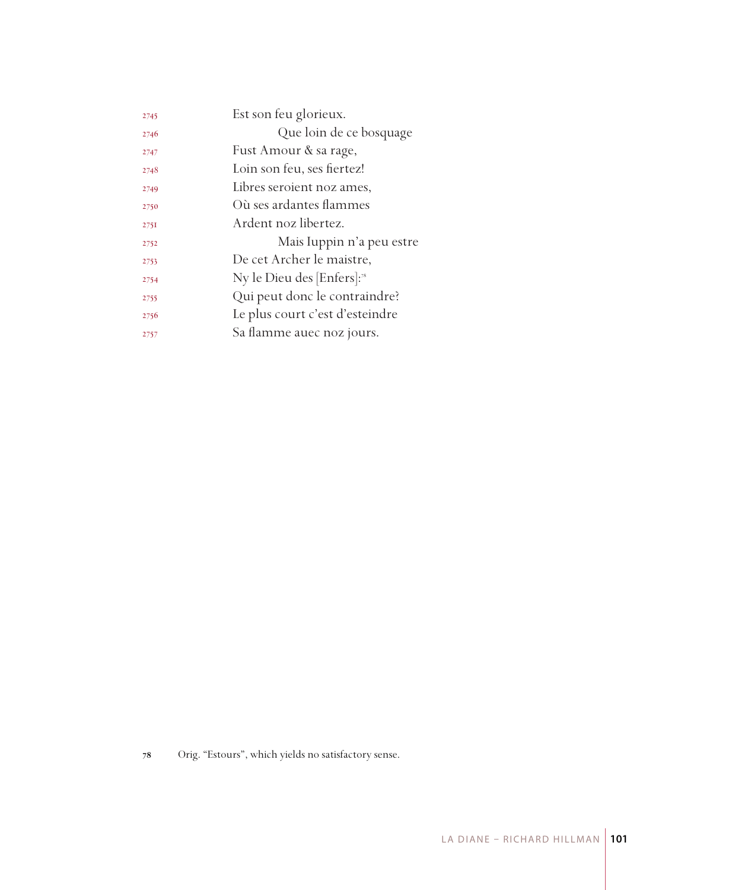2745 Est son feu glorieux.

2746 Que loin de ce bosquage

2747 Fust Amour & sa rage,

2748 Loin son feu, ses fiertez!

2749 Libres seroient noz ames,

2750 Où ses ardantes flammes

2751 Ardent noz libertez.

2752 Mais Iuppin n'a peu estre

2753 De cet Archer le maistre,

2754 Ny le Dieu des [Enfers]:[78]

2755 Qui peut donc le contraindre?

2756 Le plus court c'est d'esteindre

2757 Sa flamme auec noz jours.

---

78 Orig. "Estours", which yields no satisfactory sense.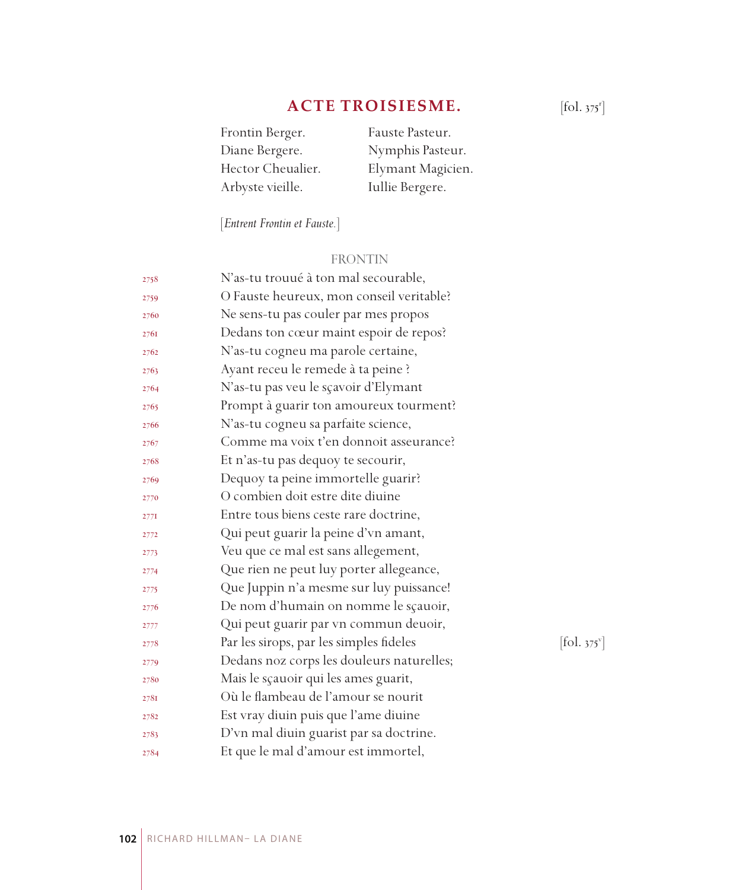## ACTE TROISIESME.

[fol. 375r]

| | |
|---|---|
| Frontin Berger. | Fauste Pasteur. |
| Diane Bergere. | Nymphis Pasteur. |
| Hector Cheualier. | Elymant Magicien. |
| Arbyste vieille. | Iullie Bergere. |

[*Entrent Frontin et Fauste.*]

FRONTIN

2758 N'as-tu trouué à ton mal secourable,
2759 O Fauste heureux, mon conseil veritable?
2760 Ne sens-tu pas couler par mes propos
2761 Dedans ton cœur maint espoir de repos?
2762 N'as-tu cogneu ma parole certaine,
2763 Ayant receu le remede à ta peine ?
2764 N'as-tu pas veu le sçavoir d'Elymant
2765 Prompt à guarir ton amoureux tourment?
2766 N'as-tu cogneu sa parfaite science,
2767 Comme ma voix t'en donnoit asseurance?
2768 Et n'as-tu pas dequoy te secourir,
2769 Dequoy ta peine immortelle guarir?
2770 O combien doit estre dite diuine
2771 Entre tous biens ceste rare doctrine,
2772 Qui peut guarir la peine d'vn amant,
2773 Veu que ce mal est sans allegement,
2774 Que rien ne peut luy porter allegeance,
2775 Que Juppin n'a mesme sur luy puissance!
2776 De nom d'humain on nomme le sçauoir,
2777 Qui peut guarir par vn commun deuoir,
2778 Par les sirops, par les simples fideles [fol. 375v]
2779 Dedans noz corps les douleurs naturelles;
2780 Mais le sçauoir qui les ames guarit,
2781 Où le flambeau de l'amour se nourit
2782 Est vray diuin puis que l'ame diuine
2783 D'vn mal diuin guarist par sa doctrine.
2784 Et que le mal d'amour est immortel,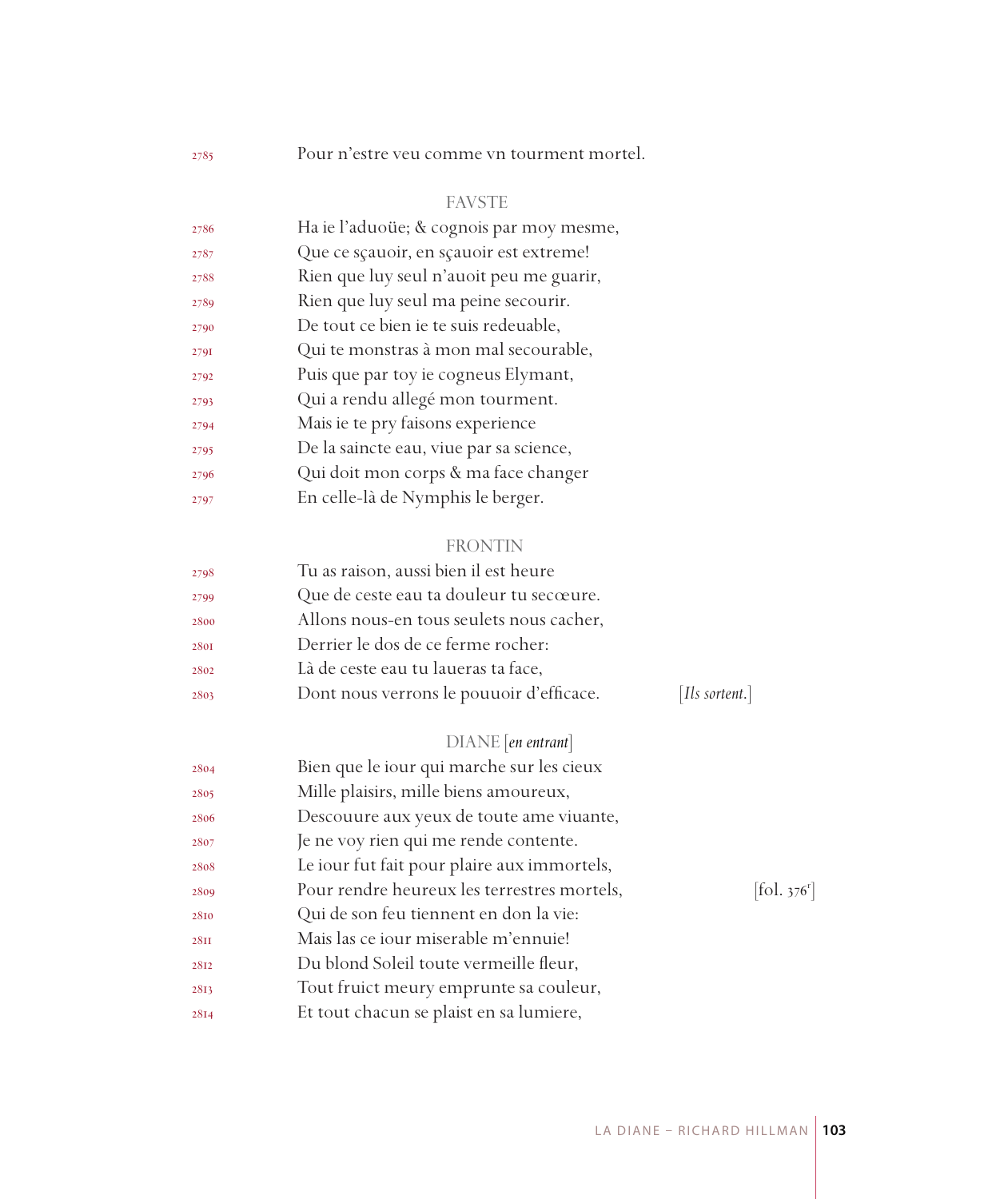2785 Pour n'estre veu comme vn tourment mortel.

FAVSTE

2786 Ha ie l'aduoüe; & cognois par moy mesme,
2787 Que ce sçauoir, en sçauoir est extreme!
2788 Rien que luy seul n'auoit peu me guarir,
2789 Rien que luy seul ma peine secourir.
2790 De tout ce bien ie te suis redeuable,
2791 Qui te monstras à mon mal secourable,
2792 Puis que par toy ie cogneus Elymant,
2793 Qui a rendu allegé mon tourment.
2794 Mais ie te pry faisons experience
2795 De la saincte eau, vive par sa science,
2796 Qui doit mon corps & ma face changer
2797 En celle-là de Nymphis le berger.

FRONTIN

2798 Tu as raison, aussi bien il est heure
2799 Que de ceste eau ta douleur tu secœure.
2800 Allons nous-en tous seulets nous cacher,
2801 Derrier le dos de ce ferme rocher:
2802 Là de ceste eau tu laueras ta face,
2803 Dont nous verrons le pouuoir d'efficace. [*Ils sortent.*]

DIANE [*en entrant*]

2804 Bien que le iour qui marche sur les cieux
2805 Mille plaisirs, mille biens amoureux,
2806 Descouure aux yeux de toute ame viuante,
2807 Je ne voy rien qui me rende contente.
2808 Le iour fut fait pour plaire aux immortels,
2809 Pour rendre heureux les terrestres mortels, [fol. 376r]
2810 Qui de son feu tiennent en don la vie:
2811 Mais las ce iour miserable m'ennuie!
2812 Du blond Soleil toute vermeille fleur,
2813 Tout fruict meury emprunte sa couleur,
2814 Et tout chacun se plaist en sa lumiere,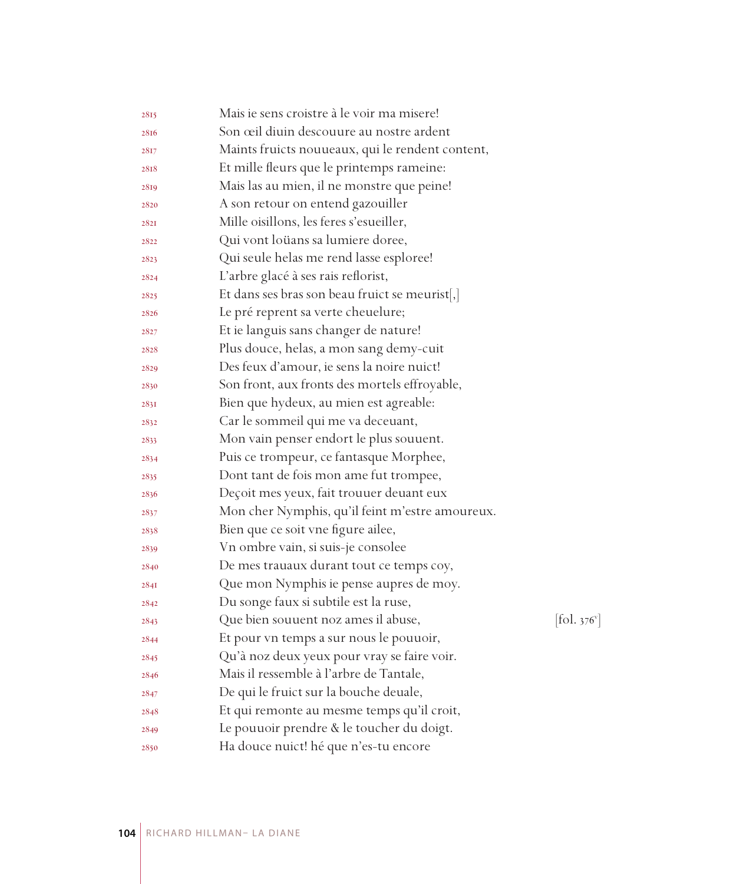2815 Mais ie sens croistre à le voir ma misere!
2816 Son œil diuin descouure au nostre ardent
2817 Maints fruicts nouueaux, qui le rendent content,
2818 Et mille fleurs que le printemps rameine:
2819 Mais las au mien, il ne monstre que peine!
2820 A son retour on entend gazouiller
2821 Mille oisillons, les feres s'esueiller,
2822 Qui vont loüans sa lumiere doree,
2823 Qui seule helas me rend lasse esploree!
2824 L'arbre glacé à ses rais reflorist,
2825 Et dans ses bras son beau fruict se meurist[,]
2826 Le pré reprent sa verte cheuelure;
2827 Et ie languis sans changer de nature!
2828 Plus douce, helas, a mon sang demy-cuit
2829 Des feux d'amour, ie sens la noire nuict!
2830 Son front, aux fronts des mortels effroyable,
2831 Bien que hydeux, au mien est agreable:
2832 Car le sommeil qui me va deceuant,
2833 Mon vain penser endort le plus souuent.
2834 Puis ce trompeur, ce fantasque Morphee,
2835 Dont tant de fois mon ame fut trompee,
2836 Deçoit mes yeux, fait trouuer deuant eux
2837 Mon cher Nymphis, qu'il feint m'estre amoureux.
2838 Bien que ce soit vne figure ailee,
2839 Vn ombre vain, si suis-je consolee
2840 De mes trauaux durant tout ce temps coy,
2841 Que mon Nymphis ie pense aupres de moy.
2842 Du songe faux si subtile est la ruse,
2843 Que bien souuent noz ames il abuse, [fol. 376v]
2844 Et pour vn temps a sur nous le pouuoir,
2845 Qu'à noz deux yeux pour vray se faire voir.
2846 Mais il ressemble à l'arbre de Tantale,
2847 De qui le fruict sur la bouche deuale,
2848 Et qui remonte au mesme temps qu'il croit,
2849 Le pouuoir prendre & le toucher du doigt.
2850 Ha douce nuict! hé que n'es-tu encore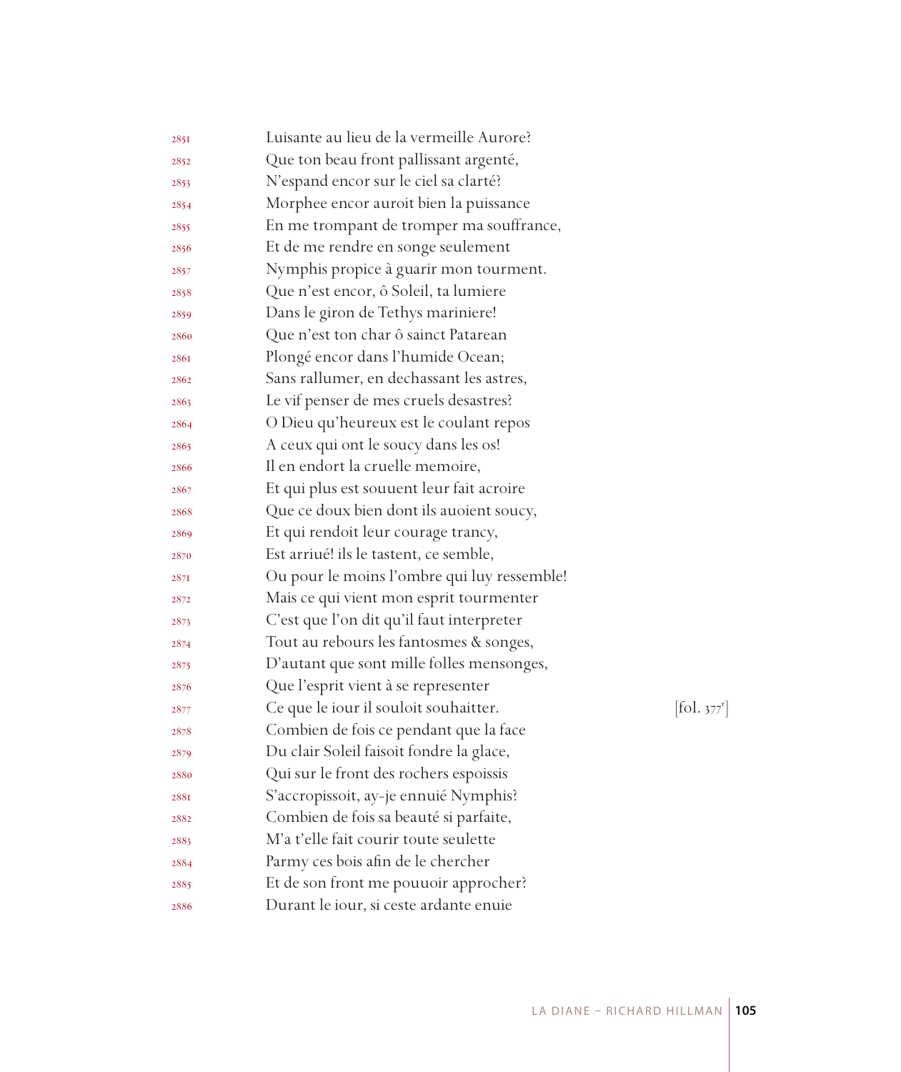2851 Luisante au lieu de la vermeille Aurore?
2852 Que ton beau front pallissant argenté,
2853 N'espand encor sur le ciel sa clarté?
2854 Morphee encor auroit bien la puissance
2855 En me trompant de tromper ma souffrance,
2856 Et de me rendre en songe seulement
2857 Nymphis propice à guarir mon tourment.
2858 Que n'est encor, ô Soleil, ta lumiere
2859 Dans le giron de Tethys mariniere!
2860 Que n'est ton char ô sainct Patarean
2861 Plongé encor dans l'humide Ocean;
2862 Sans rallumer, en dechassant les astres,
2863 Le vif penser de mes cruels desastres?
2864 O Dieu qu'heureux est le coulant repos
2865 A ceux qui ont le soucy dans les os!
2866 Il en endort la cruelle memoire,
2867 Et qui plus est souuent leur fait acroire
2868 Que ce doux bien dont ils auoient soucy,
2869 Et qui rendoit leur courage trancy,
2870 Est arriué! ils le tastent, ce semble,
2871 Ou pour le moins l'ombre qui luy ressemble!
2872 Mais ce qui vient mon esprit tourmenter
2873 C'est que l'on dit qu'il faut interpreter
2874 Tout au rebours les fantosmes & songes,
2875 D'autant que sont mille folles mensonges,
2876 Que l'esprit vient à se representer
2877 Ce que le iour il souloit souhaitter. [fol. 377r]
2878 Combien de fois ce pendant que la face
2879 Du clair Soleil faisoit fondre la glace,
2880 Qui sur le front des rochers espoissis
2881 S'accropissoit, ay-je ennuié Nymphis?
2882 Combien de fois sa beauté si parfaite,
2883 M'a t'elle fait courir toute seulette
2884 Parmy ces bois afin de le chercher
2885 Et de son front me pouuoir approcher?
2886 Durant le iour, si ceste ardante enuie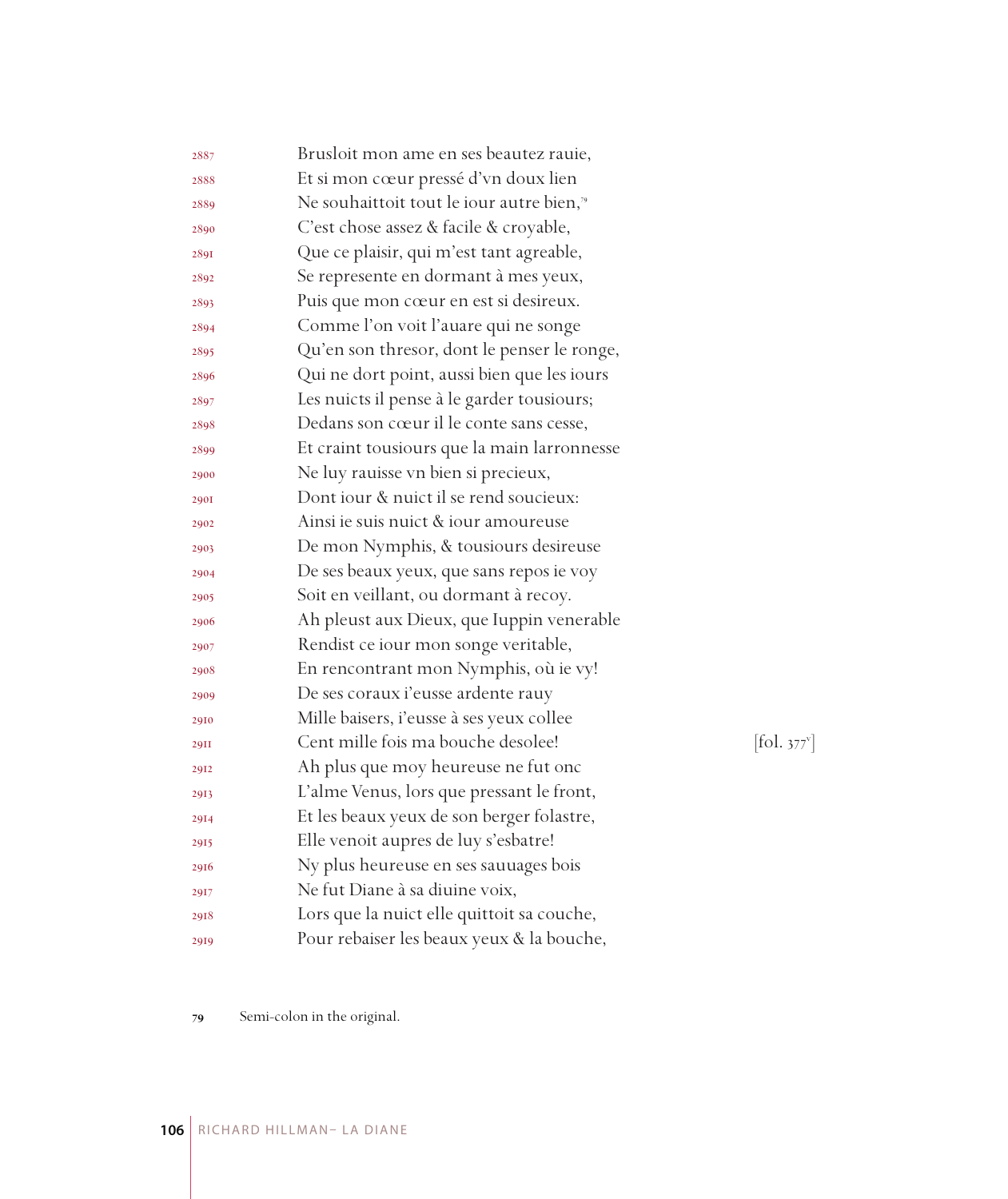2887 Brusloit mon ame en ses beautez rauie,
2888 Et si mon cœur pressé d'vn doux lien
2889 Ne souhaittoit tout le iour autre bien,[79]
2890 C'est chose assez & facile & croyable,
2891 Que ce plaisir, qui m'est tant agreable,
2892 Se represente en dormant à mes yeux,
2893 Puis que mon cœur en est si desireux.
2894 Comme l'on voit l'auare qui ne songe
2895 Qu'en son thresor, dont le penser le ronge,
2896 Qui ne dort point, aussi bien que les iours
2897 Les nuicts il pense à le garder tousiours;
2898 Dedans son cœur il le conte sans cesse,
2899 Et craint tousiours que la main larronnesse
2900 Ne luy rauisse vn bien si precieux,
2901 Dont iour & nuict il se rend soucieux:
2902 Ainsi ie suis nuict & iour amoureuse
2903 De mon Nymphis, & tousiours desireuse
2904 De ses beaux yeux, que sans repos ie voy
2905 Soit en veillant, ou dormant à recoy.
2906 Ah pleust aux Dieux, que Iuppin venerable
2907 Rendist ce iour mon songe veritable,
2908 En rencontrant mon Nymphis, où ie vy!
2909 De ses coraux i'eusse ardente rauy
2910 Mille baisers, i'eusse à ses yeux collee
2911 Cent mille fois ma bouche desolee! [fol. 377v]
2912 Ah plus que moy heureuse ne fut onc
2913 L'alme Venus, lors que pressant le front,
2914 Et les beaux yeux de son berger folastre,
2915 Elle venoit aupres de luy s'esbatre!
2916 Ny plus heureuse en ses sauuages bois
2917 Ne fut Diane à sa diuine voix,
2918 Lors que la nuict elle quittoit sa couche,
2919 Pour rebaiser les beaux yeux & la bouche,

79 Semi-colon in the original.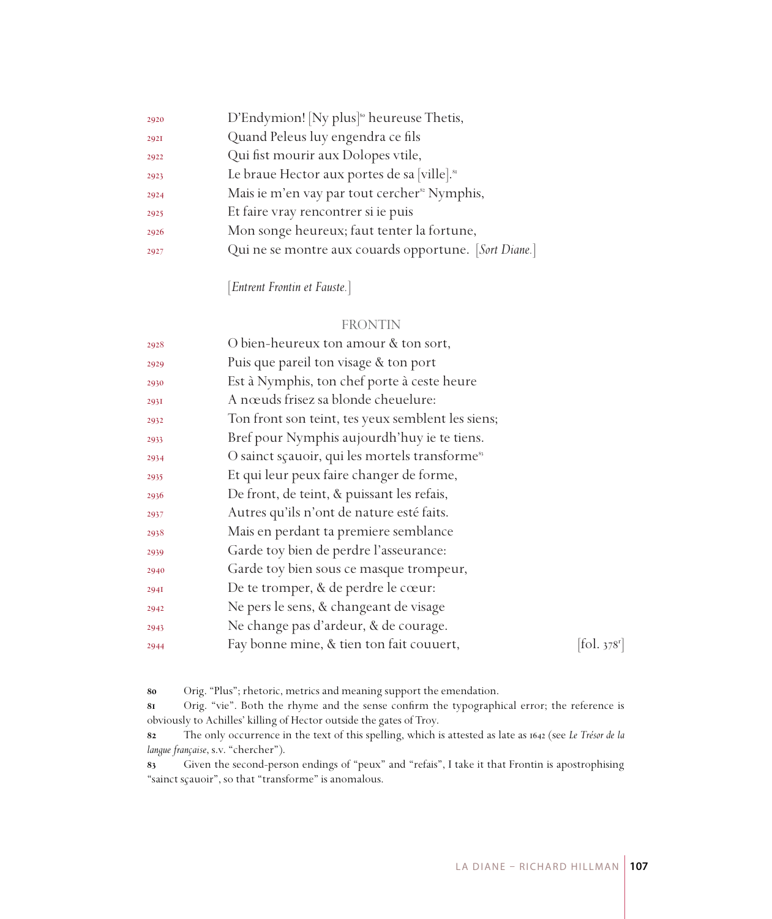2920 D'Endymion! [Ny plus][80] heureuse Thetis,
2921 Quand Peleus luy engendra ce fils
2922 Qui fist mourir aux Dolopes vtile,
2923 Le braue Hector aux portes de sa [ville].[81]
2924 Mais ie m'en vay par tout cercher[82] Nymphis,
2925 Et faire vray rencontrer si ie puis
2926 Mon songe heureux; faut tenter la fortune,
2927 Qui ne se montre aux couards opportune. [*Sort Diane.*]

[*Entrent Frontin et Fauste.*]

FRONTIN

2928 O bien-heureux ton amour & ton sort,
2929 Puis que pareil ton visage & ton port
2930 Est à Nymphis, ton chef porte à ceste heure
2931 A nœuds frisez sa blonde cheuelure:
2932 Ton front son teint, tes yeux semblent les siens;
2933 Bref pour Nymphis aujourdh'huy ie te tiens.
2934 O sainct sçauoir, qui les mortels transforme[83]
2935 Et qui leur peux faire changer de forme,
2936 De front, de teint, & puissant les refais,
2937 Autres qu'ils n'ont de nature esté faits.
2938 Mais en perdant ta premiere semblance
2939 Garde toy bien de perdre l'asseurance:
2940 Garde toy bien sous ce masque trompeur,
2941 De te tromper, & de perdre le cœur:
2942 Ne pers le sens, & changeant de visage
2943 Ne change pas d'ardeur, & de courage.
2944 Fay bonne mine, & tien ton fait couuert, [fol. 378$^r$]

80 Orig. "Plus"; rhetoric, metrics and meaning support the emendation.

81 Orig. "vie". Both the rhyme and the sense confirm the typographical error; the reference is obviously to Achilles' killing of Hector outside the gates of Troy.

82 The only occurrence in the text of this spelling, which is attested as late as 1642 (see *Le Trésor de la langue française*, s.v. "chercher").

83 Given the second-person endings of "peux" and "refais", I take it that Frontin is apostrophising "sainct sçauoir", so that "transforme" is anomalous.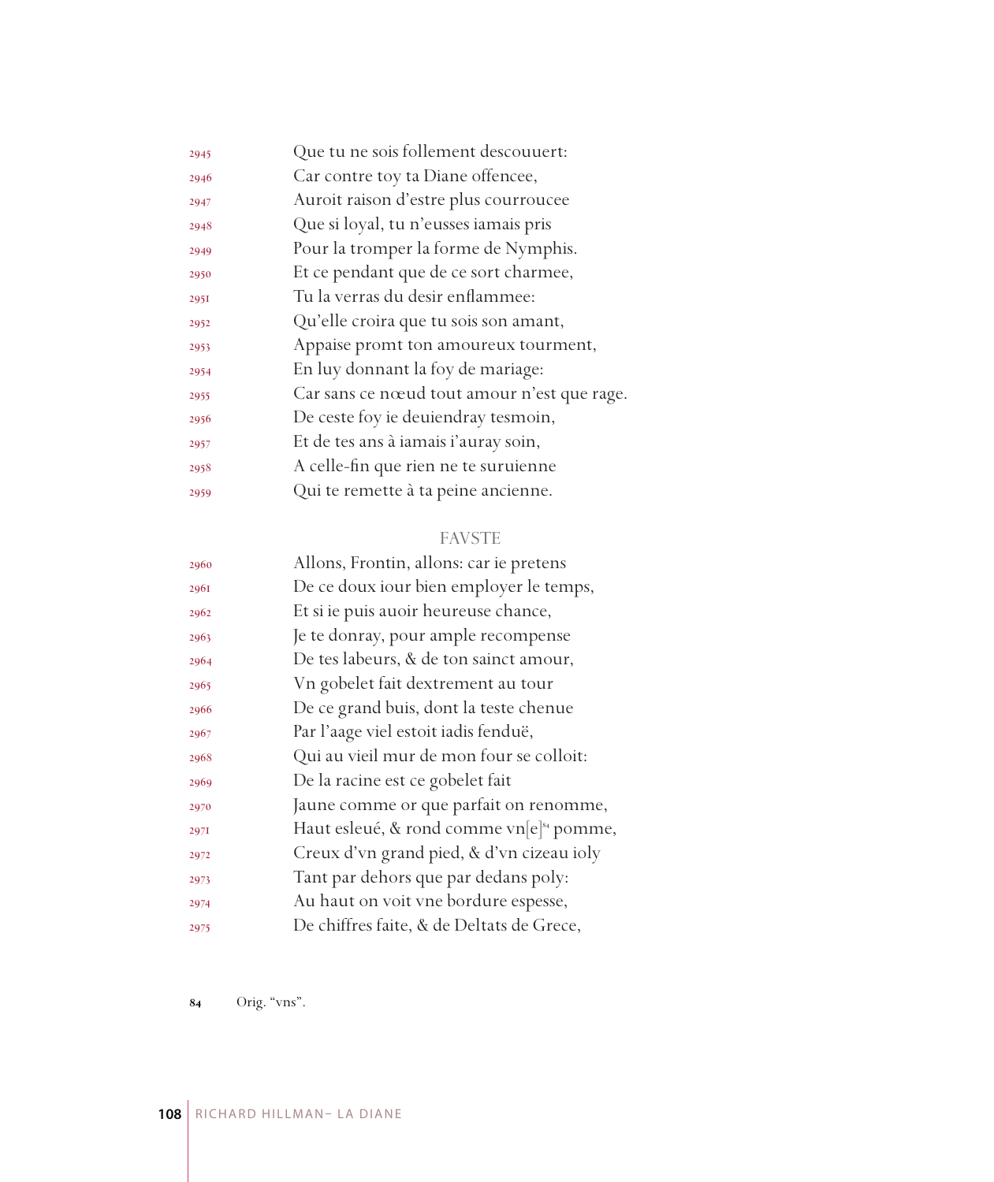2945 Que tu ne sois follement descouuert:
2946 Car contre toy ta Diane offencee,
2947 Auroit raison d'estre plus courroucee
2948 Que si loyal, tu n'eusses iamais pris
2949 Pour la tromper la forme de Nymphis.
2950 Et ce pendant que de ce sort charmee,
2951 Tu la verras du desir enflammee:
2952 Qu'elle croira que tu sois son amant,
2953 Appaise promt ton amoureux tourment,
2954 En luy donnant la foy de mariage:
2955 Car sans ce nœud tout amour n'est que rage.
2956 De ceste foy ie deuiendray tesmoin,
2957 Et de tes ans à iamais i'auray soin,
2958 A celle-fin que rien ne te suruienne
2959 Qui te remette à ta peine ancienne.

FAVSTE

2960 Allons, Frontin, allons: car ie pretens
2961 De ce doux iour bien employer le temps,
2962 Et si ie puis auoir heureuse chance,
2963 Je te donray, pour ample recompense
2964 De tes labeurs, & de ton sainct amour,
2965 Vn gobelet fait dextrement au tour
2966 De ce grand buis, dont la teste chenue
2967 Par l'aage viel estoit iadis fenduë,
2968 Qui au vieil mur de mon four se colloit:
2969 De la racine est ce gobelet fait
2970 Jaune comme or que parfait on renomme,
2971 Haut esleué, & rond comme vn[e][84] pomme,
2972 Creux d'vn grand pied, & d'vn cizeau ioly
2973 Tant par dehors que par dedans poly:
2974 Au haut on voit vne bordure espesse,
2975 De chiffres faite, & de Deltats de Grece,

84 Orig. "vns".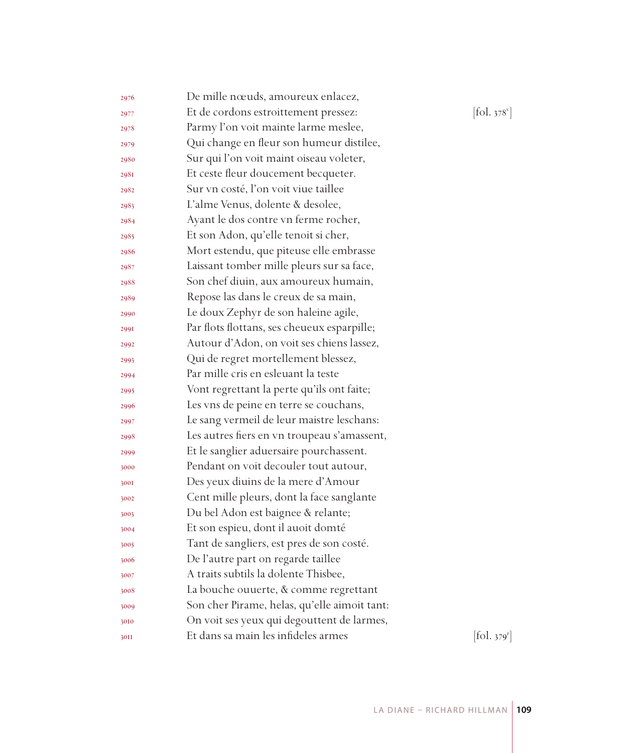2976 De mille nœuds, amoureux enlacez,
2977 Et de cordons estroittement pressez: [fol. 378v]
2978 Parmy l'on voit mainte larme meslee,
2979 Qui change en fleur son humeur distilee,
2980 Sur qui l'on voit maint oiseau voleter,
2981 Et ceste fleur doucement becqueter.
2982 Sur vn costé, l'on voit viue taillee
2983 L'alme Venus, dolente & desolee,
2984 Ayant le dos contre vn ferme rocher,
2985 Et son Adon, qu'elle tenoit si cher,
2986 Mort estendu, que piteuse elle embrasse
2987 Laissant tomber mille pleurs sur sa face,
2988 Son chef diuin, aux amoureux humain,
2989 Repose las dans le creux de sa main,
2990 Le doux Zephyr de son haleine agile,
2991 Par flots flottans, ses cheueux esparpille;
2992 Autour d'Adon, on voit ses chiens lassez,
2993 Qui de regret mortellement blessez,
2994 Par mille cris en esleuant la teste
2995 Vont regrettant la perte qu'ils ont faite;
2996 Les vns de peine en terre se couchans,
2997 Le sang vermeil de leur maistre leschans:
2998 Les autres fiers en vn troupeau s'amassent,
2999 Et le sanglier aduersaire pourchassent.
3000 Pendant on voit decouler tout autour,
3001 Des yeux diuins de la mere d'Amour
3002 Cent mille pleurs, dont la face sanglante
3003 Du bel Adon est baignee & relante;
3004 Et son espieu, dont il auoit domté
3005 Tant de sangliers, est pres de son costé.
3006 De l'autre part on regarde taillee
3007 A traits subtils la dolente Thisbee,
3008 La bouche ouuerte, & comme regrettant
3009 Son cher Pirame, helas, qu'elle aimoit tant:
3010 On voit ses yeux qui degouttent de larmes,
3011 Et dans sa main les infideles armes [fol. 379r]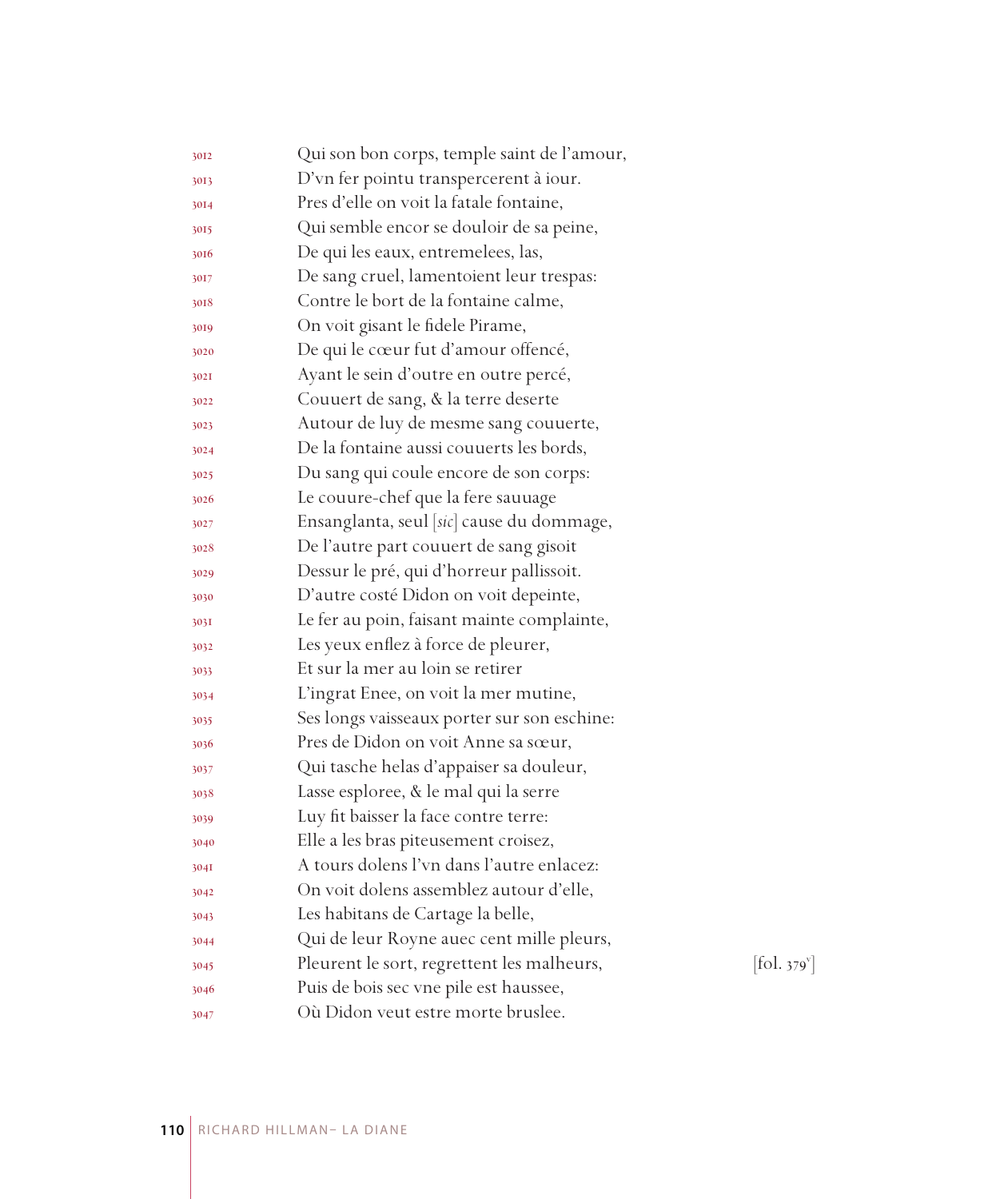3012 Qui son bon corps, temple saint de l'amour,
3013 D'vn fer pointu transpercerent à iour.
3014 Pres d'elle on voit la fatale fontaine,
3015 Qui semble encor se douloir de sa peine,
3016 De qui les eaux, entremelees, las,
3017 De sang cruel, lamentoient leur trespas:
3018 Contre le bort de la fontaine calme,
3019 On voit gisant le fidele Pirame,
3020 De qui le cœur fut d'amour offencé,
3021 Ayant le sein d'outre en outre percé,
3022 Couuert de sang, & la terre deserte
3023 Autour de luy de mesme sang couuerte,
3024 De la fontaine aussi couuerts les bords,
3025 Du sang qui coule encore de son corps:
3026 Le couure-chef que la fere sauuage
3027 Ensanglanta, seul [*sic*] cause du dommage,
3028 De l'autre part couuert de sang gisoit
3029 Dessur le pré, qui d'horreur pallissoit.
3030 D'autre costé Didon on voit depeinte,
3031 Le fer au poin, faisant mainte complainte,
3032 Les yeux enflez à force de pleurer,
3033 Et sur la mer au loin se retirer
3034 L'ingrat Enee, on voit la mer mutine,
3035 Ses longs vaisseaux porter sur son eschine:
3036 Pres de Didon on voit Anne sa sœur,
3037 Qui tasche helas d'appaiser sa douleur,
3038 Lasse esploree, & le mal qui la serre
3039 Luy fit baisser la face contre terre:
3040 Elle a les bras piteusement croisez,
3041 A tours dolens l'vn dans l'autre enlacez:
3042 On voit dolens assemblez autour d'elle,
3043 Les habitans de Cartage la belle,
3044 Qui de leur Royne auec cent mille pleurs,
3045 Pleurent le sort, regrettent les malheurs, [fol. 379v]
3046 Puis de bois sec vne pile est haussee,
3047 Où Didon veut estre morte bruslee.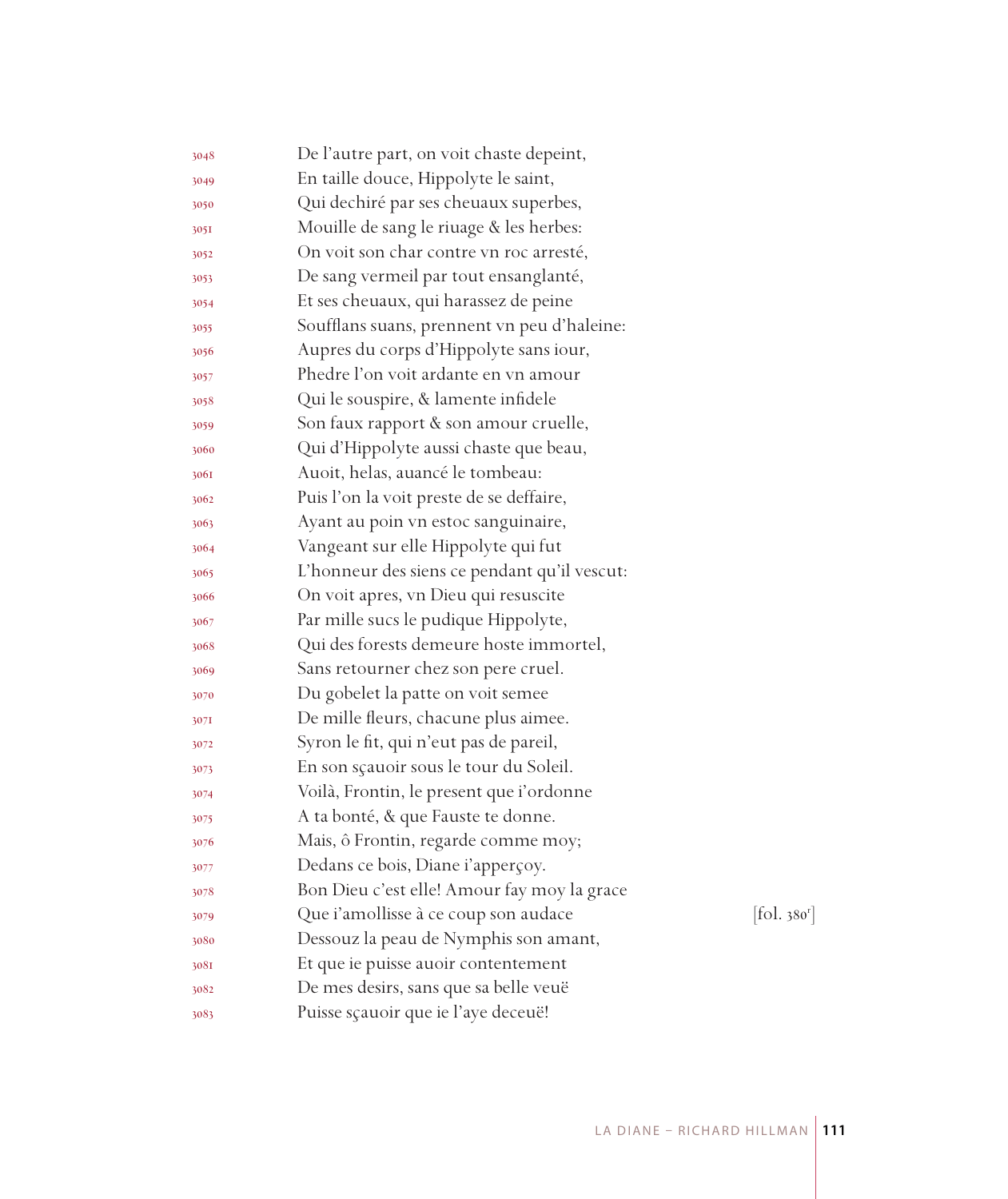3048 De l'autre part, on voit chaste depeint,
3049 En taille douce, Hippolyte le saint,
3050 Qui dechiré par ses cheuaux superbes,
3051 Mouille de sang le riuage & les herbes:
3052 On voit son char contre vn roc arresté,
3053 De sang vermeil par tout ensanglanté,
3054 Et ses cheuaux, qui harassez de peine
3055 Soufflans suans, prennent vn peu d'haleine:
3056 Aupres du corps d'Hippolyte sans iour,
3057 Phedre l'on voit ardante en vn amour
3058 Qui le souspire, & lamente infidele
3059 Son faux rapport & son amour cruelle,
3060 Qui d'Hippolyte aussi chaste que beau,
3061 Auoit, helas, auancé le tombeau:
3062 Puis l'on la voit preste de se deffaire,
3063 Ayant au poin vn estoc sanguinaire,
3064 Vangeant sur elle Hippolyte qui fut
3065 L'honneur des siens ce pendant qu'il vescut:
3066 On voit apres, vn Dieu qui resuscite
3067 Par mille sucs le pudique Hippolyte,
3068 Qui des forests demeure hoste immortel,
3069 Sans retourner chez son pere cruel.
3070 Du gobelet la patte on voit semee
3071 De mille fleurs, chacune plus aimee.
3072 Syron le fit, qui n'eut pas de pareil,
3073 En son sçauoir sous le tour du Soleil.
3074 Voilà, Frontin, le present que i'ordonne
3075 A ta bonté, & que Fauste te donne.
3076 Mais, ô Frontin, regarde comme moy;
3077 Dedans ce bois, Diane i'apperçoy.
3078 Bon Dieu c'est elle! Amour fay moy la grace
3079 Que i'amollisse à ce coup son audace [fol. 380r]
3080 Dessouz la peau de Nymphis son amant,
3081 Et que ie puisse auoir contentement
3082 De mes desirs, sans que sa belle veuë
3083 Puisse sçauoir que ie l'aye deceuë!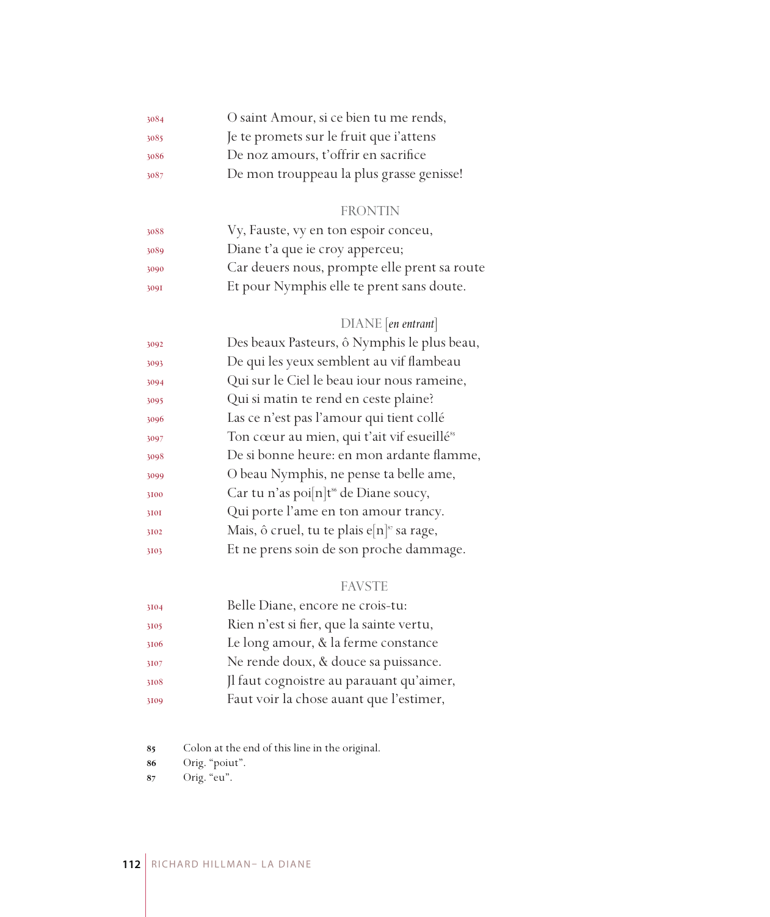3084 O saint Amour, si ce bien tu me rends,
3085 Je te promets sur le fruit que i'attens
3086 De noz amours, t'offrir en sacrifice
3087 De mon trouppeau la plus grasse genisse!

FRONTIN

3088 Vy, Fauste, vy en ton espoir conceu,
3089 Diane t'a que ie croy apperceu;
3090 Car deuers nous, prompte elle prent sa route
3091 Et pour Nymphis elle te prent sans doute.

DIANE [*en entrant*]

3092 Des beaux Pasteurs, ô Nymphis le plus beau,
3093 De qui les yeux semblent au vif flambeau
3094 Qui sur le Ciel le beau iour nous rameine,
3095 Qui si matin te rend en ceste plaine?
3096 Las ce n'est pas l'amour qui tient collé
3097 Ton cœur au mien, qui t'ait vif esueillé[85]
3098 De si bonne heure: en mon ardante flamme,
3099 O beau Nymphis, ne pense ta belle ame,
3100 Car tu n'as poi[n]t[86] de Diane soucy,
3101 Qui porte l'ame en ton amour trancy.
3102 Mais, ô cruel, tu te plais e[n][87] sa rage,
3103 Et ne prens soin de son proche dammage.

FAVSTE

3104 Belle Diane, encore ne crois-tu:
3105 Rien n'est si fier, que la sainte vertu,
3106 Le long amour, & la ferme constance
3107 Ne rende doux, & douce sa puissance.
3108 Jl faut cognoistre au parauant qu'aimer,
3109 Faut voir la chose auant que l'estimer,

85 Colon at the end of this line in the original.
86 Orig. "poiut".
87 Orig. "eu".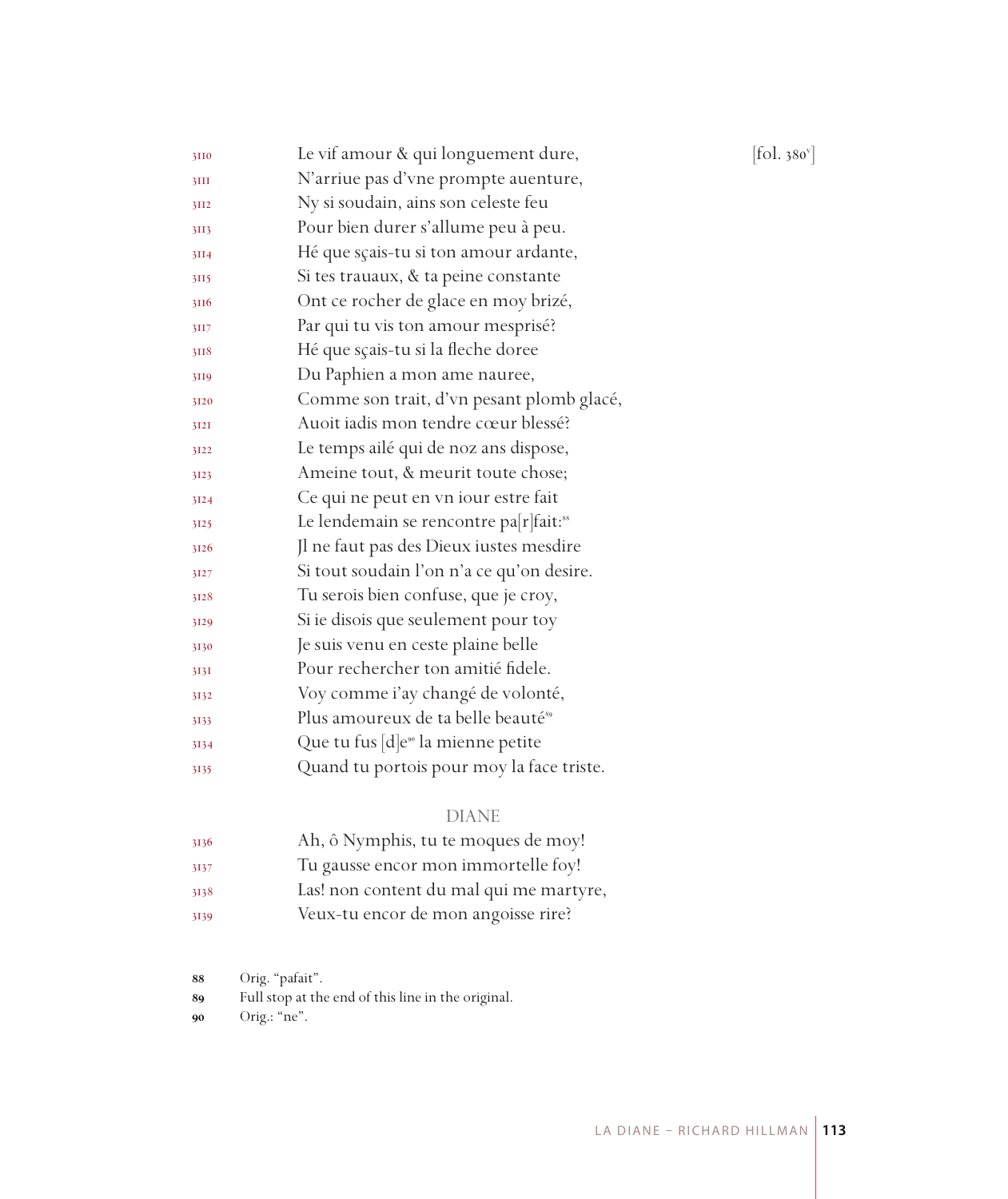3110 Le vif amour & qui longuement dure, [fol. 380v]
3111 N'arriue pas d'vne prompte auenture,
3112 Ny si soudain, ains son celeste feu
3113 Pour bien durer s'allume peu à peu.
3114 Hé que sçais-tu si ton amour ardante,
3115 Si tes trauaux, & ta peine constante
3116 Ont ce rocher de glace en moy brizé,
3117 Par qui tu vis ton amour mesprisé?
3118 Hé que sçais-tu si la fleche doree
3119 Du Paphien a mon ame nauree,
3120 Comme son trait, d'vn pesant plomb glacé,
3121 Auoit iadis mon tendre cœur blessé?
3122 Le temps ailé qui de noz ans dispose,
3123 Ameine tout, & meurit toute chose;
3124 Ce qui ne peut en vn iour estre fait
3125 Le lendemain se rencontre pa[r]fait:[88]
3126 Jl ne faut pas des Dieux iustes mesdire
3127 Si tout soudain l'on n'a ce qu'on desire.
3128 Tu serois bien confuse, que je croy,
3129 Si ie disois que seulement pour toy
3130 Je suis venu en ceste plaine belle
3131 Pour rechercher ton amitié fidele.
3132 Voy comme i'ay changé de volonté,
3133 Plus amoureux de ta belle beauté[89]
3134 Que tu fus [d]e[90] la mienne petite
3135 Quand tu portois pour moy la face triste.

DIANE

3136 Ah, ô Nymphis, tu te moques de moy!
3137 Tu gausse encor mon immortelle foy!
3138 Las! non content du mal qui me martyre,
3139 Veux-tu encor de mon angoisse rire?

88 Orig. "pafait".
89 Full stop at the end of this line in the original.
90 Orig.: "ne".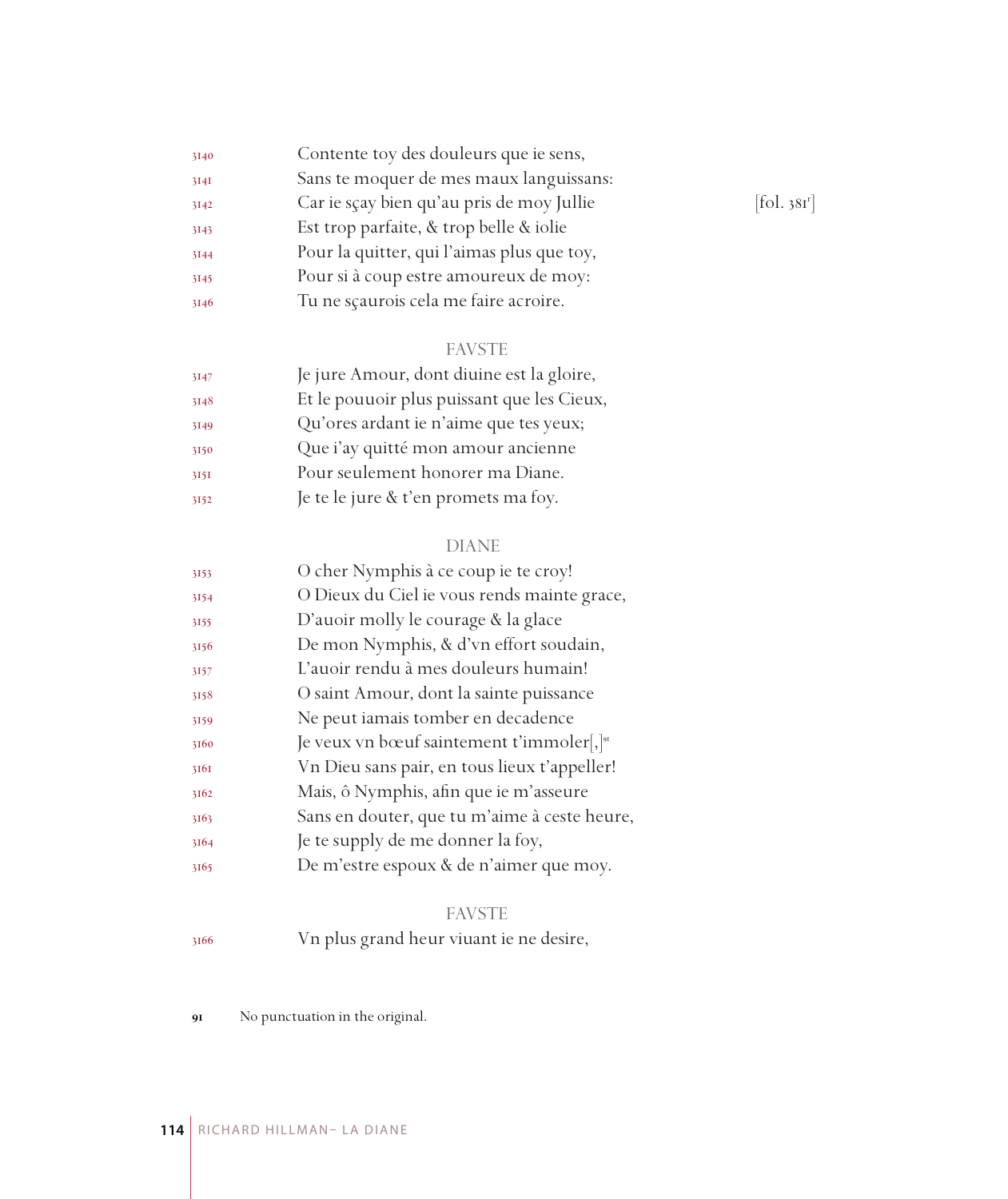3140 Contente toy des douleurs que ie sens,
3141 Sans te moquer de mes maux languissans:
3142 Car ie sçay bien qu'au pris de moy Jullie [fol. 381r]
3143 Est trop parfaite, & trop belle & iolie
3144 Pour la quitter, qui l'aimas plus que toy,
3145 Pour si à coup estre amoureux de moy:
3146 Tu ne sçaurois cela me faire acroire.

FAVSTE

3147 Je jure Amour, dont diuine est la gloire,
3148 Et le pouuoir plus puissant que les Cieux,
3149 Qu'ores ardant ie n'aime que tes yeux;
3150 Que i'ay quitté mon amour ancienne
3151 Pour seulement honorer ma Diane.
3152 Je te le jure & t'en promets ma foy.

DIANE

3153 O cher Nymphis à ce coup ie te croy!
3154 O Dieux du Ciel ie vous rends mainte grace,
3155 D'auoir molly le courage & la glace
3156 De mon Nymphis, & d'vn effort soudain,
3157 L'auoir rendu à mes douleurs humain!
3158 O saint Amour, dont la sainte puissance
3159 Ne peut iamais tomber en decadence
3160 Je veux vn bœuf saintement t'immoler[,][91]
3161 Vn Dieu sans pair, en tous lieux t'appeller!
3162 Mais, ô Nymphis, afin que ie m'asseure
3163 Sans en douter, que tu m'aime à ceste heure,
3164 Je te supply de me donner la foy,
3165 De m'estre espoux & de n'aimer que moy.

FAVSTE

3166 Vn plus grand heur viuant ie ne desire,

91 No punctuation in the original.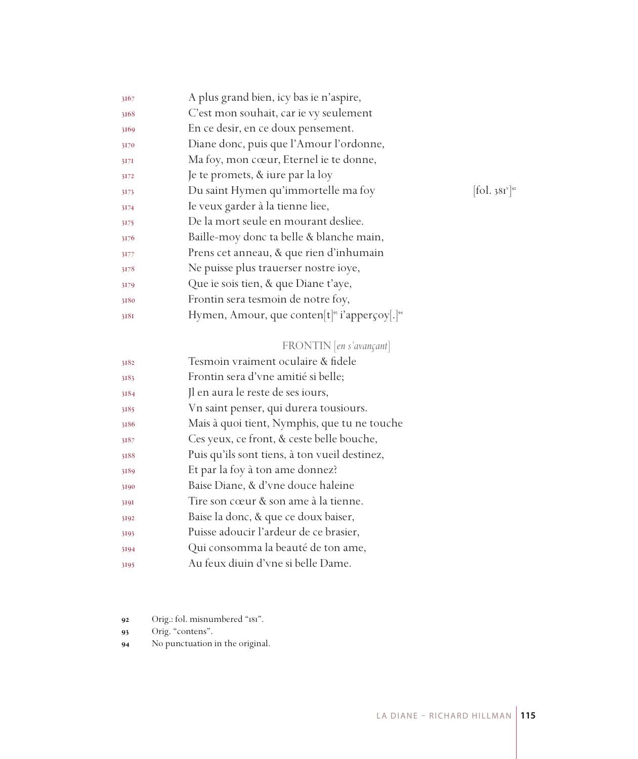3167 A plus grand bien, icy bas ie n'aspire,
3168 C'est mon souhait, car ie vy seulement
3169 En ce desir, en ce doux pensement.
3170 Diane donc, puis que l'Amour l'ordonne,
3171 Ma foy, mon cœur, Eternel ie te donne,
3172 Je te promets, & iure par la loy
3173 Du saint Hymen qu'immortelle ma foy [fol. 381v][92]
3174 Ie veux garder à la tienne liee,
3175 De la mort seule en mourant desliee.
3176 Baille-moy donc ta belle & blanche main,
3177 Prens cet anneau, & que rien d'inhumain
3178 Ne puisse plus trauerser nostre ioye,
3179 Que ie sois tien, & que Diane t'aye,
3180 Frontin sera tesmoin de notre foy,
3181 Hymen, Amour, que conten[t][93] i'apperçoy[.][94]

FRONTIN [*en s'avançant*]

3182 Tesmoin vraiment oculaire & fidele
3183 Frontin sera d'vne amitié si belle;
3184 Jl en aura le reste de ses iours,
3185 Vn saint penser, qui durera tousiours.
3186 Mais à quoi tient, Nymphis, que tu ne touche
3187 Ces yeux, ce front, & ceste belle bouche,
3188 Puis qu'ils sont tiens, à ton vueil destinez,
3189 Et par la foy à ton ame donnez?
3190 Baise Diane, & d'vne douce haleine
3191 Tire son cœur & son ame à la tienne.
3192 Baise la donc, & que ce doux baiser,
3193 Puisse adoucir l'ardeur de ce brasier,
3194 Qui consomma la beauté de ton ame,
3195 Au feux diuin d'vne si belle Dame.

92 Orig.: fol. misnumbered "181".
93 Orig. "contens".
94 No punctuation in the original.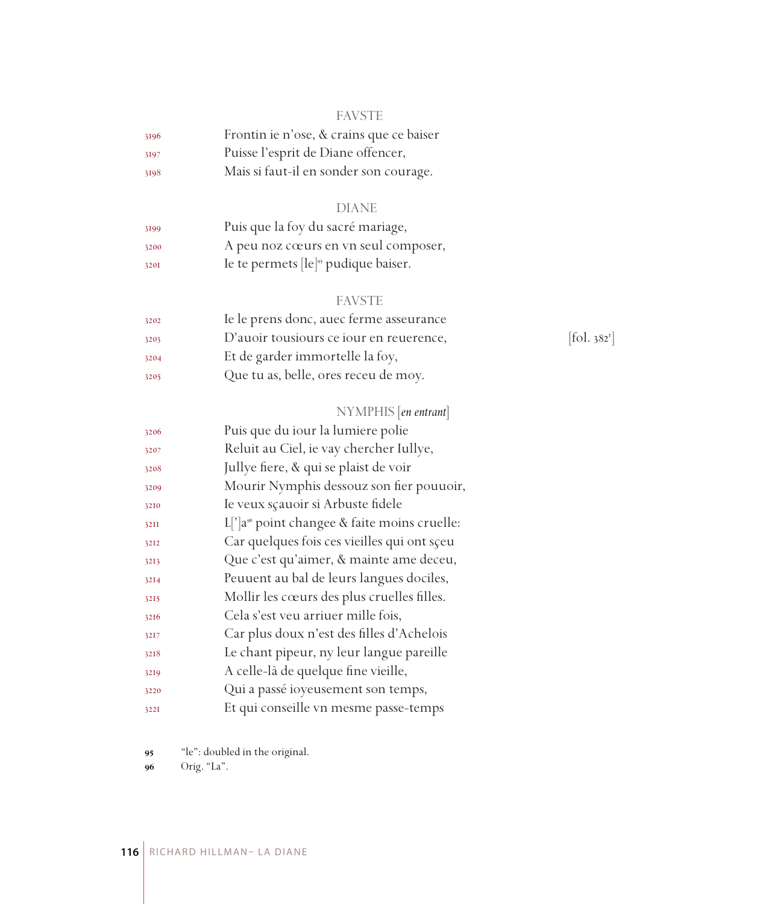FAVSTE

3196 Frontin ie n'ose, & crains que ce baiser
3197 Puisse l'esprit de Diane offencer,
3198 Mais si faut-il en sonder son courage.

DIANE

3199 Puis que la foy du sacré mariage,
3200 A peu noz cœurs en vn seul composer,
3201 Ie te permets [le][95] pudique baiser.

FAVSTE

3202 Ie le prens donc, auec ferme asseurance
3203 D'auoir tousiours ce iour en reuerence, [fol. 382r]
3204 Et de garder immortelle la foy,
3205 Que tu as, belle, ores receu de moy.

NYMPHIS [*en entrant*]

3206 Puis que du iour la lumiere polie
3207 Reluit au Ciel, ie vay chercher Iullye,
3208 Jullye fiere, & qui se plaist de voir
3209 Mourir Nymphis dessouz son fier pouuoir,
3210 Ie veux sçauoir si Arbuste fidele
3211 L[']a[96] point changee & faite moins cruelle:
3212 Car quelques fois ces vieilles qui ont sçeu
3213 Que c'est qu'aimer, & mainte ame deceu,
3214 Peuuent au bal de leurs langues dociles,
3215 Mollir les cœurs des plus cruelles filles.
3216 Cela s'est veu arriuer mille fois,
3217 Car plus doux n'est des filles d'Achelois
3218 Le chant pipeur, ny leur langue pareille
3219 A celle-là de quelque fine vieille,
3220 Qui a passé ioyeusement son temps,
3221 Et qui conseille vn mesme passe-temps

95 "le": doubled in the original.

96 Orig. "La".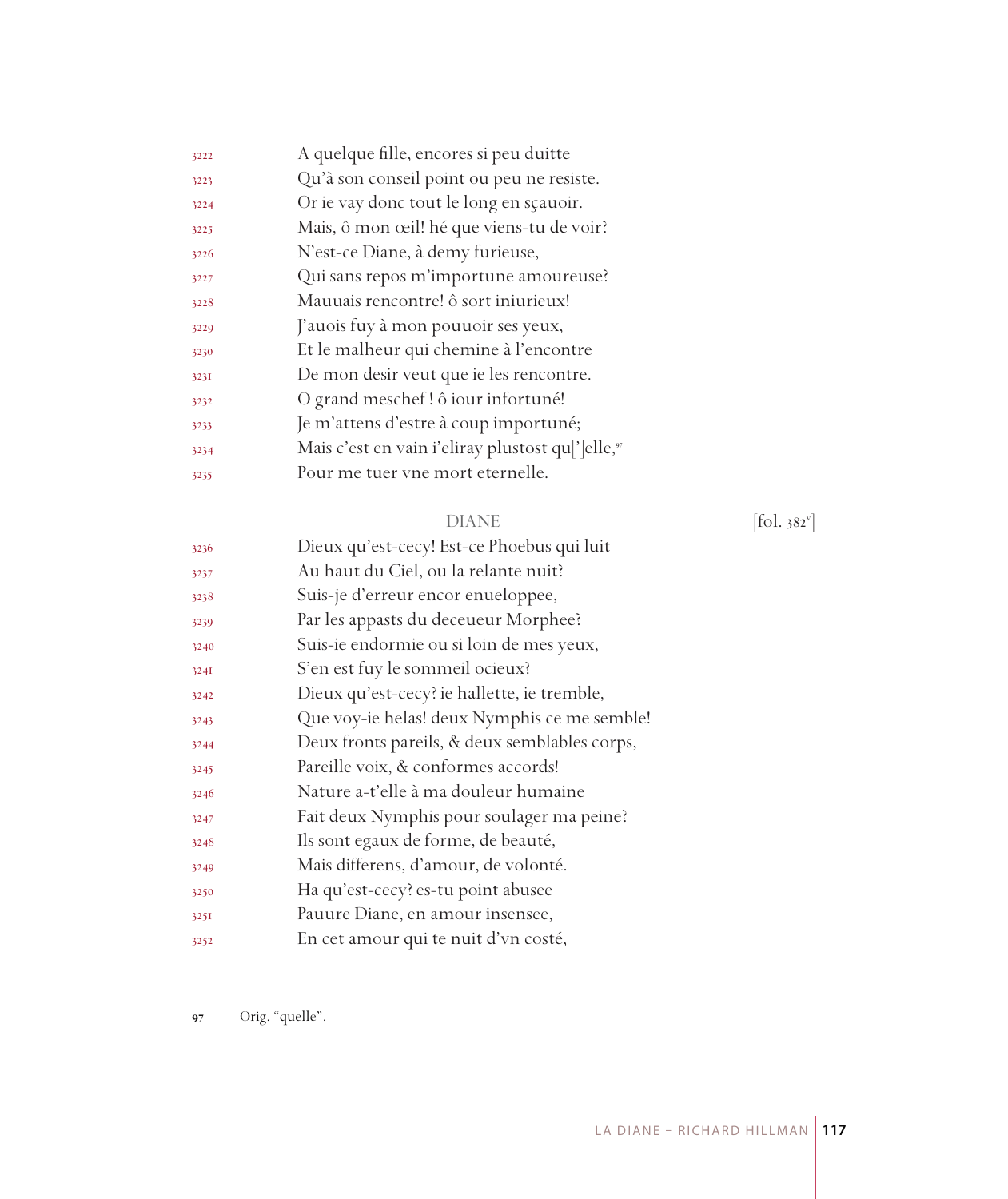3222 A quelque fille, encores si peu duitte
3223 Qu'à son conseil point ou peu ne resiste.
3224 Or ie vay donc tout le long en sçauoir.
3225 Mais, ô mon œil! hé que viens-tu de voir?
3226 N'est-ce Diane, à demy furieuse,
3227 Qui sans repos m'importune amoureuse?
3228 Mauuais rencontre! ô sort iniurieux!
3229 J'auois fuy à mon pouuoir ses yeux,
3230 Et le malheur qui chemine à l'encontre
3231 De mon desir veut que ie les rencontre.
3232 O grand meschef ! ô iour infortuné!
3233 Je m'attens d'estre à coup importuné;
3234 Mais c'est en vain i'eliray plustost qu[']elle,[97]
3235 Pour me tuer vne mort eternelle.

DIANE [fol. 382$^v$]

3236 Dieux qu'est-cecy! Est-ce Phoebus qui luit
3237 Au haut du Ciel, ou la relante nuit?
3238 Suis-je d'erreur encor enueloppee,
3239 Par les appasts du deceueur Morphee?
3240 Suis-ie endormie ou si loin de mes yeux,
3241 S'en est fuy le sommeil ocieux?
3242 Dieux qu'est-cecy? ie hallette, ie tremble,
3243 Que voy-ie helas! deux Nymphis ce me semble!
3244 Deux fronts pareils, & deux semblables corps,
3245 Pareille voix, & conformes accords!
3246 Nature a-t'elle à ma douleur humaine
3247 Fait deux Nymphis pour soulager ma peine?
3248 Ils sont egaux de forme, de beauté,
3249 Mais differens, d'amour, de volonté.
3250 Ha qu'est-cecy? es-tu point abusee
3251 Pauure Diane, en amour insensee,
3252 En cet amour qui te nuit d'vn costé,

97 Orig. "quelle".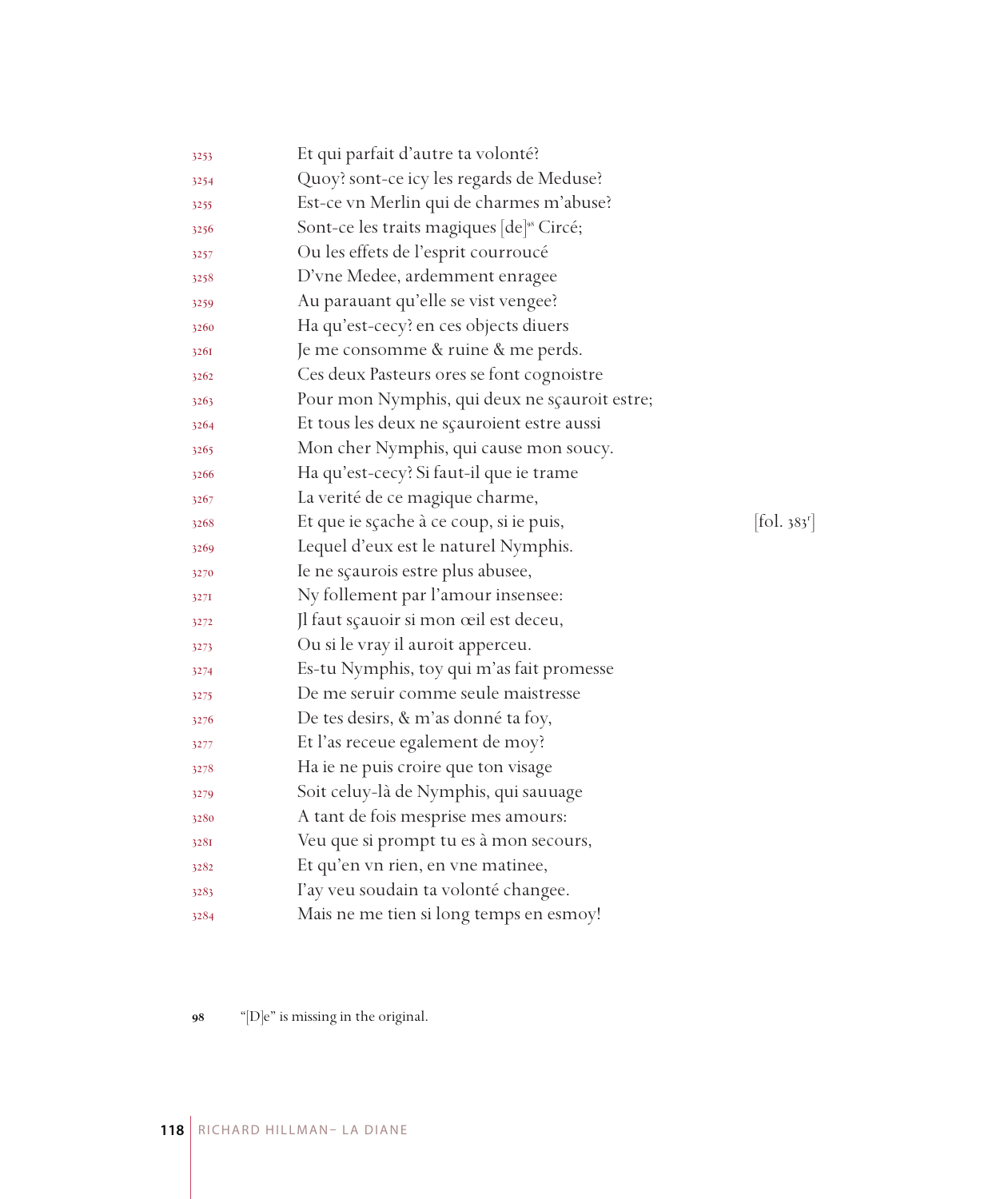3253 Et qui parfait d'autre ta volonté?
3254 Quoy? sont-ce icy les regards de Meduse?
3255 Est-ce vn Merlin qui de charmes m'abuse?
3256 Sont-ce les traits magiques [de][98] Circé;
3257 Ou les effets de l'esprit courroucé
3258 D'vne Medee, ardemment enragee
3259 Au parauant qu'elle se vist vengee?
3260 Ha qu'est-cecy? en ces objects diuers
3261 Je me consomme & ruine & me perds.
3262 Ces deux Pasteurs ores se font cognoistre
3263 Pour mon Nymphis, qui deux ne sçauroit estre;
3264 Et tous les deux ne sçauroient estre aussi
3265 Mon cher Nymphis, qui cause mon soucy.
3266 Ha qu'est-cecy? Si faut-il que ie trame
3267 La verité de ce magique charme,
3268 Et que ie sçache à ce coup, si ie puis, [fol. 383r]
3269 Lequel d'eux est le naturel Nymphis.
3270 Ie ne sçaurois estre plus abusee,
3271 Ny follement par l'amour insensee:
3272 Jl faut sçauoir si mon œil est deceu,
3273 Ou si le vray il auroit apperceu.
3274 Es-tu Nymphis, toy qui m'as fait promesse
3275 De me seruir comme seule maistresse
3276 De tes desirs, & m'as donné ta foy,
3277 Et l'as receue egalement de moy?
3278 Ha ie ne puis croire que ton visage
3279 Soit celuy-là de Nymphis, qui sauuage
3280 A tant de fois mesprise mes amours:
3281 Veu que si prompt tu es à mon secours,
3282 Et qu'en vn rien, en vne matinee,
3283 I'ay veu soudain ta volonté changee.
3284 Mais ne me tien si long temps en esmoy!

98 "[D]e" is missing in the original.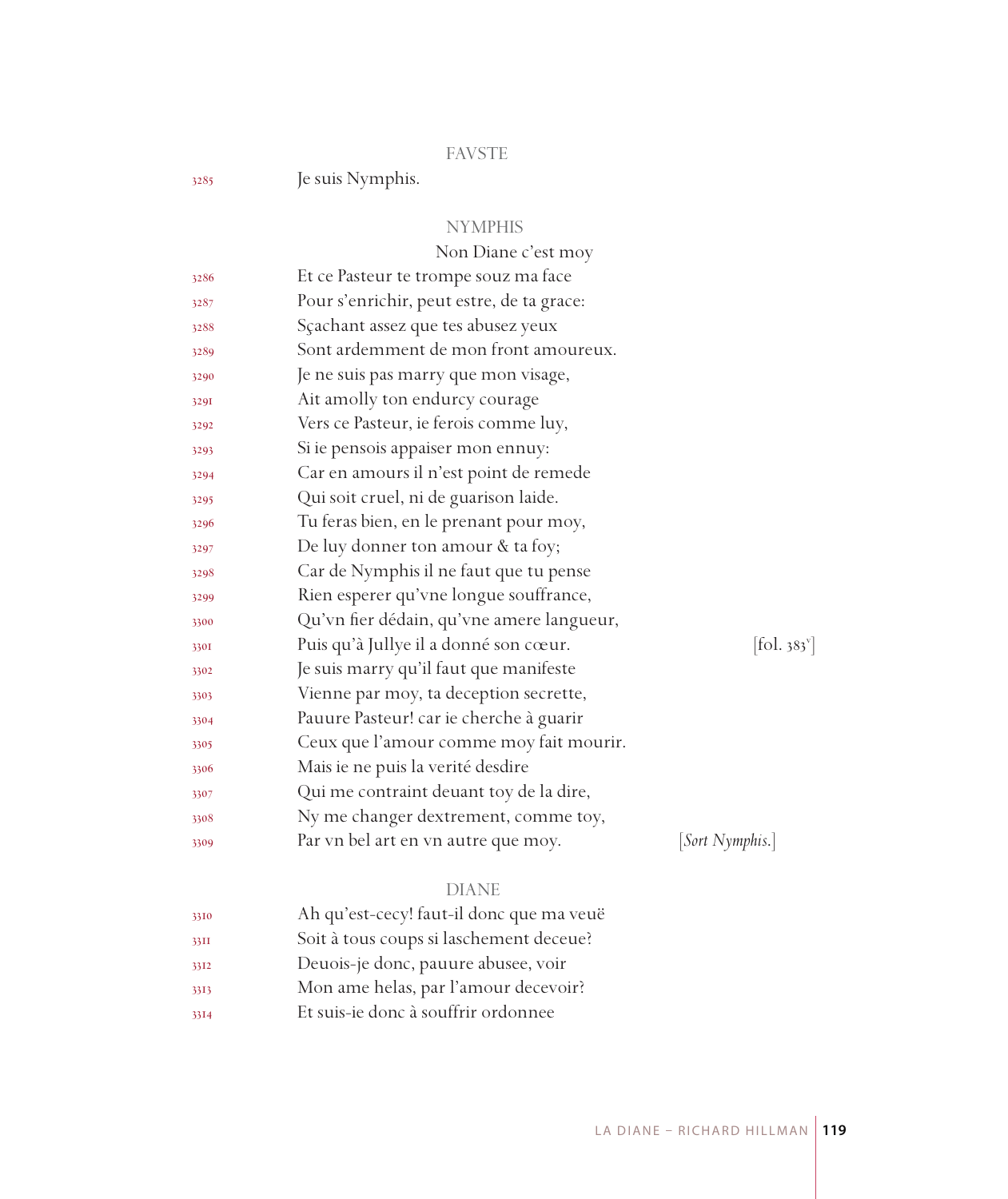FAVSTE

3285 Je suis Nymphis.

NYMPHIS

Non Diane c'est moy

3286 Et ce Pasteur te trompe souz ma face
3287 Pour s'enrichir, peut estre, de ta grace:
3288 Sçachant assez que tes abusez yeux
3289 Sont ardemment de mon front amoureux.
3290 Je ne suis pas marry que mon visage,
3291 Ait amolly ton endurcy courage
3292 Vers ce Pasteur, ie ferois comme luy,
3293 Si ie pensois appaiser mon ennuy:
3294 Car en amours il n'est point de remede
3295 Qui soit cruel, ni de guarison laide.
3296 Tu feras bien, en le prenant pour moy,
3297 De luy donner ton amour & ta foy;
3298 Car de Nymphis il ne faut que tu pense
3299 Rien esperer qu'vne longue souffrance,
3300 Qu'vn fier dédain, qu'vne amere langueur,
3301 Puis qu'à Jullye il a donné son cœur. [fol. 383v]
3302 Je suis marry qu'il faut que manifeste
3303 Vienne par moy, ta deception secrette,
3304 Pauure Pasteur! car ie cherche à guarir
3305 Ceux que l'amour comme moy fait mourir.
3306 Mais ie ne puis la verité desdire
3307 Qui me contraint deuant toy de la dire,
3308 Ny me changer dextrement, comme toy,
3309 Par vn bel art en vn autre que moy. [*Sort Nymphis.*]

DIANE

3310 Ah qu'est-cecy! faut-il donc que ma veuë
3311 Soit à tous coups si laschement deceue?
3312 Deuois-je donc, pauure abusee, voir
3313 Mon ame helas, par l'amour decevoir?
3314 Et suis-ie donc à souffrir ordonnee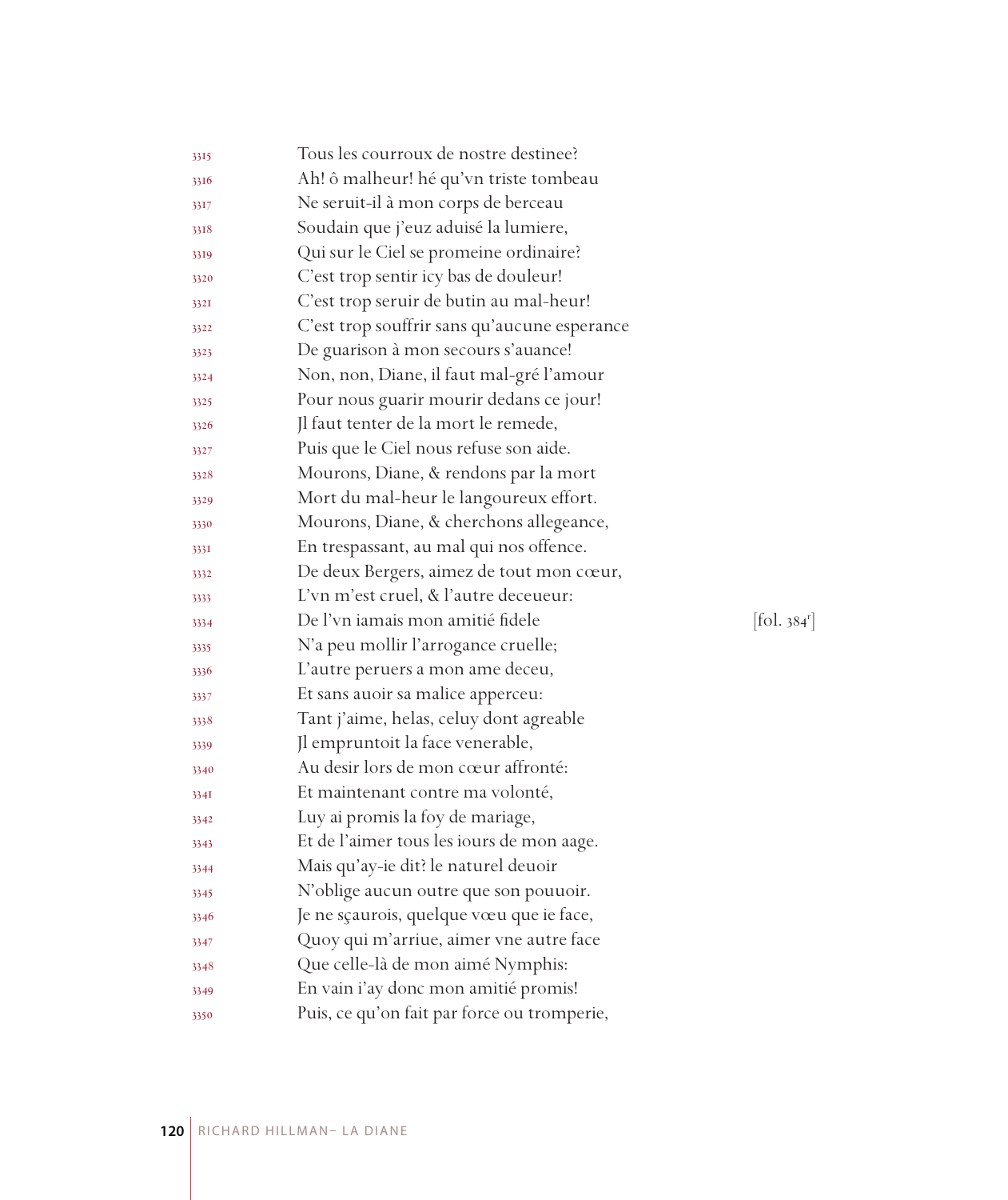3315 Tous les courroux de nostre destinee?
3316 Ah! ô malheur! hé qu'vn triste tombeau
3317 Ne seruit-il à mon corps de berceau
3318 Soudain que j'euz aduisé la lumiere,
3319 Qui sur le Ciel se promeine ordinaire?
3320 C'est trop sentir icy bas de douleur!
3321 C'est trop seruir de butin au mal-heur!
3322 C'est trop souffrir sans qu'aucune esperance
3323 De guarison à mon secours s'auance!
3324 Non, non, Diane, il faut mal-gré l'amour
3325 Pour nous guarir mourir dedans ce jour!
3326 Jl faut tenter de la mort le remede,
3327 Puis que le Ciel nous refuse son aide.
3328 Mourons, Diane, & rendons par la mort
3329 Mort du mal-heur le langoureux effort.
3330 Mourons, Diane, & cherchons allegeance,
3331 En trespassant, au mal qui nos offence.
3332 De deux Bergers, aimez de tout mon cœur,
3333 L'vn m'est cruel, & l'autre deceueur:
3334 De l'vn iamais mon amitié fidele [fol. 384r]
3335 N'a peu mollir l'arrogance cruelle;
3336 L'autre peruers a mon ame deceu,
3337 Et sans auoir sa malice apperceu:
3338 Tant j'aime, helas, celuy dont agreable
3339 Jl empruntoit la face venerable,
3340 Au desir lors de mon cœur affronté:
3341 Et maintenant contre ma volonté,
3342 Luy ai promis la foy de mariage,
3343 Et de l'aimer tous les iours de mon aage.
3344 Mais qu'ay-ie dit? le naturel deuoir
3345 N'oblige aucun outre que son pouuoir.
3346 Je ne sçaurois, quelque vœu que ie face,
3347 Quoy qui m'arriue, aimer vne autre face
3348 Que celle-là de mon aimé Nymphis:
3349 En vain i'ay donc mon amitié promis!
3350 Puis, ce qu'on fait par force ou tromperie,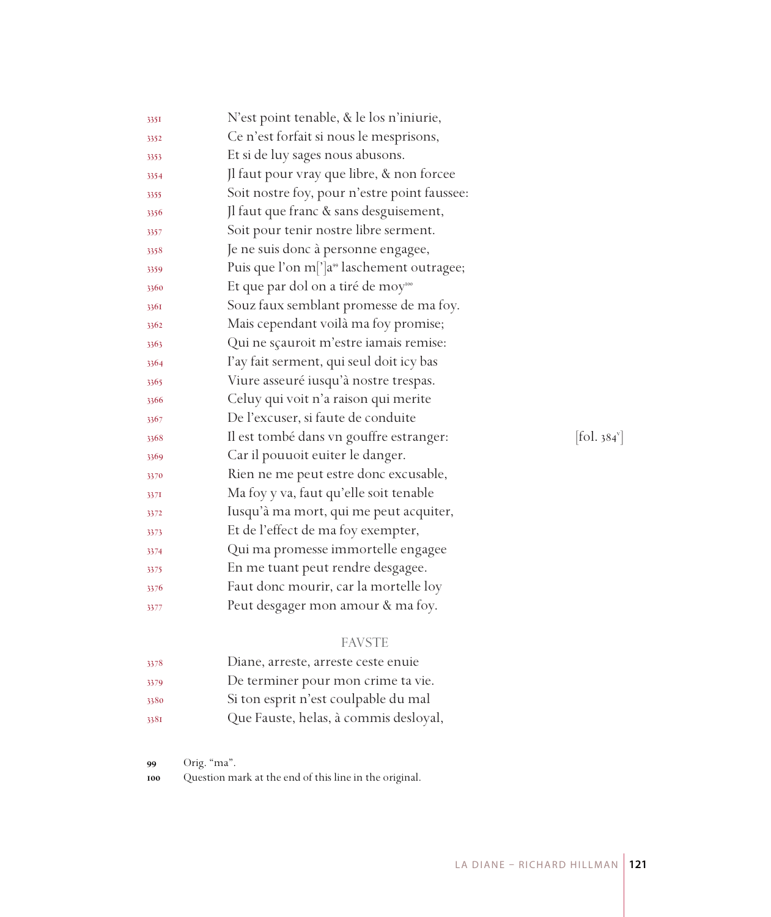3351 N'est point tenable, & le los n'iniurie,
3352 Ce n'est forfait si nous le mesprisons,
3353 Et si de luy sages nous abusons.
3354 Jl faut pour vray que libre, & non forcee
3355 Soit nostre foy, pour n'estre point faussee:
3356 Jl faut que franc & sans desguisement,
3357 Soit pour tenir nostre libre serment.
3358 Je ne suis donc à personne engagee,
3359 Puis que l'on m[']a[99] laschement outragee;
3360 Et que par dol on a tiré de moy[100]
3361 Souz faux semblant promesse de ma foy.
3362 Mais cependant voilà ma foy promise;
3363 Qui ne sçauroit m'estre iamais remise:
3364 I'ay fait serment, qui seul doit icy bas
3365 Viure asseuré iusqu'à nostre trespas.
3366 Celuy qui voit n'a raison qui merite
3367 De l'excuser, si faute de conduite
3368 Il est tombé dans vn gouffre estranger: [fol. 384v]
3369 Car il pouuoit euiter le danger.
3370 Rien ne me peut estre donc excusable,
3371 Ma foy y va, faut qu'elle soit tenable
3372 Iusqu'à ma mort, qui me peut acquiter,
3373 Et de l'effect de ma foy exempter,
3374 Qui ma promesse immortelle engagee
3375 En me tuant peut rendre desgagee.
3376 Faut donc mourir, car la mortelle loy
3377 Peut desgager mon amour & ma foy.

FAVSTE

3378 Diane, arreste, arreste ceste enuie
3379 De terminer pour mon crime ta vie.
3380 Si ton esprit n'est coulpable du mal
3381 Que Fauste, helas, à commis desloyal,

99 Orig. "ma".
100 Question mark at the end of this line in the original.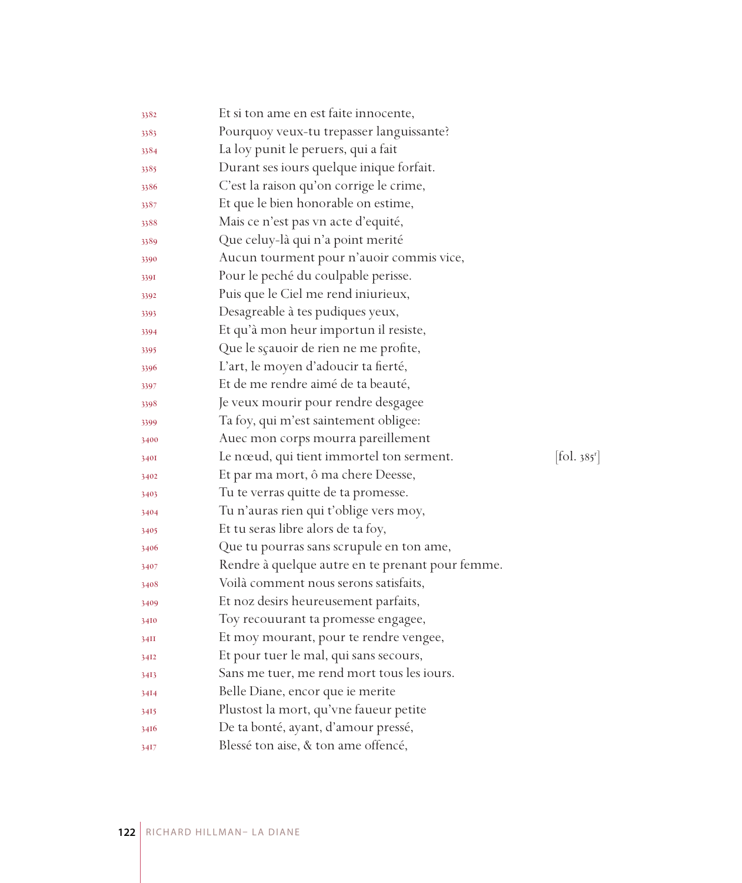3382 Et si ton ame en est faite innocente,
3383 Pourquoy veux-tu trepasser languissante?
3384 La loy punit le peruers, qui a fait
3385 Durant ses iours quelque inique forfait.
3386 C'est la raison qu'on corrige le crime,
3387 Et que le bien honorable on estime,
3388 Mais ce n'est pas vn acte d'equité,
3389 Que celuy-là qui n'a point merité
3390 Aucun tourment pour n'auoir commis vice,
3391 Pour le peché du coulpable perisse.
3392 Puis que le Ciel me rend iniurieux,
3393 Desagreable à tes pudiques yeux,
3394 Et qu'à mon heur importun il resiste,
3395 Que le sçauoir de rien ne me profite,
3396 L'art, le moyen d'adoucir ta fierté,
3397 Et de me rendre aimé de ta beauté,
3398 Je veux mourir pour rendre desgagee
3399 Ta foy, qui m'est saintement obligee:
3400 Auec mon corps mourra pareillement
3401 Le nœud, qui tient immortel ton serment. [fol. 385r]
3402 Et par ma mort, ô ma chere Deesse,
3403 Tu te verras quitte de ta promesse.
3404 Tu n'auras rien qui t'oblige vers moy,
3405 Et tu seras libre alors de ta foy,
3406 Que tu pourras sans scrupule en ton ame,
3407 Rendre à quelque autre en te prenant pour femme.
3408 Voilà comment nous serons satisfaits,
3409 Et noz desirs heureusement parfaits,
3410 Toy recouurant ta promesse engagee,
3411 Et moy mourant, pour te rendre vengee,
3412 Et pour tuer le mal, qui sans secours,
3413 Sans me tuer, me rend mort tous les iours.
3414 Belle Diane, encor que ie merite
3415 Plustost la mort, qu'vne faueur petite
3416 De ta bonté, ayant, d'amour pressé,
3417 Blessé ton aise, & ton ame offencé,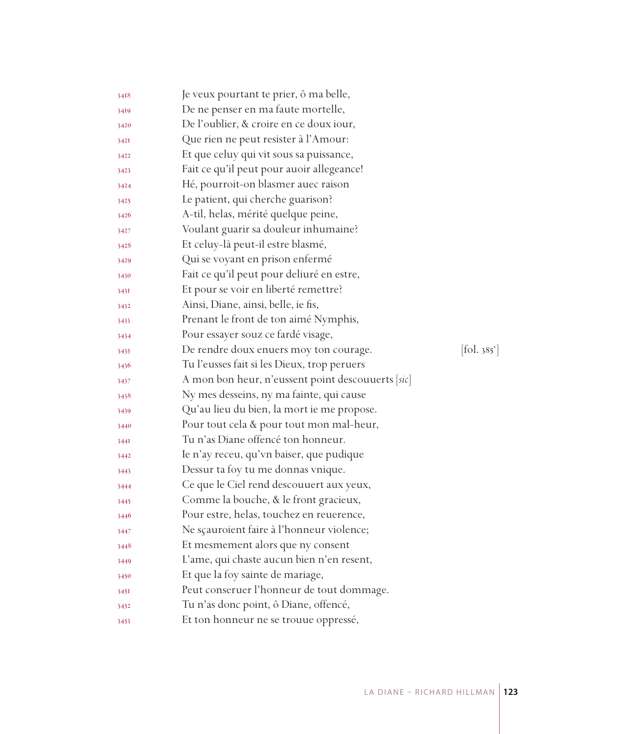3418 Je veux pourtant te prier, ô ma belle,
3419 De ne penser en ma faute mortelle,
3420 De l'oublier, & croire en ce doux iour,
3421 Que rien ne peut resister à l'Amour:
3422 Et que celuy qui vit sous sa puissance,
3423 Fait ce qu'il peut pour auoir allegeance!
3424 Hé, pourroit-on blasmer auec raison
3425 Le patient, qui cherche guarison?
3426 A-til, helas, mérité quelque peine,
3427 Voulant guarir sa douleur inhumaine?
3428 Et celuy-là peut-il estre blasmé,
3429 Qui se voyant en prison enfermé
3430 Fait ce qu'il peut pour deliuré en estre,
3431 Et pour se voir en liberté remettre?
3432 Ainsi, Diane, ainsi, belle, ie fis,
3433 Prenant le front de ton aimé Nymphis,
3434 Pour essayer souz ce fardé visage,
3435 De rendre doux enuers moy ton courage. [fol. 385v]
3436 Tu l'eusses fait si les Dieux, trop peruers
3437 A mon bon heur, n'eussent point descouuerts [*sic*]
3438 Ny mes desseins, ny ma fainte, qui cause
3439 Qu'au lieu du bien, la mort ie me propose.
3440 Pour tout cela & pour tout mon mal-heur,
3441 Tu n'as Diane offencé ton honneur.
3442 Ie n'ay receu, qu'vn baiser, que pudique
3443 Dessur ta foy tu me donnas vnique.
3444 Ce que le Ciel rend descouuert aux yeux,
3445 Comme la bouche, & le front gracieux,
3446 Pour estre, helas, touchez en reuerence,
3447 Ne sçauroient faire à l'honneur violence;
3448 Et mesmement alors que ny consent
3449 L'ame, qui chaste aucun bien n'en resent,
3450 Et que la foy sainte de mariage,
3451 Peut conseruer l'honneur de tout dommage.
3452 Tu n'as donc point, ô Diane, offencé,
3453 Et ton honneur ne se trouue oppressé,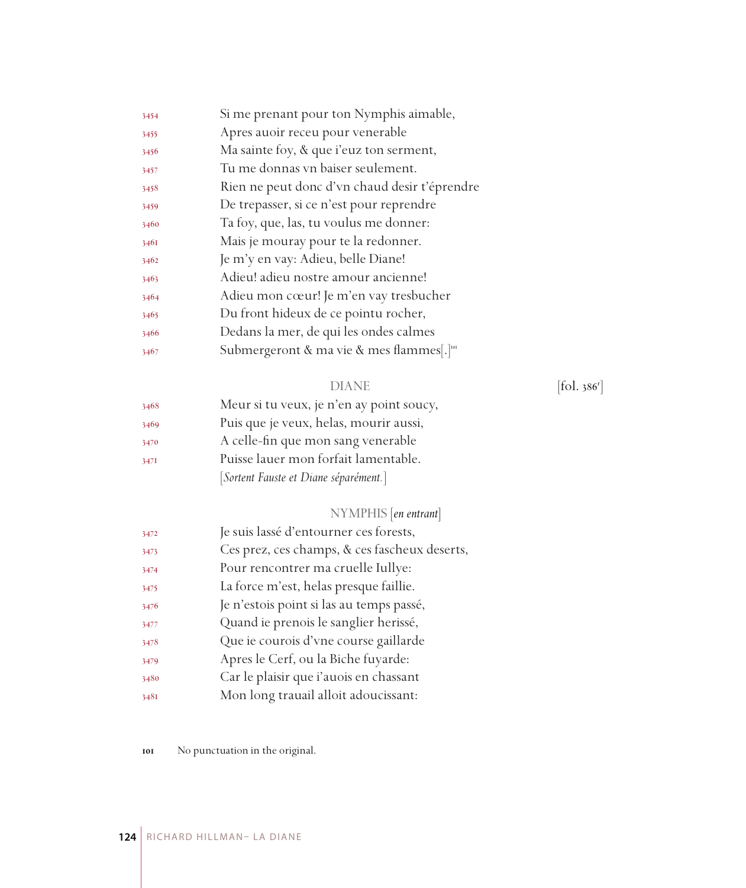3454 Si me prenant pour ton Nymphis aimable,
3455 Apres auoir receu pour venerable
3456 Ma sainte foy, & que i'euz ton serment,
3457 Tu me donnas vn baiser seulement.
3458 Rien ne peut donc d'vn chaud desir t'éprendre
3459 De trepasser, si ce n'est pour reprendre
3460 Ta foy, que, las, tu voulus me donner:
3461 Mais je mouray pour te la redonner.
3462 Je m'y en vay: Adieu, belle Diane!
3463 Adieu! adieu nostre amour ancienne!
3464 Adieu mon cœur! Je m'en vay tresbucher
3465 Du front hideux de ce pointu rocher,
3466 Dedans la mer, de qui les ondes calmes
3467 Submergeront & ma vie & mes flammes[.][101]

DIANE [fol. 386r]

3468 Meur si tu veux, je n'en ay point soucy,
3469 Puis que je veux, helas, mourir aussi,
3470 A celle-fin que mon sang venerable
3471 Puisse lauer mon forfait lamentable.
[*Sortent Fauste et Diane séparément.*]

NYMPHIS [*en entrant*]

3472 Je suis lassé d'entourner ces forests,
3473 Ces prez, ces champs, & ces fascheux deserts,
3474 Pour rencontrer ma cruelle Iullye:
3475 La force m'est, helas presque faillie.
3476 Je n'estois point si las au temps passé,
3477 Quand ie prenois le sanglier herissé,
3478 Que ie courois d'vne course gaillarde
3479 Apres le Cerf, ou la Biche fuyarde:
3480 Car le plaisir que i'auois en chassant
3481 Mon long trauail alloit adoucissant:

101 No punctuation in the original.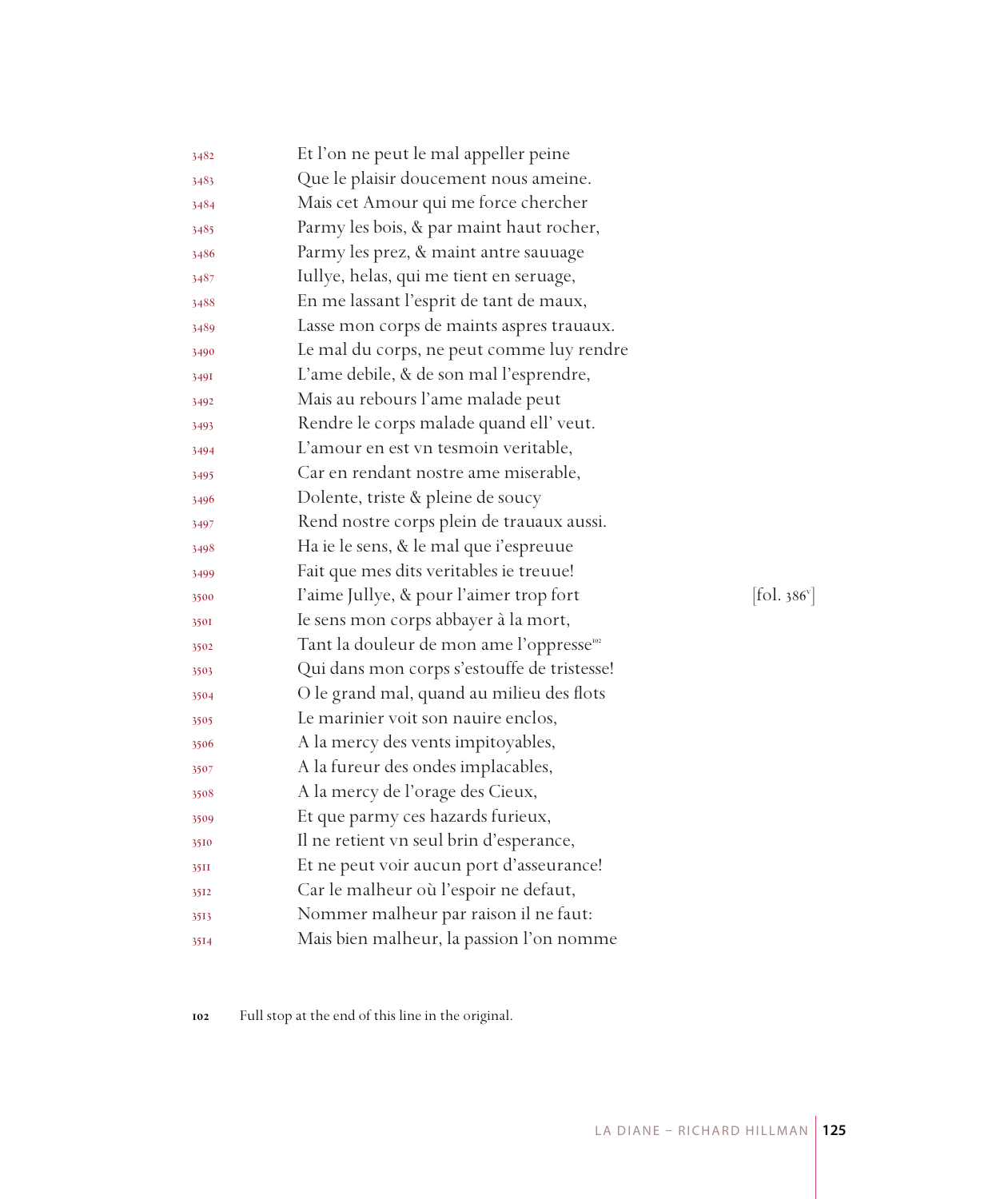3482 Et l'on ne peut le mal appeller peine
3483 Que le plaisir doucement nous ameine.
3484 Mais cet Amour qui me force chercher
3485 Parmy les bois, & par maint haut rocher,
3486 Parmy les prez, & maint antre sauuage
3487 Iullye, helas, qui me tient en seruage,
3488 En me lassant l'esprit de tant de maux,
3489 Lasse mon corps de maints aspres trauaux.
3490 Le mal du corps, ne peut comme luy rendre
3491 L'ame debile, & de son mal l'esprendre,
3492 Mais au rebours l'ame malade peut
3493 Rendre le corps malade quand ell' veut.
3494 L'amour en est vn tesmoin veritable,
3495 Car en rendant nostre ame miserable,
3496 Dolente, triste & pleine de soucy
3497 Rend nostre corps plein de trauaux aussi.
3498 Ha ie le sens, & le mal que i'espreuue
3499 Fait que mes dits veritables ie treuue!
3500 I'aime Jullye, & pour l'aimer trop fort [fol. 386v]
3501 Ie sens mon corps abbayer à la mort,
3502 Tant la douleur de mon ame l'oppresse[102]
3503 Qui dans mon corps s'estouffe de tristesse!
3504 O le grand mal, quand au milieu des flots
3505 Le marinier voit son nauire enclos,
3506 A la mercy des vents impitoyables,
3507 A la fureur des ondes implacables,
3508 A la mercy de l'orage des Cieux,
3509 Et que parmy ces hazards furieux,
3510 Il ne retient vn seul brin d'esperance,
3511 Et ne peut voir aucun port d'asseurance!
3512 Car le malheur où l'espoir ne defaut,
3513 Nommer malheur par raison il ne faut:
3514 Mais bien malheur, la passion l'on nomme

102 Full stop at the end of this line in the original.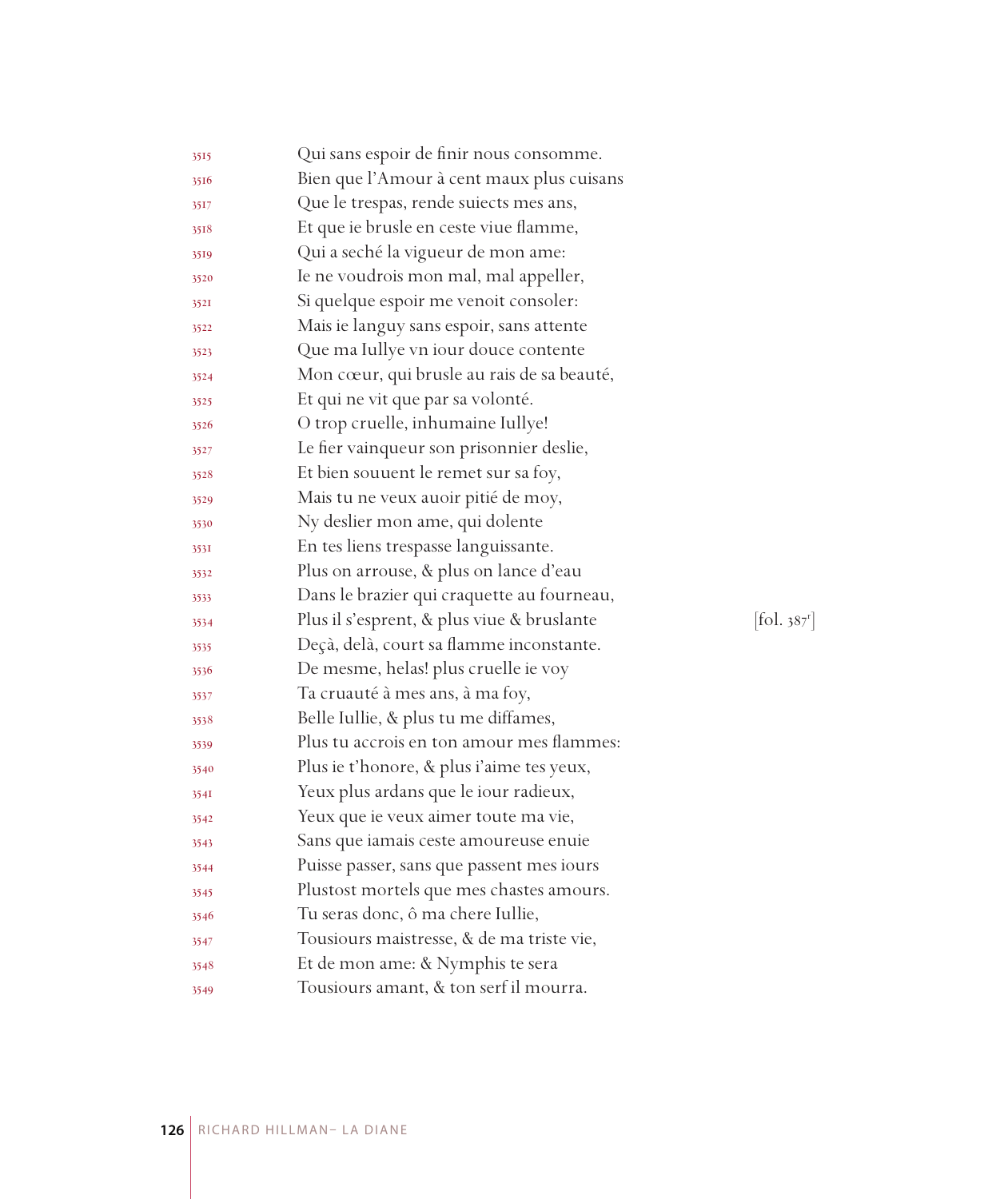3515 Qui sans espoir de finir nous consomme.
3516 Bien que l'Amour à cent maux plus cuisans
3517 Que le trespas, rende suiects mes ans,
3518 Et que ie brusle en ceste viue flamme,
3519 Qui a seché la vigueur de mon ame:
3520 Ie ne voudrois mon mal, mal appeller,
3521 Si quelque espoir me venoit consoler:
3522 Mais ie languy sans espoir, sans attente
3523 Que ma Iullye vn iour douce contente
3524 Mon cœur, qui brusle au rais de sa beauté,
3525 Et qui ne vit que par sa volonté.
3526 O trop cruelle, inhumaine Iullye!
3527 Le fier vainqueur son prisonnier deslie,
3528 Et bien souuent le remet sur sa foy,
3529 Mais tu ne veux auoir pitié de moy,
3530 Ny deslier mon ame, qui dolente
3531 En tes liens trespasse languissante.
3532 Plus on arrouse, & plus on lance d'eau
3533 Dans le brazier qui craquette au fourneau,
3534 Plus il s'esprent, & plus viue & bruslante [fol. 387r]
3535 Deçà, delà, court sa flamme inconstante.
3536 De mesme, helas! plus cruelle ie voy
3537 Ta cruauté à mes ans, à ma foy,
3538 Belle Iullie, & plus tu me diffames,
3539 Plus tu accrois en ton amour mes flammes:
3540 Plus ie t'honore, & plus i'aime tes yeux,
3541 Yeux plus ardans que le iour radieux,
3542 Yeux que ie veux aimer toute ma vie,
3543 Sans que iamais ceste amoureuse enuie
3544 Puisse passer, sans que passent mes iours
3545 Plustost mortels que mes chastes amours.
3546 Tu seras donc, ô ma chere Iullie,
3547 Tousiours maistresse, & de ma triste vie,
3548 Et de mon ame: & Nymphis te sera
3549 Tousiours amant, & ton serf il mourra.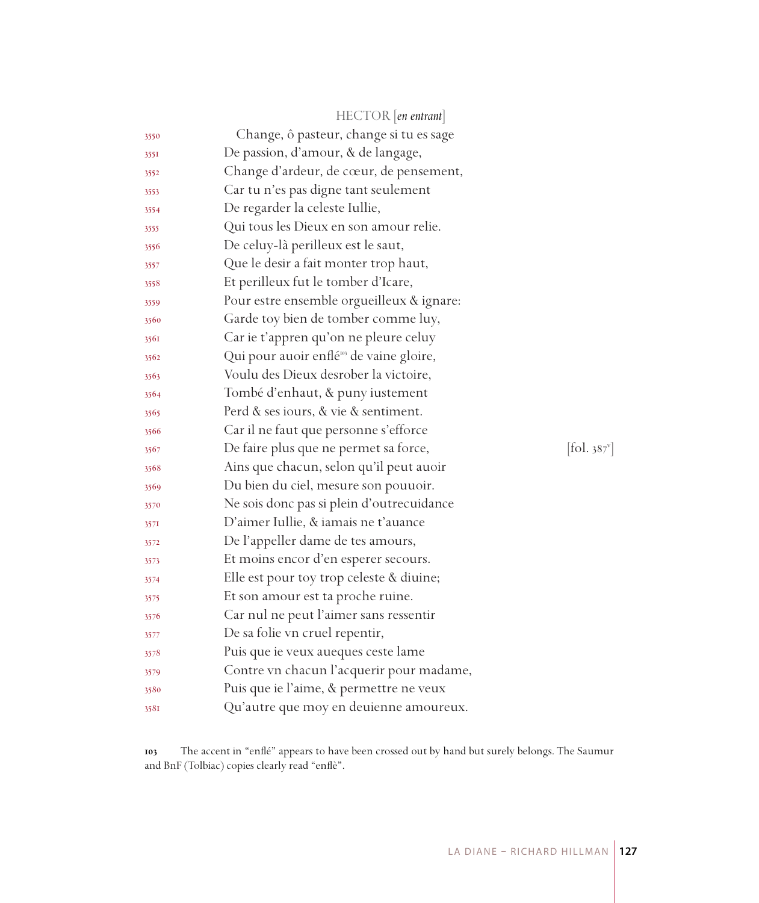HECTOR [*en entrant*]

3550 Change, ô pasteur, change si tu es sage  
3551 De passion, d'amour, & de langage,  
3552 Change d'ardeur, de cœur, de pensement,  
3553 Car tu n'es pas digne tant seulement  
3554 De regarder la celeste Iullie,  
3555 Qui tous les Dieux en son amour relie.  
3556 De celuy-là perilleux est le saut,  
3557 Que le desir a fait monter trop haut,  
3558 Et perilleux fut le tomber d'Icare,  
3559 Pour estre ensemble orgueilleux & ignare:  
3560 Garde toy bien de tomber comme luy,  
3561 Car ie t'appren qu'on ne pleure celuy  
3562 Qui pour auoir enflé[103] de vaine gloire,  
3563 Voulu des Dieux desrober la victoire,  
3564 Tombé d'enhaut, & puny iustement  
3565 Perd & ses iours, & vie & sentiment.  
3566 Car il ne faut que personne s'efforce  
3567 De faire plus que ne permet sa force, [fol. 387v]  
3568 Ains que chacun, selon qu'il peut auoir  
3569 Du bien du ciel, mesure son pouuoir.  
3570 Ne sois donc pas si plein d'outrecuidance  
3571 D'aimer Iullie, & iamais ne t'auance  
3572 De l'appeller dame de tes amours,  
3573 Et moins encor d'en esperer secours.  
3574 Elle est pour toy trop celeste & diuine;  
3575 Et son amour est ta proche ruine.  
3576 Car nul ne peut l'aimer sans ressentir  
3577 De sa folie vn cruel repentir,  
3578 Puis que ie veux aueques ceste lame  
3579 Contre vn chacun l'acquerir pour madame,  
3580 Puis que ie l'aime, & permettre ne veux  
3581 Qu'autre que moy en deuienne amoureux.

103 The accent in "enflé" appears to have been crossed out by hand but surely belongs. The Saumur and BnF (Tolbiac) copies clearly read "enflè".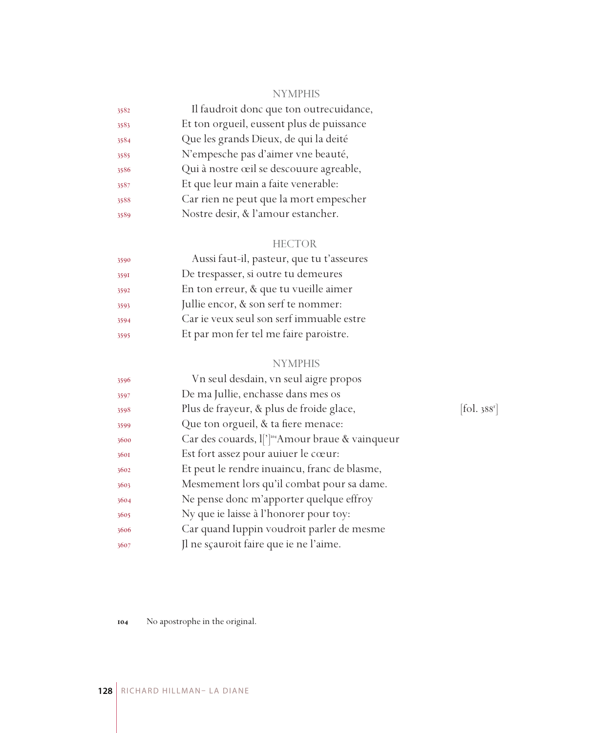NYMPHIS

3582 Il faudroit donc que ton outrecuidance,
3583 Et ton orgueil, eussent plus de puissance
3584 Que les grands Dieux, de qui la deité
3585 N'empesche pas d'aimer vne beauté,
3586 Qui à nostre œil se descouure agreable,
3587 Et que leur main a faite venerable:
3588 Car rien ne peut que la mort empescher
3589 Nostre desir, & l'amour estancher.

HECTOR

3590 Aussi faut-il, pasteur, que tu t'asseures
3591 De trespasser, si outre tu demeures
3592 En ton erreur, & que tu vueille aimer
3593 Jullie encor, & son serf te nommer:
3594 Car ie veux seul son serf immuable estre
3595 Et par mon fer tel me faire paroistre.

NYMPHIS

3596 Vn seul desdain, vn seul aigre propos
3597 De ma Jullie, enchasse dans mes os
3598 Plus de frayeur, & plus de froide glace, [fol. 388r]
3599 Que ton orgueil, & ta fiere menace:
3600 Car des couards, l[']104 Amour braue & vainqueur
3601 Est fort assez pour auiuer le cœur:
3602 Et peut le rendre inuaincu, franc de blasme,
3603 Mesmement lors qu'il combat pour sa dame.
3604 Ne pense donc m'apporter quelque effroy
3605 Ny que ie laisse à l'honorer pour toy:
3606 Car quand Iuppin voudroit parler de mesme
3607 Jl ne sçauroit faire que ie ne l'aime.

104 No apostrophe in the original.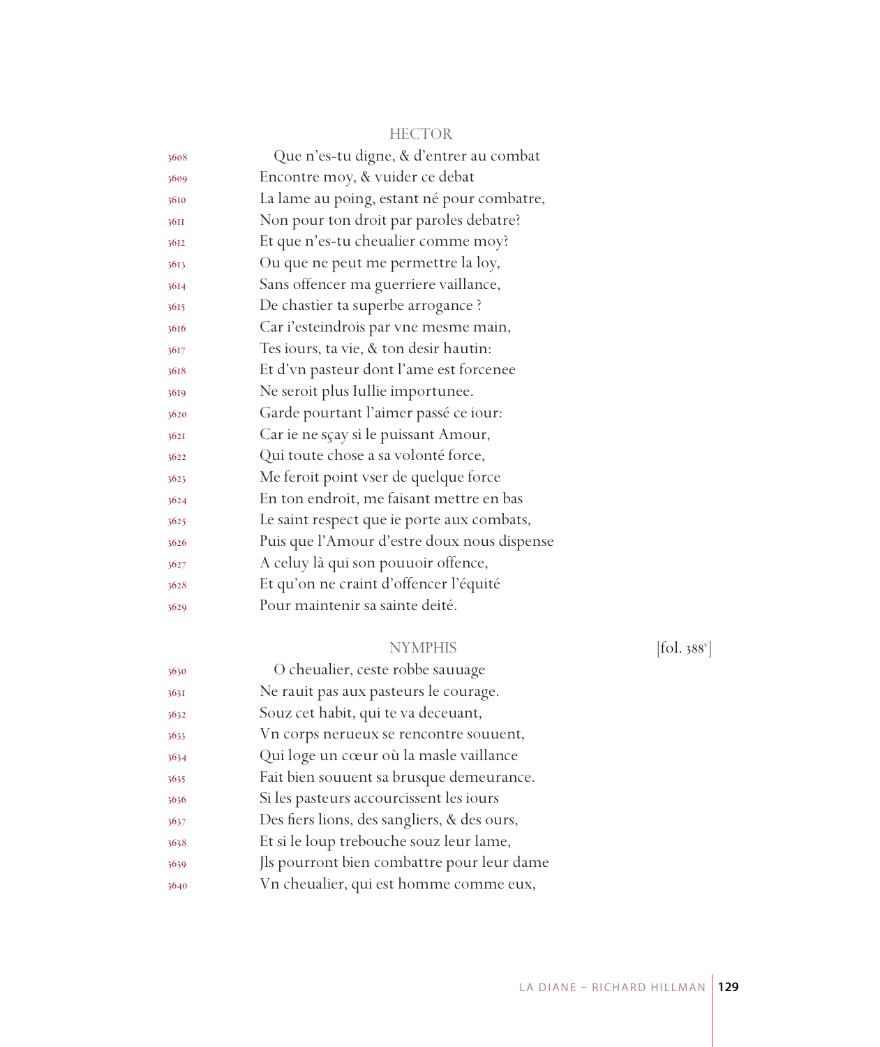HECTOR

3608 Que n'es-tu digne, & d'entrer au combat
3609 Encontre moy, & vuider ce debat
3610 La lame au poing, estant né pour combatre,
3611 Non pour ton droit par paroles debatre?
3612 Et que n'es-tu cheualier comme moy?
3613 Ou que ne peut me permettre la loy,
3614 Sans offencer ma guerriere vaillance,
3615 De chastier ta superbe arrogance ?
3616 Car i'esteindrois par vne mesme main,
3617 Tes iours, ta vie, & ton desir hautin:
3618 Et d'vn pasteur dont l'ame est forcenee
3619 Ne seroit plus Iullie importunee.
3620 Garde pourtant l'aimer passé ce iour:
3621 Car ie ne sçay si le puissant Amour,
3622 Qui toute chose a sa volonté force,
3623 Me feroit point vser de quelque force
3624 En ton endroit, me faisant mettre en bas
3625 Le saint respect que ie porte aux combats,
3626 Puis que l'Amour d'estre doux nous dispense
3627 A celuy là qui son pouuoir offence,
3628 Et qu'on ne craint d'offencer l'équité
3629 Pour maintenir sa sainte deité.

NYMPHIS [fol. 388v]

3630 O cheualier, ceste robbe sauuage
3631 Ne rauit pas aux pasteurs le courage.
3632 Souz cet habit, qui te va deceuant,
3633 Vn corps nerueux se rencontre souuent,
3634 Qui loge un cœur où la masle vaillance
3635 Fait bien souuent sa brusque demeurance.
3636 Si les pasteurs accourcissent les iours
3637 Des fiers lions, des sangliers, & des ours,
3638 Et si le loup trebouche souz leur lame,
3639 Jls pourront bien combattre pour leur dame
3640 Vn cheualier, qui est homme comme eux,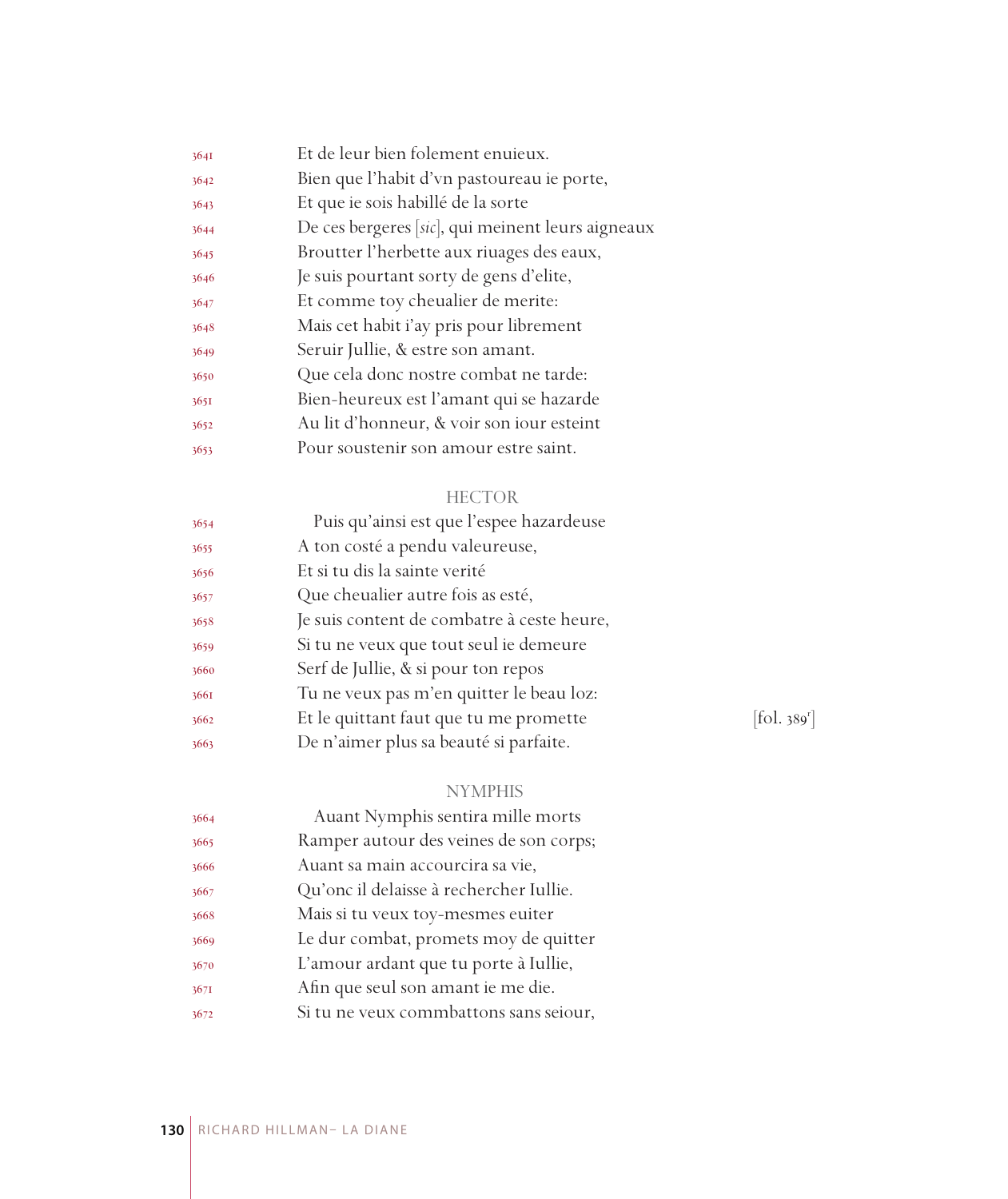3641 Et de leur bien folement enuieux.
3642 Bien que l'habit d'vn pastoureau ie porte,
3643 Et que ie sois habillé de la sorte
3644 De ces bergeres [*sic*], qui meinent leurs aigneaux
3645 Broutter l'herbette aux riuages des eaux,
3646 Je suis pourtant sorty de gens d'elite,
3647 Et comme toy cheualier de merite:
3648 Mais cet habit i'ay pris pour librement
3649 Seruir Jullie, & estre son amant.
3650 Que cela donc nostre combat ne tarde:
3651 Bien-heureux est l'amant qui se hazarde
3652 Au lit d'honneur, & voir son iour esteint
3653 Pour soustenir son amour estre saint.

HECTOR

3654 Puis qu'ainsi est que l'espee hazardeuse
3655 A ton costé a pendu valeureuse,
3656 Et si tu dis la sainte verité
3657 Que cheualier autre fois as esté,
3658 Je suis content de combatre à ceste heure,
3659 Si tu ne veux que tout seul ie demeure
3660 Serf de Jullie, & si pour ton repos
3661 Tu ne veux pas m'en quitter le beau loz:
3662 Et le quittant faut que tu me promette [fol. 389r]
3663 De n'aimer plus sa beauté si parfaite.

NYMPHIS

3664 Auant Nymphis sentira mille morts
3665 Ramper autour des veines de son corps;
3666 Auant sa main accourcira sa vie,
3667 Qu'onc il delaisse à rechercher Iullie.
3668 Mais si tu veux toy-mesmes euiter
3669 Le dur combat, promets moy de quitter
3670 L'amour ardant que tu porte à Iullie,
3671 Afin que seul son amant ie me die.
3672 Si tu ne veux commbattons sans seiour,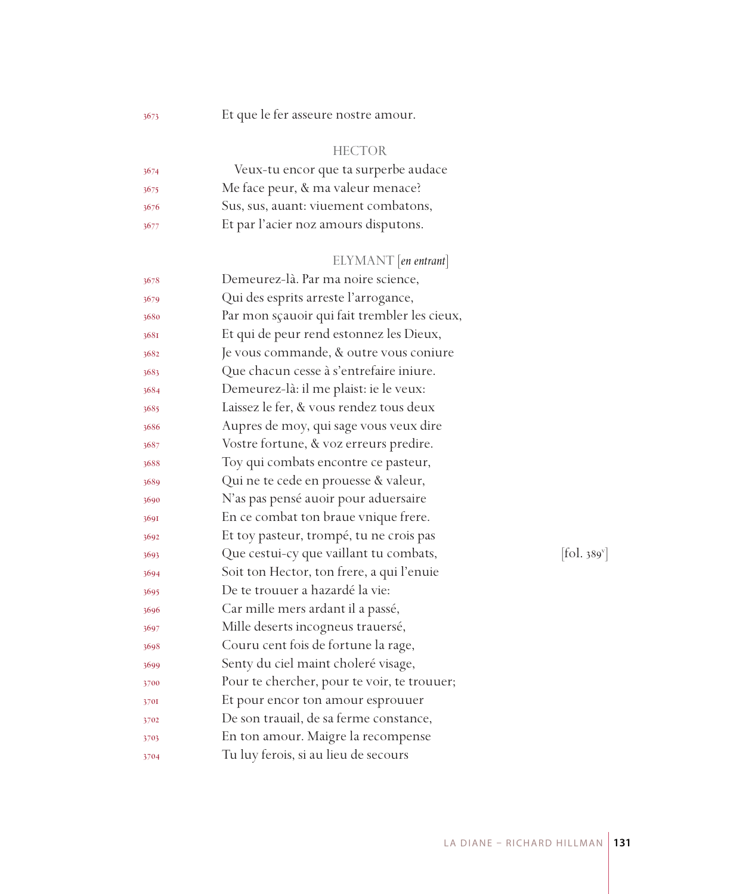3673 Et que le fer asseure nostre amour.

HECTOR

3674 Veux-tu encor que ta surperbe audace
3675 Me face peur, & ma valeur menace?
3676 Sus, sus, auant: viuement combatons,
3677 Et par l'acier noz amours disputons.

ELYMANT [*en entrant*]

3678 Demeurez-là. Par ma noire science,
3679 Qui des esprits arreste l'arrogance,
3680 Par mon sçauoir qui fait trembler les cieux,
3681 Et qui de peur rend estonnez les Dieux,
3682 Je vous commande, & outre vous coniure
3683 Que chacun cesse à s'entrefaire iniure.
3684 Demeurez-là: il me plaist: ie le veux:
3685 Laissez le fer, & vous rendez tous deux
3686 Aupres de moy, qui sage vous veux dire
3687 Vostre fortune, & voz erreurs predire.
3688 Toy qui combats encontre ce pasteur,
3689 Qui ne te cede en prouesse & valeur,
3690 N'as pas pensé auoir pour aduersaire
3691 En ce combat ton braue vnique frere.
3692 Et toy pasteur, trompé, tu ne crois pas
3693 Que cestui-cy que vaillant tu combats, [fol. 389v]
3694 Soit ton Hector, ton frere, a qui l'enuie
3695 De te trouuer a hazardé la vie:
3696 Car mille mers ardant il a passé,
3697 Mille deserts incogneus trauersé,
3698 Couru cent fois de fortune la rage,
3699 Senty du ciel maint choleré visage,
3700 Pour te chercher, pour te voir, te trouuer;
3701 Et pour encor ton amour esprouuer
3702 De son trauail, de sa ferme constance,
3703 En ton amour. Maigre la recompense
3704 Tu luy ferois, si au lieu de secours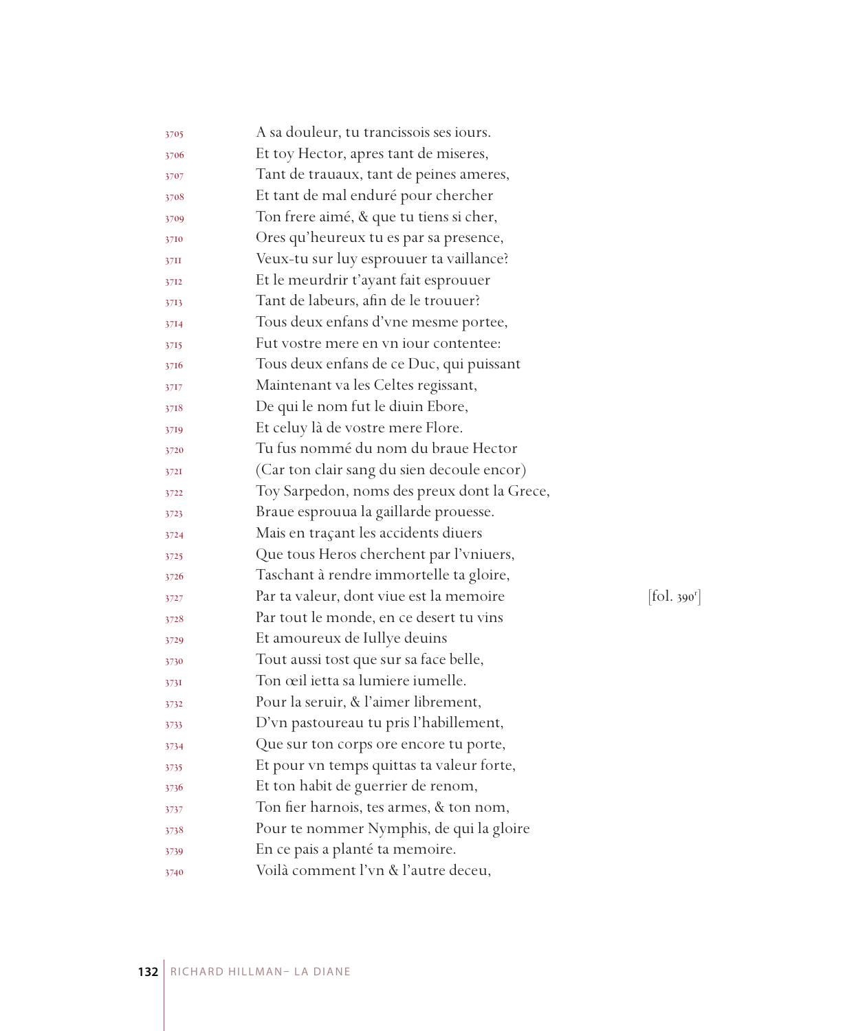3705 A sa douleur, tu trancissois ses iours.
3706 Et toy Hector, apres tant de miseres,
3707 Tant de trauaux, tant de peines ameres,
3708 Et tant de mal enduré pour chercher
3709 Ton frere aimé, & que tu tiens si cher,
3710 Ores qu'heureux tu es par sa presence,
3711 Veux-tu sur luy esprouuer ta vaillance?
3712 Et le meurdrir t'ayant fait esprouuer
3713 Tant de labeurs, afin de le trouuer?
3714 Tous deux enfans d'vne mesme portee,
3715 Fut vostre mere en vn iour contentee:
3716 Tous deux enfans de ce Duc, qui puissant
3717 Maintenant va les Celtes regissant,
3718 De qui le nom fut le diuin Ebore,
3719 Et celuy là de vostre mere Flore.
3720 Tu fus nommé du nom du braue Hector
3721 (Car ton clair sang du sien decoule encor)
3722 Toy Sarpedon, noms des preux dont la Grece,
3723 Braue esprouua la gaillarde prouesse.
3724 Mais en traçant les accidents diuers
3725 Que tous Heros cherchent par l'vniuers,
3726 Taschant à rendre immortelle ta gloire,
3727 Par ta valeur, dont viue est la memoire [fol. 390r]
3728 Par tout le monde, en ce desert tu vins
3729 Et amoureux de Iullye deuins
3730 Tout aussi tost que sur sa face belle,
3731 Ton œil ietta sa lumiere iumelle.
3732 Pour la seruir, & l'aimer librement,
3733 D'vn pastoureau tu pris l'habillement,
3734 Que sur ton corps ore encore tu porte,
3735 Et pour vn temps quittas ta valeur forte,
3736 Et ton habit de guerrier de renom,
3737 Ton fier harnois, tes armes, & ton nom,
3738 Pour te nommer Nymphis, de qui la gloire
3739 En ce pais a planté ta memoire.
3740 Voilà comment l'vn & l'autre deceu,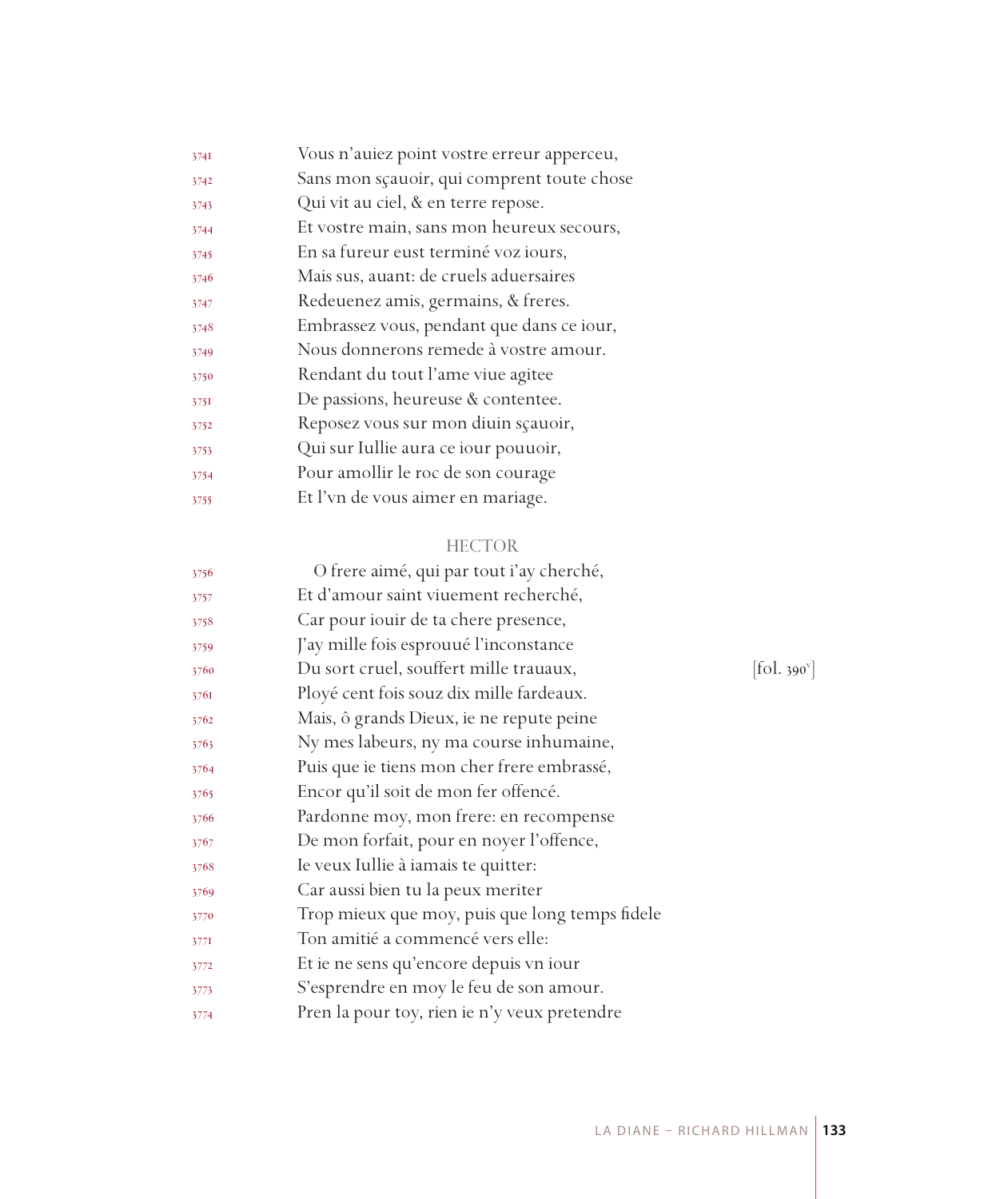3741 Vous n'auiez point vostre erreur apperceu,
3742 Sans mon sçauoir, qui comprent toute chose
3743 Qui vit au ciel, & en terre repose.
3744 Et vostre main, sans mon heureux secours,
3745 En sa fureur eust terminé voz iours,
3746 Mais sus, auant: de cruels aduersaires
3747 Redeuenez amis, germains, & freres.
3748 Embrassez vous, pendant que dans ce iour,
3749 Nous donnerons remede à vostre amour.
3750 Rendant du tout l'ame viue agitee
3751 De passions, heureuse & contentee.
3752 Reposez vous sur mon diuin sçauoir,
3753 Qui sur Iullie aura ce iour pouuoir,
3754 Pour amollir le roc de son courage
3755 Et l'vn de vous aimer en mariage.

HECTOR

3756 O frere aimé, qui par tout i'ay cherché,
3757 Et d'amour saint viuement recherché,
3758 Car pour iouir de ta chere presence,
3759 J'ay mille fois esprouué l'inconstance
3760 Du sort cruel, souffert mille trauaux, [fol. 390v]
3761 Ployé cent fois souz dix mille fardeaux.
3762 Mais, ô grands Dieux, ie ne repute peine
3763 Ny mes labeurs, ny ma course inhumaine,
3764 Puis que ie tiens mon cher frere embrassé,
3765 Encor qu'il soit de mon fer offencé.
3766 Pardonne moy, mon frere: en recompense
3767 De mon forfait, pour en noyer l'offence,
3768 Ie veux Iullie à iamais te quitter:
3769 Car aussi bien tu la peux meriter
3770 Trop mieux que moy, puis que long temps fidele
3771 Ton amitié a commencé vers elle:
3772 Et ie ne sens qu'encore depuis vn iour
3773 S'esprendre en moy le feu de son amour.
3774 Pren la pour toy, rien ie n'y veux pretendre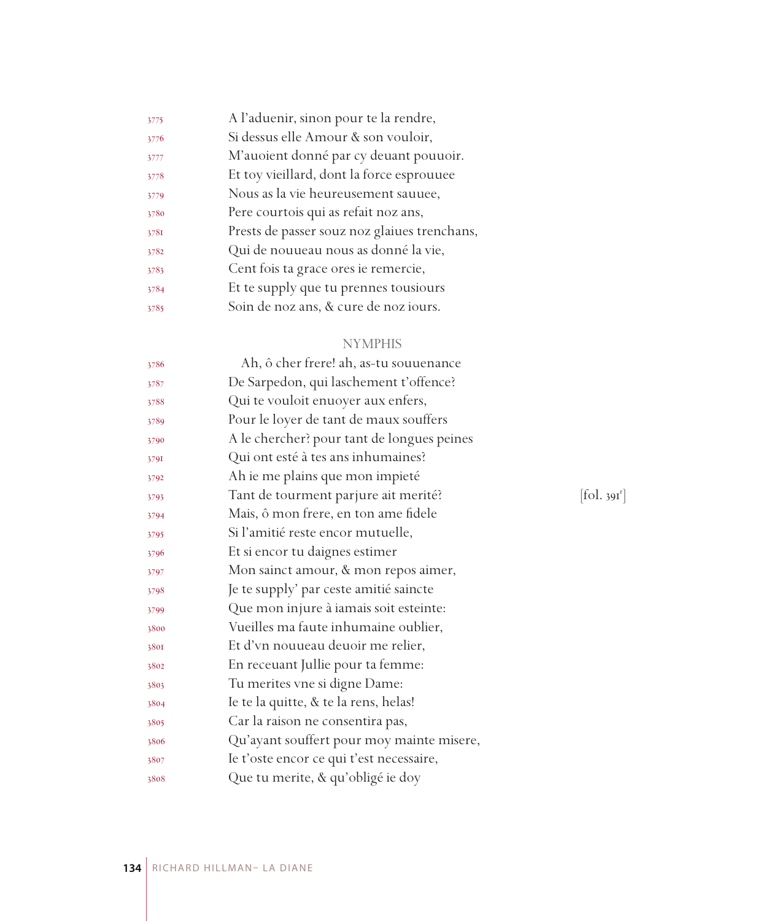3775 A l'aduenir, sinon pour te la rendre,
3776 Si dessus elle Amour & son vouloir,
3777 M'auoient donné par cy deuant pouuoir.
3778 Et toy vieillard, dont la force esprouuee
3779 Nous as la vie heureusement sauuee,
3780 Pere courtois qui as refait noz ans,
3781 Prests de passer souz noz glaiues trenchans,
3782 Qui de nouueau nous as donné la vie,
3783 Cent fois ta grace ores ie remercie,
3784 Et te supply que tu prennes tousiours
3785 Soin de noz ans, & cure de noz iours.

NYMPHIS

3786 Ah, ô cher frere! ah, as-tu souuenance
3787 De Sarpedon, qui laschement t'offence?
3788 Qui te vouloit enuoyer aux enfers,
3789 Pour le loyer de tant de maux souffers
3790 A le chercher? pour tant de longues peines
3791 Qui ont esté à tes ans inhumaines?
3792 Ah ie me plains que mon impieté
3793 Tant de tourment parjure ait merité? [fol. 391r]
3794 Mais, ô mon frere, en ton ame fidele
3795 Si l'amitié reste encor mutuelle,
3796 Et si encor tu daignes estimer
3797 Mon sainct amour, & mon repos aimer,
3798 Je te supply' par ceste amitié saincte
3799 Que mon injure à iamais soit esteinte:
3800 Vueilles ma faute inhumaine oublier,
3801 Et d'vn nouueau deuoir me relier,
3802 En receuant Jullie pour ta femme:
3803 Tu merites vne si digne Dame:
3804 Ie te la quitte, & te la rens, helas!
3805 Car la raison ne consentira pas,
3806 Qu'ayant souffert pour moy mainte misere,
3807 Ie t'oste encor ce qui t'est necessaire,
3808 Que tu merite, & qu'obligé ie doy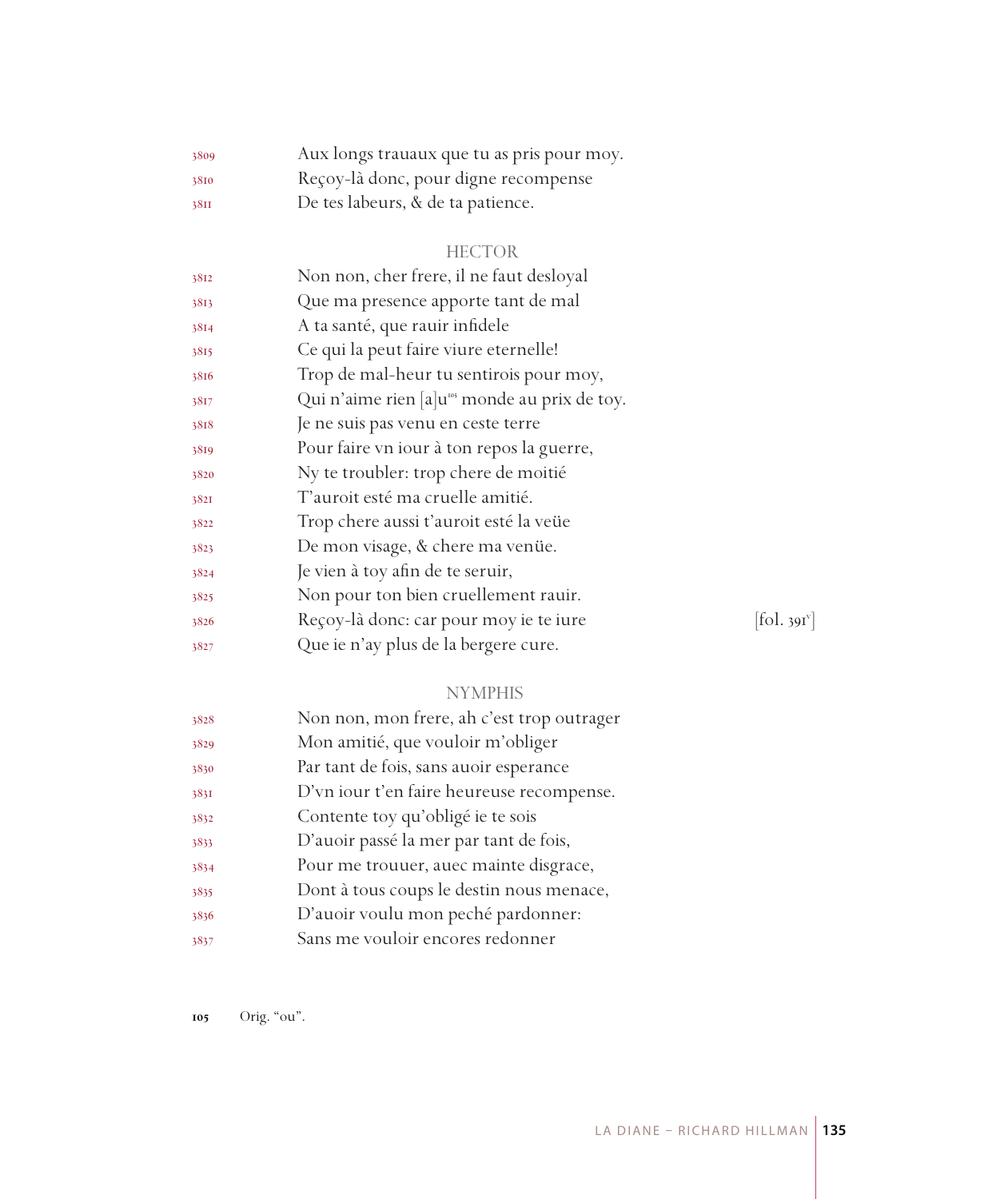3809 Aux longs trauaux que tu as pris pour moy.
3810 Reçoy-là donc, pour digne recompense
3811 De tes labeurs, & de ta patience.

HECTOR

3812 Non non, cher frere, il ne faut desloyal
3813 Que ma presence apporte tant de mal
3814 A ta santé, que rauir infidele
3815 Ce qui la peut faire viure eternelle!
3816 Trop de mal-heur tu sentirois pour moy,
3817 Qui n'aime rien [a]u[105] monde au prix de toy.
3818 Je ne suis pas venu en ceste terre
3819 Pour faire vn iour à ton repos la guerre,
3820 Ny te troubler: trop chere de moitié
3821 T'auroit esté ma cruelle amitié.
3822 Trop chere aussi t'auroit esté la veüe
3823 De mon visage, & chere ma venüe.
3824 Je vien à toy afin de te seruir,
3825 Non pour ton bien cruellement rauir.
3826 Reçoy-là donc: car pour moy ie te iure [fol. 391v]
3827 Que ie n'ay plus de la bergere cure.

NYMPHIS

3828 Non non, mon frere, ah c'est trop outrager
3829 Mon amitié, que vouloir m'obliger
3830 Par tant de fois, sans auoir esperance
3831 D'vn iour t'en faire heureuse recompense.
3832 Contente toy qu'obligé ie te sois
3833 D'auoir passé la mer par tant de fois,
3834 Pour me trouuer, auec mainte disgrace,
3835 Dont à tous coups le destin nous menace,
3836 D'auoir voulu mon peché pardonner:
3837 Sans me vouloir encores redonner

105 Orig. "ou".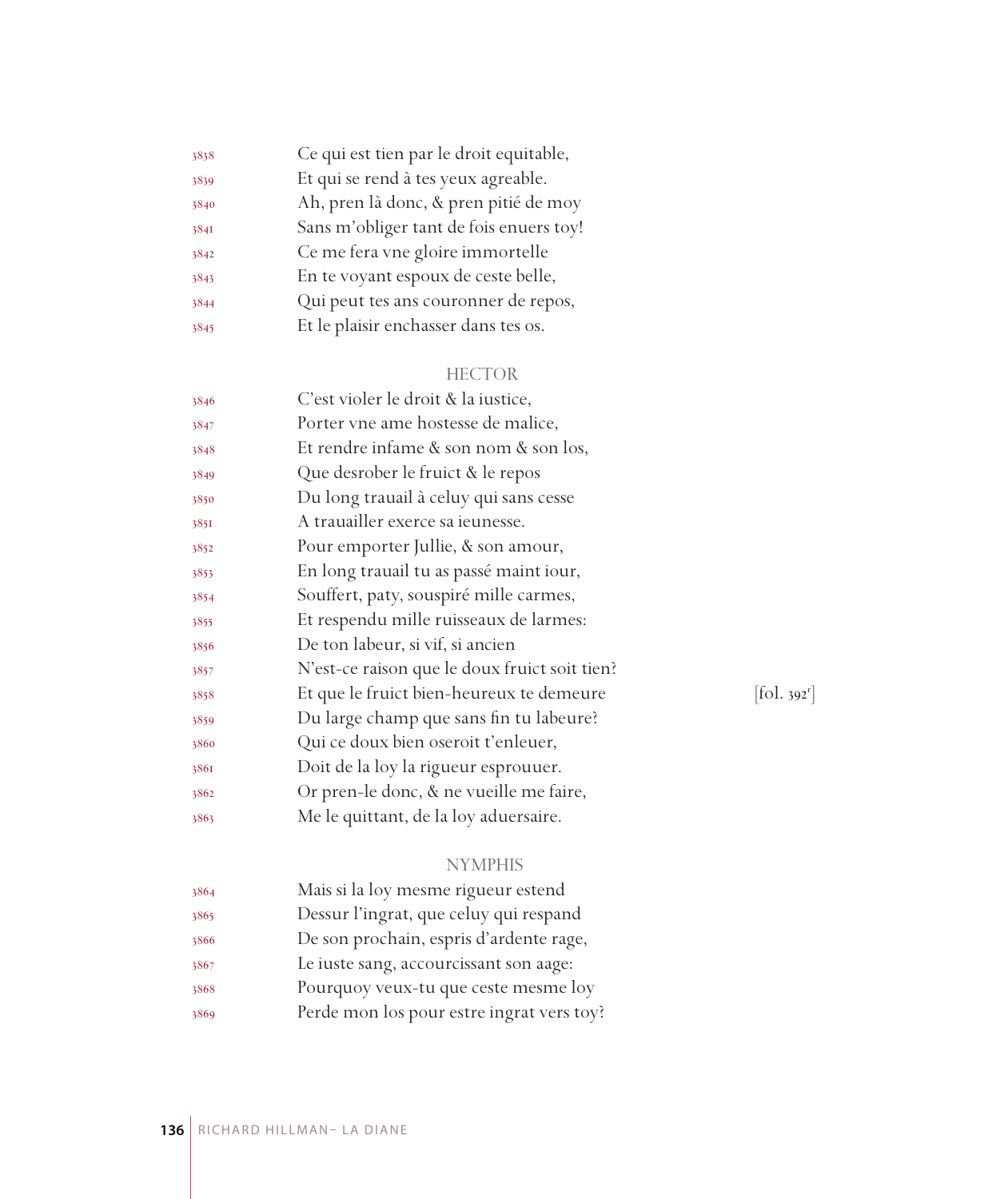3838 Ce qui est tien par le droit equitable,
3839 Et qui se rend à tes yeux agreable.
3840 Ah, pren là donc, & pren pitié de moy
3841 Sans m'obliger tant de fois enuers toy!
3842 Ce me fera vne gloire immortelle
3843 En te voyant espoux de ceste belle,
3844 Qui peut tes ans couronner de repos,
3845 Et le plaisir enchasser dans tes os.

HECTOR

3846 C'est violer le droit & la iustice,
3847 Porter vne ame hostesse de malice,
3848 Et rendre infame & son nom & son los,
3849 Que desrober le fruict & le repos
3850 Du long trauail à celuy qui sans cesse
3851 A trauailler exerce sa ieunesse.
3852 Pour emporter Jullie, & son amour,
3853 En long trauail tu as passé maint iour,
3854 Souffert, paty, souspiré mille carmes,
3855 Et respendu mille ruisseaux de larmes:
3856 De ton labeur, si vif, si ancien
3857 N'est-ce raison que le doux fruict soit tien?
3858 Et que le fruict bien-heureux te demeure [fol. 392r]
3859 Du large champ que sans fin tu labeure?
3860 Qui ce doux bien oseroit t'enleuer,
3861 Doit de la loy la rigueur esprouuer.
3862 Or pren-le donc, & ne vueille me faire,
3863 Me le quittant, de la loy aduersaire.

NYMPHIS

3864 Mais si la loy mesme rigueur estend
3865 Dessur l'ingrat, que celuy qui respand
3866 De son prochain, espris d'ardente rage,
3867 Le iuste sang, accourcissant son aage:
3868 Pourquoy veux-tu que ceste mesme loy
3869 Perde mon los pour estre ingrat vers toy?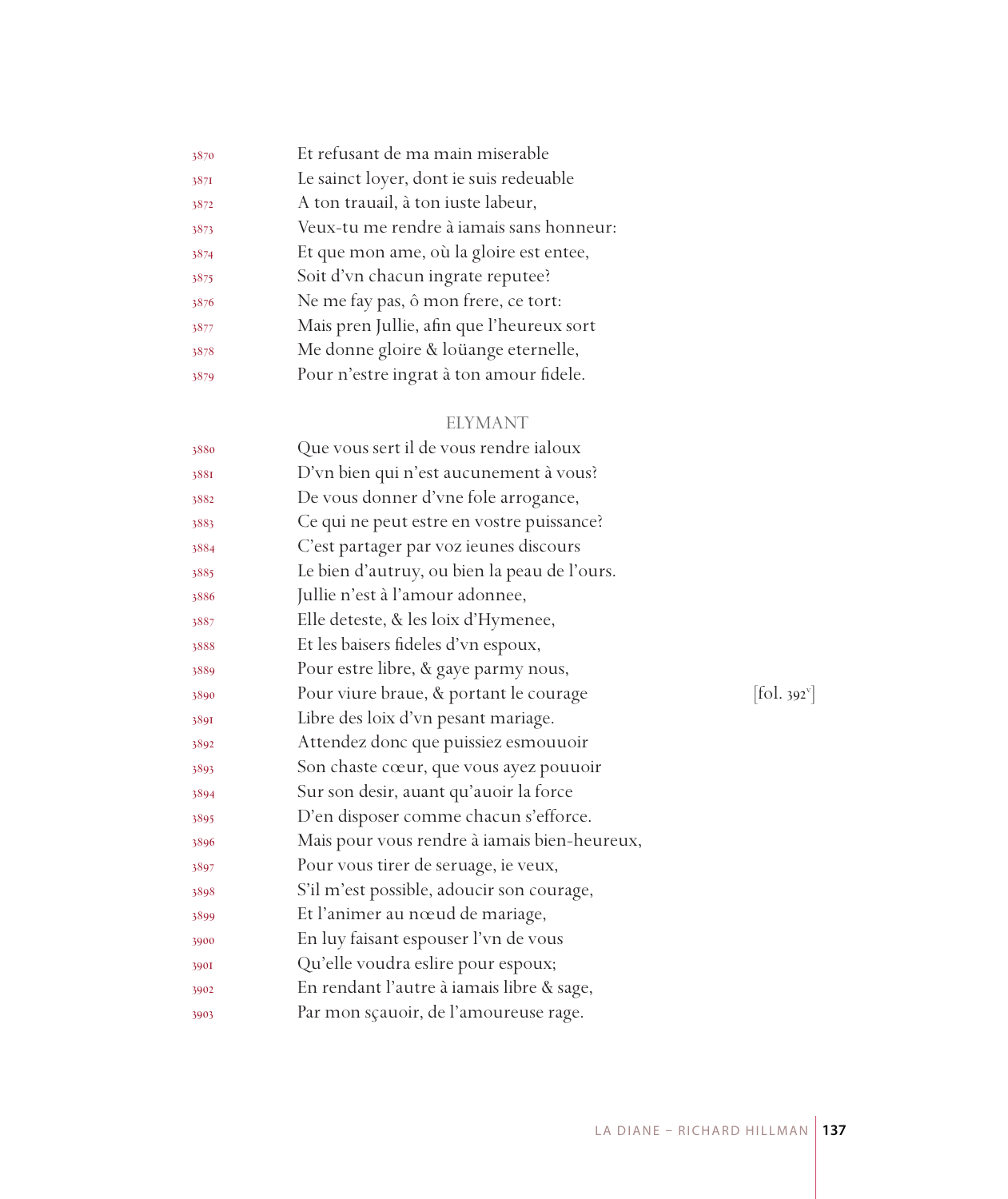3870 Et refusant de ma main miserable
3871 Le sainct loyer, dont ie suis redeuable
3872 A ton trauail, à ton iuste labeur,
3873 Veux-tu me rendre à iamais sans honneur:
3874 Et que mon ame, où la gloire est entee,
3875 Soit d'vn chacun ingrate reputee?
3876 Ne me fay pas, ô mon frere, ce tort:
3877 Mais pren Jullie, afin que l'heureux sort
3878 Me donne gloire & loüange eternelle,
3879 Pour n'estre ingrat à ton amour fidele.

ELYMANT

3880 Que vous sert il de vous rendre ialoux
3881 D'vn bien qui n'est aucunement à vous?
3882 De vous donner d'vne fole arrogance,
3883 Ce qui ne peut estre en vostre puissance?
3884 C'est partager par voz ieunes discours
3885 Le bien d'autruy, ou bien la peau de l'ours.
3886 Jullie n'est à l'amour adonnee,
3887 Elle deteste, & les loix d'Hymenee,
3888 Et les baisers fideles d'vn espoux,
3889 Pour estre libre, & gaye parmy nous,
3890 Pour viure braue, & portant le courage [fol. 392v]
3891 Libre des loix d'vn pesant mariage.
3892 Attendez donc que puissiez esmouuoir
3893 Son chaste cœur, que vous ayez pouuoir
3894 Sur son desir, auant qu'auoir la force
3895 D'en disposer comme chacun s'efforce.
3896 Mais pour vous rendre à iamais bien-heureux,
3897 Pour vous tirer de seruage, ie veux,
3898 S'il m'est possible, adoucir son courage,
3899 Et l'animer au nœud de mariage,
3900 En luy faisant espouser l'vn de vous
3901 Qu'elle voudra eslire pour espoux;
3902 En rendant l'autre à iamais libre & sage,
3903 Par mon sçauoir, de l'amoureuse rage.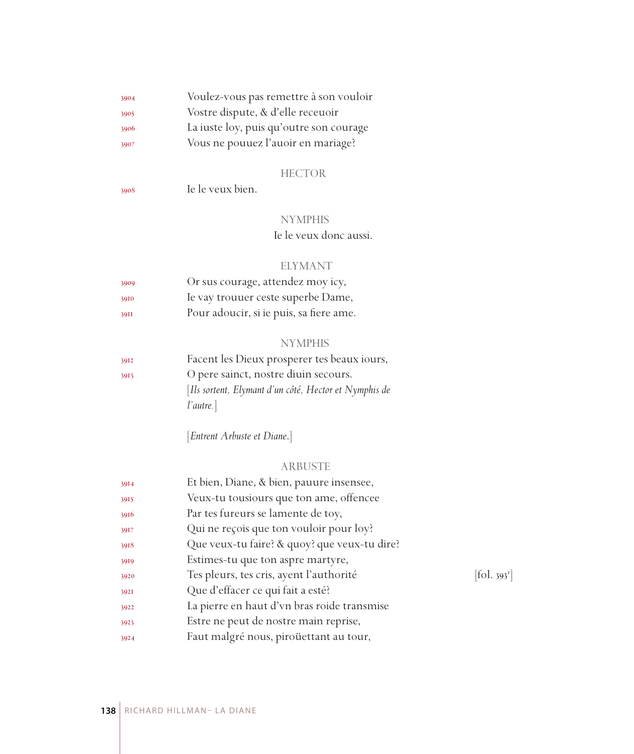3904 Voulez-vous pas remettre à son vouloir
3905 Vostre dispute, & d'elle receuoir
3906 La iuste loy, puis qu'outre son courage
3907 Vous ne pouuez l'auoir en mariage?

HECTOR

3908 Ie le veux bien.

NYMPHIS

Ie le veux donc aussi.

ELYMANT

3909 Or sus courage, attendez moy icy,
3910 Ie vay trouuer ceste superbe Dame,
3911 Pour adoucir, si ie puis, sa fiere ame.

NYMPHIS

3912 Facent les Dieux prosperer tes beaux iours,
3913 O pere sainct, nostre diuin secours.

[*Ils sortent, Elymant d'un côté, Hector et Nymphis de l'autre.*]

[*Entrent Arbuste et Diane.*]

ARBUSTE

3914 Et bien, Diane, & bien, pauure insensee,
3915 Veux-tu tousiours que ton ame, offencee
3916 Par tes fureurs se lamente de toy,
3917 Qui ne reçois que ton vouloir pour loy?
3918 Que veux-tu faire? & quoy? que veux-tu dire?
3919 Estimes-tu que ton aspre martyre,
3920 Tes pleurs, tes cris, ayent l'authorité [fol. 393r]
3921 Que d'effacer ce qui fait a esté?
3922 La pierre en haut d'vn bras roide transmise
3923 Estre ne peut de nostre main reprise,
3924 Faut malgré nous, piroüettant au tour,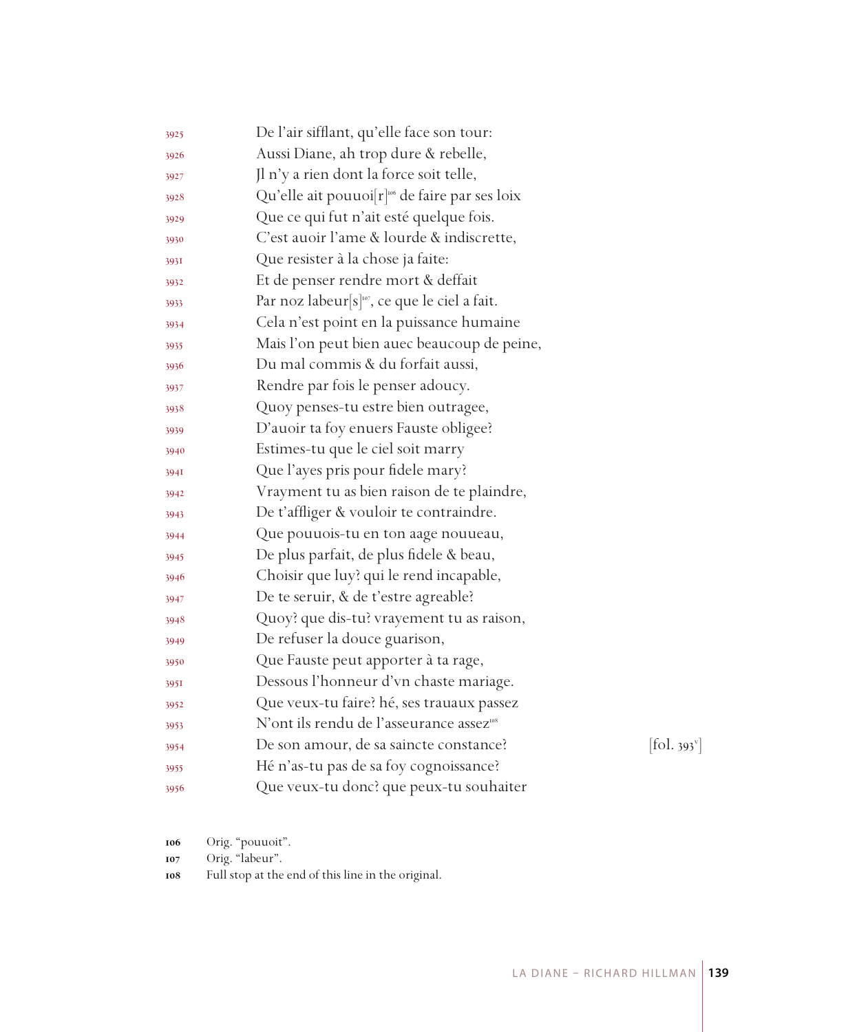3925 De l'air sifflant, qu'elle face son tour:
3926 Aussi Diane, ah trop dure & rebelle,
3927 Jl n'y a rien dont la force soit telle,
3928 Qu'elle ait pouuoi[r][106] de faire par ses loix
3929 Que ce qui fut n'ait esté quelque fois.
3930 C'est auoir l'ame & lourde & indiscrette,
3931 Que resister à la chose ja faite:
3932 Et de penser rendre mort & deffait
3933 Par noz labeur[s][107], ce que le ciel a fait.
3934 Cela n'est point en la puissance humaine
3935 Mais l'on peut bien auec beaucoup de peine,
3936 Du mal commis & du forfait aussi,
3937 Rendre par fois le penser adoucy.
3938 Quoy penses-tu estre bien outragee,
3939 D'auoir ta foy enuers Fauste obligee?
3940 Estimes-tu que le ciel soit marry
3941 Que l'ayes pris pour fidele mary?
3942 Vrayment tu as bien raison de te plaindre,
3943 De t'affliger & vouloir te contraindre.
3944 Que pouuois-tu en ton aage nouueau,
3945 De plus parfait, de plus fidele & beau,
3946 Choisir que luy? qui le rend incapable,
3947 De te seruir, & de t'estre agreable?
3948 Quoy? que dis-tu? vrayement tu as raison,
3949 De refuser la douce guarison,
3950 Que Fauste peut apporter à ta rage,
3951 Dessous l'honneur d'vn chaste mariage.
3952 Que veux-tu faire? hé, ses trauaux passez
3953 N'ont ils rendu de l'asseurance assez[108]
3954 De son amour, de sa saincte constance? [fol. 393v]
3955 Hé n'as-tu pas de sa foy cognoissance?
3956 Que veux-tu donc? que peux-tu souhaiter

106 Orig. "pouuoit".
107 Orig. "labeur".
108 Full stop at the end of this line in the original.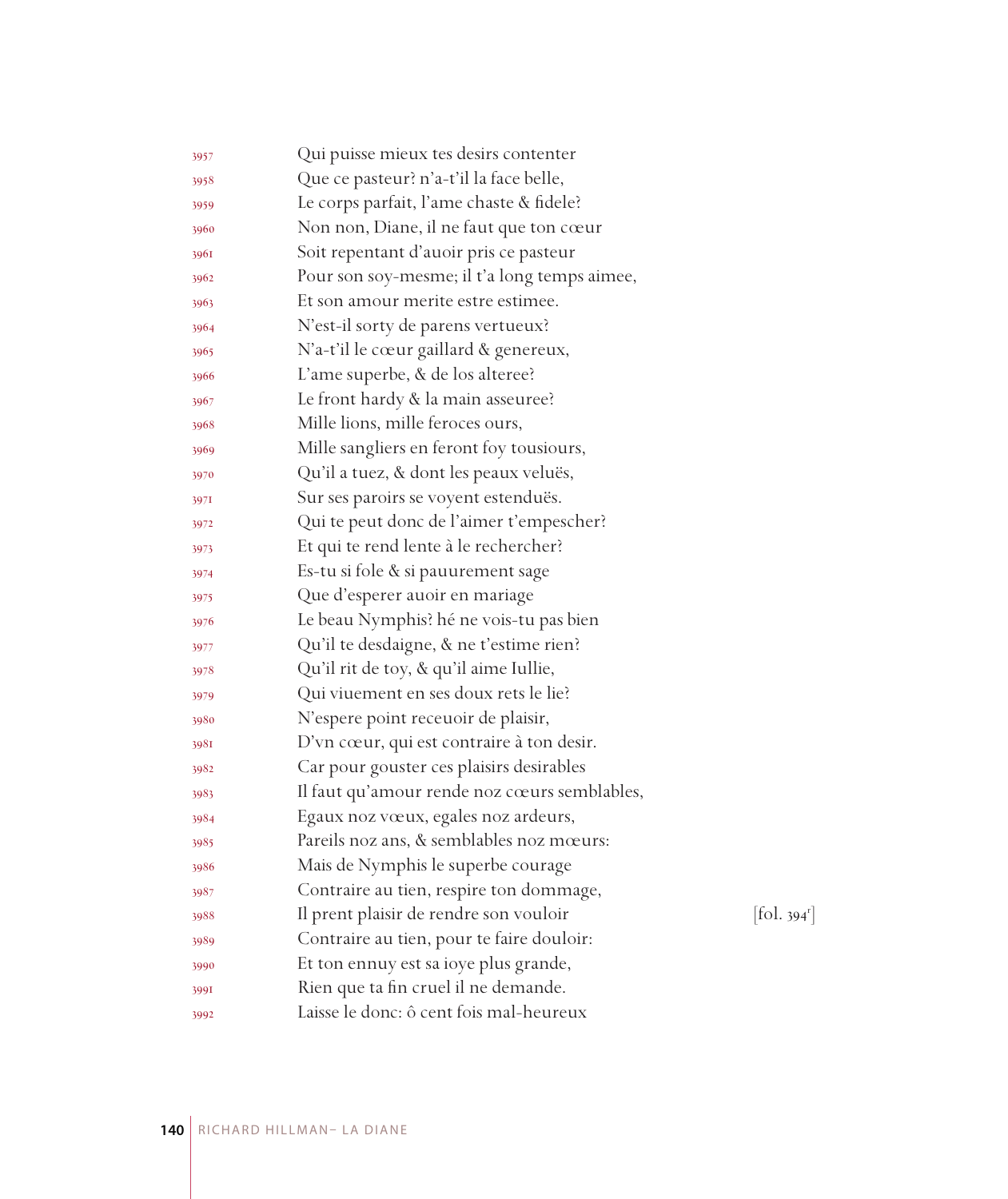3957 Qui puisse mieux tes desirs contenter
3958 Que ce pasteur? n'a-t'il la face belle,
3959 Le corps parfait, l'ame chaste & fidele?
3960 Non non, Diane, il ne faut que ton cœur
3961 Soit repentant d'auoir pris ce pasteur
3962 Pour son soy-mesme; il t'a long temps aimee,
3963 Et son amour merite estre estimee.
3964 N'est-il sorty de parens vertueux?
3965 N'a-t'il le cœur gaillard & genereux,
3966 L'ame superbe, & de los alteree?
3967 Le front hardy & la main asseuree?
3968 Mille lions, mille feroces ours,
3969 Mille sangliers en feront foy tousiours,
3970 Qu'il a tuez, & dont les peaux veluës,
3971 Sur ses paroirs se voyent estenduës.
3972 Qui te peut donc de l'aimer t'empescher?
3973 Et qui te rend lente à le rechercher?
3974 Es-tu si fole & si pauurement sage
3975 Que d'esperer auoir en mariage
3976 Le beau Nymphis? hé ne vois-tu pas bien
3977 Qu'il te desdaigne, & ne t'estime rien?
3978 Qu'il rit de toy, & qu'il aime Iullie,
3979 Qui viuement en ses doux rets le lie?
3980 N'espere point receuoir de plaisir,
3981 D'vn cœur, qui est contraire à ton desir.
3982 Car pour gouster ces plaisirs desirables
3983 Il faut qu'amour rende noz cœurs semblables,
3984 Egaux noz vœux, egales noz ardeurs,
3985 Pareils noz ans, & semblables noz mœurs:
3986 Mais de Nymphis le superbe courage
3987 Contraire au tien, respire ton dommage,
3988 Il prent plaisir de rendre son vouloir [fol. 394r]
3989 Contraire au tien, pour te faire douloir:
3990 Et ton ennuy est sa ioye plus grande,
3991 Rien que ta fin cruel il ne demande.
3992 Laisse le donc: ô cent fois mal-heureux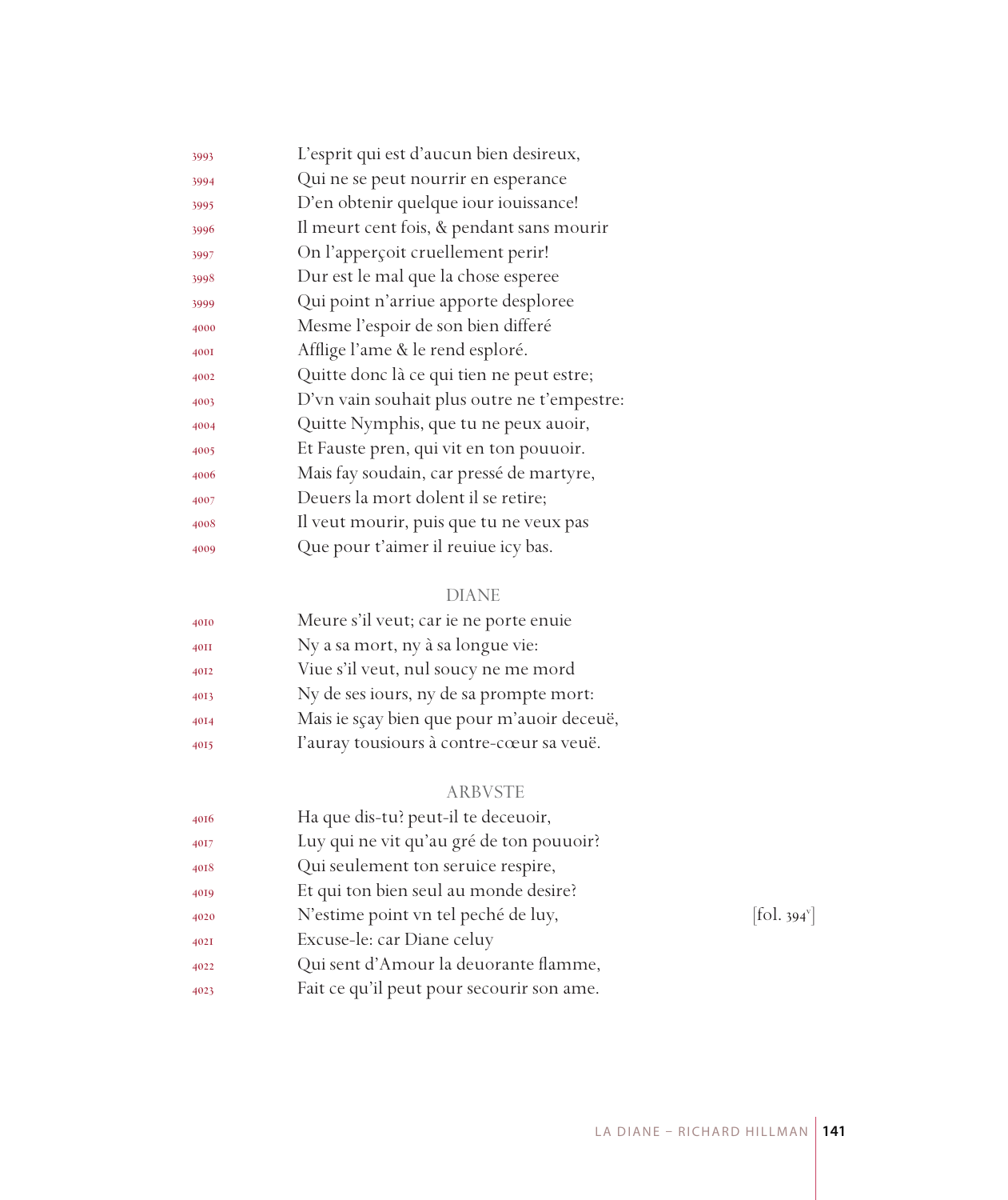3993 L'esprit qui est d'aucun bien desireux,
3994 Qui ne se peut nourrir en esperance
3995 D'en obtenir quelque iour iouissance!
3996 Il meurt cent fois, & pendant sans mourir
3997 On l'apperçoit cruellement perir!
3998 Dur est le mal que la chose esperee
3999 Qui point n'arriue apporte desploree
4000 Mesme l'espoir de son bien differé
4001 Afflige l'ame & le rend esploré.
4002 Quitte donc là ce qui tien ne peut estre;
4003 D'vn vain souhait plus outre ne t'empestre:
4004 Quitte Nymphis, que tu ne peux auoir,
4005 Et Fauste pren, qui vit en ton pouuoir.
4006 Mais fay soudain, car pressé de martyre,
4007 Deuers la mort dolent il se retire;
4008 Il veut mourir, puis que tu ne veux pas
4009 Que pour t'aimer il reuiue icy bas.

DIANE

4010 Meure s'il veut; car ie ne porte enuie
4011 Ny a sa mort, ny à sa longue vie:
4012 Viue s'il veut, nul soucy ne me mord
4013 Ny de ses iours, ny de sa prompte mort:
4014 Mais ie sçay bien que pour m'auoir deceuë,
4015 I'auray tousiours à contre-cœur sa veuë.

ARBVSTE

4016 Ha que dis-tu? peut-il te deceuoir,
4017 Luy qui ne vit qu'au gré de ton pouuoir?
4018 Qui seulement ton seruice respire,
4019 Et qui ton bien seul au monde desire?
4020 N'estime point vn tel peché de luy, [fol. 394v]
4021 Excuse-le: car Diane celuy
4022 Qui sent d'Amour la deuorante flamme,
4023 Fait ce qu'il peut pour secourir son ame.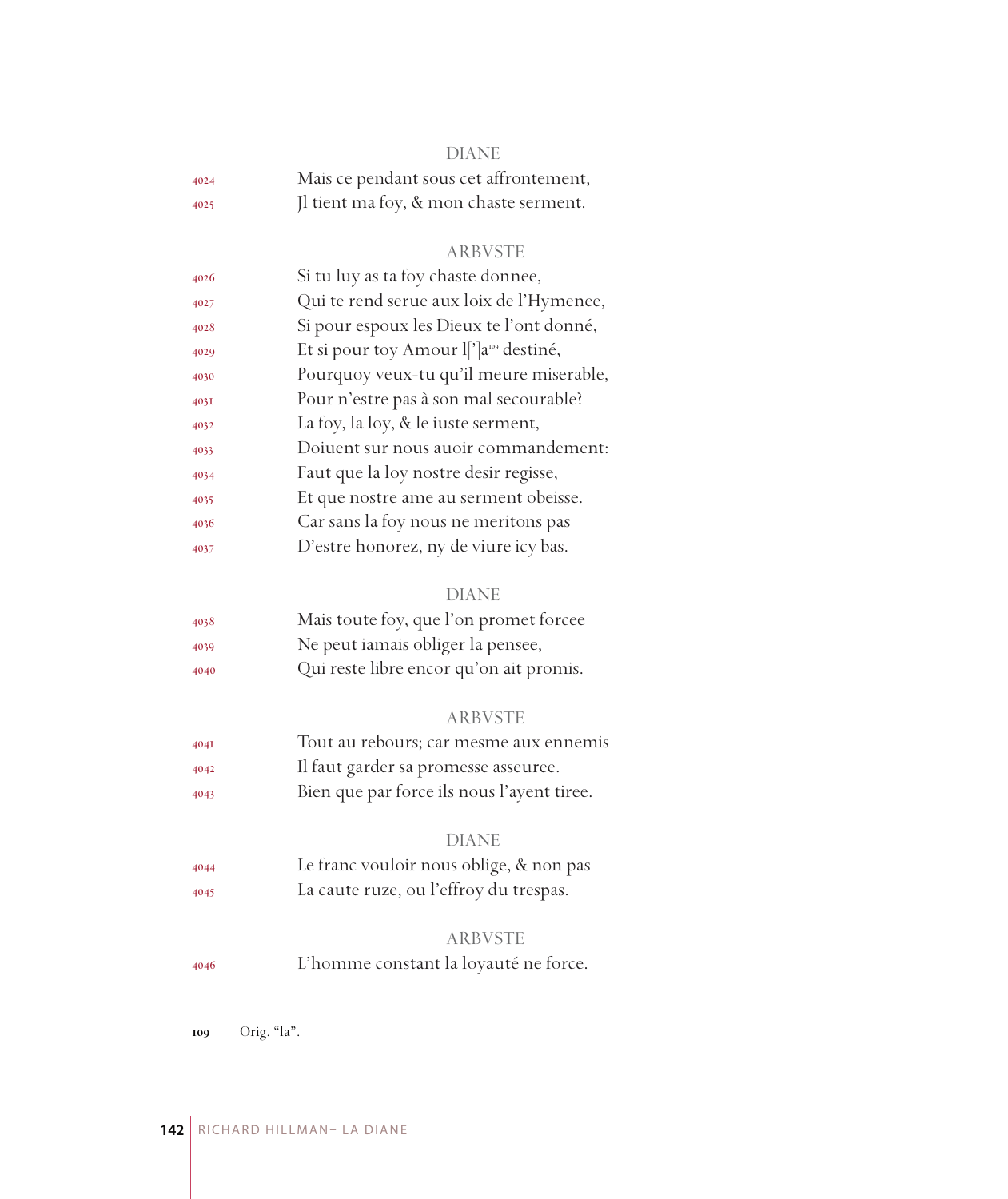DIANE

4024 Mais ce pendant sous cet affrontement,
4025 Jl tient ma foy, & mon chaste serment.

ARBVSTE

4026 Si tu luy as ta foy chaste donnee,
4027 Qui te rend serue aux loix de l'Hymenee,
4028 Si pour espoux les Dieux te l'ont donné,
4029 Et si pour toy Amour l[']a[109] destiné,
4030 Pourquoy veux-tu qu'il meure miserable,
4031 Pour n'estre pas à son mal secourable?
4032 La foy, la loy, & le iuste serment,
4033 Doiuent sur nous auoir commandement:
4034 Faut que la loy nostre desir regisse,
4035 Et que nostre ame au serment obeisse.
4036 Car sans la foy nous ne meritons pas
4037 D'estre honorez, ny de viure icy bas.

DIANE

4038 Mais toute foy, que l'on promet forcee
4039 Ne peut iamais obliger la pensee,
4040 Qui reste libre encor qu'on ait promis.

ARBVSTE

4041 Tout au rebours; car mesme aux ennemis
4042 Il faut garder sa promesse asseuree.
4043 Bien que par force ils nous l'ayent tiree.

DIANE

4044 Le franc vouloir nous oblige, & non pas
4045 La caute ruze, ou l'effroy du trespas.

ARBVSTE

4046 L'homme constant la loyauté ne force.

---

109 Orig. "la".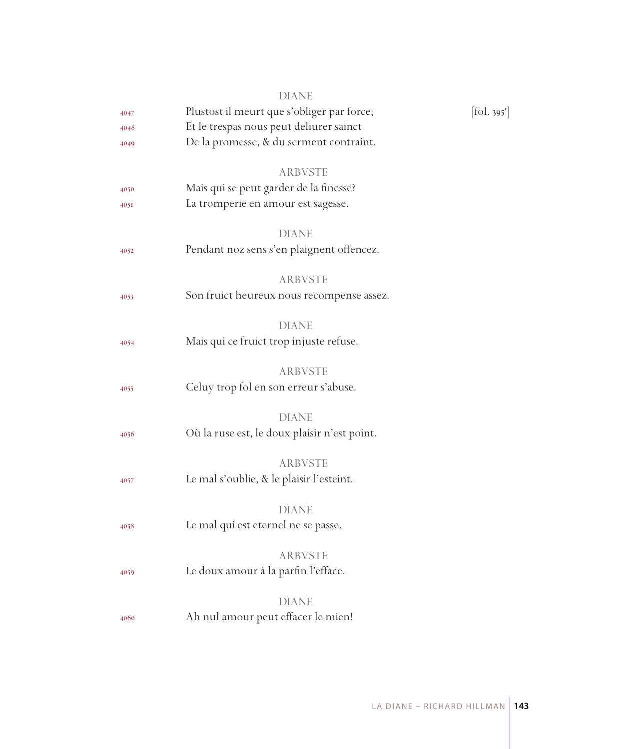DIANE

4047 Plustost il meurt que s'obliger par force; [fol. 395r]
4048 Et le trespas nous peut deliurer sainct
4049 De la promesse, & du serment contraint.

ARBVSTE

4050 Mais qui se peut garder de la finesse?
4051 La tromperie en amour est sagesse.

DIANE

4052 Pendant noz sens s'en plaignent offencez.

ARBVSTE

4053 Son fruict heureux nous recompense assez.

DIANE

4054 Mais qui ce fruict trop injuste refuse.

ARBVSTE

4055 Celuy trop fol en son erreur s'abuse.

DIANE

4056 Où la ruse est, le doux plaisir n'est point.

ARBVSTE

4057 Le mal s'oublie, & le plaisir l'esteint.

DIANE

4058 Le mal qui est eternel ne se passe.

ARBVSTE

4059 Le doux amour à la parfin l'efface.

DIANE

4060 Ah nul amour peut effacer le mien!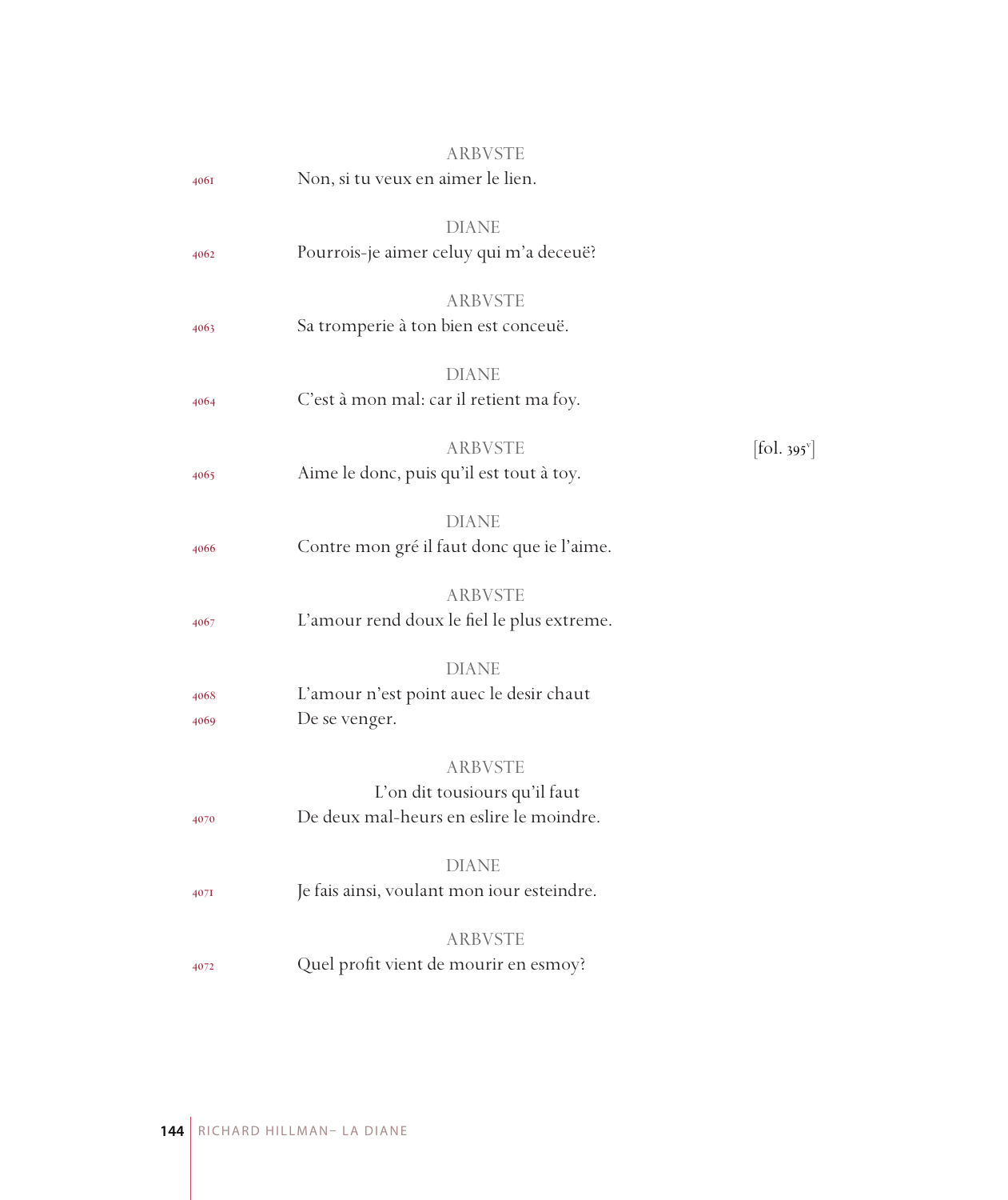ARBVSTE

4061 Non, si tu veux en aimer le lien.

DIANE

4062 Pourrois-je aimer celuy qui m'a deceuë?

ARBVSTE

4063 Sa tromperie à ton bien est conceuë.

DIANE

4064 C'est à mon mal: car il retient ma foy.

ARBVSTE [fol. 395v]

4065 Aime le donc, puis qu'il est tout à toy.

DIANE

4066 Contre mon gré il faut donc que ie l'aime.

ARBVSTE

4067 L'amour rend doux le fiel le plus extreme.

DIANE

4068 L'amour n'est point auec le desir chaut
4069 De se venger.

ARBVSTE

L'on dit tousiours qu'il faut
4070 De deux mal-heurs en eslire le moindre.

DIANE

4071 Je fais ainsi, voulant mon iour esteindre.

ARBVSTE

4072 Quel profit vient de mourir en esmoy?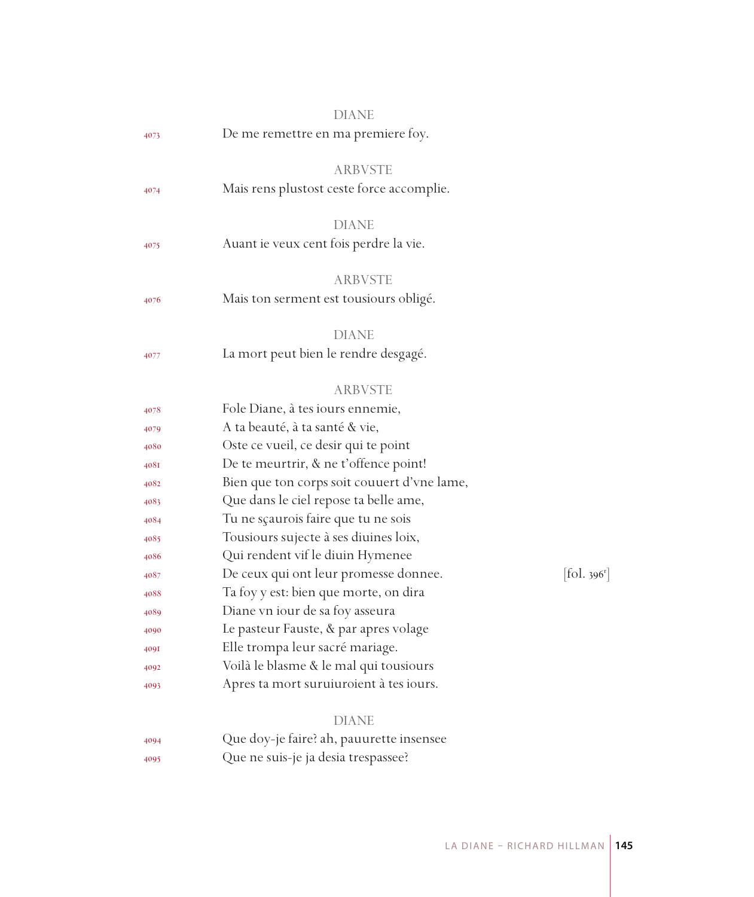DIANE

4073 De me remettre en ma premiere foy.

ARBVSTE

4074 Mais rens plustost ceste force accomplie.

DIANE

4075 Auant ie veux cent fois perdre la vie.

ARBVSTE

4076 Mais ton serment est tousiours obligé.

DIANE

4077 La mort peut bien le rendre desgagé.

ARBVSTE

4078 Fole Diane, à tes iours ennemie,
4079 A ta beauté, à ta santé & vie,
4080 Oste ce vueil, ce desir qui te point
4081 De te meurtrir, & ne t'offence point!
4082 Bien que ton corps soit couuert d'vne lame,
4083 Que dans le ciel repose ta belle ame,
4084 Tu ne sçaurois faire que tu ne sois
4085 Tousiours sujecte à ses diuines loix,
4086 Qui rendent vif le diuin Hymenee
4087 De ceux qui ont leur promesse donnee. [fol. 396r]
4088 Ta foy y est: bien que morte, on dira
4089 Diane vn iour de sa foy asseura
4090 Le pasteur Fauste, & par apres volage
4091 Elle trompa leur sacré mariage.
4092 Voilà le blasme & le mal qui tousiours
4093 Apres ta mort suruiuroient à tes iours.

DIANE

4094 Que doy-je faire? ah, pauurette insensee
4095 Que ne suis-je ja desia trespassee?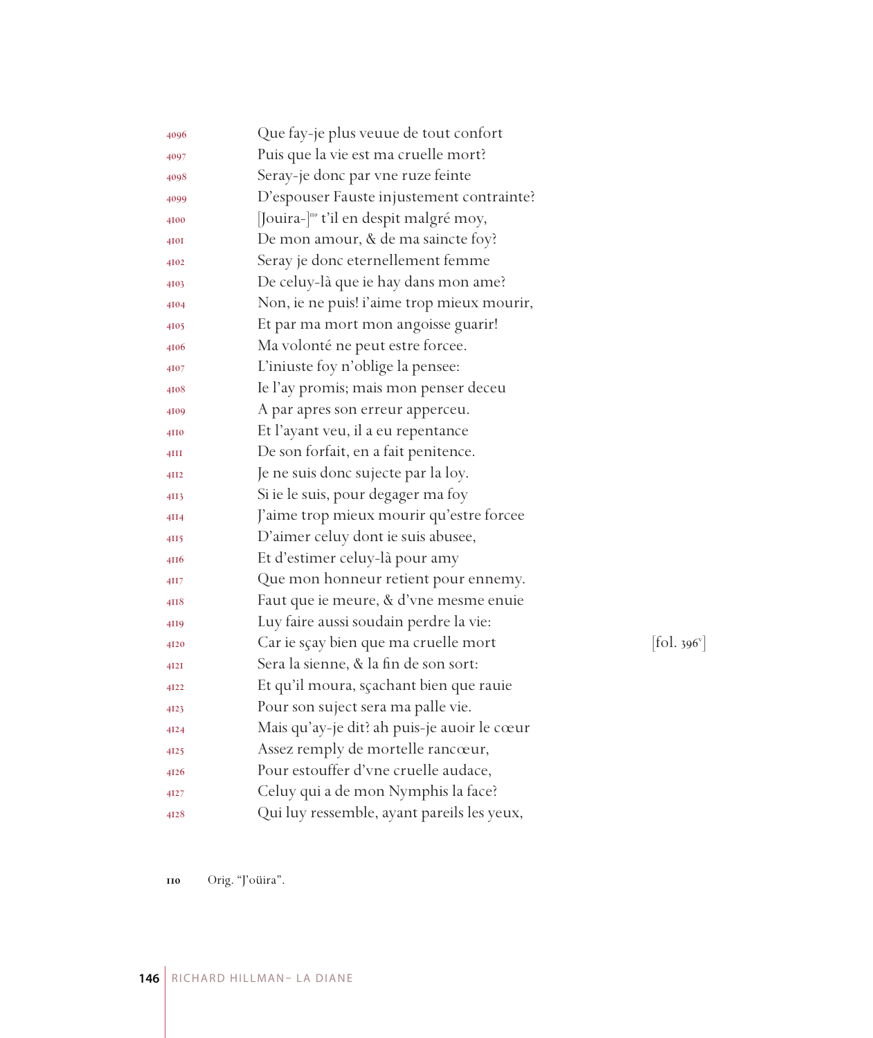4096 Que fay-je plus veuue de tout confort
4097 Puis que la vie est ma cruelle mort?
4098 Seray-je donc par vne ruze feinte
4099 D'espouser Fauste injustement contrainte?
4100 [Jouira-][110] t'il en despit malgré moy,
4101 De mon amour, & de ma saincte foy?
4102 Seray je donc eternellement femme
4103 De celuy-là que ie hay dans mon ame?
4104 Non, ie ne puis! i'aime trop mieux mourir,
4105 Et par ma mort mon angoisse guarir!
4106 Ma volonté ne peut estre forcee.
4107 L'iniuste foy n'oblige la pensee:
4108 Ie l'ay promis; mais mon penser deceu
4109 A par apres son erreur apperceu.
4110 Et l'ayant veu, il a eu repentance
4111 De son forfait, en a fait penitence.
4112 Je ne suis donc sujecte par la loy.
4113 Si ie le suis, pour degager ma foy
4114 J'aime trop mieux mourir qu'estre forcee
4115 D'aimer celuy dont ie suis abusee,
4116 Et d'estimer celuy-là pour amy
4117 Que mon honneur retient pour ennemy.
4118 Faut que ie meure, & d'vne mesme enuie
4119 Luy faire aussi soudain perdre la vie:
4120 Car ie sçay bien que ma cruelle mort [fol. 396v]
4121 Sera la sienne, & la fin de son sort:
4122 Et qu'il moura, sçachant bien que rauie
4123 Pour son suject sera ma palle vie.
4124 Mais qu'ay-je dit? ah puis-je auoir le cœur
4125 Assez remply de mortelle rancœur,
4126 Pour estouffer d'vne cruelle audace,
4127 Celuy qui a de mon Nymphis la face?
4128 Qui luy ressemble, ayant pareils les yeux,

110 Orig. "J'oüira".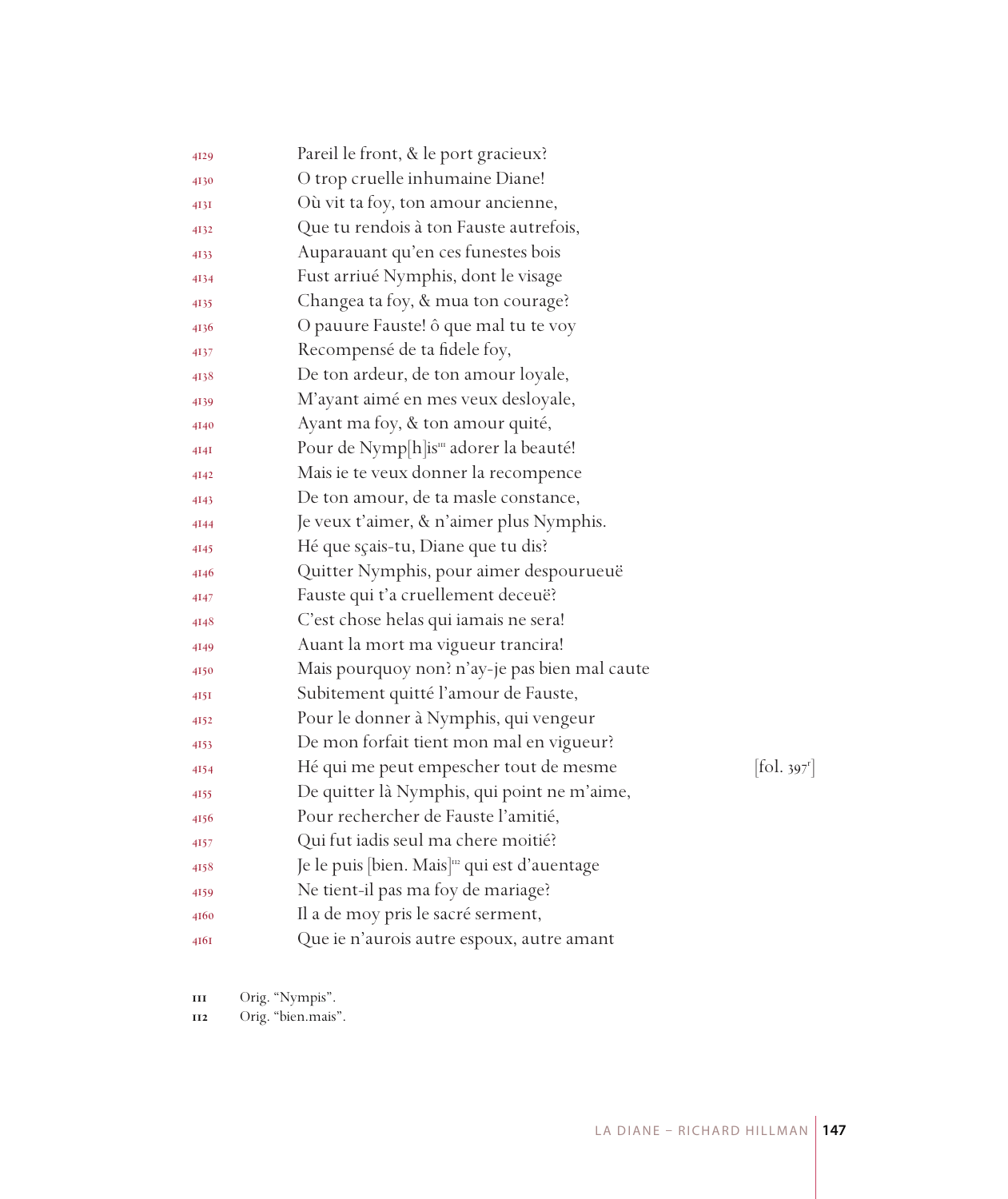4129 Pareil le front, & le port gracieux?
4130 O trop cruelle inhumaine Diane!
4131 Où vit ta foy, ton amour ancienne,
4132 Que tu rendois à ton Fauste autrefois,
4133 Auparauant qu'en ces funestes bois
4134 Fust arriué Nymphis, dont le visage
4135 Changea ta foy, & mua ton courage?
4136 O pauure Fauste! ô que mal tu te voy
4137 Recompensé de ta fidele foy,
4138 De ton ardeur, de ton amour loyale,
4139 M'ayant aimé en mes veux desloyale,
4140 Ayant ma foy, & ton amour quité,
4141 Pour de Nymp[h]is[111] adorer la beauté!
4142 Mais ie te veux donner la recompence
4143 De ton amour, de ta masle constance,
4144 Je veux t'aimer, & n'aimer plus Nymphis.
4145 Hé que sçais-tu, Diane que tu dis?
4146 Quitter Nymphis, pour aimer despourueuë
4147 Fauste qui t'a cruellement deceuë?
4148 C'est chose helas qui iamais ne sera!
4149 Auant la mort ma vigueur trancira!
4150 Mais pourquoy non? n'ay-je pas bien mal caute
4151 Subitement quitté l'amour de Fauste,
4152 Pour le donner à Nymphis, qui vengeur
4153 De mon forfait tient mon mal en vigueur?
4154 Hé qui me peut empescher tout de mesme [fol. 397r]
4155 De quitter là Nymphis, qui point ne m'aime,
4156 Pour rechercher de Fauste l'amitié,
4157 Qui fut iadis seul ma chere moitié?
4158 Je le puis [bien. Mais][112] qui est d'auentage
4159 Ne tient-il pas ma foy de mariage?
4160 Il a de moy pris le sacré serment,
4161 Que ie n'aurois autre espoux, autre amant

111 Orig. "Nympis".
112 Orig. "bien.mais".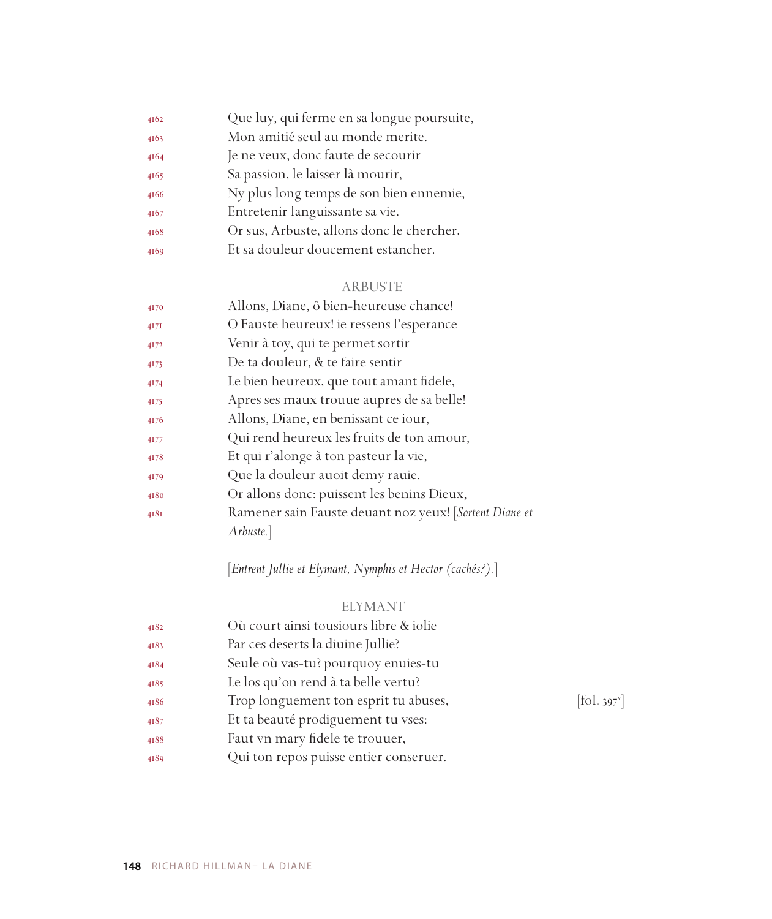4162 Que luy, qui ferme en sa longue poursuite,
4163 Mon amitié seul au monde merite.
4164 Je ne veux, donc faute de secourir
4165 Sa passion, le laisser là mourir,
4166 Ny plus long temps de son bien ennemie,
4167 Entretenir languissante sa vie.
4168 Or sus, Arbuste, allons donc le chercher,
4169 Et sa douleur doucement estancher.

ARBUSTE

4170 Allons, Diane, ô bien-heureuse chance!
4171 O Fauste heureux! ie ressens l'esperance
4172 Venir à toy, qui te permet sortir
4173 De ta douleur, & te faire sentir
4174 Le bien heureux, que tout amant fidele,
4175 Apres ses maux trouue aupres de sa belle!
4176 Allons, Diane, en benissant ce iour,
4177 Qui rend heureux les fruits de ton amour,
4178 Et qui r'alonge à ton pasteur la vie,
4179 Que la douleur auoit demy rauie.
4180 Or allons donc: puissent les benins Dieux,
4181 Ramener sain Fauste deuant noz yeux! [*Sortent Diane et Arbuste.*]

[*Entrent Jullie et Elymant, Nymphis et Hector (cachés?).*]

ELYMANT

4182 Où court ainsi tousiours libre & iolie
4183 Par ces deserts la diuine Jullie?
4184 Seule où vas-tu? pourquoy enuies-tu
4185 Le los qu'on rend à ta belle vertu?
4186 Trop longuement ton esprit tu abuses, [fol. 397v]
4187 Et ta beauté prodiguement tu vses:
4188 Faut vn mary fidele te trouuer,
4189 Qui ton repos puisse entier conseruer.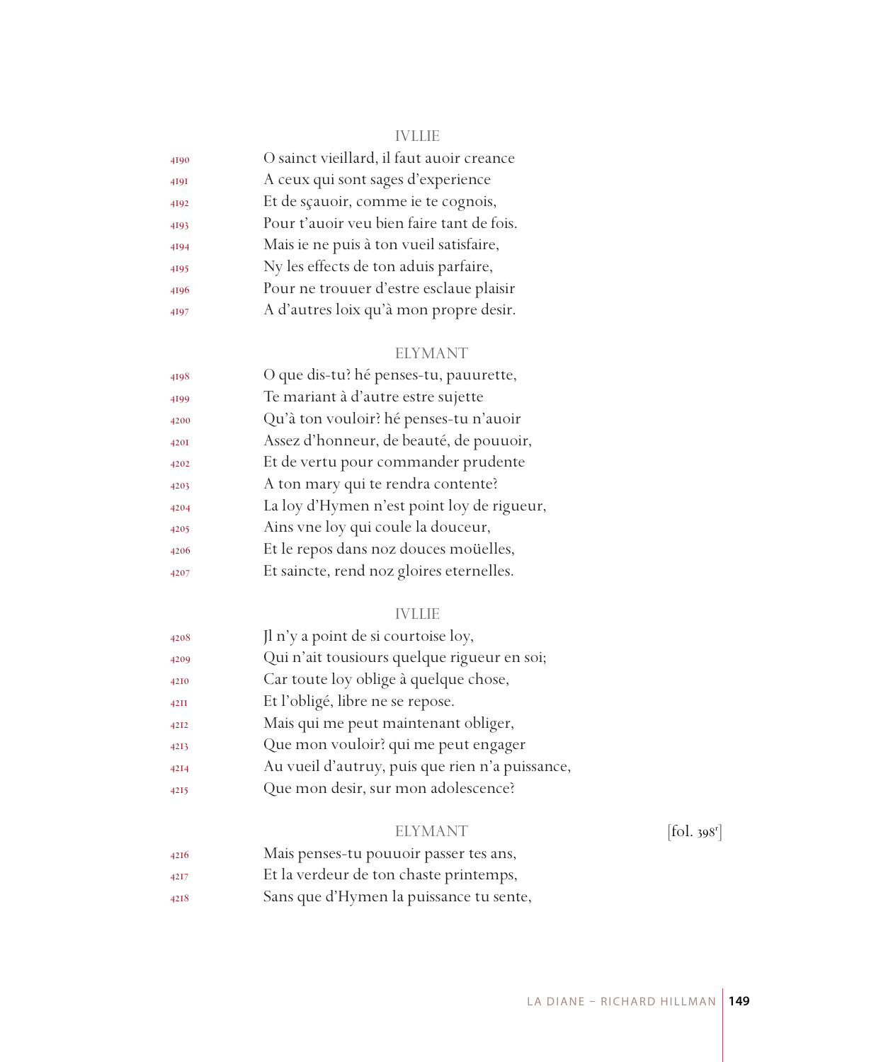IVLLIE

4190 O sainct vieillard, il faut auoir creance
4191 A ceux qui sont sages d'experience
4192 Et de sçauoir, comme ie te cognois,
4193 Pour t'auoir veu bien faire tant de fois.
4194 Mais ie ne puis à ton vueil satisfaire,
4195 Ny les effects de ton aduis parfaire,
4196 Pour ne trouuer d'estre esclaue plaisir
4197 A d'autres loix qu'à mon propre desir.

ELYMANT

4198 O que dis-tu? hé penses-tu, pauurette,
4199 Te mariant à d'autre estre sujette
4200 Qu'à ton vouloir? hé penses-tu n'auoir
4201 Assez d'honneur, de beauté, de pouuoir,
4202 Et de vertu pour commander prudente
4203 A ton mary qui te rendra contente?
4204 La loy d'Hymen n'est point loy de rigueur,
4205 Ains vne loy qui coule la douceur,
4206 Et le repos dans noz douces moüelles,
4207 Et saincte, rend noz gloires eternelles.

IVLLIE

4208 Jl n'y a point de si courtoise loy,
4209 Qui n'ait tousiours quelque rigueur en soi;
4210 Car toute loy oblige à quelque chose,
4211 Et l'obligé, libre ne se repose.
4212 Mais qui me peut maintenant obliger,
4213 Que mon vouloir? qui me peut engager
4214 Au vueil d'autruy, puis que rien n'a puissance,
4215 Que mon desir, sur mon adolescence?

ELYMANT [fol. 398r]

4216 Mais penses-tu pouuoir passer tes ans,
4217 Et la verdeur de ton chaste printemps,
4218 Sans que d'Hymen la puissance tu sente,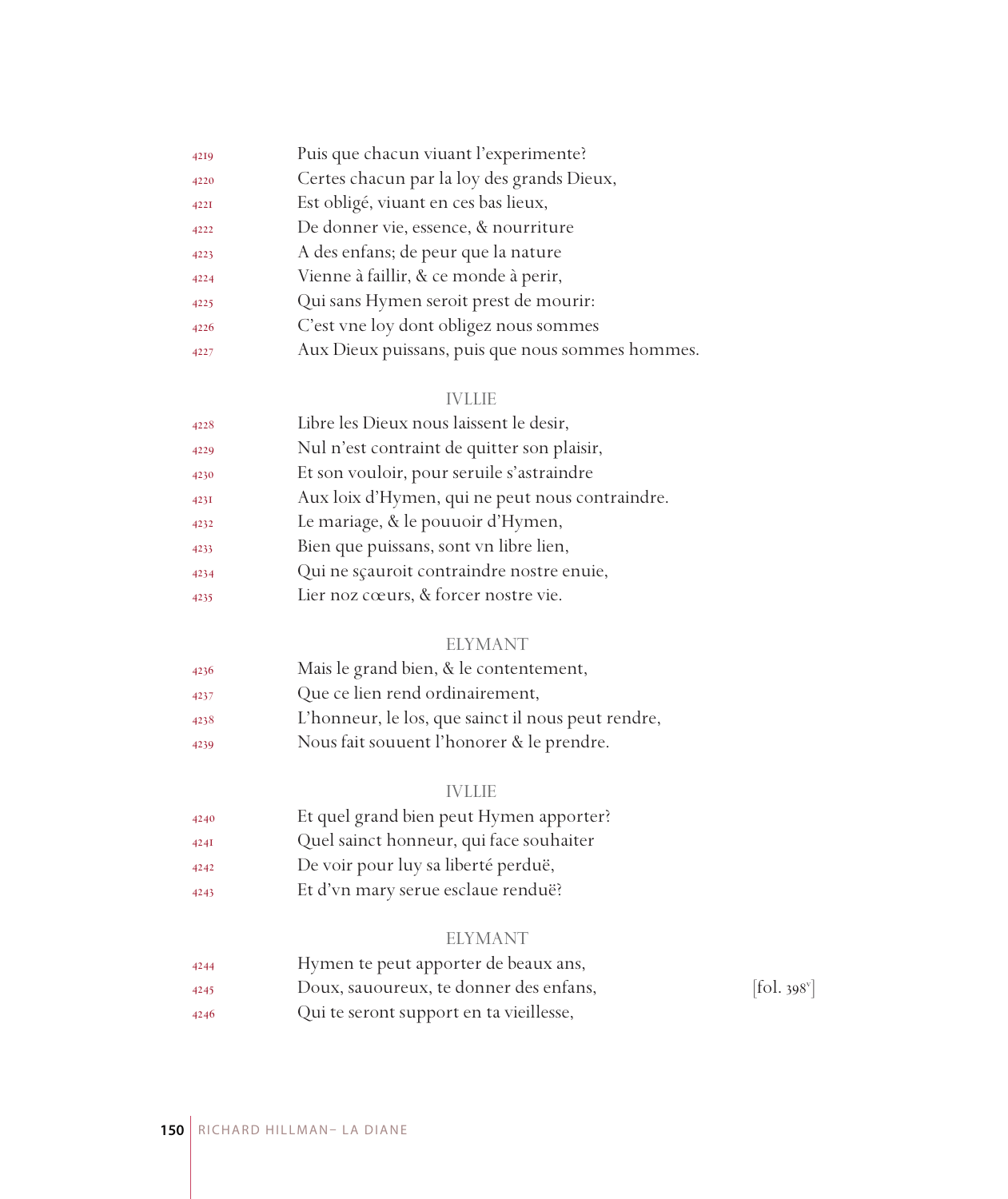4219 Puis que chacun viuant l'experimente?
4220 Certes chacun par la loy des grands Dieux,
4221 Est obligé, viuant en ces bas lieux,
4222 De donner vie, essence, & nourriture
4223 A des enfans; de peur que la nature
4224 Vienne à faillir, & ce monde à perir,
4225 Qui sans Hymen seroit prest de mourir:
4226 C'est vne loy dont obligez nous sommes
4227 Aux Dieux puissans, puis que nous sommes hommes.

IVLLIE

4228 Libre les Dieux nous laissent le desir,
4229 Nul n'est contraint de quitter son plaisir,
4230 Et son vouloir, pour seruile s'astraindre
4231 Aux loix d'Hymen, qui ne peut nous contraindre.
4232 Le mariage, & le pouuoir d'Hymen,
4233 Bien que puissans, sont vn libre lien,
4234 Qui ne sçauroit contraindre nostre enuie,
4235 Lier noz cœurs, & forcer nostre vie.

ELYMANT

4236 Mais le grand bien, & le contentement,
4237 Que ce lien rend ordinairement,
4238 L'honneur, le los, que sainct il nous peut rendre,
4239 Nous fait souuent l'honorer & le prendre.

IVLLIE

4240 Et quel grand bien peut Hymen apporter?
4241 Quel sainct honneur, qui face souhaiter
4242 De voir pour luy sa liberté perduë,
4243 Et d'vn mary serue esclaue renduë?

ELYMANT

4244 Hymen te peut apporter de beaux ans,
4245 Doux, sauoureux, te donner des enfans, [fol. 398v]
4246 Qui te seront support en ta vieillesse,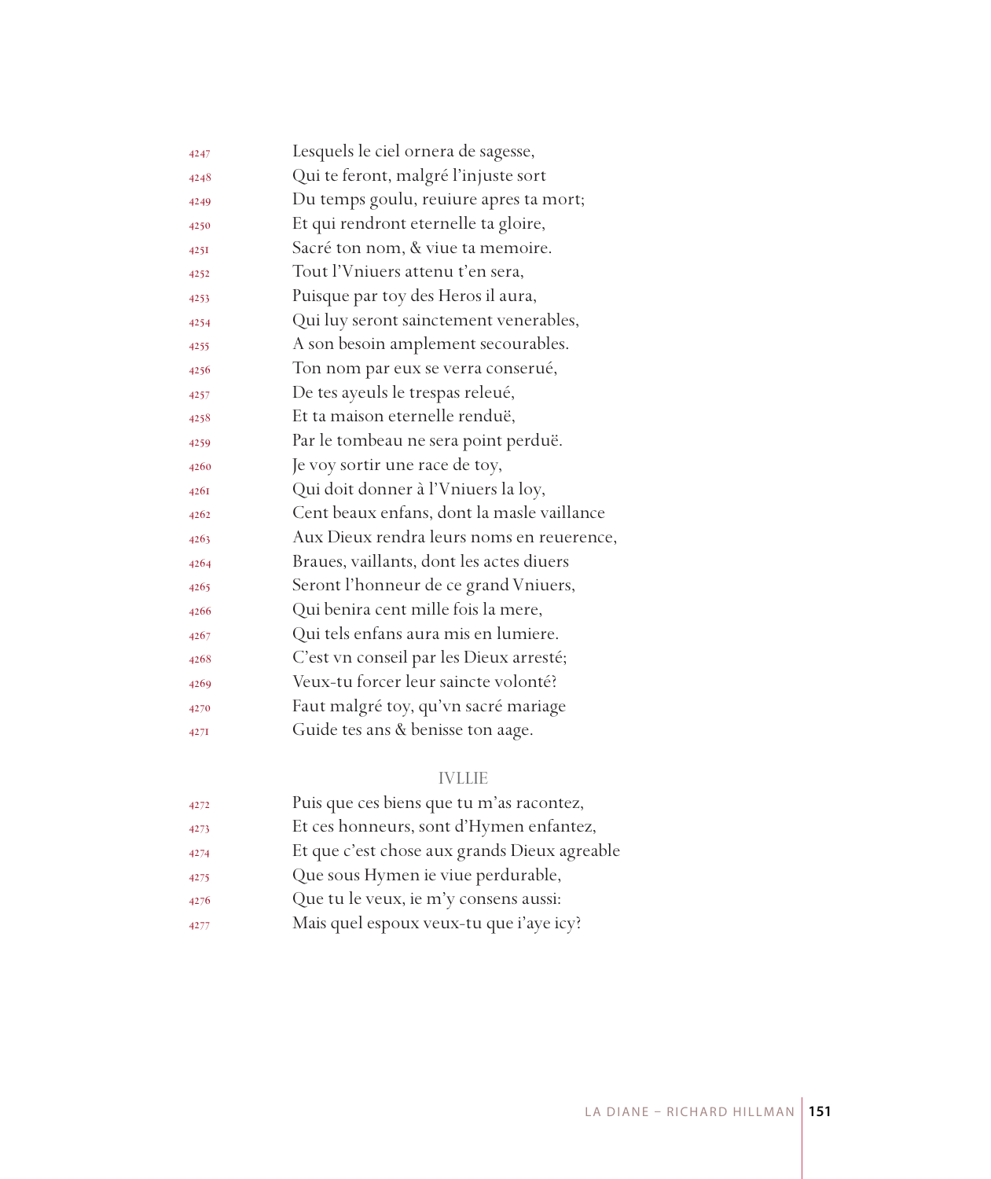4247 Lesquels le ciel ornera de sagesse,
4248 Qui te feront, malgré l'injuste sort
4249 Du temps goulu, reuiure apres ta mort;
4250 Et qui rendront eternelle ta gloire,
4251 Sacré ton nom, & viue ta memoire.
4252 Tout l'Vniuers attenu t'en sera,
4253 Puisque par toy des Heros il aura,
4254 Qui luy seront sainctement venerables,
4255 A son besoin amplement secourables.
4256 Ton nom par eux se verra conserué,
4257 De tes ayeuls le trespas releué,
4258 Et ta maison eternelle renduë,
4259 Par le tombeau ne sera point perduë.
4260 Je voy sortir une race de toy,
4261 Qui doit donner à l'Vniuers la loy,
4262 Cent beaux enfans, dont la masle vaillance
4263 Aux Dieux rendra leurs noms en reuerence,
4264 Braues, vaillants, dont les actes diuers
4265 Seront l'honneur de ce grand Vniuers,
4266 Qui benira cent mille fois la mere,
4267 Qui tels enfans aura mis en lumiere.
4268 C'est vn conseil par les Dieux arresté;
4269 Veux-tu forcer leur saincte volonté?
4270 Faut malgré toy, qu'vn sacré mariage
4271 Guide tes ans & benisse ton aage.

IVLLIE

4272 Puis que ces biens que tu m'as racontez,
4273 Et ces honneurs, sont d'Hymen enfantez,
4274 Et que c'est chose aux grands Dieux agreable
4275 Que sous Hymen ie viue perdurable,
4276 Que tu le veux, ie m'y consens aussi:
4277 Mais quel espoux veux-tu que i'aye icy?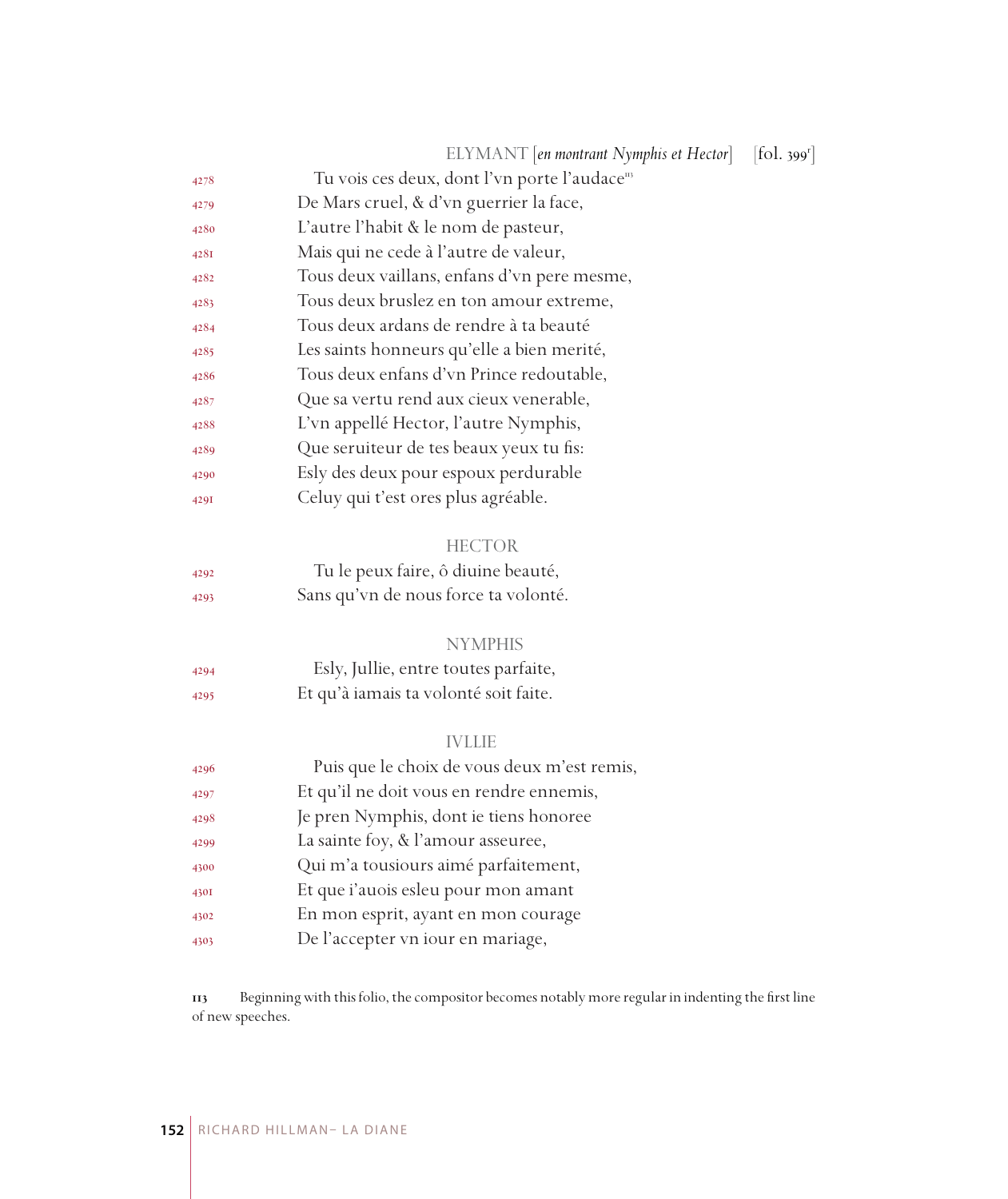ELYMANT [*en montrant Nymphis et Hector*] [fol. 399r]

4278 Tu vois ces deux, dont l'vn porte l'audace[113]
4279 De Mars cruel, & d'vn guerrier la face,
4280 L'autre l'habit & le nom de pasteur,
4281 Mais qui ne cede à l'autre de valeur,
4282 Tous deux vaillans, enfans d'vn pere mesme,
4283 Tous deux bruslez en ton amour extreme,
4284 Tous deux ardans de rendre à ta beauté
4285 Les saints honneurs qu'elle a bien merité,
4286 Tous deux enfans d'vn Prince redoutable,
4287 Que sa vertu rend aux cieux venerable,
4288 L'vn appellé Hector, l'autre Nymphis,
4289 Que seruiteur de tes beaux yeux tu fis:
4290 Esly des deux pour espoux perdurable
4291 Celuy qui t'est ores plus agréable.

HECTOR

4292 Tu le peux faire, ô diuine beauté,
4293 Sans qu'vn de nous force ta volonté.

NYMPHIS

4294 Esly, Jullie, entre toutes parfaite,
4295 Et qu'à iamais ta volonté soit faite.

IVLLIE

4296 Puis que le choix de vous deux m'est remis,
4297 Et qu'il ne doit vous en rendre ennemis,
4298 Je pren Nymphis, dont ie tiens honoree
4299 La sainte foy, & l'amour asseuree,
4300 Qui m'a tousiours aimé parfaitement,
4301 Et que i'auois esleu pour mon amant
4302 En mon esprit, ayant en mon courage
4303 De l'accepter vn iour en mariage,

113 Beginning with this folio, the compositor becomes notably more regular in indenting the first line of new speeches.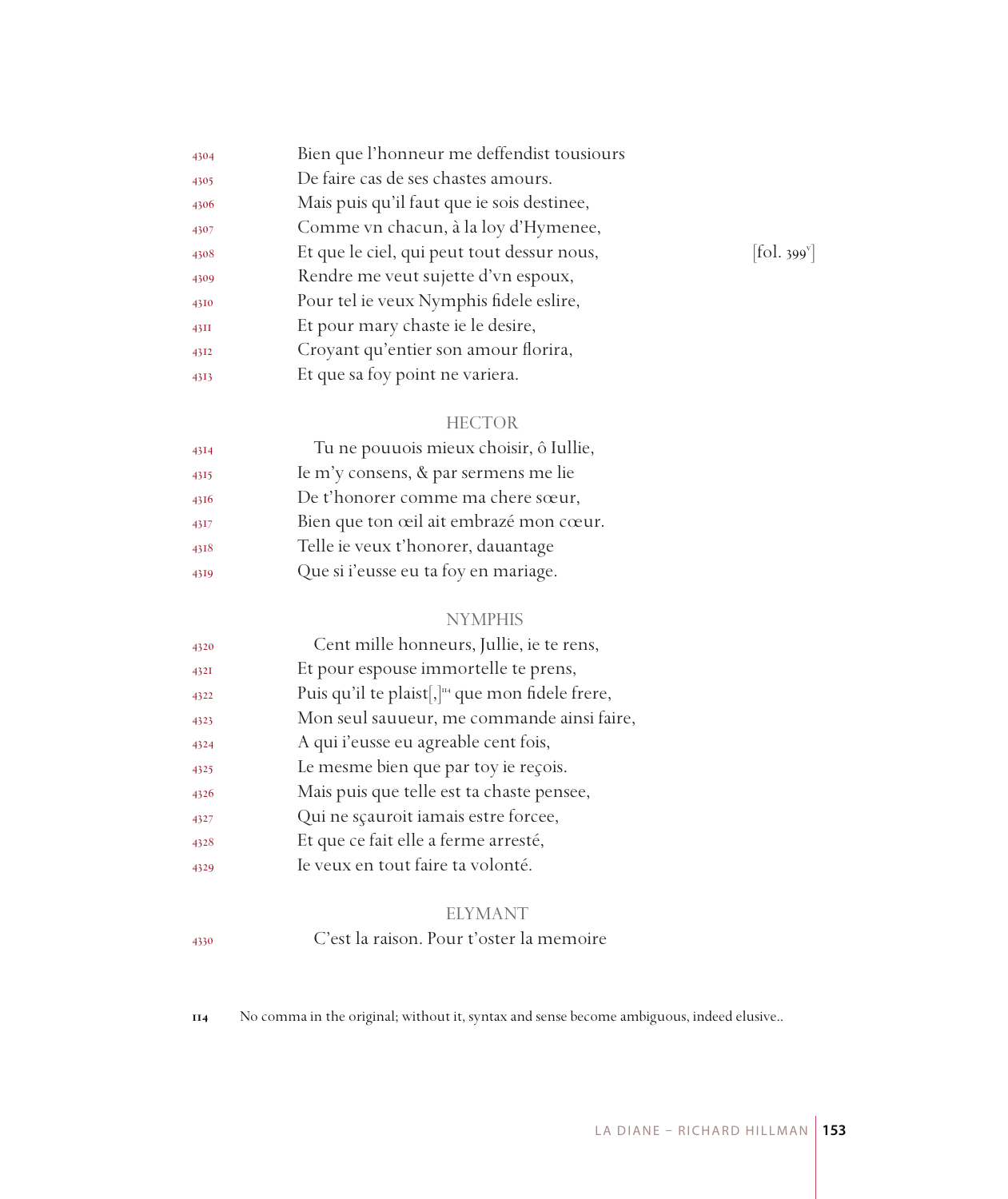4304 Bien que l'honneur me deffendist tousiours
4305 De faire cas de ses chastes amours.
4306 Mais puis qu'il faut que ie sois destinee,
4307 Comme vn chacun, à la loy d'Hymenee,
4308 Et que le ciel, qui peut tout dessur nous, [fol. 399v]
4309 Rendre me veut sujette d'vn espoux,
4310 Pour tel ie veux Nymphis fidele eslire,
4311 Et pour mary chaste ie le desire,
4312 Croyant qu'entier son amour florira,
4313 Et que sa foy point ne variera.

HECTOR

4314 Tu ne pouuois mieux choisir, ô Iullie,
4315 Ie m'y consens, & par sermens me lie
4316 De t'honorer comme ma chere sœur,
4317 Bien que ton œil ait embrazé mon cœur.
4318 Telle ie veux t'honorer, dauantage
4319 Que si i'eusse eu ta foy en mariage.

NYMPHIS

4320 Cent mille honneurs, Jullie, ie te rens,
4321 Et pour espouse immortelle te prens,
4322 Puis qu'il te plaist[,][114] que mon fidele frere,
4323 Mon seul sauueur, me commande ainsi faire,
4324 A qui i'eusse eu agreable cent fois,
4325 Le mesme bien que par toy ie reçois.
4326 Mais puis que telle est ta chaste pensee,
4327 Qui ne sçauroit iamais estre forcee,
4328 Et que ce fait elle a ferme arresté,
4329 Ie veux en tout faire ta volonté.

ELYMANT

4330 C'est la raison. Pour t'oster la memoire

114 No comma in the original; without it, syntax and sense become ambiguous, indeed elusive..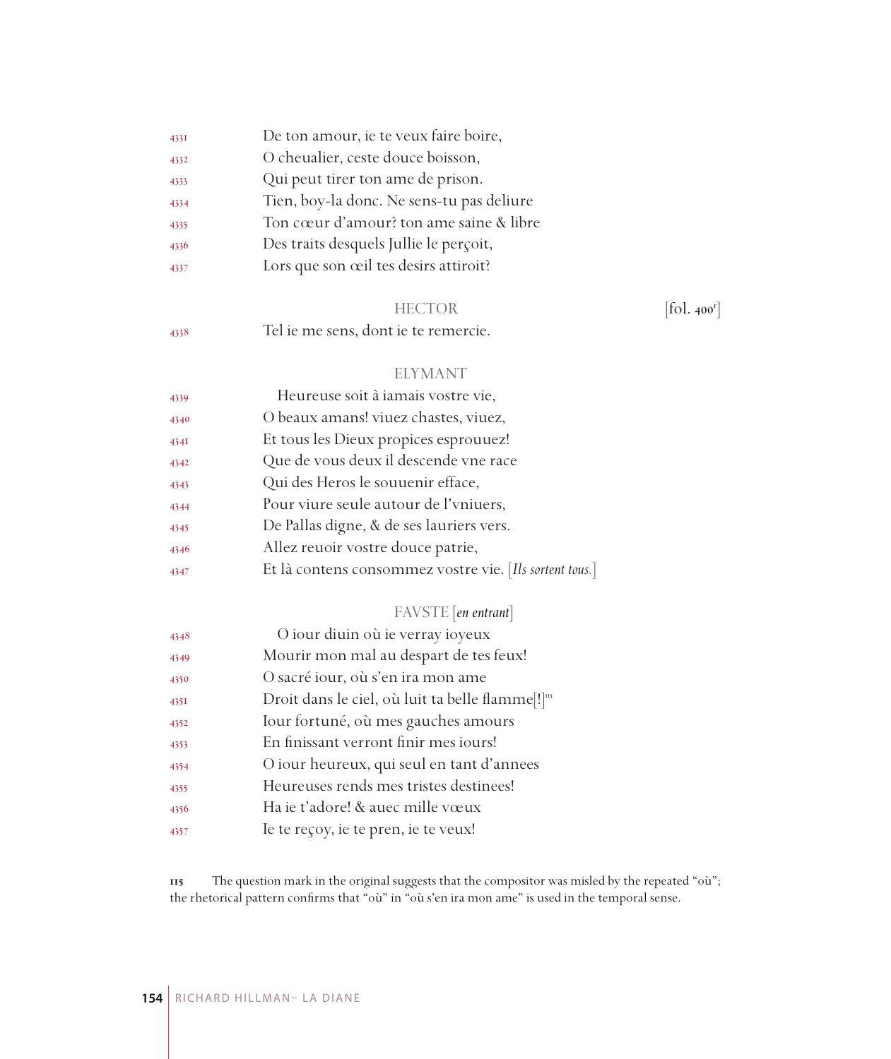4331 De ton amour, ie te veux faire boire,
4332 O cheualier, ceste douce boisson,
4333 Qui peut tirer ton ame de prison.
4334 Tien, boy-la donc. Ne sens-tu pas deliure
4335 Ton cœur d'amour? ton ame saine & libre
4336 Des traits desquels Jullie le perçoit,
4337 Lors que son œil tes desirs attiroit?

HECTOR [fol. 400r]

4338 Tel ie me sens, dont ie te remercie.

ELYMANT

4339 Heureuse soit à iamais vostre vie,
4340 O beaux amans! viuez chastes, viuez,
4341 Et tous les Dieux propices esprouuez!
4342 Que de vous deux il descende vne race
4343 Qui des Heros le souuenir efface,
4344 Pour viure seule autour de l'vniuers,
4345 De Pallas digne, & de ses lauriers vers.
4346 Allez reuoir vostre douce patrie,
4347 Et là contens consommez vostre vie. [*Ils sortent tous.*]

FAVSTE [*en entrant*]

4348 O iour diuin où ie verray ioyeux
4349 Mourir mon mal au despart de tes feux!
4350 O sacré iour, où s'en ira mon ame
4351 Droit dans le ciel, où luit ta belle flamme[!][115]
4352 Iour fortuné, où mes gauches amours
4353 En finissant verront finir mes iours!
4354 O iour heureux, qui seul en tant d'annees
4355 Heureuses rends mes tristes destinees!
4356 Ha ie t'adore! & auec mille vœux
4357 Ie te reçoy, ie te pren, ie te veux!

115 The question mark in the original suggests that the compositor was misled by the repeated "où"; the rhetorical pattern confirms that "où" in "où s'en ira mon ame" is used in the temporal sense.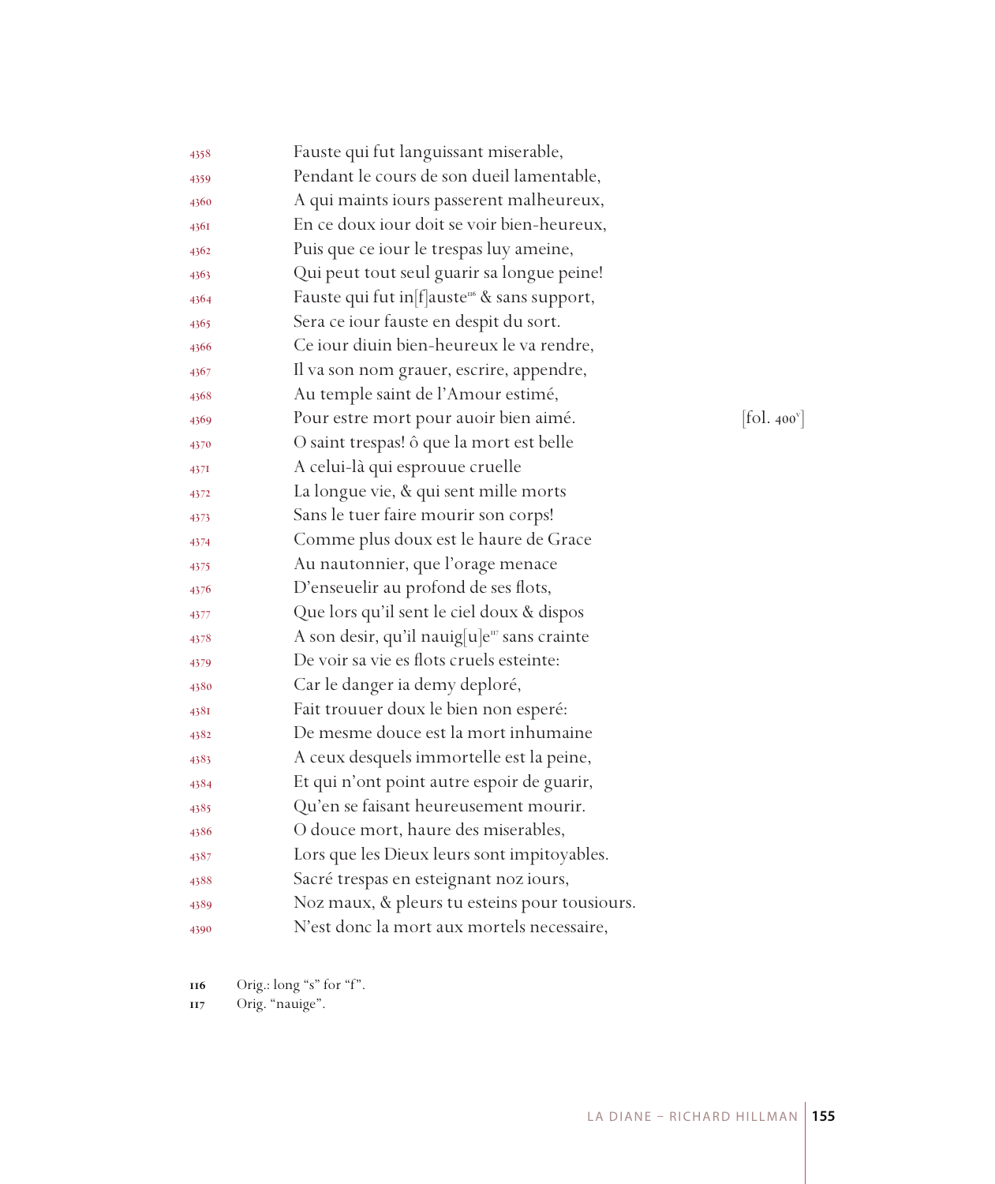4358 Fauste qui fut languissant miserable,
4359 Pendant le cours de son dueil lamentable,
4360 A qui maints iours passerent malheureux,
4361 En ce doux iour doit se voir bien-heureux,
4362 Puis que ce iour le trespas luy ameine,
4363 Qui peut tout seul guarir sa longue peine!
4364 Fauste qui fut in[f]auste[116] & sans support,
4365 Sera ce iour fauste en despit du sort.
4366 Ce iour diuin bien-heureux le va rendre,
4367 Il va son nom grauer, escrire, appendre,
4368 Au temple saint de l'Amour estimé,
4369 Pour estre mort pour auoir bien aimé. [fol. 400v]
4370 O saint trespas! ô que la mort est belle
4371 A celui-là qui esprouue cruelle
4372 La longue vie, & qui sent mille morts
4373 Sans le tuer faire mourir son corps!
4374 Comme plus doux est le haure de Grace
4375 Au nautonnier, que l'orage menace
4376 D'enseuelir au profond de ses flots,
4377 Que lors qu'il sent le ciel doux & dispos
4378 A son desir, qu'il nauig[u]e[117] sans crainte
4379 De voir sa vie es flots cruels esteinte:
4380 Car le danger ia demy deploré,
4381 Fait trouuer doux le bien non esperé:
4382 De mesme douce est la mort inhumaine
4383 A ceux desquels immortelle est la peine,
4384 Et qui n'ont point autre espoir de guarir,
4385 Qu'en se faisant heureusement mourir.
4386 O douce mort, haure des miserables,
4387 Lors que les Dieux leurs sont impitoyables.
4388 Sacré trespas en esteignant noz iours,
4389 Noz maux, & pleurs tu esteins pour tousiours.
4390 N'est donc la mort aux mortels necessaire,

116 Orig.: long "s" for "f".
117 Orig. "nauige".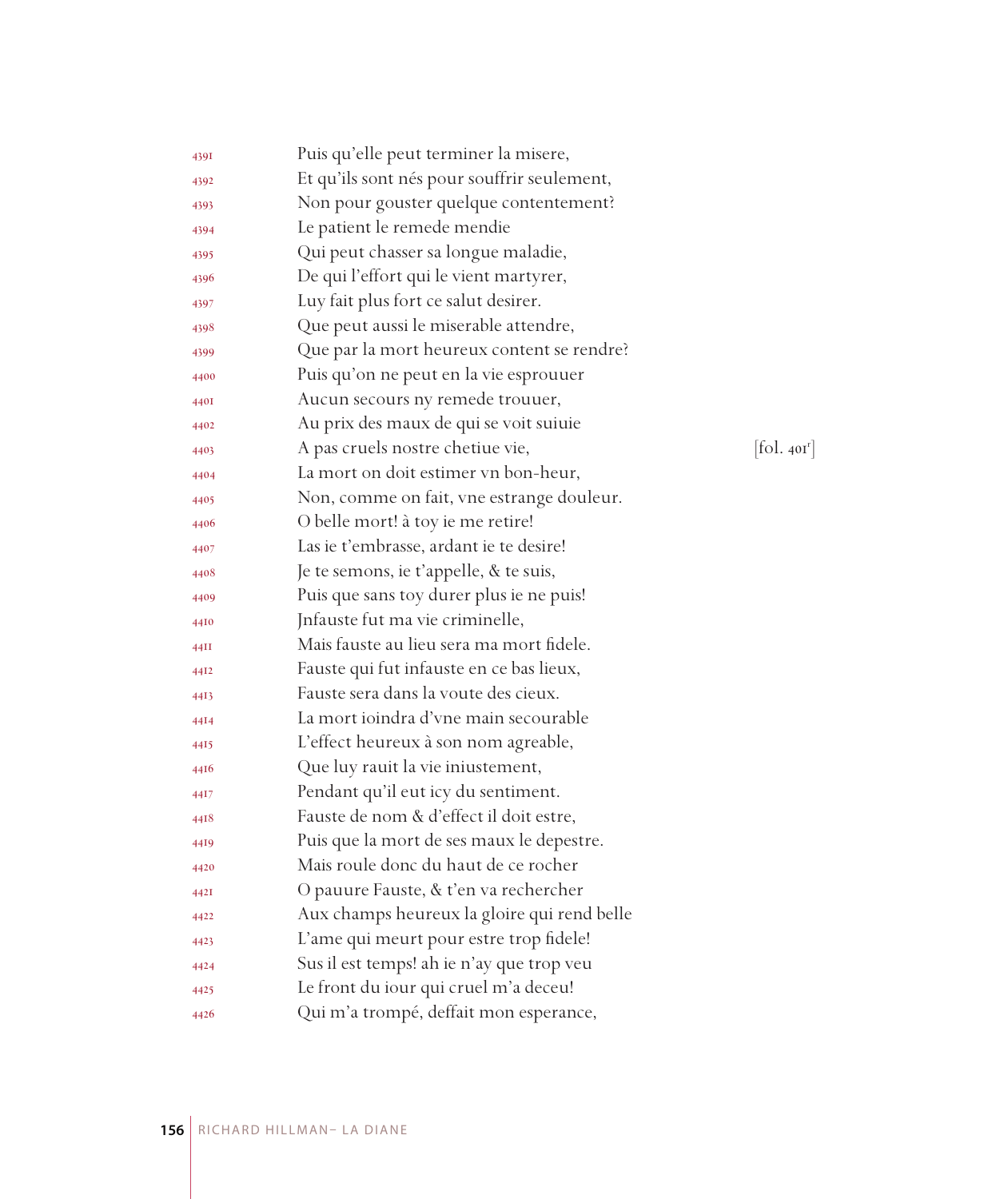4391 Puis qu'elle peut terminer la misere,
4392 Et qu'ils sont nés pour souffrir seulement,
4393 Non pour gouster quelque contentement?
4394 Le patient le remede mendie
4395 Qui peut chasser sa longue maladie,
4396 De qui l'effort qui le vient martyrer,
4397 Luy fait plus fort ce salut desirer.
4398 Que peut aussi le miserable attendre,
4399 Que par la mort heureux content se rendre?
4400 Puis qu'on ne peut en la vie esprouuer
4401 Aucun secours ny remede trouuer,
4402 Au prix des maux de qui se voit suiuie
4403 A pas cruels nostre chetiue vie, [fol. 401r]
4404 La mort on doit estimer vn bon-heur,
4405 Non, comme on fait, vne estrange douleur.
4406 O belle mort! à toy ie me retire!
4407 Las ie t'embrasse, ardant ie te desire!
4408 Je te semons, ie t'appelle, & te suis,
4409 Puis que sans toy durer plus ie ne puis!
4410 Jnfauste fut ma vie criminelle,
4411 Mais fauste au lieu sera ma mort fidele.
4412 Fauste qui fut infauste en ce bas lieux,
4413 Fauste sera dans la voute des cieux.
4414 La mort ioindra d'vne main secourable
4415 L'effect heureux à son nom agreable,
4416 Que luy rauit la vie iniustement,
4417 Pendant qu'il eut icy du sentiment.
4418 Fauste de nom & d'effect il doit estre,
4419 Puis que la mort de ses maux le depestre.
4420 Mais roule donc du haut de ce rocher
4421 O pauure Fauste, & t'en va rechercher
4422 Aux champs heureux la gloire qui rend belle
4423 L'ame qui meurt pour estre trop fidele!
4424 Sus il est temps! ah ie n'ay que trop veu
4425 Le front du iour qui cruel m'a deceu!
4426 Qui m'a trompé, deffait mon esperance,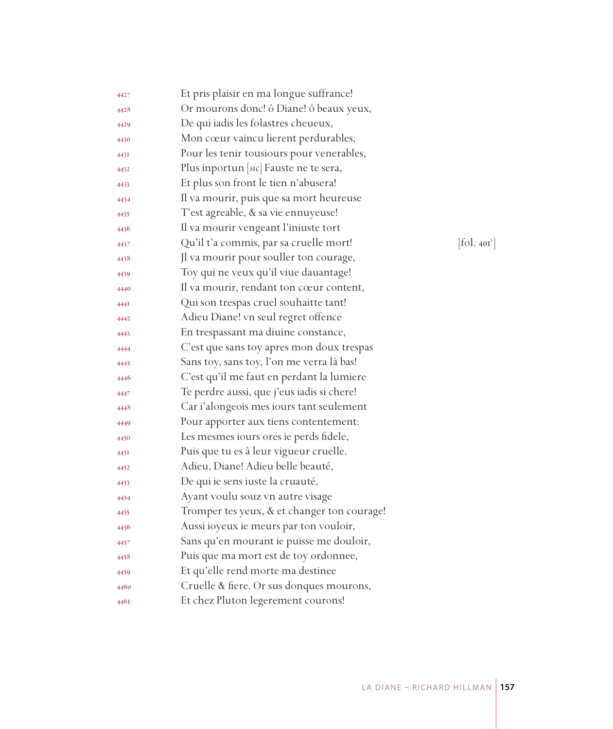4427 Et pris plaisir en ma longue suffrance!
4428 Or mourons donc! ô Diane! ô beaux yeux,
4429 De qui iadis les folastres cheueux,
4430 Mon cœur vaincu lierent perdurables,
4431 Pour les tenir tousiours pour venerables,
4432 Plus inportun [*sic*] Fauste ne te sera,
4433 Et plus son front le tien n'abusera!
4434 Il va mourir, puis que sa mort heureuse
4435 T'est agreable, & sa vie ennuyeuse!
4436 Il va mourir vengeant l'iniuste tort
4437 Qu'il t'a commis, par sa cruelle mort! [fol. 401v]
4438 Jl va mourir pour souller ton courage,
4439 Toy qui ne veux qu'il viue dauantage!
4440 Il va mourir, rendant ton cœur content,
4441 Qui son trespas cruel souhaitte tant!
4442 Adieu Diane! vn seul regret offence
4443 En trespassant ma diuine constance,
4444 C'est que sans toy apres mon doux trespas
4445 Sans toy, sans toy, l'on me verra là bas!
4446 C'est qu'il me faut en perdant la lumiere
4447 Te perdre aussi, que j'eus iadis si chere!
4448 Car i'alongeois mes iours tant seulement
4449 Pour apporter aux tiens contentement:
4450 Les mesmes iours ores ie perds fidele,
4451 Puis que tu es à leur vigueur cruelle.
4452 Adieu, Diane! Adieu belle beauté,
4453 De qui ie sens iuste la cruauté,
4454 Ayant voulu souz vn autre visage
4455 Tromper tes yeux, & et changer ton courage!
4456 Aussi ioyeux ie meurs par ton vouloir,
4457 Sans qu'en mourant ie puisse me douloir,
4458 Puis que ma mort est de toy ordonnee,
4459 Et qu'elle rend morte ma destinee
4460 Cruelle & fiere. Or sus donques mourons,
4461 Et chez Pluton legerement courons!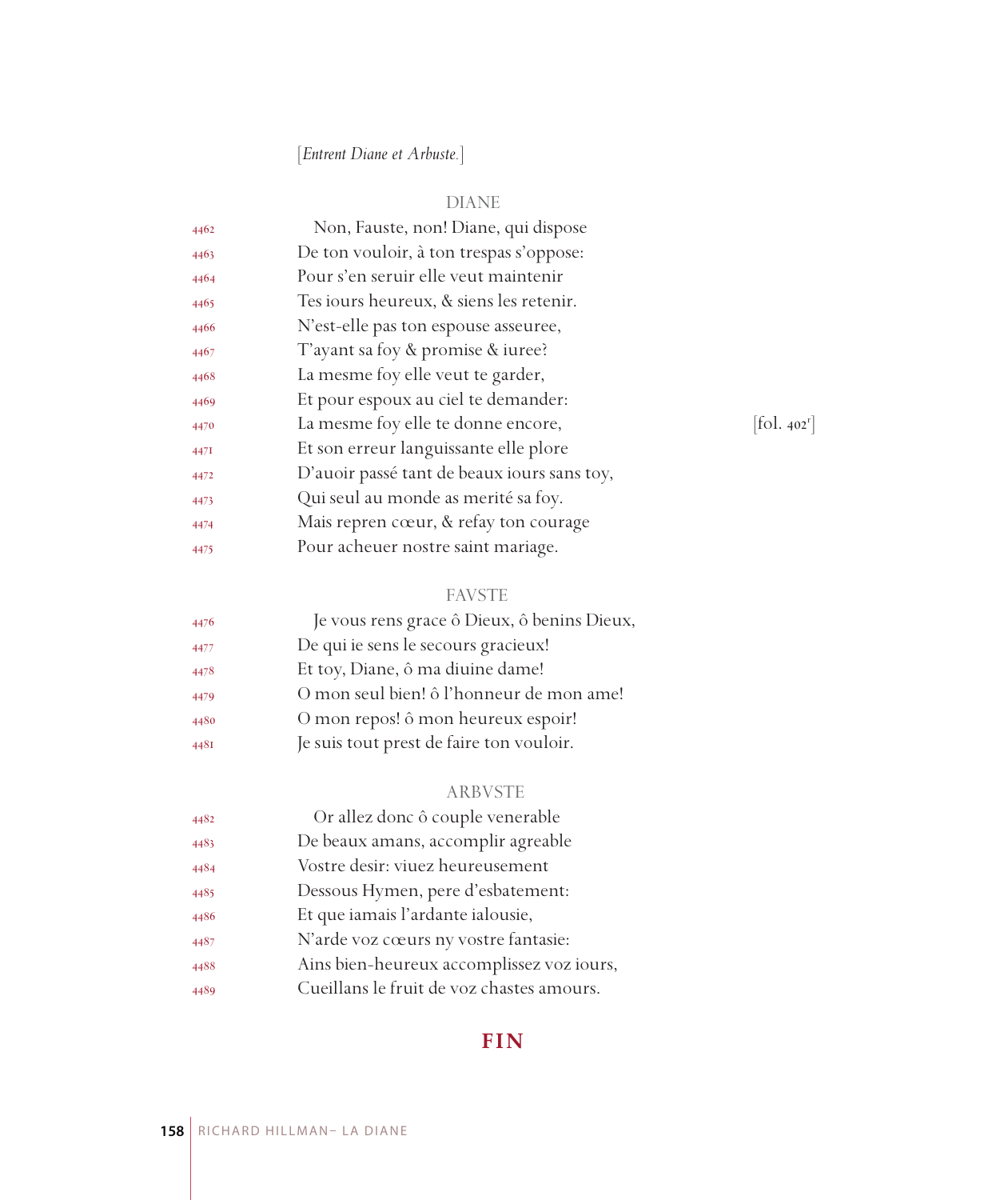[*Entrent Diane et Arbuste.*]

DIANE

4462 Non, Fauste, non! Diane, qui dispose
4463 De ton vouloir, à ton trespas s'oppose:
4464 Pour s'en seruir elle veut maintenir
4465 Tes iours heureux, & siens les retenir.
4466 N'est-elle pas ton espouse asseuree,
4467 T'ayant sa foy & promise & iuree?
4468 La mesme foy elle veut te garder,
4469 Et pour espoux au ciel te demander:
4470 La mesme foy elle te donne encore, [fol. 402r]
4471 Et son erreur languissante elle plore
4472 D'auoir passé tant de beaux iours sans toy,
4473 Qui seul au monde as merité sa foy.
4474 Mais repren cœur, & refay ton courage
4475 Pour acheuer nostre saint mariage.

FAVSTE

4476 Je vous rens grace ô Dieux, ô benins Dieux,
4477 De qui ie sens le secours gracieux!
4478 Et toy, Diane, ô ma diuine dame!
4479 O mon seul bien! ô l'honneur de mon ame!
4480 O mon repos! ô mon heureux espoir!
4481 Je suis tout prest de faire ton vouloir.

ARBVSTE

4482 Or allez donc ô couple venerable
4483 De beaux amans, accomplir agreable
4484 Vostre desir: viuez heureusement
4485 Dessous Hymen, pere d'esbatement:
4486 Et que iamais l'ardante ialousie,
4487 N'arde voz cœurs ny vostre fantasie:
4488 Ains bien-heureux accomplissez voz iours,
4489 Cueillans le fruit de voz chastes amours.

**FIN**